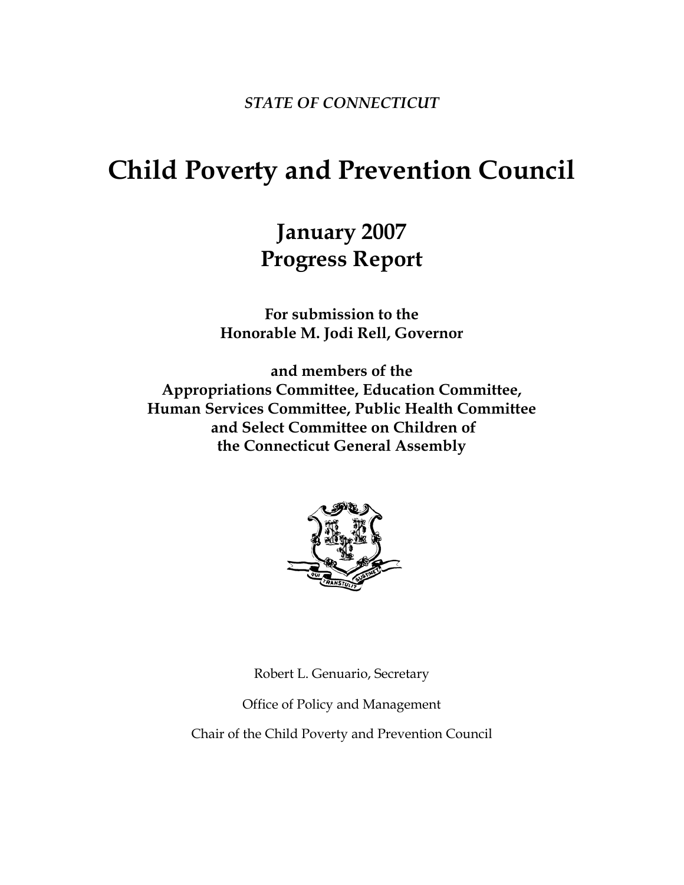*STATE OF CONNECTICUT*

# Child Poverty and Prevention Council

## January 2007
## Progress Report

**For submission to the**
**Honorable M. Jodi Rell, Governor**

**and members of the**
**Appropriations Committee, Education Committee,**
**Human Services Committee, Public Health Committee**
**and Select Committee on Children of**
**the Connecticut General Assembly**

Robert L. Genuario, Secretary

Office of Policy and Management

Chair of the Child Poverty and Prevention Council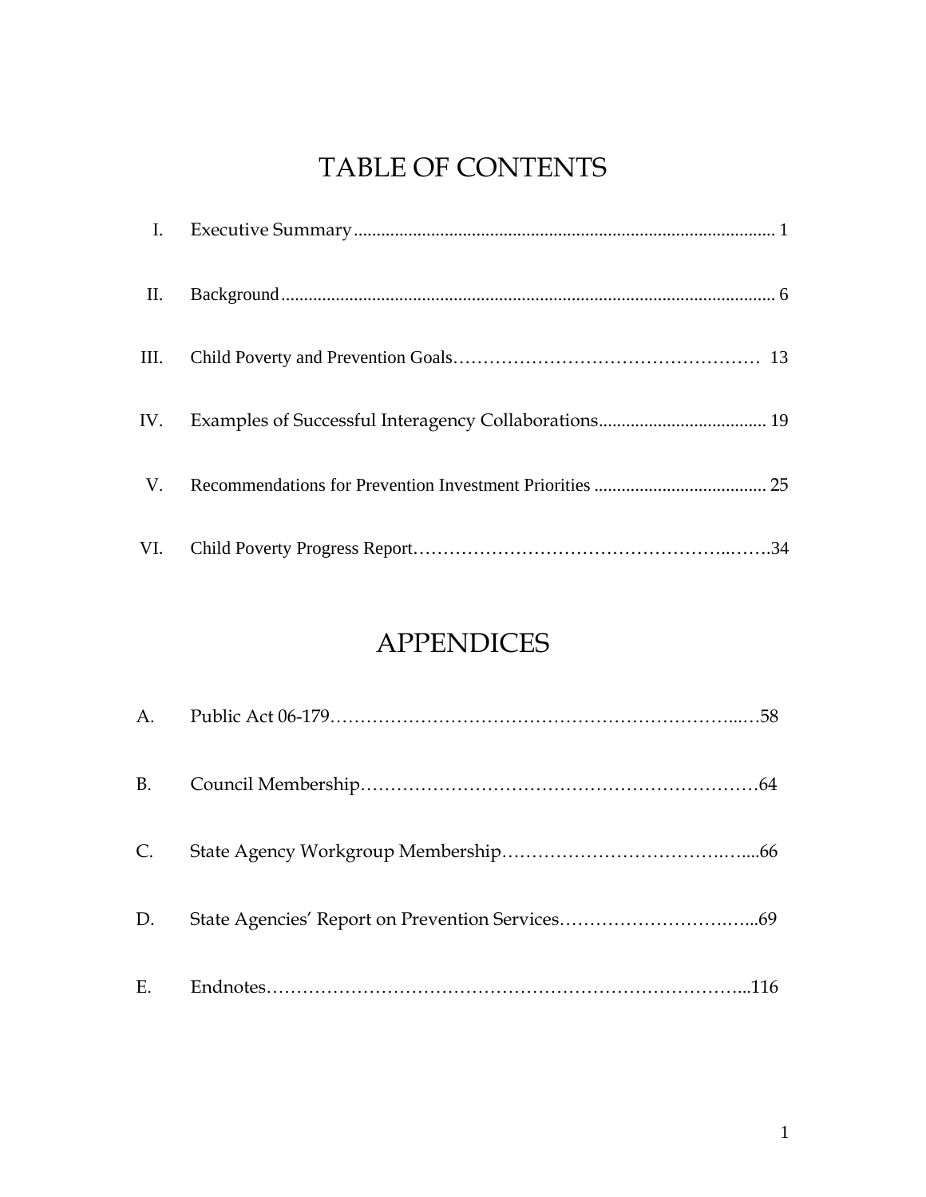# TABLE OF CONTENTS

| | | |
|---|---|---|
| I. | Executive Summary | 1 |
| II. | Background | 6 |
| III. | Child Poverty and Prevention Goals | 13 |
| IV. | Examples of Successful Interagency Collaborations | 19 |
| V. | Recommendations for Prevention Investment Priorities | 25 |
| VI. | Child Poverty Progress Report | 34 |

# APPENDICES

| | | |
|---|---|---|
| A. | Public Act 06-179 | 58 |
| B. | Council Membership | 64 |
| C. | State Agency Workgroup Membership | 66 |
| D. | State Agencies' Report on Prevention Services | 69 |
| E. | Endnotes | 116 |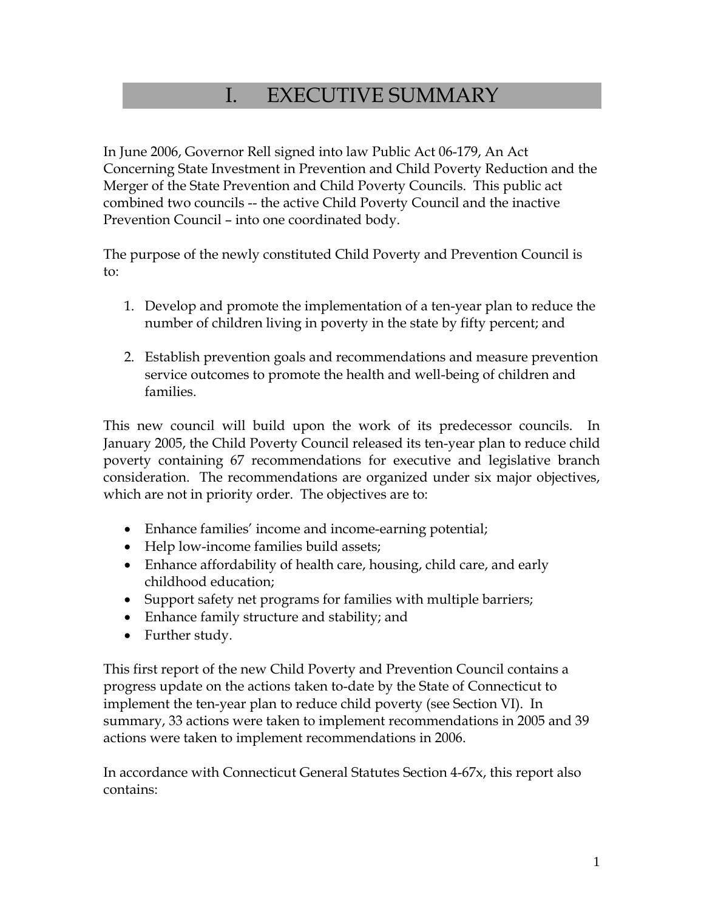# I. EXECUTIVE SUMMARY

In June 2006, Governor Rell signed into law Public Act 06-179, An Act Concerning State Investment in Prevention and Child Poverty Reduction and the Merger of the State Prevention and Child Poverty Councils. This public act combined two councils -- the active Child Poverty Council and the inactive Prevention Council – into one coordinated body.

The purpose of the newly constituted Child Poverty and Prevention Council is to:

1. Develop and promote the implementation of a ten-year plan to reduce the number of children living in poverty in the state by fifty percent; and

2. Establish prevention goals and recommendations and measure prevention service outcomes to promote the health and well-being of children and families.

This new council will build upon the work of its predecessor councils. In January 2005, the Child Poverty Council released its ten-year plan to reduce child poverty containing 67 recommendations for executive and legislative branch consideration. The recommendations are organized under six major objectives, which are not in priority order. The objectives are to:

- Enhance families' income and income-earning potential;
- Help low-income families build assets;
- Enhance affordability of health care, housing, child care, and early childhood education;
- Support safety net programs for families with multiple barriers;
- Enhance family structure and stability; and
- Further study.

This first report of the new Child Poverty and Prevention Council contains a progress update on the actions taken to-date by the State of Connecticut to implement the ten-year plan to reduce child poverty (see Section VI). In summary, 33 actions were taken to implement recommendations in 2005 and 39 actions were taken to implement recommendations in 2006.

In accordance with Connecticut General Statutes Section 4-67x, this report also contains: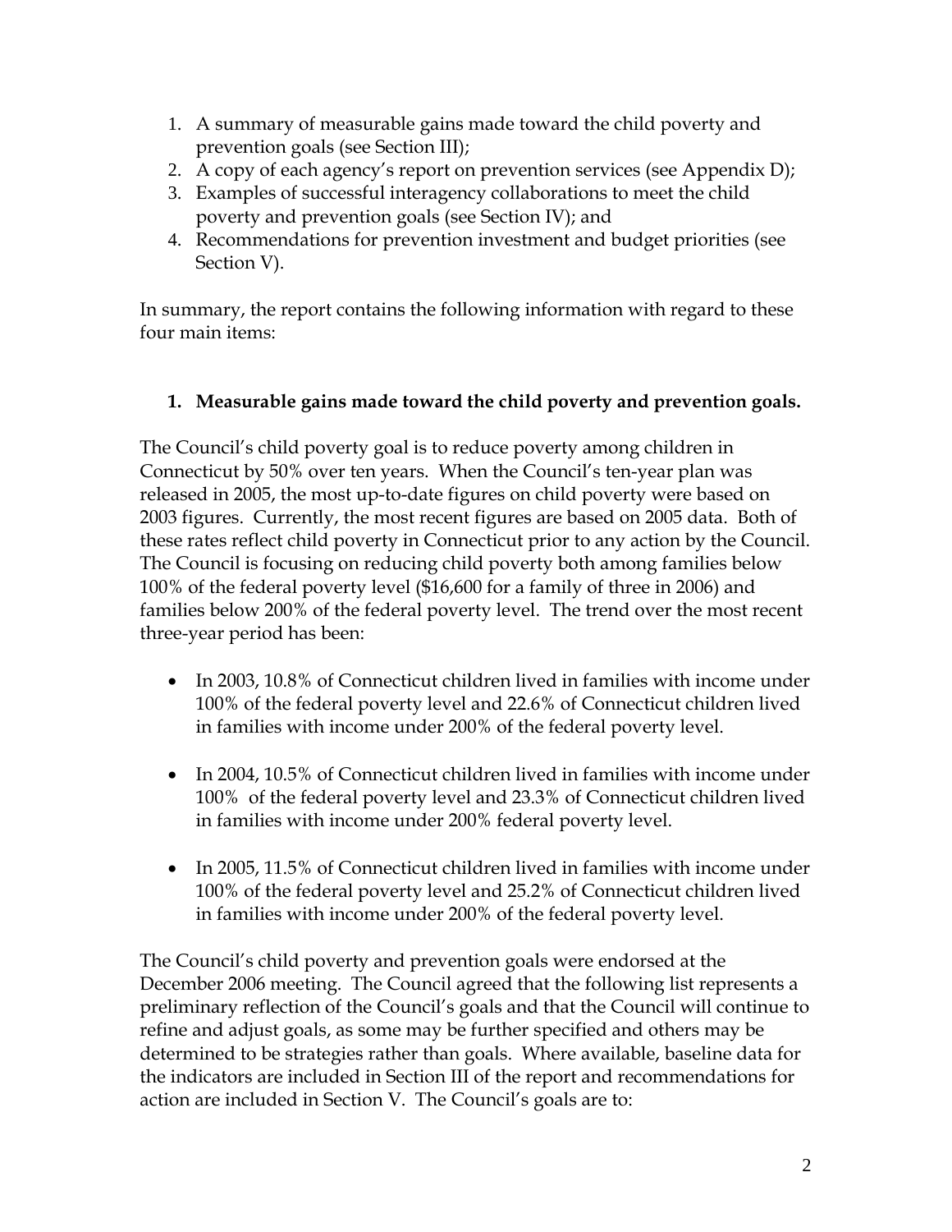1. A summary of measurable gains made toward the child poverty and prevention goals (see Section III);
2. A copy of each agency's report on prevention services (see Appendix D);
3. Examples of successful interagency collaborations to meet the child poverty and prevention goals (see Section IV); and
4. Recommendations for prevention investment and budget priorities (see Section V).

In summary, the report contains the following information with regard to these four main items:

**1. Measurable gains made toward the child poverty and prevention goals.**

The Council's child poverty goal is to reduce poverty among children in Connecticut by 50% over ten years. When the Council's ten-year plan was released in 2005, the most up-to-date figures on child poverty were based on 2003 figures. Currently, the most recent figures are based on 2005 data. Both of these rates reflect child poverty in Connecticut prior to any action by the Council. The Council is focusing on reducing child poverty both among families below 100% of the federal poverty level ($16,600 for a family of three in 2006) and families below 200% of the federal poverty level. The trend over the most recent three-year period has been:

- In 2003, 10.8% of Connecticut children lived in families with income under 100% of the federal poverty level and 22.6% of Connecticut children lived in families with income under 200% of the federal poverty level.
- In 2004, 10.5% of Connecticut children lived in families with income under 100% of the federal poverty level and 23.3% of Connecticut children lived in families with income under 200% federal poverty level.
- In 2005, 11.5% of Connecticut children lived in families with income under 100% of the federal poverty level and 25.2% of Connecticut children lived in families with income under 200% of the federal poverty level.

The Council's child poverty and prevention goals were endorsed at the December 2006 meeting. The Council agreed that the following list represents a preliminary reflection of the Council's goals and that the Council will continue to refine and adjust goals, as some may be further specified and others may be determined to be strategies rather than goals. Where available, baseline data for the indicators are included in Section III of the report and recommendations for action are included in Section V. The Council's goals are to: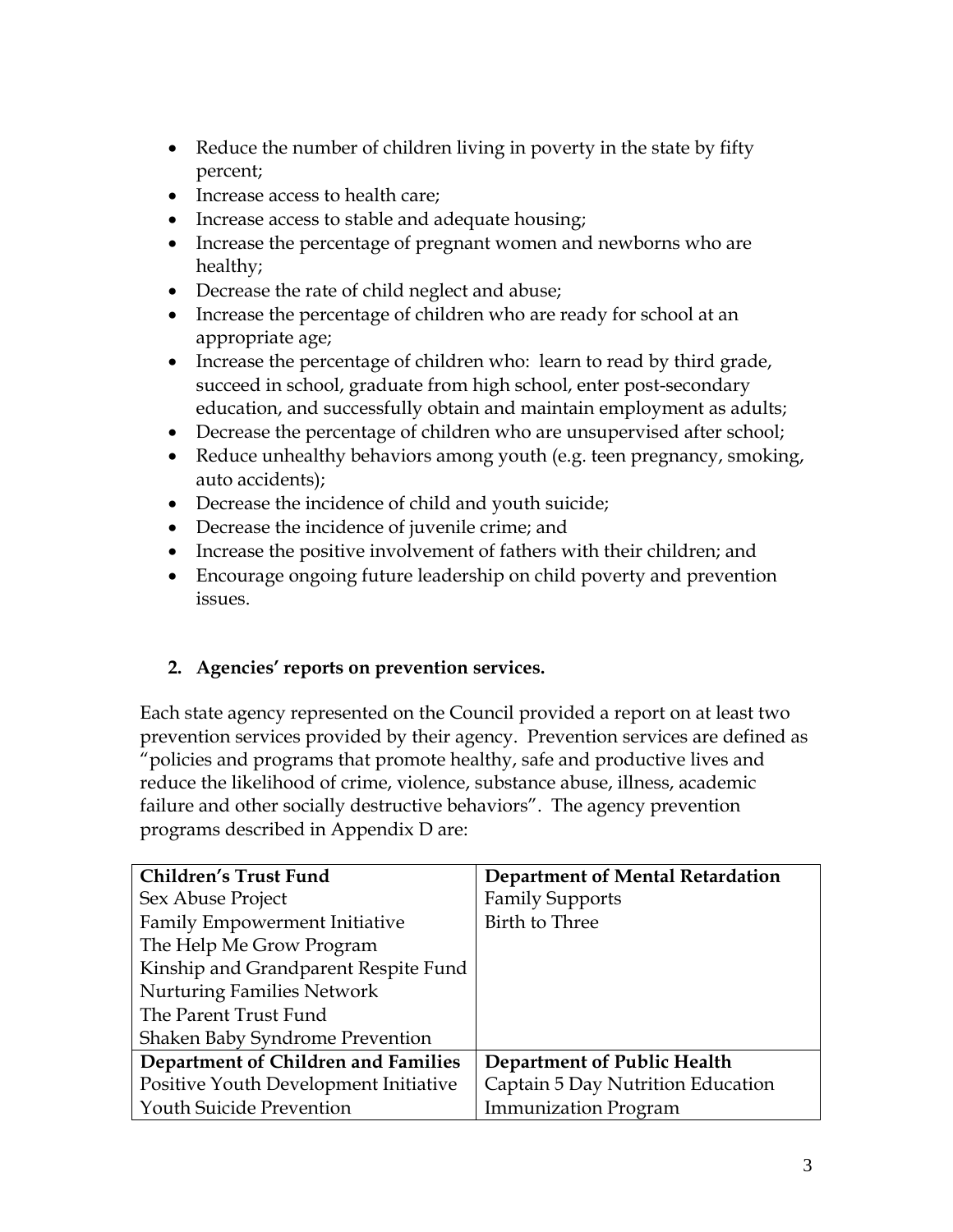- Reduce the number of children living in poverty in the state by fifty percent;
- Increase access to health care;
- Increase access to stable and adequate housing;
- Increase the percentage of pregnant women and newborns who are healthy;
- Decrease the rate of child neglect and abuse;
- Increase the percentage of children who are ready for school at an appropriate age;
- Increase the percentage of children who: learn to read by third grade, succeed in school, graduate from high school, enter post-secondary education, and successfully obtain and maintain employment as adults;
- Decrease the percentage of children who are unsupervised after school;
- Reduce unhealthy behaviors among youth (e.g. teen pregnancy, smoking, auto accidents);
- Decrease the incidence of child and youth suicide;
- Decrease the incidence of juvenile crime; and
- Increase the positive involvement of fathers with their children; and
- Encourage ongoing future leadership on child poverty and prevention issues.

**2. Agencies' reports on prevention services.**

Each state agency represented on the Council provided a report on at least two prevention services provided by their agency. Prevention services are defined as "policies and programs that promote healthy, safe and productive lives and reduce the likelihood of crime, violence, substance abuse, illness, academic failure and other socially destructive behaviors". The agency prevention programs described in Appendix D are:

| **Children's Trust Fund** | **Department of Mental Retardation** |
|---|---|
| Sex Abuse Project | Family Supports |
| Family Empowerment Initiative | Birth to Three |
| The Help Me Grow Program | |
| Kinship and Grandparent Respite Fund | |
| Nurturing Families Network | |
| The Parent Trust Fund | |
| Shaken Baby Syndrome Prevention | |
| **Department of Children and Families** | **Department of Public Health** |
| Positive Youth Development Initiative | Captain 5 Day Nutrition Education |
| Youth Suicide Prevention | Immunization Program |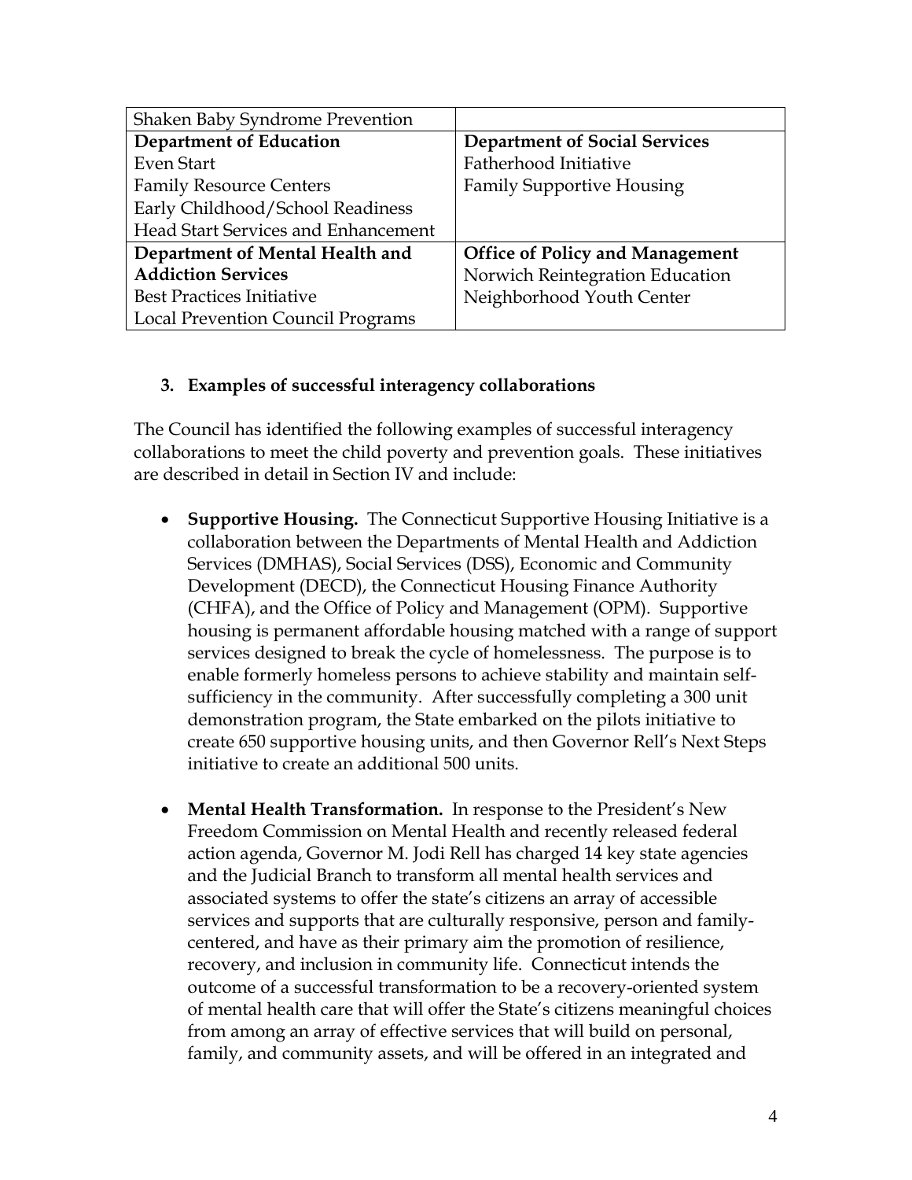| Shaken Baby Syndrome Prevention | |
|---|---|
| **Department of Education** | **Department of Social Services** |
| Even Start | Fatherhood Initiative |
| Family Resource Centers | Family Supportive Housing |
| Early Childhood/School Readiness | |
| Head Start Services and Enhancement | |
| **Department of Mental Health and Addiction Services** | **Office of Policy and Management** |
| Best Practices Initiative | Norwich Reintegration Education |
| Local Prevention Council Programs | Neighborhood Youth Center |

### 3. Examples of successful interagency collaborations

The Council has identified the following examples of successful interagency collaborations to meet the child poverty and prevention goals. These initiatives are described in detail in Section IV and include:

- **Supportive Housing.** The Connecticut Supportive Housing Initiative is a collaboration between the Departments of Mental Health and Addiction Services (DMHAS), Social Services (DSS), Economic and Community Development (DECD), the Connecticut Housing Finance Authority (CHFA), and the Office of Policy and Management (OPM). Supportive housing is permanent affordable housing matched with a range of support services designed to break the cycle of homelessness. The purpose is to enable formerly homeless persons to achieve stability and maintain self-sufficiency in the community. After successfully completing a 300 unit demonstration program, the State embarked on the pilots initiative to create 650 supportive housing units, and then Governor Rell's Next Steps initiative to create an additional 500 units.

- **Mental Health Transformation.** In response to the President's New Freedom Commission on Mental Health and recently released federal action agenda, Governor M. Jodi Rell has charged 14 key state agencies and the Judicial Branch to transform all mental health services and associated systems to offer the state's citizens an array of accessible services and supports that are culturally responsive, person and family-centered, and have as their primary aim the promotion of resilience, recovery, and inclusion in community life. Connecticut intends the outcome of a successful transformation to be a recovery-oriented system of mental health care that will offer the State's citizens meaningful choices from among an array of effective services that will build on personal, family, and community assets, and will be offered in an integrated and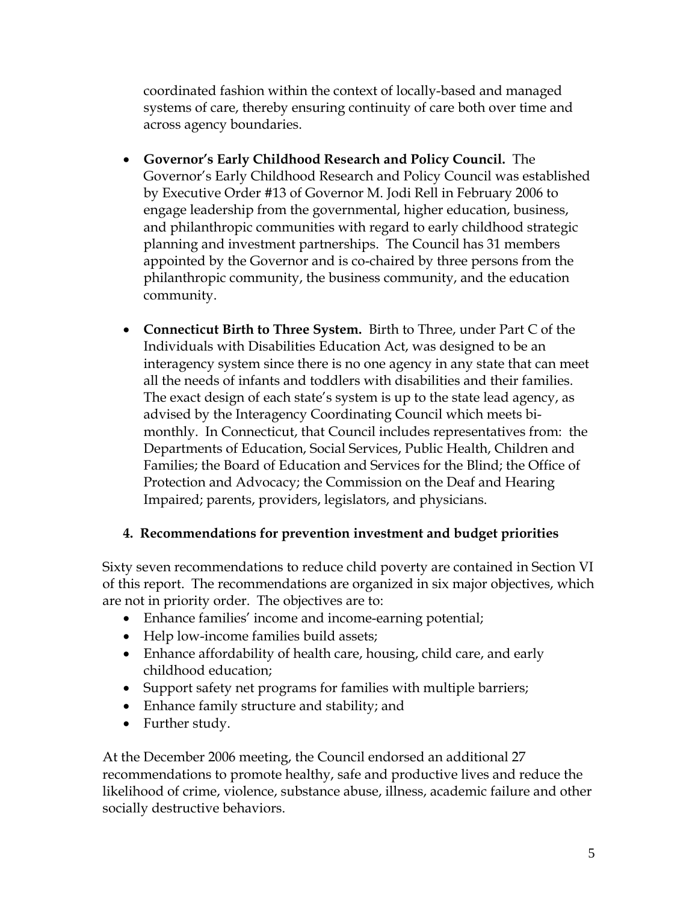coordinated fashion within the context of locally-based and managed systems of care, thereby ensuring continuity of care both over time and across agency boundaries.

- **Governor's Early Childhood Research and Policy Council.** The Governor's Early Childhood Research and Policy Council was established by Executive Order #13 of Governor M. Jodi Rell in February 2006 to engage leadership from the governmental, higher education, business, and philanthropic communities with regard to early childhood strategic planning and investment partnerships. The Council has 31 members appointed by the Governor and is co-chaired by three persons from the philanthropic community, the business community, and the education community.

- **Connecticut Birth to Three System.** Birth to Three, under Part C of the Individuals with Disabilities Education Act, was designed to be an interagency system since there is no one agency in any state that can meet all the needs of infants and toddlers with disabilities and their families. The exact design of each state's system is up to the state lead agency, as advised by the Interagency Coordinating Council which meets bi-monthly. In Connecticut, that Council includes representatives from: the Departments of Education, Social Services, Public Health, Children and Families; the Board of Education and Services for the Blind; the Office of Protection and Advocacy; the Commission on the Deaf and Hearing Impaired; parents, providers, legislators, and physicians.

### 4. Recommendations for prevention investment and budget priorities

Sixty seven recommendations to reduce child poverty are contained in Section VI of this report. The recommendations are organized in six major objectives, which are not in priority order. The objectives are to:

- Enhance families' income and income-earning potential;
- Help low-income families build assets;
- Enhance affordability of health care, housing, child care, and early childhood education;
- Support safety net programs for families with multiple barriers;
- Enhance family structure and stability; and
- Further study.

At the December 2006 meeting, the Council endorsed an additional 27 recommendations to promote healthy, safe and productive lives and reduce the likelihood of crime, violence, substance abuse, illness, academic failure and other socially destructive behaviors.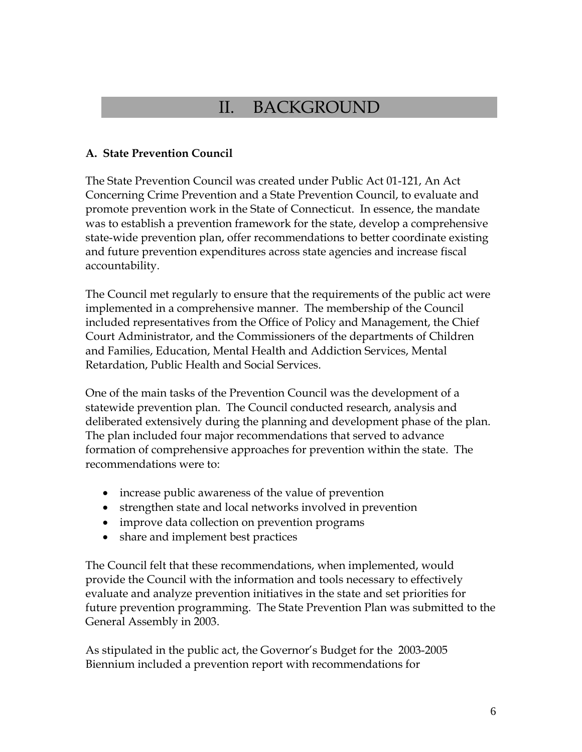# II. BACKGROUND

**A. State Prevention Council**

The State Prevention Council was created under Public Act 01-121, An Act Concerning Crime Prevention and a State Prevention Council, to evaluate and promote prevention work in the State of Connecticut. In essence, the mandate was to establish a prevention framework for the state, develop a comprehensive state-wide prevention plan, offer recommendations to better coordinate existing and future prevention expenditures across state agencies and increase fiscal accountability.

The Council met regularly to ensure that the requirements of the public act were implemented in a comprehensive manner. The membership of the Council included representatives from the Office of Policy and Management, the Chief Court Administrator, and the Commissioners of the departments of Children and Families, Education, Mental Health and Addiction Services, Mental Retardation, Public Health and Social Services.

One of the main tasks of the Prevention Council was the development of a statewide prevention plan. The Council conducted research, analysis and deliberated extensively during the planning and development phase of the plan. The plan included four major recommendations that served to advance formation of comprehensive approaches for prevention within the state. The recommendations were to:

- increase public awareness of the value of prevention
- strengthen state and local networks involved in prevention
- improve data collection on prevention programs
- share and implement best practices

The Council felt that these recommendations, when implemented, would provide the Council with the information and tools necessary to effectively evaluate and analyze prevention initiatives in the state and set priorities for future prevention programming. The State Prevention Plan was submitted to the General Assembly in 2003.

As stipulated in the public act, the Governor's Budget for the 2003-2005 Biennium included a prevention report with recommendations for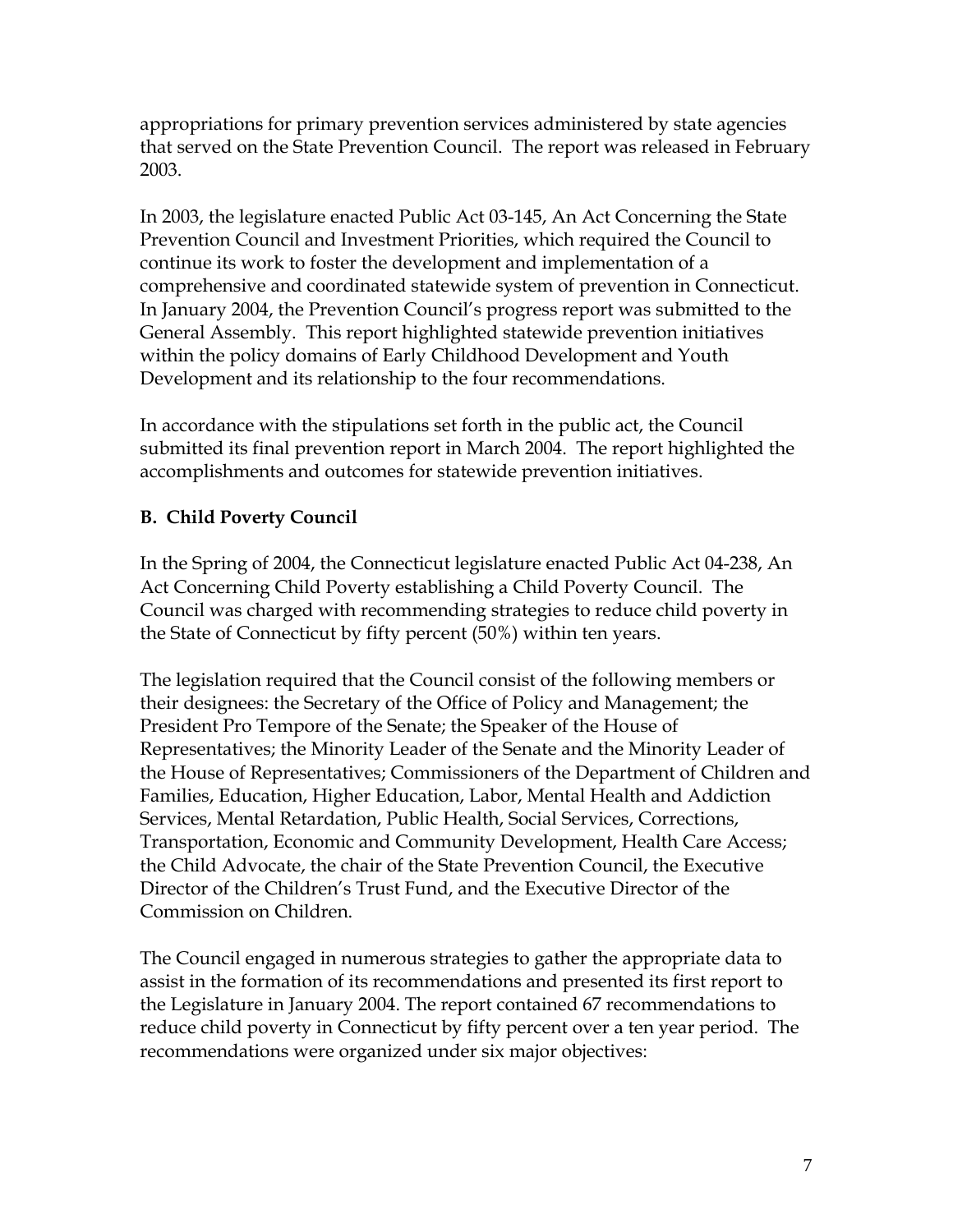appropriations for primary prevention services administered by state agencies that served on the State Prevention Council. The report was released in February 2003.

In 2003, the legislature enacted Public Act 03-145, An Act Concerning the State Prevention Council and Investment Priorities, which required the Council to continue its work to foster the development and implementation of a comprehensive and coordinated statewide system of prevention in Connecticut. In January 2004, the Prevention Council's progress report was submitted to the General Assembly. This report highlighted statewide prevention initiatives within the policy domains of Early Childhood Development and Youth Development and its relationship to the four recommendations.

In accordance with the stipulations set forth in the public act, the Council submitted its final prevention report in March 2004. The report highlighted the accomplishments and outcomes for statewide prevention initiatives.

## B. Child Poverty Council

In the Spring of 2004, the Connecticut legislature enacted Public Act 04-238, An Act Concerning Child Poverty establishing a Child Poverty Council. The Council was charged with recommending strategies to reduce child poverty in the State of Connecticut by fifty percent (50%) within ten years.

The legislation required that the Council consist of the following members or their designees: the Secretary of the Office of Policy and Management; the President Pro Tempore of the Senate; the Speaker of the House of Representatives; the Minority Leader of the Senate and the Minority Leader of the House of Representatives; Commissioners of the Department of Children and Families, Education, Higher Education, Labor, Mental Health and Addiction Services, Mental Retardation, Public Health, Social Services, Corrections, Transportation, Economic and Community Development, Health Care Access; the Child Advocate, the chair of the State Prevention Council, the Executive Director of the Children's Trust Fund, and the Executive Director of the Commission on Children.

The Council engaged in numerous strategies to gather the appropriate data to assist in the formation of its recommendations and presented its first report to the Legislature in January 2004. The report contained 67 recommendations to reduce child poverty in Connecticut by fifty percent over a ten year period. The recommendations were organized under six major objectives: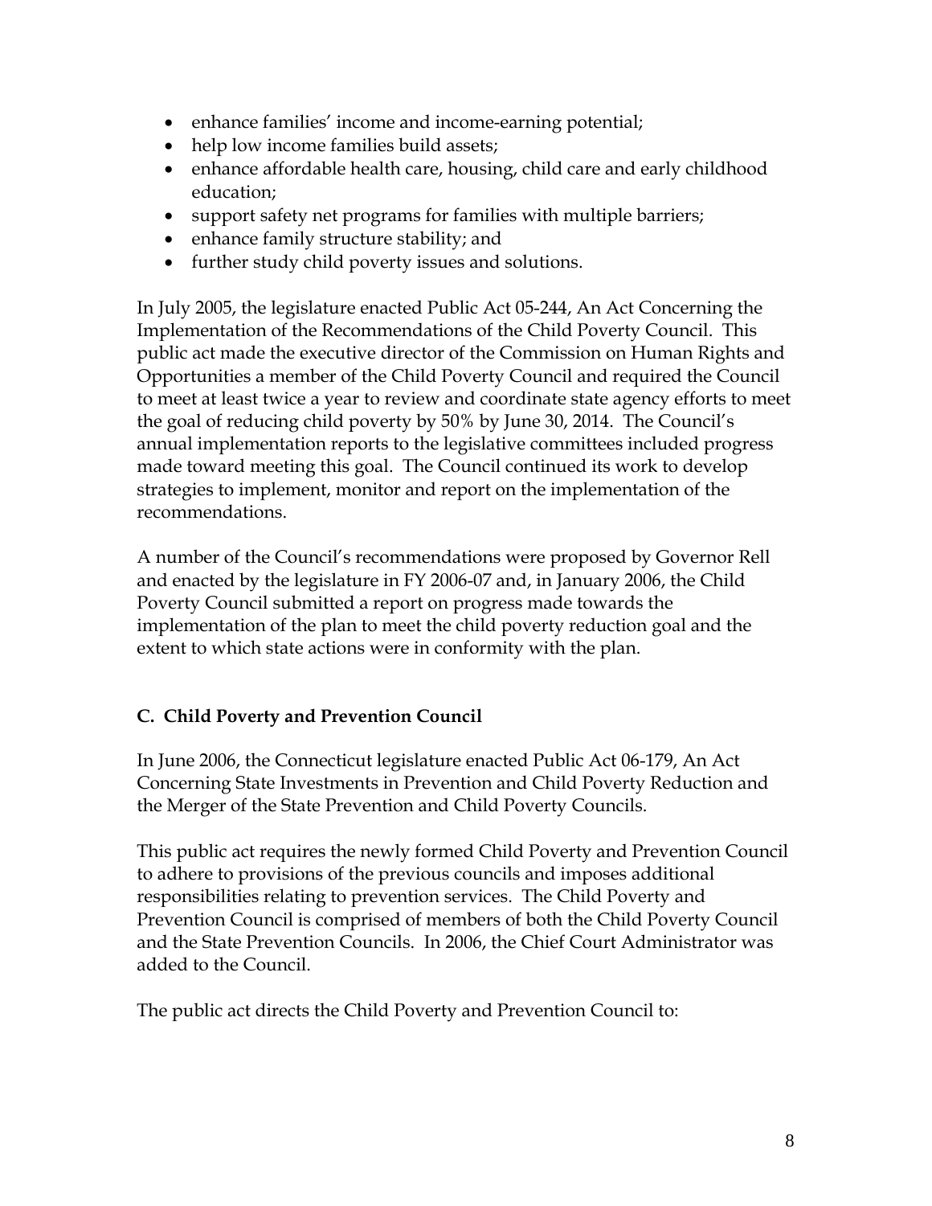- enhance families' income and income-earning potential;
- help low income families build assets;
- enhance affordable health care, housing, child care and early childhood education;
- support safety net programs for families with multiple barriers;
- enhance family structure stability; and
- further study child poverty issues and solutions.

In July 2005, the legislature enacted Public Act 05-244, An Act Concerning the Implementation of the Recommendations of the Child Poverty Council. This public act made the executive director of the Commission on Human Rights and Opportunities a member of the Child Poverty Council and required the Council to meet at least twice a year to review and coordinate state agency efforts to meet the goal of reducing child poverty by 50% by June 30, 2014. The Council's annual implementation reports to the legislative committees included progress made toward meeting this goal. The Council continued its work to develop strategies to implement, monitor and report on the implementation of the recommendations.

A number of the Council's recommendations were proposed by Governor Rell and enacted by the legislature in FY 2006-07 and, in January 2006, the Child Poverty Council submitted a report on progress made towards the implementation of the plan to meet the child poverty reduction goal and the extent to which state actions were in conformity with the plan.

### C. Child Poverty and Prevention Council

In June 2006, the Connecticut legislature enacted Public Act 06-179, An Act Concerning State Investments in Prevention and Child Poverty Reduction and the Merger of the State Prevention and Child Poverty Councils.

This public act requires the newly formed Child Poverty and Prevention Council to adhere to provisions of the previous councils and imposes additional responsibilities relating to prevention services. The Child Poverty and Prevention Council is comprised of members of both the Child Poverty Council and the State Prevention Councils. In 2006, the Chief Court Administrator was added to the Council.

The public act directs the Child Poverty and Prevention Council to: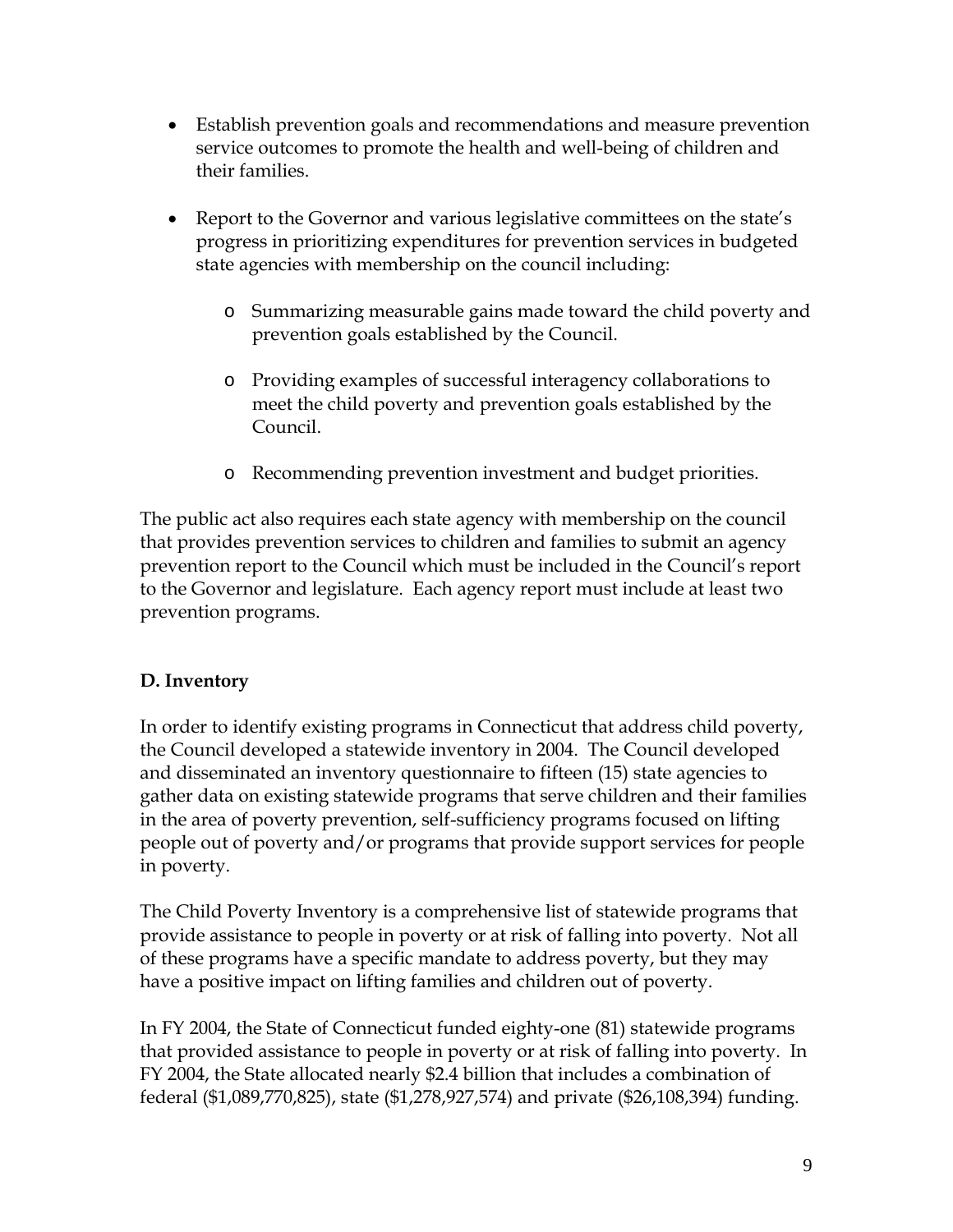- Establish prevention goals and recommendations and measure prevention service outcomes to promote the health and well-being of children and their families.

- Report to the Governor and various legislative committees on the state's progress in prioritizing expenditures for prevention services in budgeted state agencies with membership on the council including:

    - Summarizing measurable gains made toward the child poverty and prevention goals established by the Council.

    - Providing examples of successful interagency collaborations to meet the child poverty and prevention goals established by the Council.

    - Recommending prevention investment and budget priorities.

The public act also requires each state agency with membership on the council that provides prevention services to children and families to submit an agency prevention report to the Council which must be included in the Council's report to the Governor and legislature. Each agency report must include at least two prevention programs.

**D. Inventory**

In order to identify existing programs in Connecticut that address child poverty, the Council developed a statewide inventory in 2004. The Council developed and disseminated an inventory questionnaire to fifteen (15) state agencies to gather data on existing statewide programs that serve children and their families in the area of poverty prevention, self-sufficiency programs focused on lifting people out of poverty and/or programs that provide support services for people in poverty.

The Child Poverty Inventory is a comprehensive list of statewide programs that provide assistance to people in poverty or at risk of falling into poverty. Not all of these programs have a specific mandate to address poverty, but they may have a positive impact on lifting families and children out of poverty.

In FY 2004, the State of Connecticut funded eighty-one (81) statewide programs that provided assistance to people in poverty or at risk of falling into poverty. In FY 2004, the State allocated nearly $2.4 billion that includes a combination of federal ($1,089,770,825), state ($1,278,927,574) and private ($26,108,394) funding.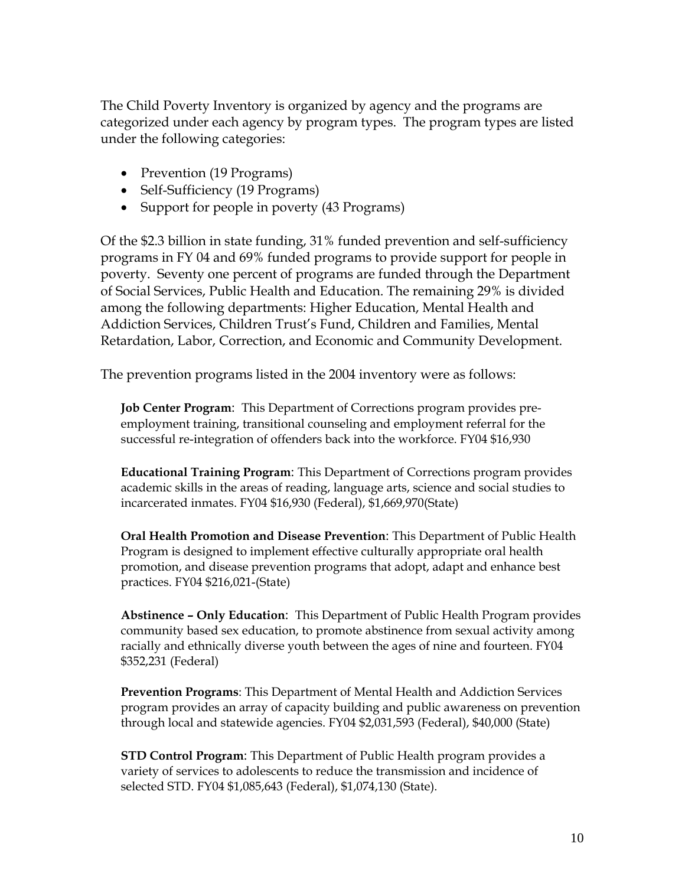The Child Poverty Inventory is organized by agency and the programs are categorized under each agency by program types. The program types are listed under the following categories:

- Prevention (19 Programs)
- Self-Sufficiency (19 Programs)
- Support for people in poverty (43 Programs)

Of the $2.3 billion in state funding, 31% funded prevention and self-sufficiency programs in FY 04 and 69% funded programs to provide support for people in poverty. Seventy one percent of programs are funded through the Department of Social Services, Public Health and Education. The remaining 29% is divided among the following departments: Higher Education, Mental Health and Addiction Services, Children Trust's Fund, Children and Families, Mental Retardation, Labor, Correction, and Economic and Community Development.

The prevention programs listed in the 2004 inventory were as follows:

**Job Center Program**: This Department of Corrections program provides pre-employment training, transitional counseling and employment referral for the successful re-integration of offenders back into the workforce. FY04 $16,930

**Educational Training Program**: This Department of Corrections program provides academic skills in the areas of reading, language arts, science and social studies to incarcerated inmates. FY04 $16,930 (Federal), $1,669,970(State)

**Oral Health Promotion and Disease Prevention**: This Department of Public Health Program is designed to implement effective culturally appropriate oral health promotion, and disease prevention programs that adopt, adapt and enhance best practices. FY04 $216,021-(State)

**Abstinence – Only Education**: This Department of Public Health Program provides community based sex education, to promote abstinence from sexual activity among racially and ethnically diverse youth between the ages of nine and fourteen. FY04 $352,231 (Federal)

**Prevention Programs**: This Department of Mental Health and Addiction Services program provides an array of capacity building and public awareness on prevention through local and statewide agencies. FY04 $2,031,593 (Federal), $40,000 (State)

**STD Control Program**: This Department of Public Health program provides a variety of services to adolescents to reduce the transmission and incidence of selected STD. FY04 $1,085,643 (Federal), $1,074,130 (State).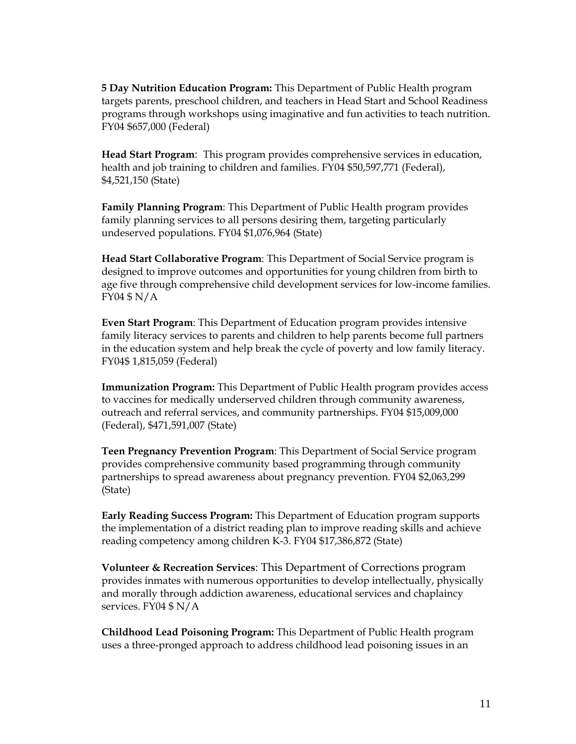**5 Day Nutrition Education Program:** This Department of Public Health program targets parents, preschool children, and teachers in Head Start and School Readiness programs through workshops using imaginative and fun activities to teach nutrition. FY04 $657,000 (Federal)

**Head Start Program**: This program provides comprehensive services in education, health and job training to children and families. FY04 $50,597,771 (Federal), $4,521,150 (State)

**Family Planning Program**: This Department of Public Health program provides family planning services to all persons desiring them, targeting particularly undeserved populations. FY04 $1,076,964 (State)

**Head Start Collaborative Program**: This Department of Social Service program is designed to improve outcomes and opportunities for young children from birth to age five through comprehensive child development services for low-income families. FY04 $ N/A

**Even Start Program**: This Department of Education program provides intensive family literacy services to parents and children to help parents become full partners in the education system and help break the cycle of poverty and low family literacy. FY04$ 1,815,059 (Federal)

**Immunization Program:** This Department of Public Health program provides access to vaccines for medically underserved children through community awareness, outreach and referral services, and community partnerships. FY04 $15,009,000 (Federal), $471,591,007 (State)

**Teen Pregnancy Prevention Program**: This Department of Social Service program provides comprehensive community based programming through community partnerships to spread awareness about pregnancy prevention. FY04 $2,063,299 (State)

**Early Reading Success Program:** This Department of Education program supports the implementation of a district reading plan to improve reading skills and achieve reading competency among children K-3. FY04 $17,386,872 (State)

**Volunteer & Recreation Services**: This Department of Corrections program provides inmates with numerous opportunities to develop intellectually, physically and morally through addiction awareness, educational services and chaplaincy services. FY04 $ N/A

**Childhood Lead Poisoning Program:** This Department of Public Health program uses a three-pronged approach to address childhood lead poisoning issues in an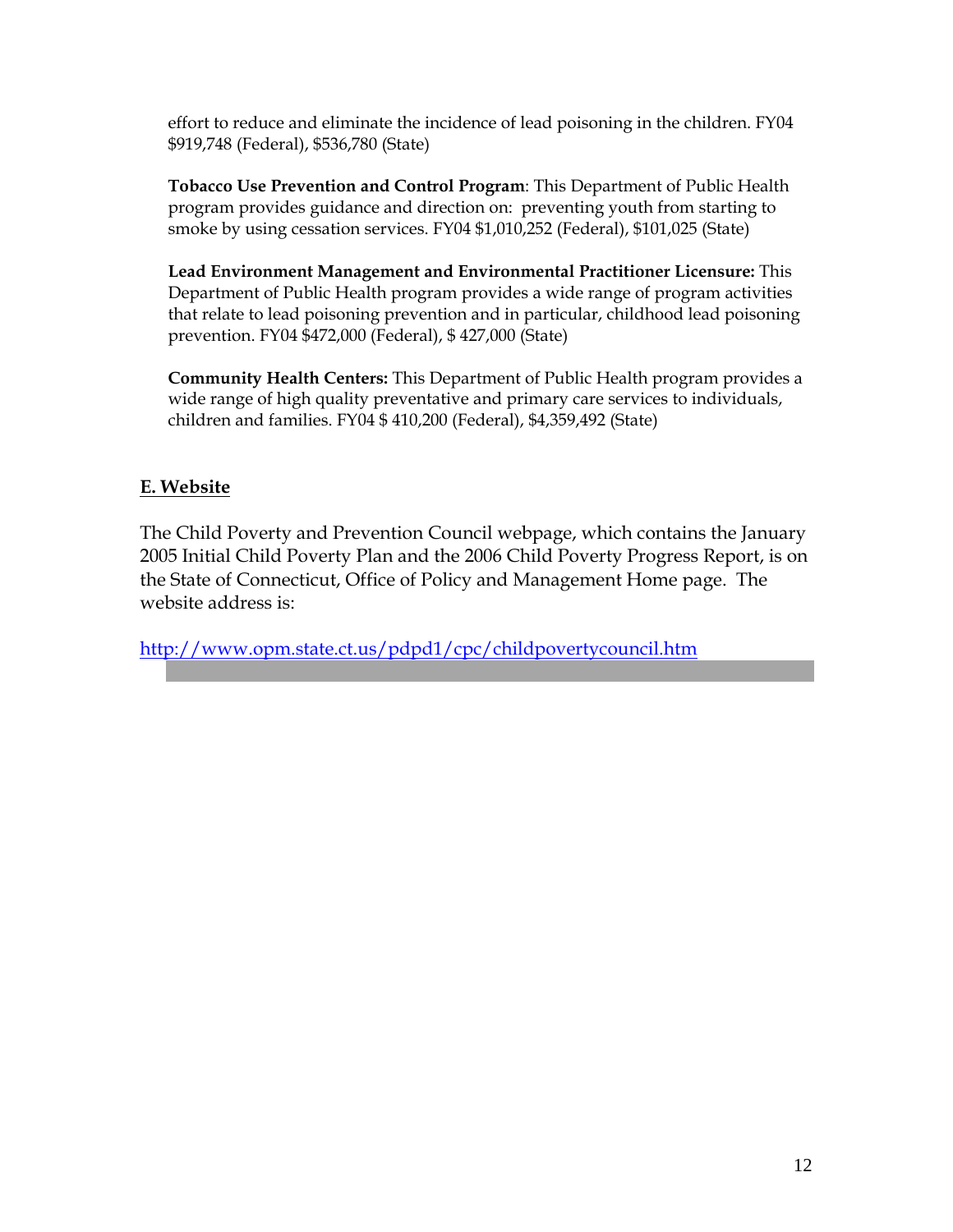effort to reduce and eliminate the incidence of lead poisoning in the children. FY04 $919,748 (Federal), $536,780 (State)

**Tobacco Use Prevention and Control Program**: This Department of Public Health program provides guidance and direction on: preventing youth from starting to smoke by using cessation services. FY04 $1,010,252 (Federal), $101,025 (State)

**Lead Environment Management and Environmental Practitioner Licensure:** This Department of Public Health program provides a wide range of program activities that relate to lead poisoning prevention and in particular, childhood lead poisoning prevention. FY04 $472,000 (Federal), $ 427,000 (State)

**Community Health Centers:** This Department of Public Health program provides a wide range of high quality preventative and primary care services to individuals, children and families. FY04 $ 410,200 (Federal), $4,359,492 (State)

## E. Website

The Child Poverty and Prevention Council webpage, which contains the January 2005 Initial Child Poverty Plan and the 2006 Child Poverty Progress Report, is on the State of Connecticut, Office of Policy and Management Home page. The website address is:

http://www.opm.state.ct.us/pdpd1/cpc/childpovertycouncil.htm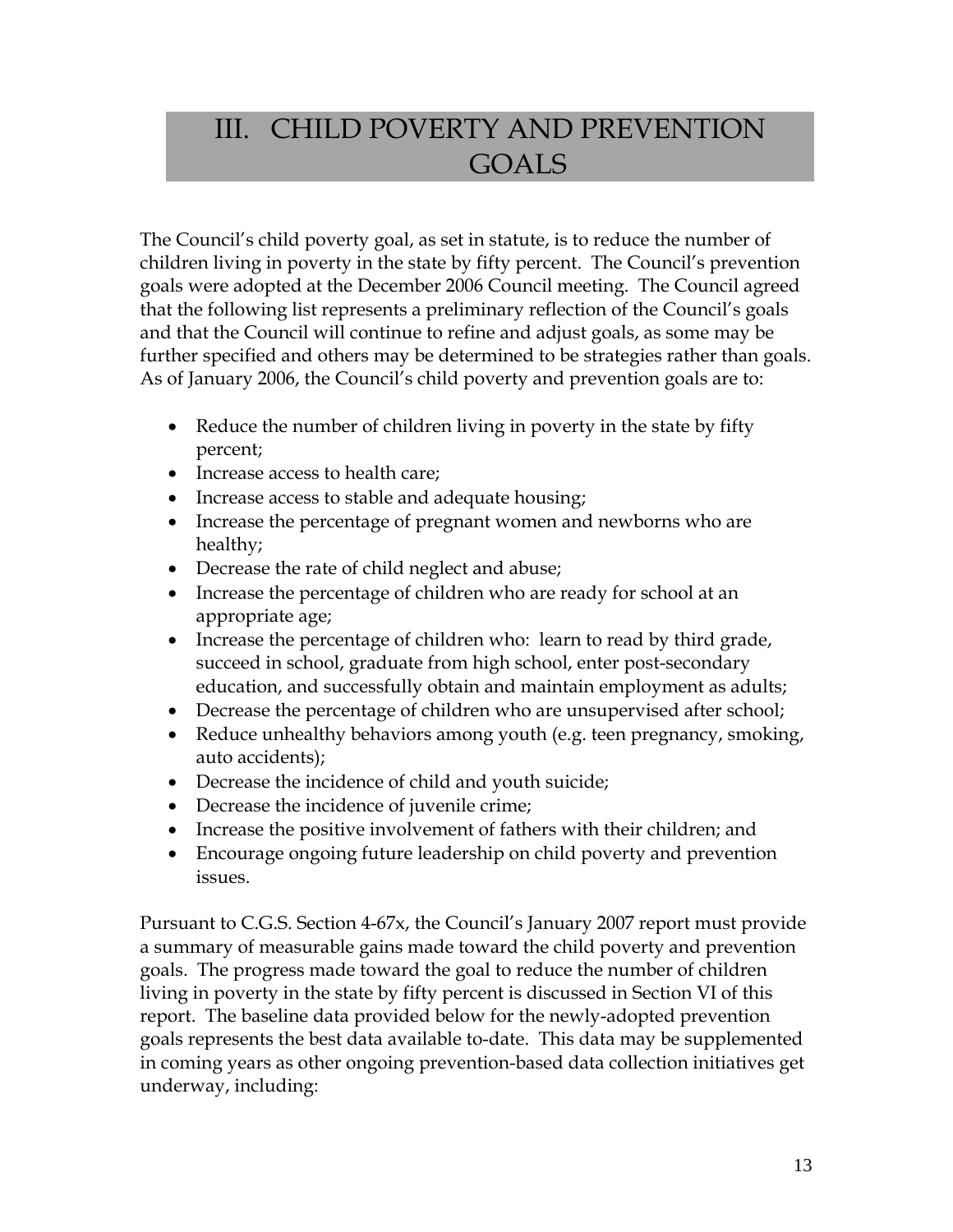# III. CHILD POVERTY AND PREVENTION GOALS

The Council's child poverty goal, as set in statute, is to reduce the number of children living in poverty in the state by fifty percent. The Council's prevention goals were adopted at the December 2006 Council meeting. The Council agreed that the following list represents a preliminary reflection of the Council's goals and that the Council will continue to refine and adjust goals, as some may be further specified and others may be determined to be strategies rather than goals. As of January 2006, the Council's child poverty and prevention goals are to:

- Reduce the number of children living in poverty in the state by fifty percent;
- Increase access to health care;
- Increase access to stable and adequate housing;
- Increase the percentage of pregnant women and newborns who are healthy;
- Decrease the rate of child neglect and abuse;
- Increase the percentage of children who are ready for school at an appropriate age;
- Increase the percentage of children who: learn to read by third grade, succeed in school, graduate from high school, enter post-secondary education, and successfully obtain and maintain employment as adults;
- Decrease the percentage of children who are unsupervised after school;
- Reduce unhealthy behaviors among youth (e.g. teen pregnancy, smoking, auto accidents);
- Decrease the incidence of child and youth suicide;
- Decrease the incidence of juvenile crime;
- Increase the positive involvement of fathers with their children; and
- Encourage ongoing future leadership on child poverty and prevention issues.

Pursuant to C.G.S. Section 4-67x, the Council's January 2007 report must provide a summary of measurable gains made toward the child poverty and prevention goals. The progress made toward the goal to reduce the number of children living in poverty in the state by fifty percent is discussed in Section VI of this report. The baseline data provided below for the newly-adopted prevention goals represents the best data available to-date. This data may be supplemented in coming years as other ongoing prevention-based data collection initiatives get underway, including: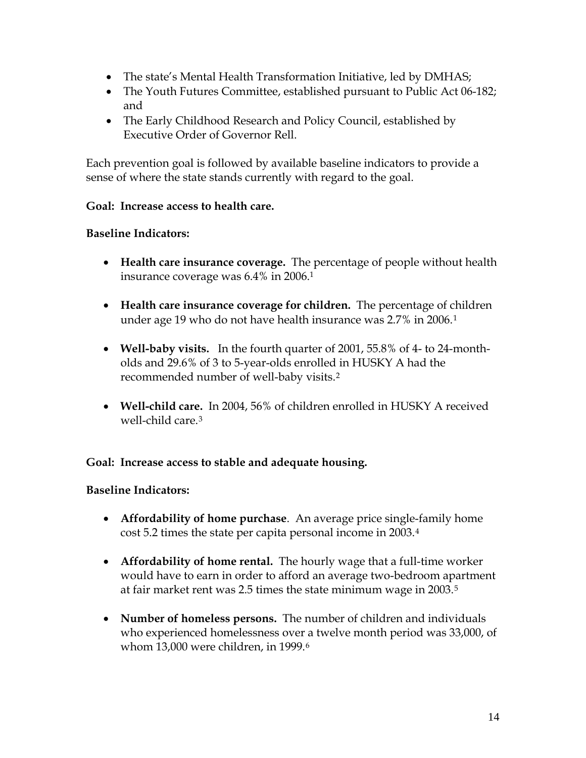- The state's Mental Health Transformation Initiative, led by DMHAS;
- The Youth Futures Committee, established pursuant to Public Act 06-182; and
- The Early Childhood Research and Policy Council, established by Executive Order of Governor Rell.

Each prevention goal is followed by available baseline indicators to provide a sense of where the state stands currently with regard to the goal.

**Goal: Increase access to health care.**

**Baseline Indicators:**

- **Health care insurance coverage.** The percentage of people without health insurance coverage was 6.4% in 2006.[1]

- **Health care insurance coverage for children.** The percentage of children under age 19 who do not have health insurance was 2.7% in 2006.[1]

- **Well-baby visits.** In the fourth quarter of 2001, 55.8% of 4- to 24-month-olds and 29.6% of 3 to 5-year-olds enrolled in HUSKY A had the recommended number of well-baby visits.[2]

- **Well-child care.** In 2004, 56% of children enrolled in HUSKY A received well-child care.[3]

**Goal: Increase access to stable and adequate housing.**

**Baseline Indicators:**

- **Affordability of home purchase**. An average price single-family home cost 5.2 times the state per capita personal income in 2003.[4]

- **Affordability of home rental.** The hourly wage that a full-time worker would have to earn in order to afford an average two-bedroom apartment at fair market rent was 2.5 times the state minimum wage in 2003.[5]

- **Number of homeless persons.** The number of children and individuals who experienced homelessness over a twelve month period was 33,000, of whom 13,000 were children, in 1999.[6]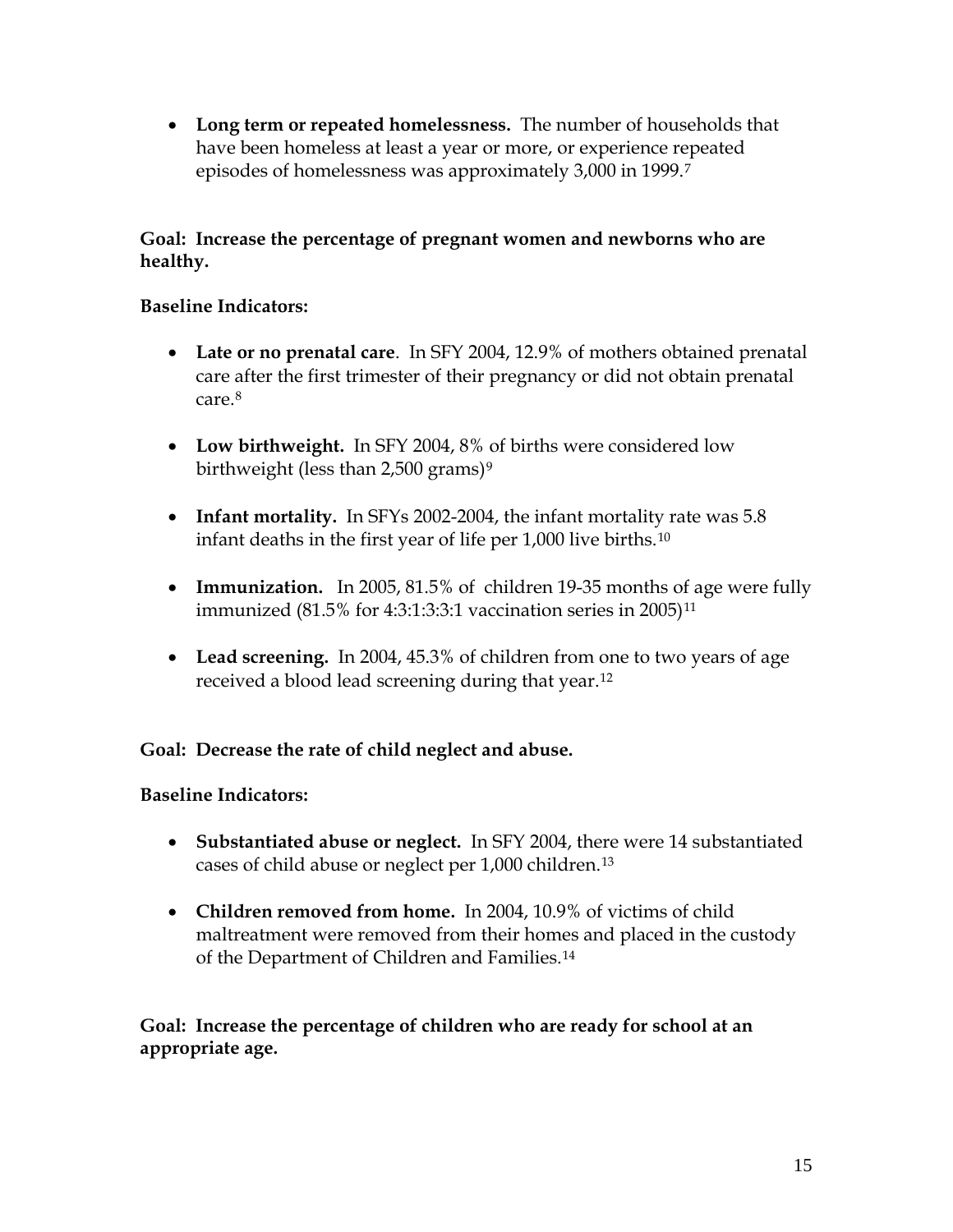- **Long term or repeated homelessness.** The number of households that have been homeless at least a year or more, or experience repeated episodes of homelessness was approximately 3,000 in 1999.[7]

**Goal: Increase the percentage of pregnant women and newborns who are healthy.**

**Baseline Indicators:**

- **Late or no prenatal care**. In SFY 2004, 12.9% of mothers obtained prenatal care after the first trimester of their pregnancy or did not obtain prenatal care.[8]

- **Low birthweight.** In SFY 2004, 8% of births were considered low birthweight (less than 2,500 grams)[9]

- **Infant mortality.** In SFYs 2002-2004, the infant mortality rate was 5.8 infant deaths in the first year of life per 1,000 live births.[10]

- **Immunization.** In 2005, 81.5% of children 19-35 months of age were fully immunized (81.5% for 4:3:1:3:3:1 vaccination series in 2005)[11]

- **Lead screening.** In 2004, 45.3% of children from one to two years of age received a blood lead screening during that year.[12]

**Goal: Decrease the rate of child neglect and abuse.**

**Baseline Indicators:**

- **Substantiated abuse or neglect.** In SFY 2004, there were 14 substantiated cases of child abuse or neglect per 1,000 children.[13]

- **Children removed from home.** In 2004, 10.9% of victims of child maltreatment were removed from their homes and placed in the custody of the Department of Children and Families.[14]

**Goal: Increase the percentage of children who are ready for school at an appropriate age.**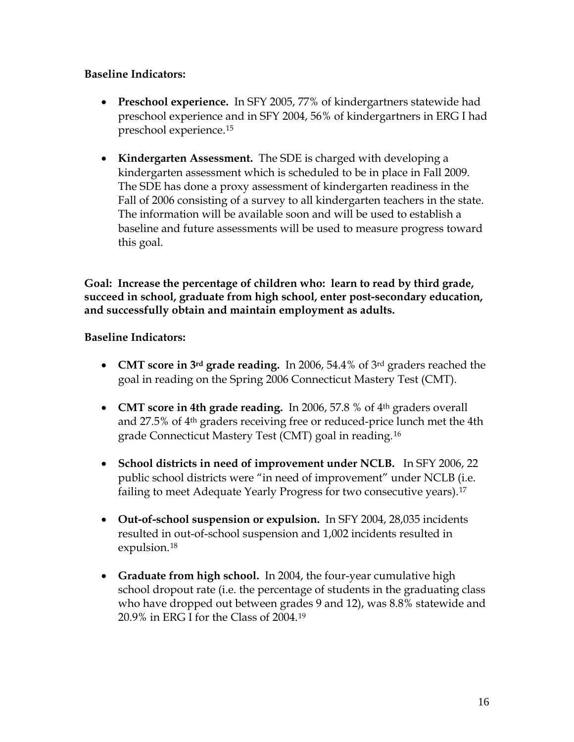**Baseline Indicators:**

- **Preschool experience.** In SFY 2005, 77% of kindergartners statewide had preschool experience and in SFY 2004, 56% of kindergartners in ERG I had preschool experience.[15]

- **Kindergarten Assessment.** The SDE is charged with developing a kindergarten assessment which is scheduled to be in place in Fall 2009. The SDE has done a proxy assessment of kindergarten readiness in the Fall of 2006 consisting of a survey to all kindergarten teachers in the state. The information will be available soon and will be used to establish a baseline and future assessments will be used to measure progress toward this goal.

**Goal: Increase the percentage of children who: learn to read by third grade, succeed in school, graduate from high school, enter post-secondary education, and successfully obtain and maintain employment as adults.**

**Baseline Indicators:**

- **CMT score in 3rd grade reading.** In 2006, 54.4% of 3rd graders reached the goal in reading on the Spring 2006 Connecticut Mastery Test (CMT).

- **CMT score in 4th grade reading.** In 2006, 57.8 % of 4th graders overall and 27.5% of 4th graders receiving free or reduced-price lunch met the 4th grade Connecticut Mastery Test (CMT) goal in reading.[16]

- **School districts in need of improvement under NCLB.** In SFY 2006, 22 public school districts were "in need of improvement" under NCLB (i.e. failing to meet Adequate Yearly Progress for two consecutive years).[17]

- **Out-of-school suspension or expulsion.** In SFY 2004, 28,035 incidents resulted in out-of-school suspension and 1,002 incidents resulted in expulsion.[18]

- **Graduate from high school.** In 2004, the four-year cumulative high school dropout rate (i.e. the percentage of students in the graduating class who have dropped out between grades 9 and 12), was 8.8% statewide and 20.9% in ERG I for the Class of 2004.[19]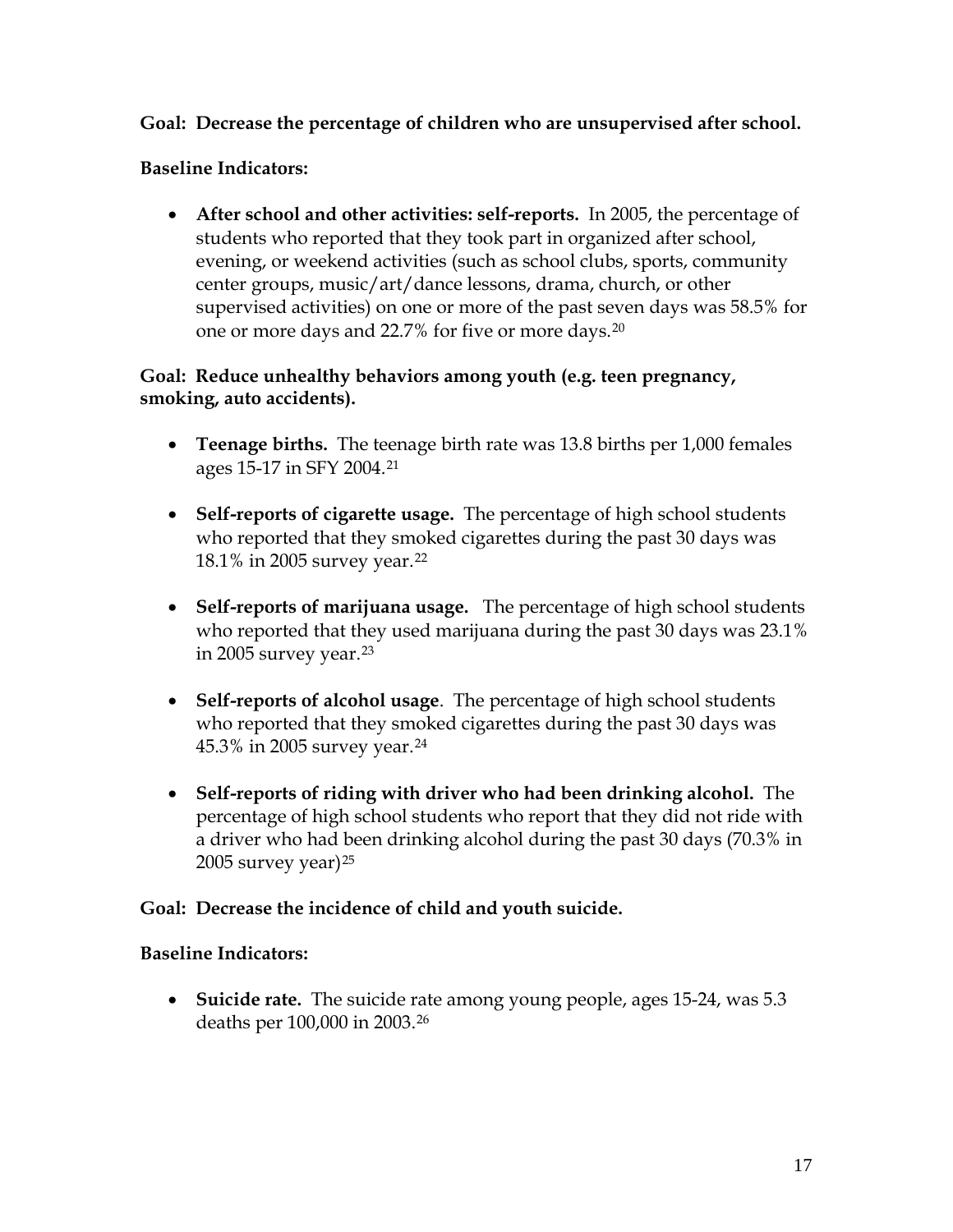**Goal: Decrease the percentage of children who are unsupervised after school.**

**Baseline Indicators:**

- **After school and other activities: self-reports.** In 2005, the percentage of students who reported that they took part in organized after school, evening, or weekend activities (such as school clubs, sports, community center groups, music/art/dance lessons, drama, church, or other supervised activities) on one or more of the past seven days was 58.5% for one or more days and 22.7% for five or more days.[20]

**Goal: Reduce unhealthy behaviors among youth (e.g. teen pregnancy, smoking, auto accidents).**

- **Teenage births.** The teenage birth rate was 13.8 births per 1,000 females ages 15-17 in SFY 2004.[21]

- **Self-reports of cigarette usage.** The percentage of high school students who reported that they smoked cigarettes during the past 30 days was 18.1% in 2005 survey year.[22]

- **Self-reports of marijuana usage.** The percentage of high school students who reported that they used marijuana during the past 30 days was 23.1% in 2005 survey year.[23]

- **Self-reports of alcohol usage**. The percentage of high school students who reported that they smoked cigarettes during the past 30 days was 45.3% in 2005 survey year.[24]

- **Self-reports of riding with driver who had been drinking alcohol.** The percentage of high school students who report that they did not ride with a driver who had been drinking alcohol during the past 30 days (70.3% in 2005 survey year)[25]

**Goal: Decrease the incidence of child and youth suicide.**

**Baseline Indicators:**

- **Suicide rate.** The suicide rate among young people, ages 15-24, was 5.3 deaths per 100,000 in 2003.[26]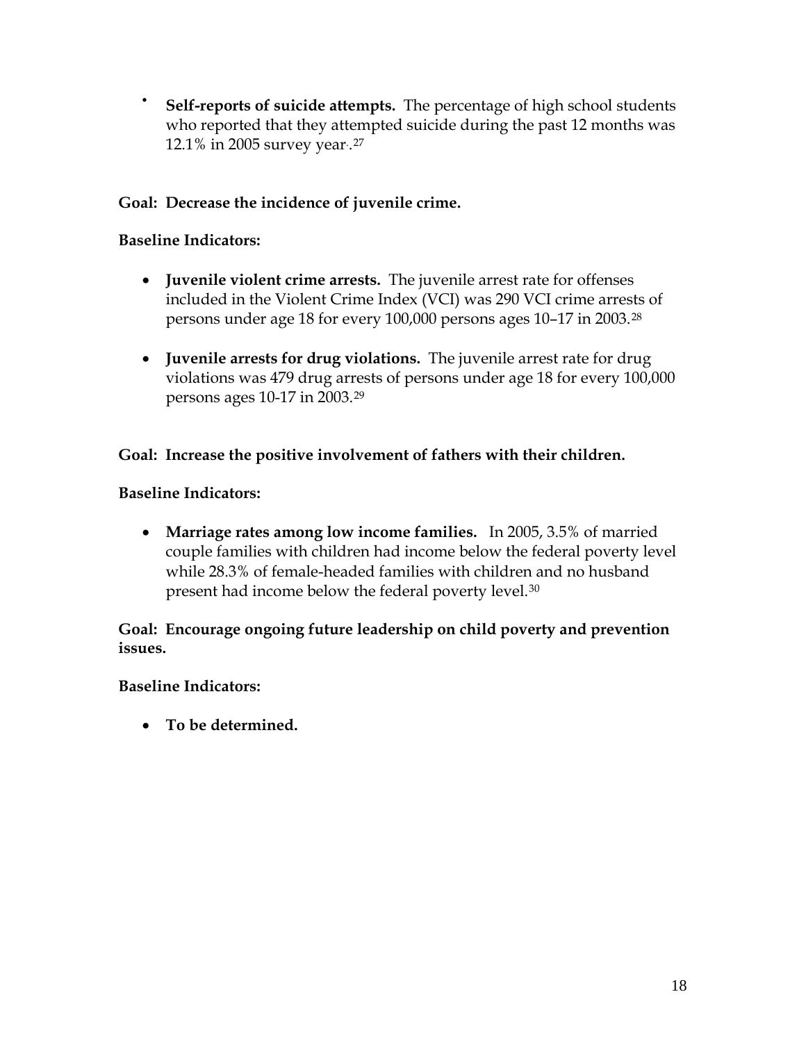- **Self-reports of suicide attempts.** The percentage of high school students who reported that they attempted suicide during the past 12 months was 12.1% in 2005 survey year..[27]

**Goal: Decrease the incidence of juvenile crime.**

**Baseline Indicators:**

- **Juvenile violent crime arrests.** The juvenile arrest rate for offenses included in the Violent Crime Index (VCI) was 290 VCI crime arrests of persons under age 18 for every 100,000 persons ages 10–17 in 2003.[28]

- **Juvenile arrests for drug violations.** The juvenile arrest rate for drug violations was 479 drug arrests of persons under age 18 for every 100,000 persons ages 10-17 in 2003.[29]

**Goal: Increase the positive involvement of fathers with their children.**

**Baseline Indicators:**

- **Marriage rates among low income families.** In 2005, 3.5% of married couple families with children had income below the federal poverty level while 28.3% of female-headed families with children and no husband present had income below the federal poverty level.[30]

**Goal: Encourage ongoing future leadership on child poverty and prevention issues.**

**Baseline Indicators:**

- **To be determined.**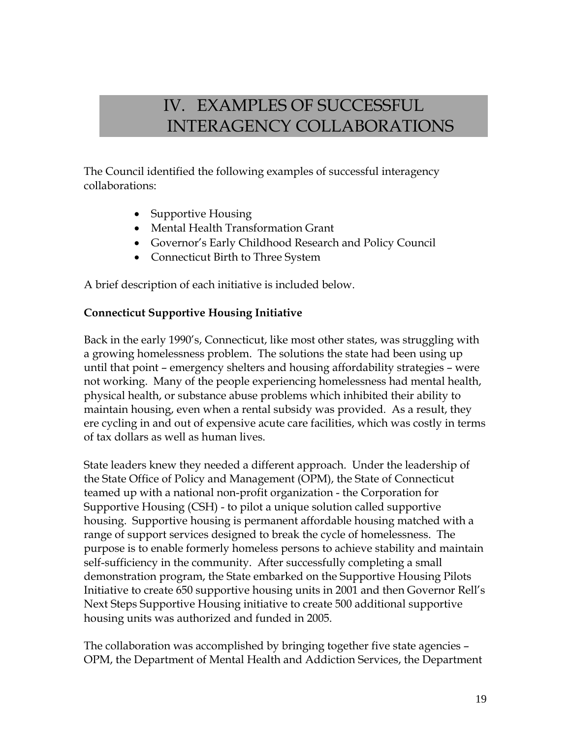# IV. EXAMPLES OF SUCCESSFUL INTERAGENCY COLLABORATIONS

The Council identified the following examples of successful interagency collaborations:

- Supportive Housing
- Mental Health Transformation Grant
- Governor's Early Childhood Research and Policy Council
- Connecticut Birth to Three System

A brief description of each initiative is included below.

**Connecticut Supportive Housing Initiative**

Back in the early 1990's, Connecticut, like most other states, was struggling with a growing homelessness problem. The solutions the state had been using up until that point – emergency shelters and housing affordability strategies – were not working. Many of the people experiencing homelessness had mental health, physical health, or substance abuse problems which inhibited their ability to maintain housing, even when a rental subsidy was provided. As a result, they ere cycling in and out of expensive acute care facilities, which was costly in terms of tax dollars as well as human lives.

State leaders knew they needed a different approach. Under the leadership of the State Office of Policy and Management (OPM), the State of Connecticut teamed up with a national non-profit organization - the Corporation for Supportive Housing (CSH) - to pilot a unique solution called supportive housing. Supportive housing is permanent affordable housing matched with a range of support services designed to break the cycle of homelessness. The purpose is to enable formerly homeless persons to achieve stability and maintain self-sufficiency in the community. After successfully completing a small demonstration program, the State embarked on the Supportive Housing Pilots Initiative to create 650 supportive housing units in 2001 and then Governor Rell's Next Steps Supportive Housing initiative to create 500 additional supportive housing units was authorized and funded in 2005.

The collaboration was accomplished by bringing together five state agencies – OPM, the Department of Mental Health and Addiction Services, the Department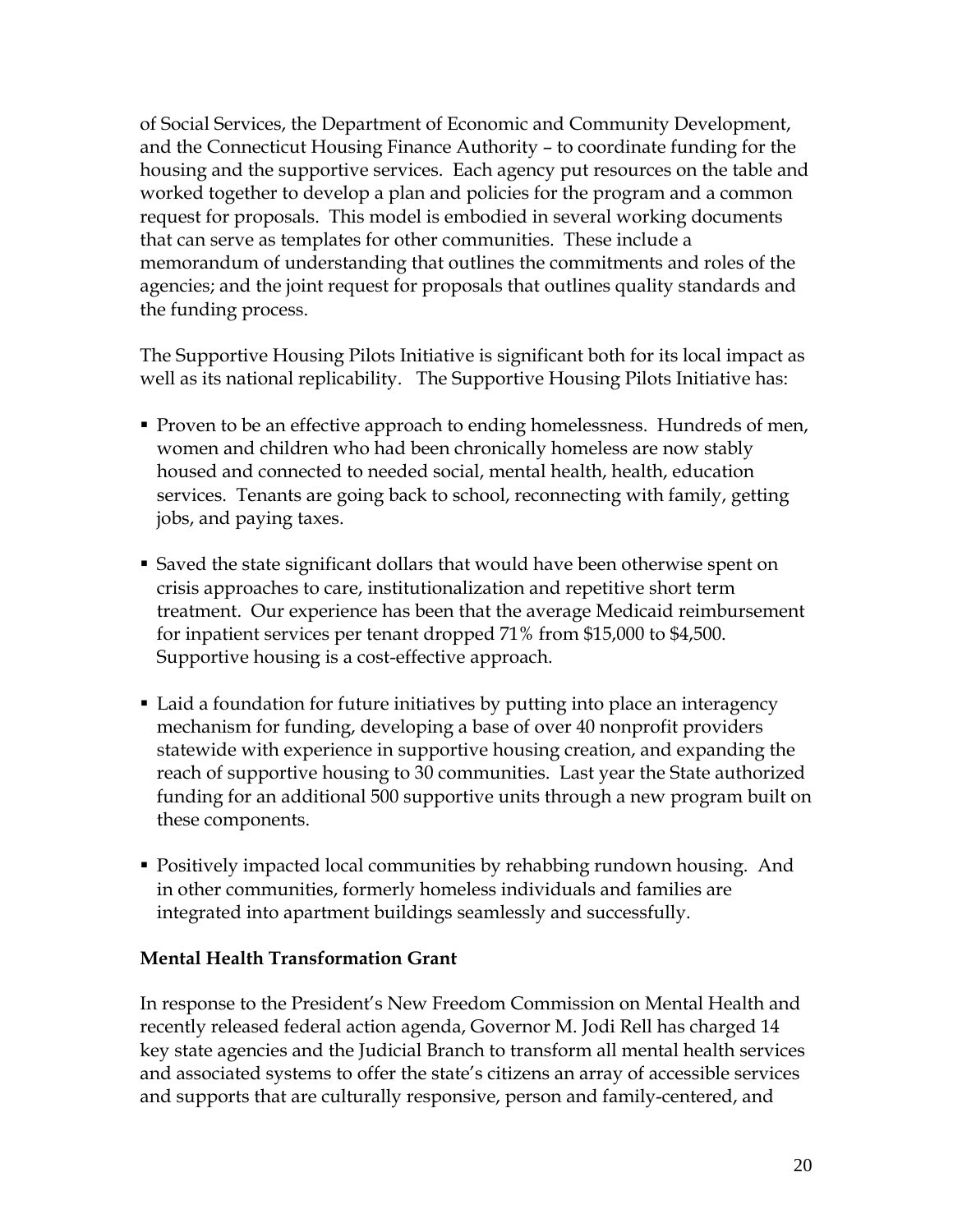of Social Services, the Department of Economic and Community Development, and the Connecticut Housing Finance Authority – to coordinate funding for the housing and the supportive services. Each agency put resources on the table and worked together to develop a plan and policies for the program and a common request for proposals. This model is embodied in several working documents that can serve as templates for other communities. These include a memorandum of understanding that outlines the commitments and roles of the agencies; and the joint request for proposals that outlines quality standards and the funding process.

The Supportive Housing Pilots Initiative is significant both for its local impact as well as its national replicability. The Supportive Housing Pilots Initiative has:

- Proven to be an effective approach to ending homelessness. Hundreds of men, women and children who had been chronically homeless are now stably housed and connected to needed social, mental health, health, education services. Tenants are going back to school, reconnecting with family, getting jobs, and paying taxes.

- Saved the state significant dollars that would have been otherwise spent on crisis approaches to care, institutionalization and repetitive short term treatment. Our experience has been that the average Medicaid reimbursement for inpatient services per tenant dropped 71% from $15,000 to $4,500. Supportive housing is a cost-effective approach.

- Laid a foundation for future initiatives by putting into place an interagency mechanism for funding, developing a base of over 40 nonprofit providers statewide with experience in supportive housing creation, and expanding the reach of supportive housing to 30 communities. Last year the State authorized funding for an additional 500 supportive units through a new program built on these components.

- Positively impacted local communities by rehabbing rundown housing. And in other communities, formerly homeless individuals and families are integrated into apartment buildings seamlessly and successfully.

**Mental Health Transformation Grant**

In response to the President's New Freedom Commission on Mental Health and recently released federal action agenda, Governor M. Jodi Rell has charged 14 key state agencies and the Judicial Branch to transform all mental health services and associated systems to offer the state's citizens an array of accessible services and supports that are culturally responsive, person and family-centered, and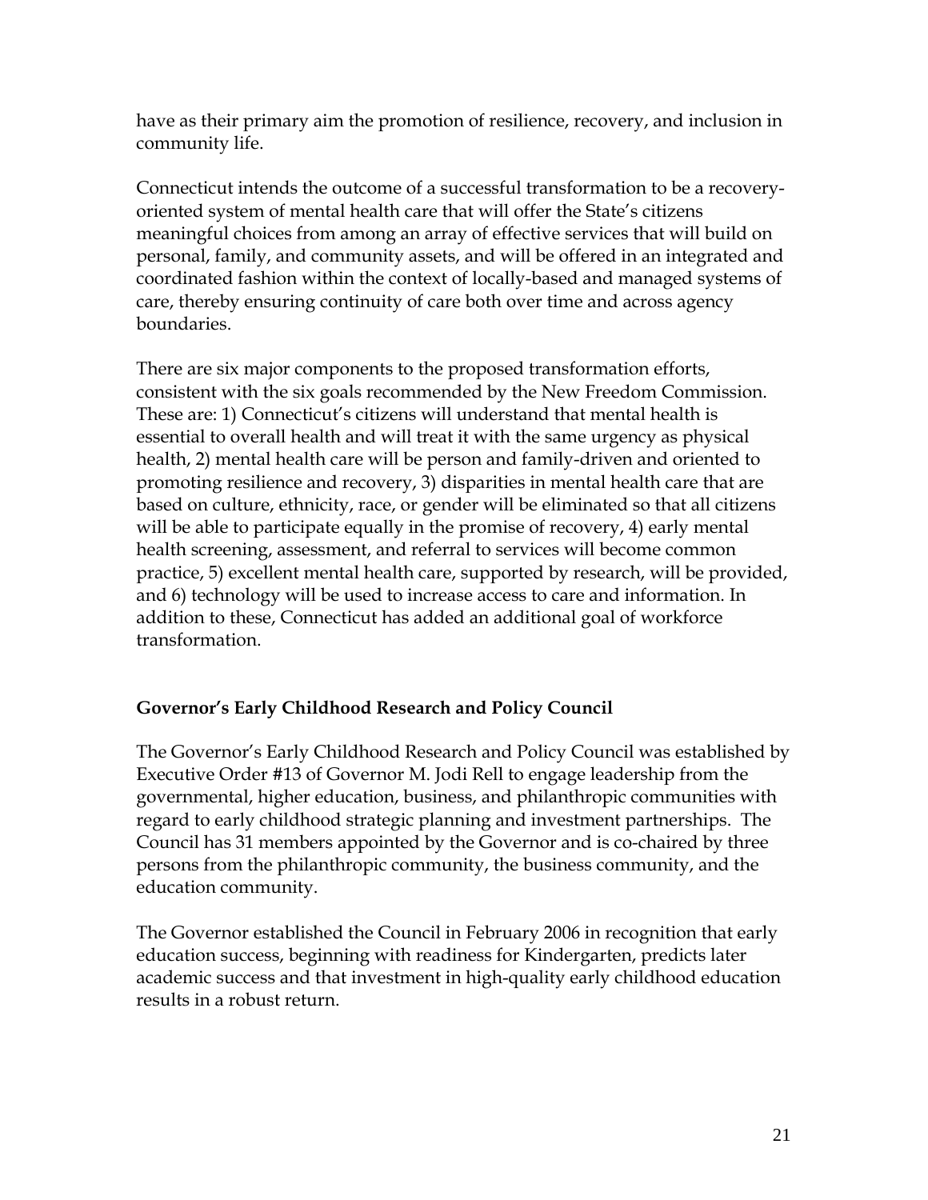have as their primary aim the promotion of resilience, recovery, and inclusion in community life.

Connecticut intends the outcome of a successful transformation to be a recovery-oriented system of mental health care that will offer the State's citizens meaningful choices from among an array of effective services that will build on personal, family, and community assets, and will be offered in an integrated and coordinated fashion within the context of locally-based and managed systems of care, thereby ensuring continuity of care both over time and across agency boundaries.

There are six major components to the proposed transformation efforts, consistent with the six goals recommended by the New Freedom Commission. These are: 1) Connecticut's citizens will understand that mental health is essential to overall health and will treat it with the same urgency as physical health, 2) mental health care will be person and family-driven and oriented to promoting resilience and recovery, 3) disparities in mental health care that are based on culture, ethnicity, race, or gender will be eliminated so that all citizens will be able to participate equally in the promise of recovery, 4) early mental health screening, assessment, and referral to services will become common practice, 5) excellent mental health care, supported by research, will be provided, and 6) technology will be used to increase access to care and information. In addition to these, Connecticut has added an additional goal of workforce transformation.

### Governor's Early Childhood Research and Policy Council

The Governor's Early Childhood Research and Policy Council was established by Executive Order #13 of Governor M. Jodi Rell to engage leadership from the governmental, higher education, business, and philanthropic communities with regard to early childhood strategic planning and investment partnerships. The Council has 31 members appointed by the Governor and is co-chaired by three persons from the philanthropic community, the business community, and the education community.

The Governor established the Council in February 2006 in recognition that early education success, beginning with readiness for Kindergarten, predicts later academic success and that investment in high-quality early childhood education results in a robust return.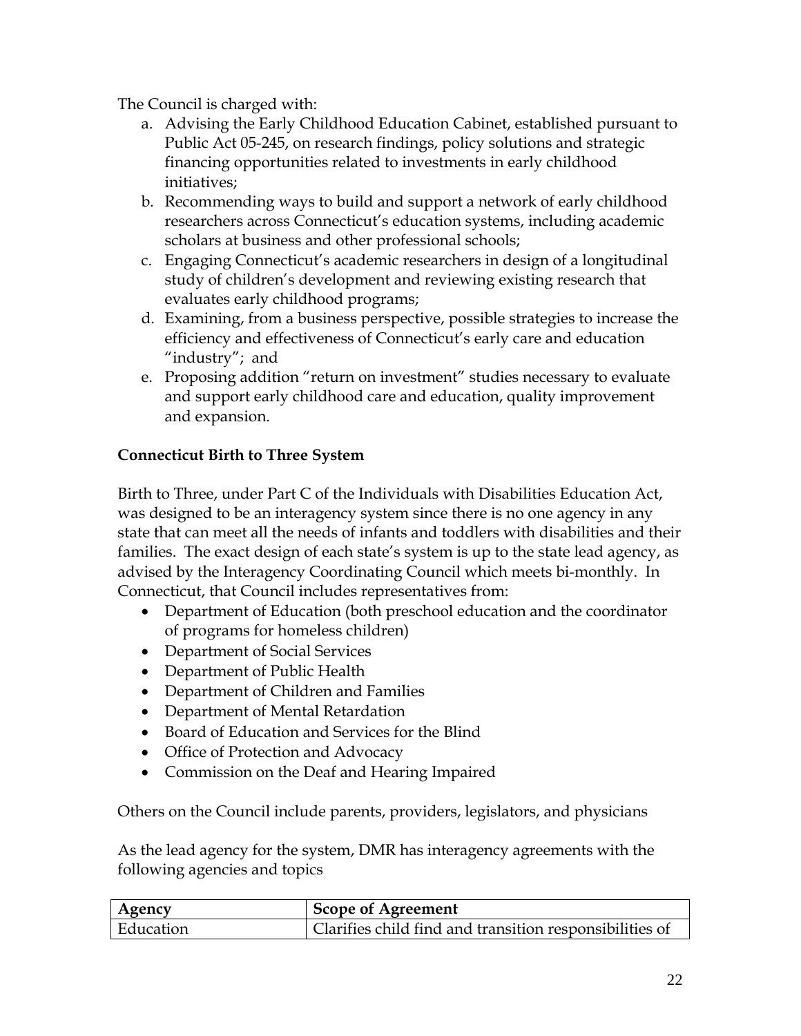The Council is charged with:

a. Advising the Early Childhood Education Cabinet, established pursuant to Public Act 05-245, on research findings, policy solutions and strategic financing opportunities related to investments in early childhood initiatives;
b. Recommending ways to build and support a network of early childhood researchers across Connecticut's education systems, including academic scholars at business and other professional schools;
c. Engaging Connecticut's academic researchers in design of a longitudinal study of children's development and reviewing existing research that evaluates early childhood programs;
d. Examining, from a business perspective, possible strategies to increase the efficiency and effectiveness of Connecticut's early care and education "industry"; and
e. Proposing addition "return on investment" studies necessary to evaluate and support early childhood care and education, quality improvement and expansion.

**Connecticut Birth to Three System**

Birth to Three, under Part C of the Individuals with Disabilities Education Act, was designed to be an interagency system since there is no one agency in any state that can meet all the needs of infants and toddlers with disabilities and their families. The exact design of each state's system is up to the state lead agency, as advised by the Interagency Coordinating Council which meets bi-monthly. In Connecticut, that Council includes representatives from:

- Department of Education (both preschool education and the coordinator of programs for homeless children)
- Department of Social Services
- Department of Public Health
- Department of Children and Families
- Department of Mental Retardation
- Board of Education and Services for the Blind
- Office of Protection and Advocacy
- Commission on the Deaf and Hearing Impaired

Others on the Council include parents, providers, legislators, and physicians

As the lead agency for the system, DMR has interagency agreements with the following agencies and topics

| Agency | Scope of Agreement |
|---|---|
| Education | Clarifies child find and transition responsibilities of |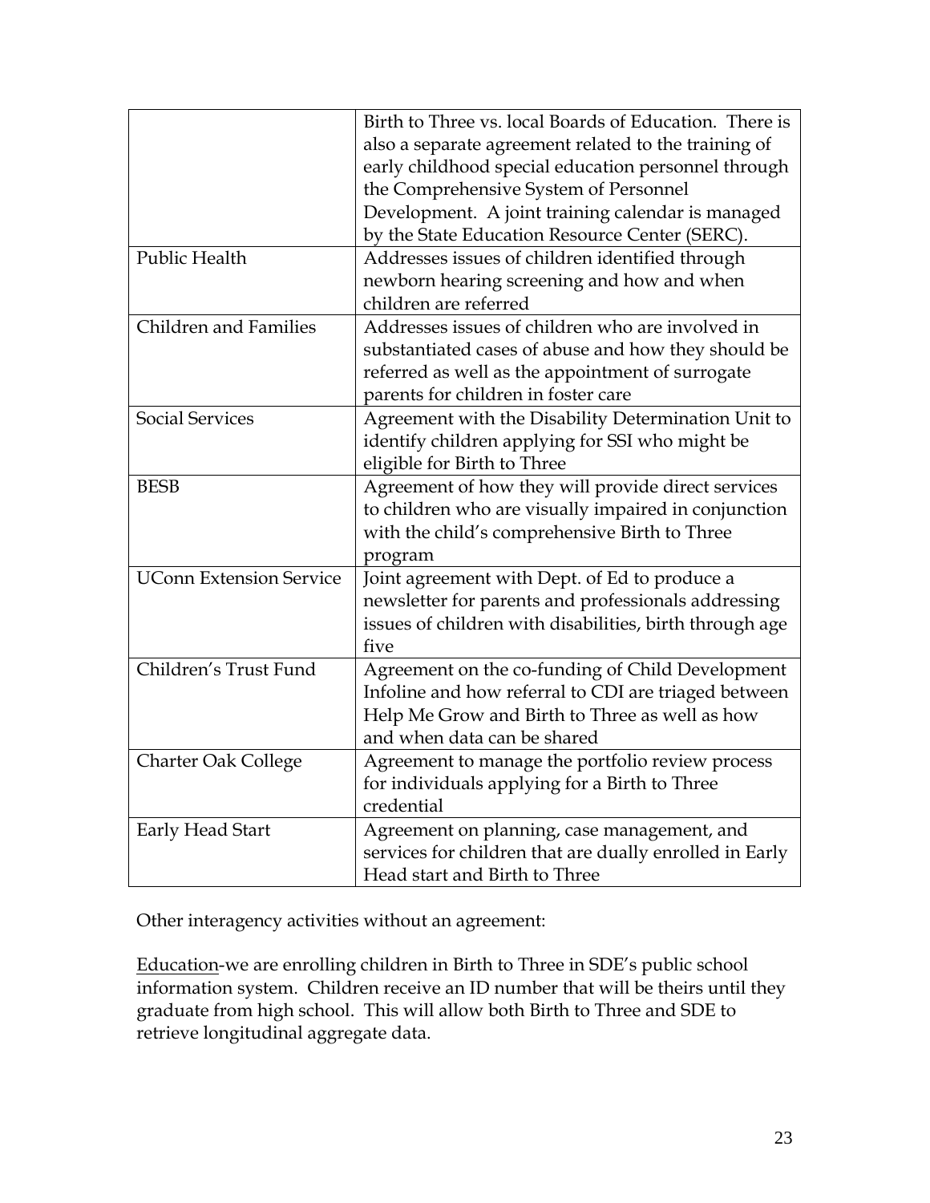| | |
|---|---|
| | Birth to Three vs. local Boards of Education. There is also a separate agreement related to the training of early childhood special education personnel through the Comprehensive System of Personnel Development. A joint training calendar is managed by the State Education Resource Center (SERC). |
| Public Health | Addresses issues of children identified through newborn hearing screening and how and when children are referred |
| Children and Families | Addresses issues of children who are involved in substantiated cases of abuse and how they should be referred as well as the appointment of surrogate parents for children in foster care |
| Social Services | Agreement with the Disability Determination Unit to identify children applying for SSI who might be eligible for Birth to Three |
| BESB | Agreement of how they will provide direct services to children who are visually impaired in conjunction with the child's comprehensive Birth to Three program |
| UConn Extension Service | Joint agreement with Dept. of Ed to produce a newsletter for parents and professionals addressing issues of children with disabilities, birth through age five |
| Children's Trust Fund | Agreement on the co-funding of Child Development Infoline and how referral to CDI are triaged between Help Me Grow and Birth to Three as well as how and when data can be shared |
| Charter Oak College | Agreement to manage the portfolio review process for individuals applying for a Birth to Three credential |
| Early Head Start | Agreement on planning, case management, and services for children that are dually enrolled in Early Head start and Birth to Three |

Other interagency activities without an agreement:

Education-we are enrolling children in Birth to Three in SDE's public school information system. Children receive an ID number that will be theirs until they graduate from high school. This will allow both Birth to Three and SDE to retrieve longitudinal aggregate data.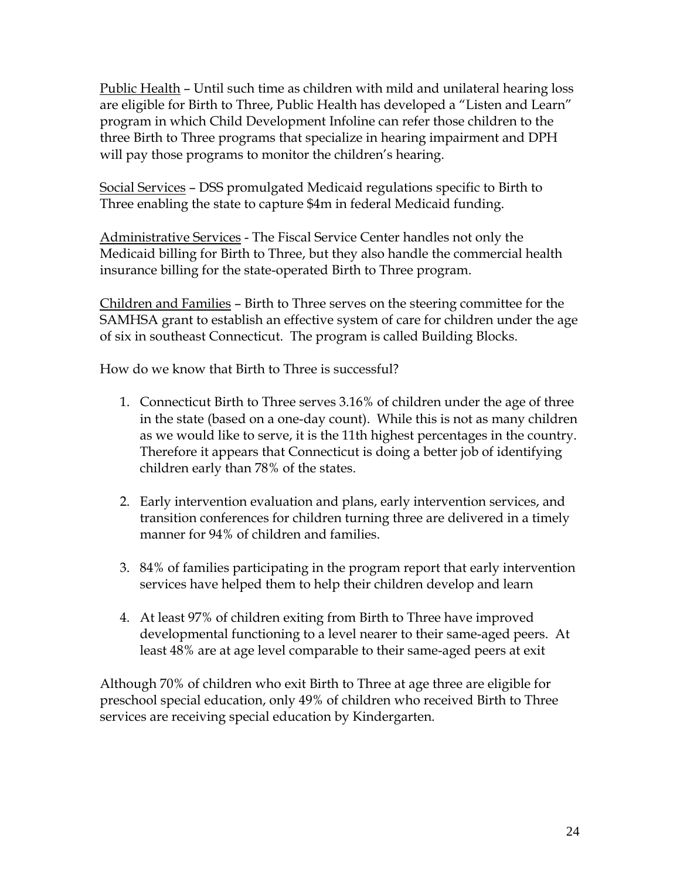<u>Public Health</u> – Until such time as children with mild and unilateral hearing loss are eligible for Birth to Three, Public Health has developed a "Listen and Learn" program in which Child Development Infoline can refer those children to the three Birth to Three programs that specialize in hearing impairment and DPH will pay those programs to monitor the children's hearing.

<u>Social Services</u> – DSS promulgated Medicaid regulations specific to Birth to Three enabling the state to capture $4m in federal Medicaid funding.

<u>Administrative Services</u> - The Fiscal Service Center handles not only the Medicaid billing for Birth to Three, but they also handle the commercial health insurance billing for the state-operated Birth to Three program.

<u>Children and Families</u> – Birth to Three serves on the steering committee for the SAMHSA grant to establish an effective system of care for children under the age of six in southeast Connecticut. The program is called Building Blocks.

How do we know that Birth to Three is successful?

1. Connecticut Birth to Three serves 3.16% of children under the age of three in the state (based on a one-day count). While this is not as many children as we would like to serve, it is the 11th highest percentages in the country. Therefore it appears that Connecticut is doing a better job of identifying children early than 78% of the states.

2. Early intervention evaluation and plans, early intervention services, and transition conferences for children turning three are delivered in a timely manner for 94% of children and families.

3. 84% of families participating in the program report that early intervention services have helped them to help their children develop and learn

4. At least 97% of children exiting from Birth to Three have improved developmental functioning to a level nearer to their same-aged peers. At least 48% are at age level comparable to their same-aged peers at exit

Although 70% of children who exit Birth to Three at age three are eligible for preschool special education, only 49% of children who received Birth to Three services are receiving special education by Kindergarten.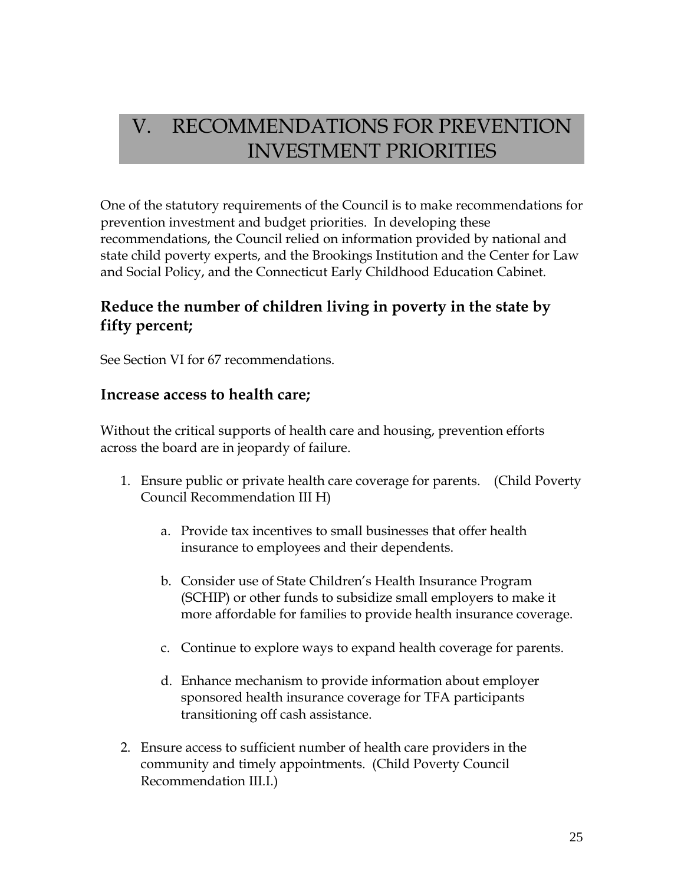# V. RECOMMENDATIONS FOR PREVENTION INVESTMENT PRIORITIES

One of the statutory requirements of the Council is to make recommendations for prevention investment and budget priorities. In developing these recommendations, the Council relied on information provided by national and state child poverty experts, and the Brookings Institution and the Center for Law and Social Policy, and the Connecticut Early Childhood Education Cabinet.

## Reduce the number of children living in poverty in the state by fifty percent;

See Section VI for 67 recommendations.

## Increase access to health care;

Without the critical supports of health care and housing, prevention efforts across the board are in jeopardy of failure.

1. Ensure public or private health care coverage for parents. (Child Poverty Council Recommendation III H)

    a. Provide tax incentives to small businesses that offer health insurance to employees and their dependents.

    b. Consider use of State Children's Health Insurance Program (SCHIP) or other funds to subsidize small employers to make it more affordable for families to provide health insurance coverage.

    c. Continue to explore ways to expand health coverage for parents.

    d. Enhance mechanism to provide information about employer sponsored health insurance coverage for TFA participants transitioning off cash assistance.

2. Ensure access to sufficient number of health care providers in the community and timely appointments. (Child Poverty Council Recommendation III.I.)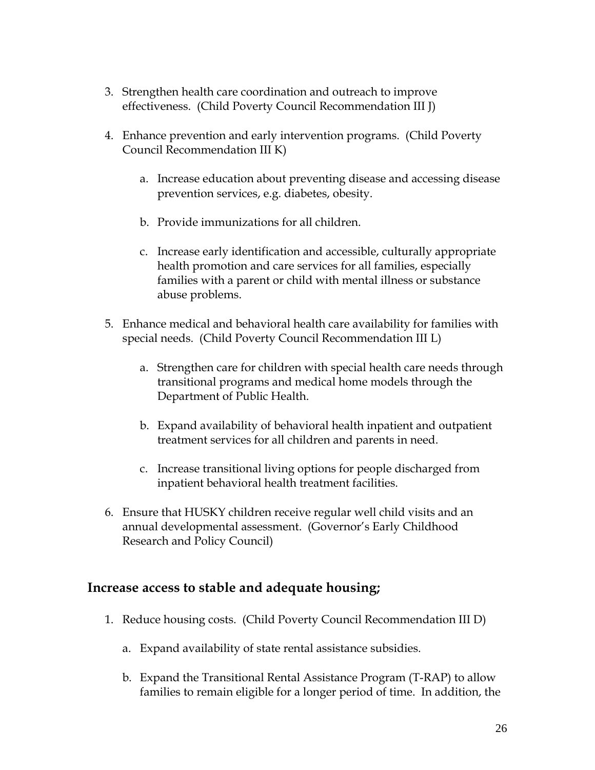3. Strengthen health care coordination and outreach to improve effectiveness. (Child Poverty Council Recommendation III J)

4. Enhance prevention and early intervention programs. (Child Poverty Council Recommendation III K)

    a. Increase education about preventing disease and accessing disease prevention services, e.g. diabetes, obesity.

    b. Provide immunizations for all children.

    c. Increase early identification and accessible, culturally appropriate health promotion and care services for all families, especially families with a parent or child with mental illness or substance abuse problems.

5. Enhance medical and behavioral health care availability for families with special needs. (Child Poverty Council Recommendation III L)

    a. Strengthen care for children with special health care needs through transitional programs and medical home models through the Department of Public Health.

    b. Expand availability of behavioral health inpatient and outpatient treatment services for all children and parents in need.

    c. Increase transitional living options for people discharged from inpatient behavioral health treatment facilities.

6. Ensure that HUSKY children receive regular well child visits and an annual developmental assessment. (Governor's Early Childhood Research and Policy Council)

## Increase access to stable and adequate housing;

1. Reduce housing costs. (Child Poverty Council Recommendation III D)

    a. Expand availability of state rental assistance subsidies.

    b. Expand the Transitional Rental Assistance Program (T-RAP) to allow families to remain eligible for a longer period of time. In addition, the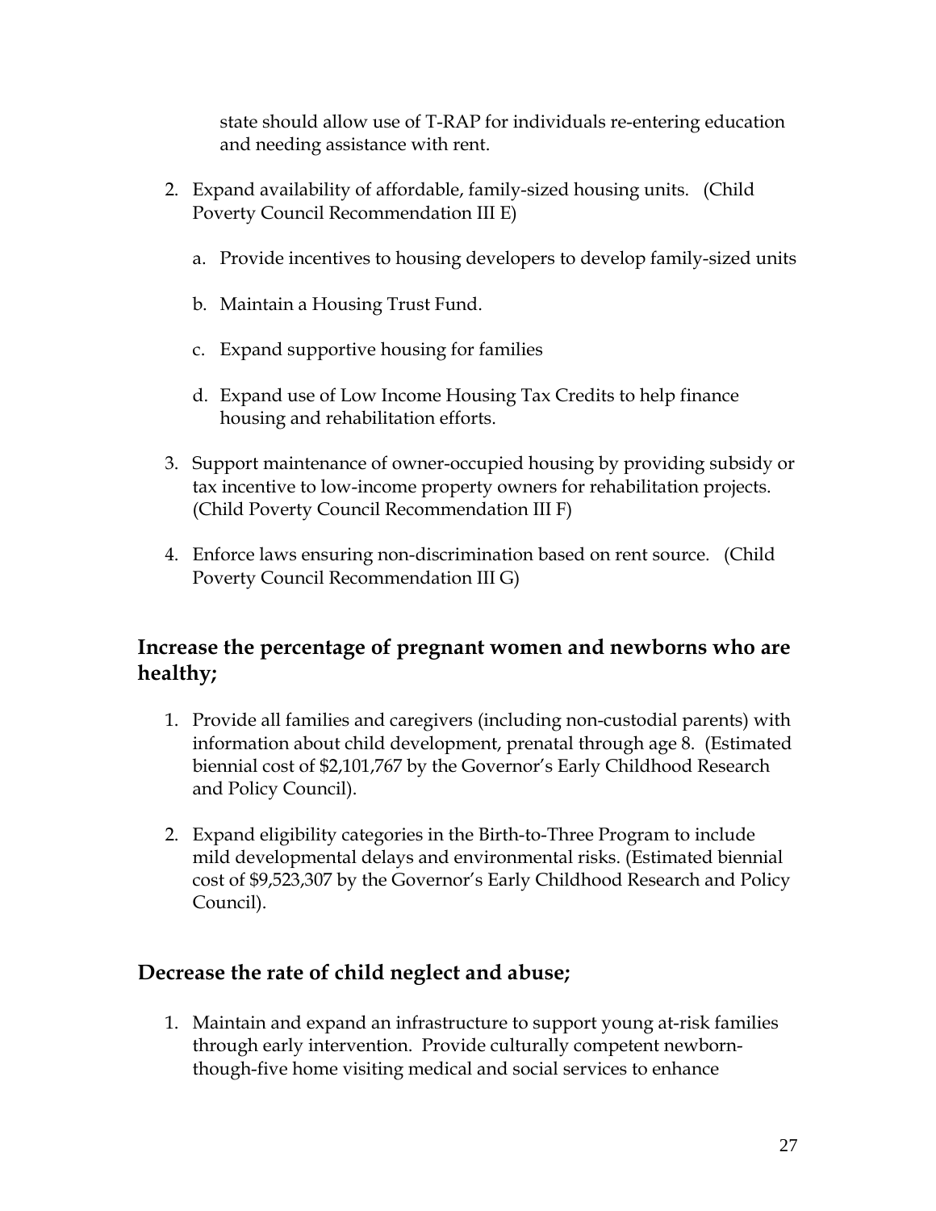state should allow use of T-RAP for individuals re-entering education and needing assistance with rent.

2. Expand availability of affordable, family-sized housing units. (Child Poverty Council Recommendation III E)

   a. Provide incentives to housing developers to develop family-sized units

   b. Maintain a Housing Trust Fund.

   c. Expand supportive housing for families

   d. Expand use of Low Income Housing Tax Credits to help finance housing and rehabilitation efforts.

3. Support maintenance of owner-occupied housing by providing subsidy or tax incentive to low-income property owners for rehabilitation projects. (Child Poverty Council Recommendation III F)

4. Enforce laws ensuring non-discrimination based on rent source. (Child Poverty Council Recommendation III G)

## Increase the percentage of pregnant women and newborns who are healthy;

1. Provide all families and caregivers (including non-custodial parents) with information about child development, prenatal through age 8. (Estimated biennial cost of $2,101,767 by the Governor's Early Childhood Research and Policy Council).

2. Expand eligibility categories in the Birth-to-Three Program to include mild developmental delays and environmental risks. (Estimated biennial cost of $9,523,307 by the Governor's Early Childhood Research and Policy Council).

## Decrease the rate of child neglect and abuse;

1. Maintain and expand an infrastructure to support young at-risk families through early intervention. Provide culturally competent newborn-though-five home visiting medical and social services to enhance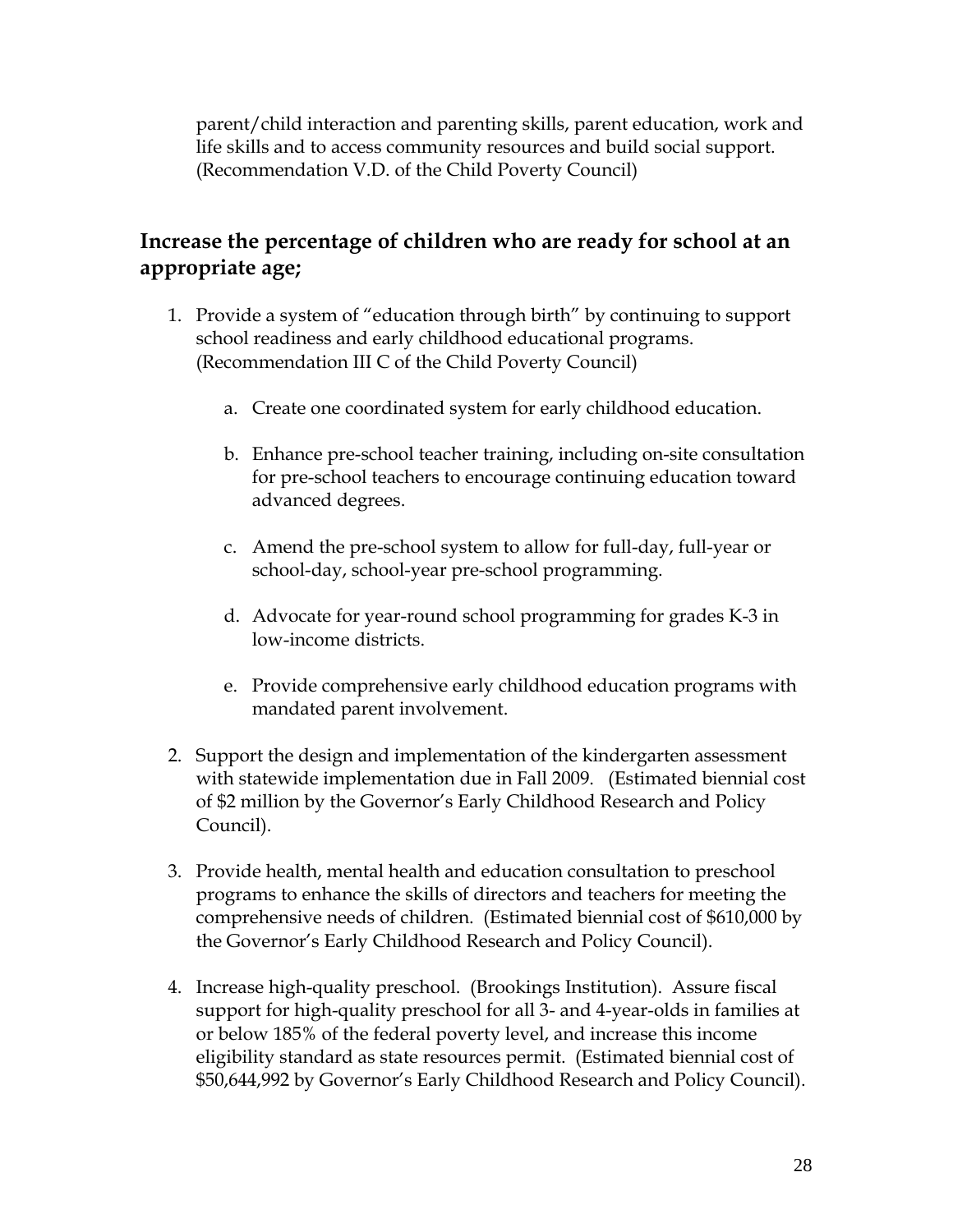parent/child interaction and parenting skills, parent education, work and life skills and to access community resources and build social support. (Recommendation V.D. of the Child Poverty Council)

## Increase the percentage of children who are ready for school at an appropriate age;

1. Provide a system of "education through birth" by continuing to support school readiness and early childhood educational programs. (Recommendation III C of the Child Poverty Council)

    a. Create one coordinated system for early childhood education.

    b. Enhance pre-school teacher training, including on-site consultation for pre-school teachers to encourage continuing education toward advanced degrees.

    c. Amend the pre-school system to allow for full-day, full-year or school-day, school-year pre-school programming.

    d. Advocate for year-round school programming for grades K-3 in low-income districts.

    e. Provide comprehensive early childhood education programs with mandated parent involvement.

2. Support the design and implementation of the kindergarten assessment with statewide implementation due in Fall 2009. (Estimated biennial cost of $2 million by the Governor's Early Childhood Research and Policy Council).

3. Provide health, mental health and education consultation to preschool programs to enhance the skills of directors and teachers for meeting the comprehensive needs of children. (Estimated biennial cost of $610,000 by the Governor's Early Childhood Research and Policy Council).

4. Increase high-quality preschool. (Brookings Institution). Assure fiscal support for high-quality preschool for all 3- and 4-year-olds in families at or below 185% of the federal poverty level, and increase this income eligibility standard as state resources permit. (Estimated biennial cost of $50,644,992 by Governor's Early Childhood Research and Policy Council).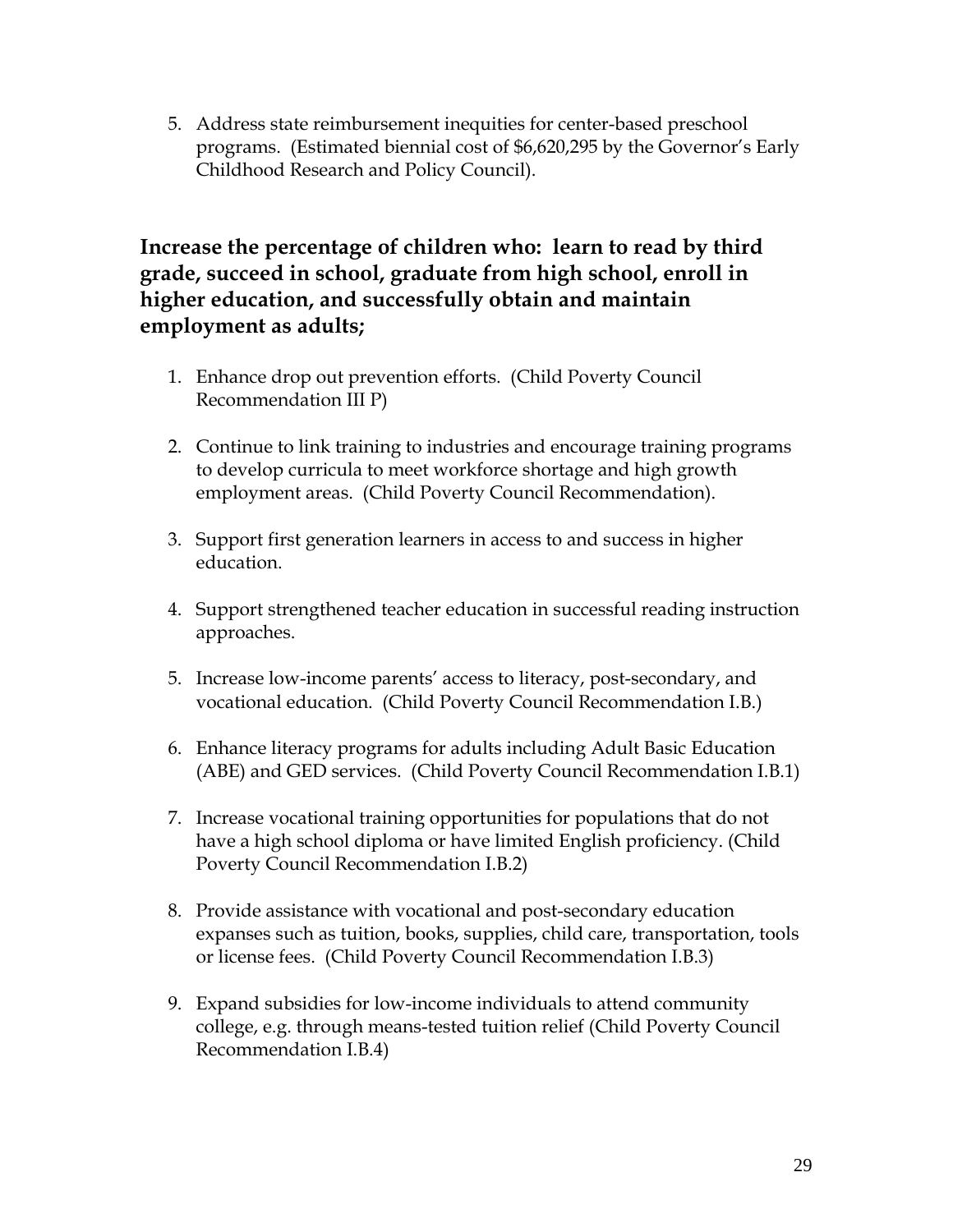5. Address state reimbursement inequities for center-based preschool programs. (Estimated biennial cost of $6,620,295 by the Governor's Early Childhood Research and Policy Council).

## Increase the percentage of children who: learn to read by third grade, succeed in school, graduate from high school, enroll in higher education, and successfully obtain and maintain employment as adults;

1. Enhance drop out prevention efforts. (Child Poverty Council Recommendation III P)

2. Continue to link training to industries and encourage training programs to develop curricula to meet workforce shortage and high growth employment areas. (Child Poverty Council Recommendation).

3. Support first generation learners in access to and success in higher education.

4. Support strengthened teacher education in successful reading instruction approaches.

5. Increase low-income parents' access to literacy, post-secondary, and vocational education. (Child Poverty Council Recommendation I.B.)

6. Enhance literacy programs for adults including Adult Basic Education (ABE) and GED services. (Child Poverty Council Recommendation I.B.1)

7. Increase vocational training opportunities for populations that do not have a high school diploma or have limited English proficiency. (Child Poverty Council Recommendation I.B.2)

8. Provide assistance with vocational and post-secondary education expanses such as tuition, books, supplies, child care, transportation, tools or license fees. (Child Poverty Council Recommendation I.B.3)

9. Expand subsidies for low-income individuals to attend community college, e.g. through means-tested tuition relief (Child Poverty Council Recommendation I.B.4)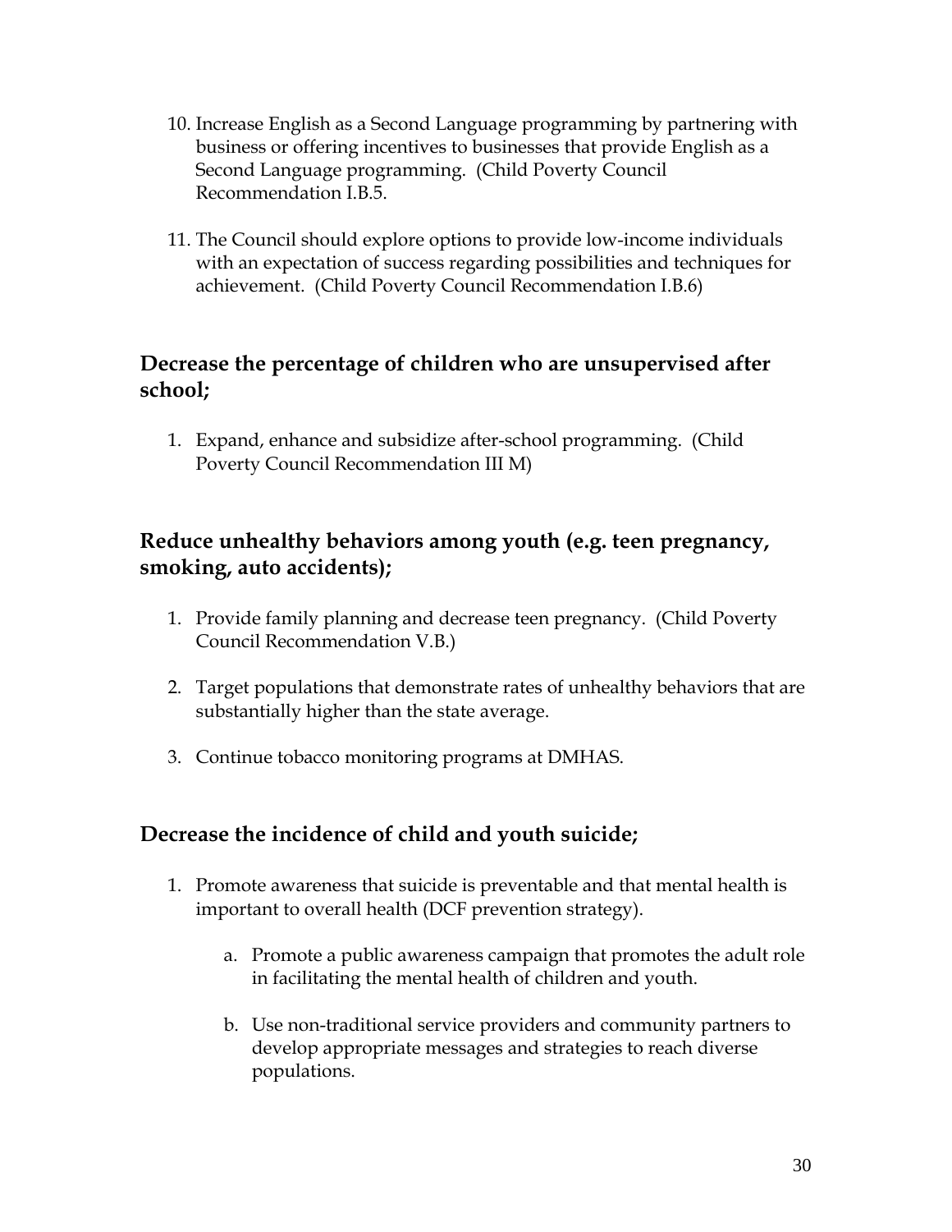10. Increase English as a Second Language programming by partnering with business or offering incentives to businesses that provide English as a Second Language programming. (Child Poverty Council Recommendation I.B.5.

11. The Council should explore options to provide low-income individuals with an expectation of success regarding possibilities and techniques for achievement. (Child Poverty Council Recommendation I.B.6)

## Decrease the percentage of children who are unsupervised after school;

1. Expand, enhance and subsidize after-school programming. (Child Poverty Council Recommendation III M)

## Reduce unhealthy behaviors among youth (e.g. teen pregnancy, smoking, auto accidents);

1. Provide family planning and decrease teen pregnancy. (Child Poverty Council Recommendation V.B.)

2. Target populations that demonstrate rates of unhealthy behaviors that are substantially higher than the state average.

3. Continue tobacco monitoring programs at DMHAS.

## Decrease the incidence of child and youth suicide;

1. Promote awareness that suicide is preventable and that mental health is important to overall health (DCF prevention strategy).

    a. Promote a public awareness campaign that promotes the adult role in facilitating the mental health of children and youth.

    b. Use non-traditional service providers and community partners to develop appropriate messages and strategies to reach diverse populations.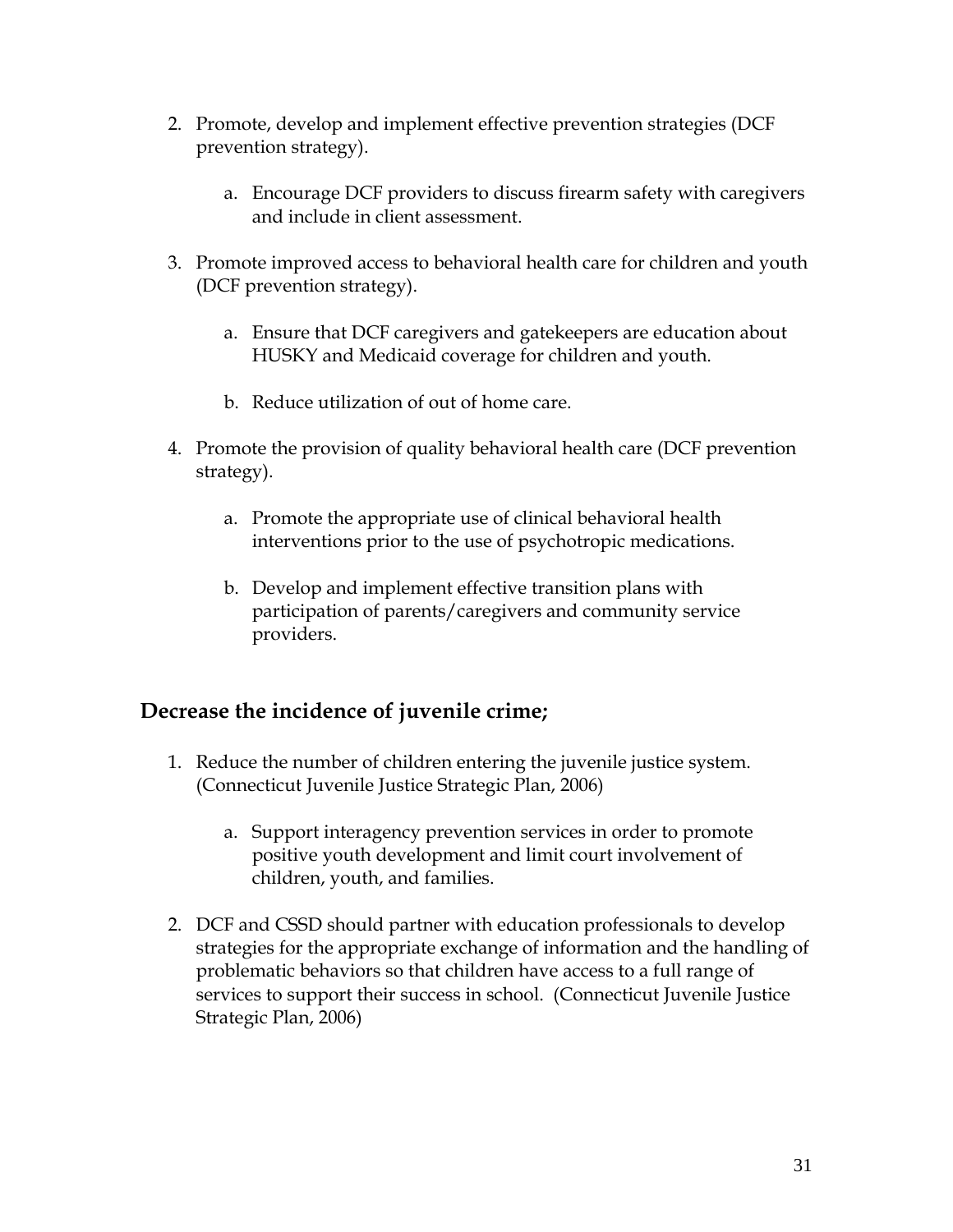2. Promote, develop and implement effective prevention strategies (DCF prevention strategy).

    a. Encourage DCF providers to discuss firearm safety with caregivers and include in client assessment.

3. Promote improved access to behavioral health care for children and youth (DCF prevention strategy).

    a. Ensure that DCF caregivers and gatekeepers are education about HUSKY and Medicaid coverage for children and youth.

    b. Reduce utilization of out of home care.

4. Promote the provision of quality behavioral health care (DCF prevention strategy).

    a. Promote the appropriate use of clinical behavioral health interventions prior to the use of psychotropic medications.

    b. Develop and implement effective transition plans with participation of parents/caregivers and community service providers.

## Decrease the incidence of juvenile crime;

1. Reduce the number of children entering the juvenile justice system. (Connecticut Juvenile Justice Strategic Plan, 2006)

    a. Support interagency prevention services in order to promote positive youth development and limit court involvement of children, youth, and families.

2. DCF and CSSD should partner with education professionals to develop strategies for the appropriate exchange of information and the handling of problematic behaviors so that children have access to a full range of services to support their success in school. (Connecticut Juvenile Justice Strategic Plan, 2006)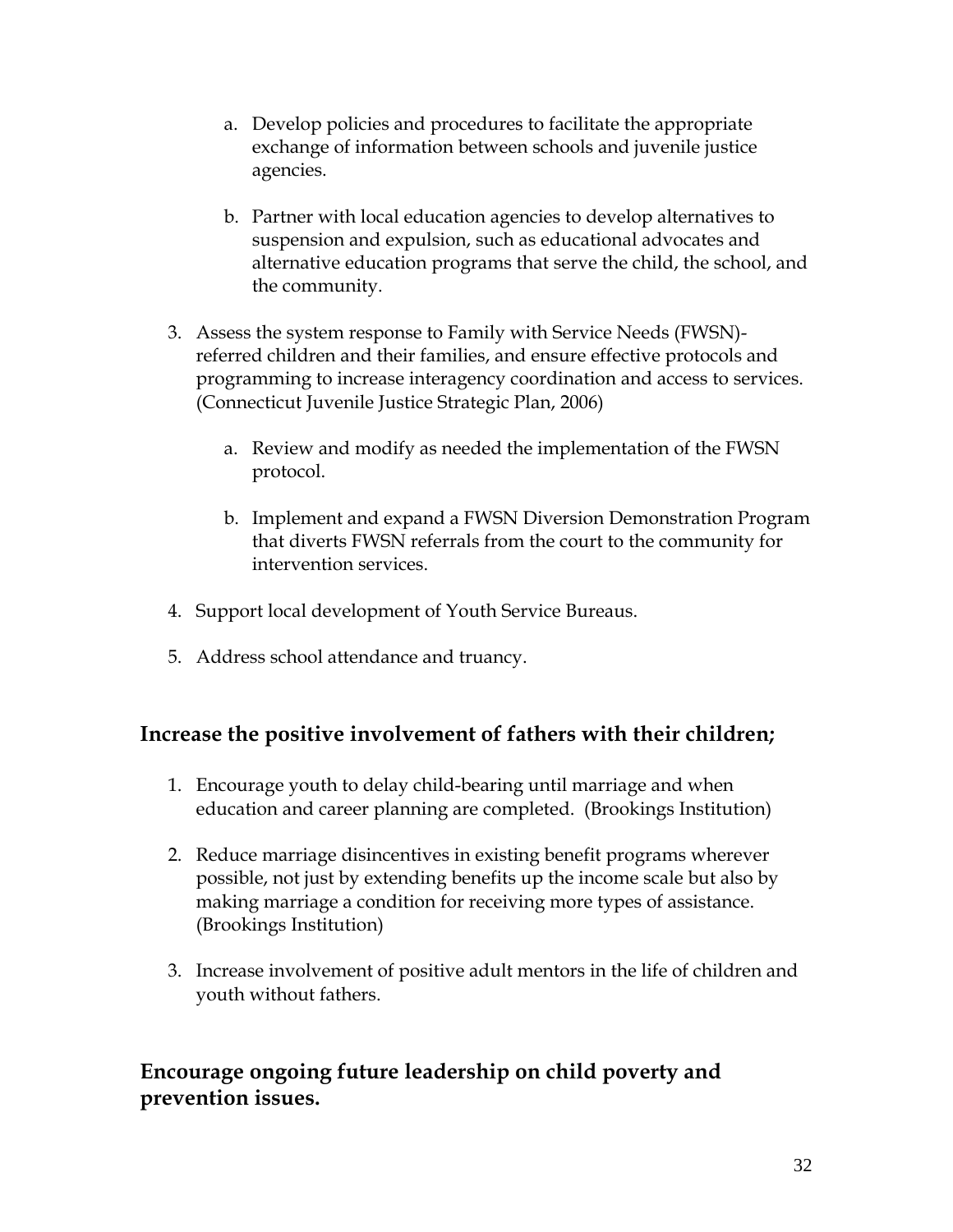a. Develop policies and procedures to facilitate the appropriate exchange of information between schools and juvenile justice agencies.

   b. Partner with local education agencies to develop alternatives to suspension and expulsion, such as educational advocates and alternative education programs that serve the child, the school, and the community.

3. Assess the system response to Family with Service Needs (FWSN)-referred children and their families, and ensure effective protocols and programming to increase interagency coordination and access to services. (Connecticut Juvenile Justice Strategic Plan, 2006)

   a. Review and modify as needed the implementation of the FWSN protocol.

   b. Implement and expand a FWSN Diversion Demonstration Program that diverts FWSN referrals from the court to the community for intervention services.

4. Support local development of Youth Service Bureaus.

5. Address school attendance and truancy.

## Increase the positive involvement of fathers with their children*;*

1. Encourage youth to delay child-bearing until marriage and when education and career planning are completed. (Brookings Institution)

2. Reduce marriage disincentives in existing benefit programs wherever possible, not just by extending benefits up the income scale but also by making marriage a condition for receiving more types of assistance. (Brookings Institution)

3. Increase involvement of positive adult mentors in the life of children and youth without fathers.

## Encourage ongoing future leadership on child poverty and prevention issues.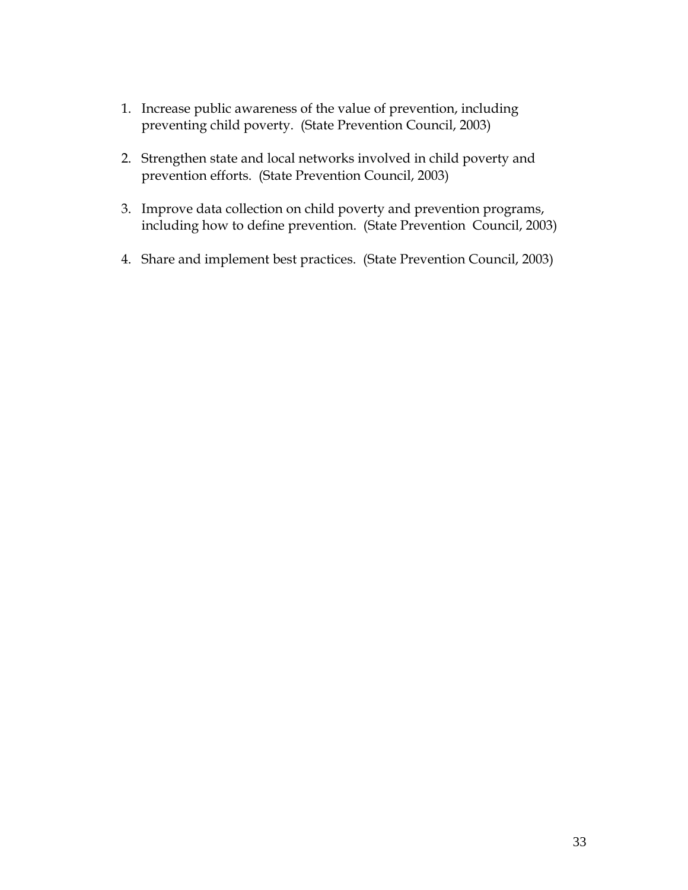1. Increase public awareness of the value of prevention, including preventing child poverty. (State Prevention Council, 2003)

2. Strengthen state and local networks involved in child poverty and prevention efforts. (State Prevention Council, 2003)

3. Improve data collection on child poverty and prevention programs, including how to define prevention. (State Prevention Council, 2003)

4. Share and implement best practices. (State Prevention Council, 2003)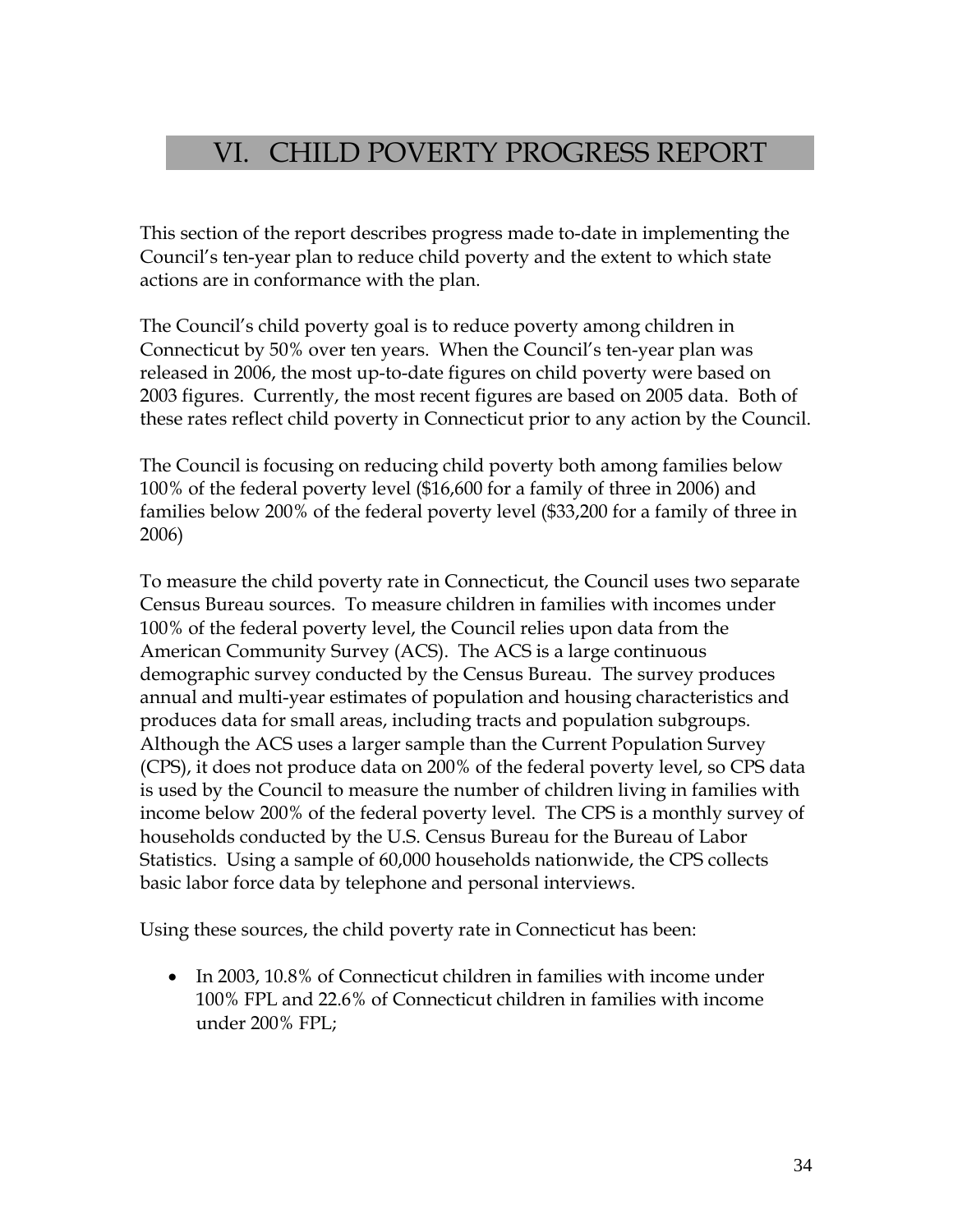# VI. CHILD POVERTY PROGRESS REPORT

This section of the report describes progress made to-date in implementing the Council's ten-year plan to reduce child poverty and the extent to which state actions are in conformance with the plan.

The Council's child poverty goal is to reduce poverty among children in Connecticut by 50% over ten years. When the Council's ten-year plan was released in 2006, the most up-to-date figures on child poverty were based on 2003 figures. Currently, the most recent figures are based on 2005 data. Both of these rates reflect child poverty in Connecticut prior to any action by the Council.

The Council is focusing on reducing child poverty both among families below 100% of the federal poverty level ($16,600 for a family of three in 2006) and families below 200% of the federal poverty level ($33,200 for a family of three in 2006)

To measure the child poverty rate in Connecticut, the Council uses two separate Census Bureau sources. To measure children in families with incomes under 100% of the federal poverty level, the Council relies upon data from the American Community Survey (ACS). The ACS is a large continuous demographic survey conducted by the Census Bureau. The survey produces annual and multi-year estimates of population and housing characteristics and produces data for small areas, including tracts and population subgroups. Although the ACS uses a larger sample than the Current Population Survey (CPS), it does not produce data on 200% of the federal poverty level, so CPS data is used by the Council to measure the number of children living in families with income below 200% of the federal poverty level. The CPS is a monthly survey of households conducted by the U.S. Census Bureau for the Bureau of Labor Statistics. Using a sample of 60,000 households nationwide, the CPS collects basic labor force data by telephone and personal interviews.

Using these sources, the child poverty rate in Connecticut has been:

- In 2003, 10.8% of Connecticut children in families with income under 100% FPL and 22.6% of Connecticut children in families with income under 200% FPL;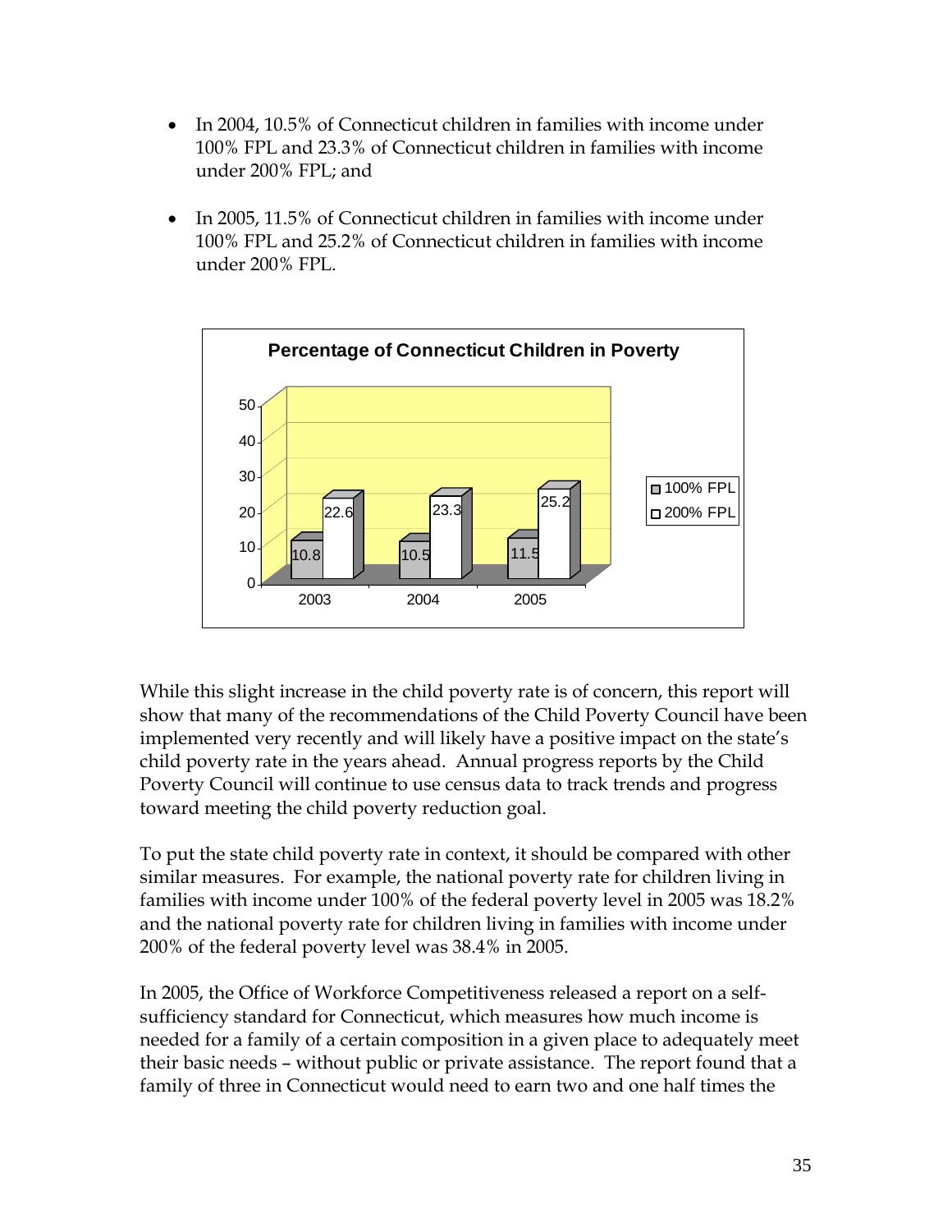- In 2004, 10.5% of Connecticut children in families with income under 100% FPL and 23.3% of Connecticut children in families with income under 200% FPL; and

- In 2005, 11.5% of Connecticut children in families with income under 100% FPL and 25.2% of Connecticut children in families with income under 200% FPL.

**Percentage of Connecticut Children in Poverty**

| | 2003 | 2004 | 2005 |
|---|---|---|---|
| 100% FPL | 10.8 | 10.5 | 11.5 |
| 200% FPL | 22.6 | 23.3 | 25.2 |

While this slight increase in the child poverty rate is of concern, this report will show that many of the recommendations of the Child Poverty Council have been implemented very recently and will likely have a positive impact on the state's child poverty rate in the years ahead. Annual progress reports by the Child Poverty Council will continue to use census data to track trends and progress toward meeting the child poverty reduction goal.

To put the state child poverty rate in context, it should be compared with other similar measures. For example, the national poverty rate for children living in families with income under 100% of the federal poverty level in 2005 was 18.2% and the national poverty rate for children living in families with income under 200% of the federal poverty level was 38.4% in 2005.

In 2005, the Office of Workforce Competitiveness released a report on a self-sufficiency standard for Connecticut, which measures how much income is needed for a family of a certain composition in a given place to adequately meet their basic needs – without public or private assistance. The report found that a family of three in Connecticut would need to earn two and one half times the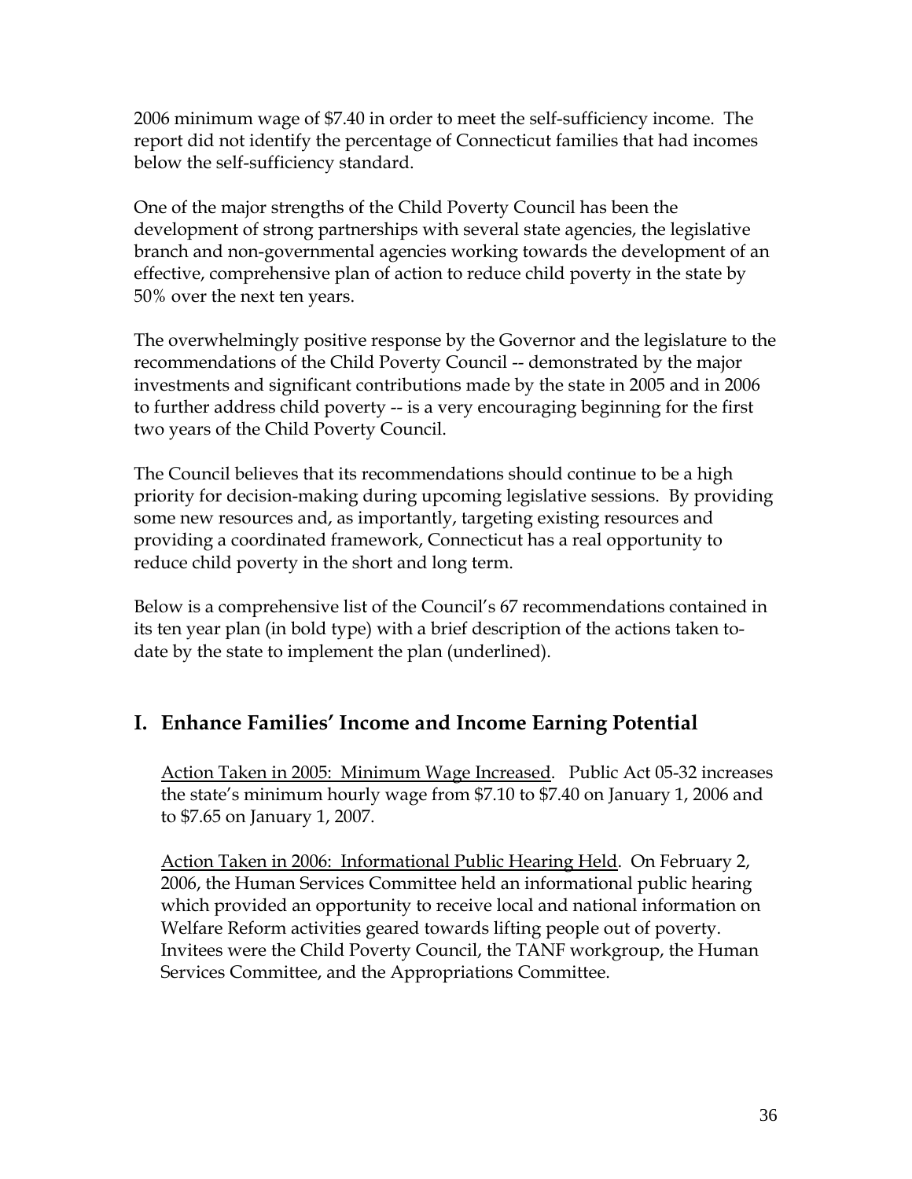2006 minimum wage of $7.40 in order to meet the self-sufficiency income. The report did not identify the percentage of Connecticut families that had incomes below the self-sufficiency standard.

One of the major strengths of the Child Poverty Council has been the development of strong partnerships with several state agencies, the legislative branch and non-governmental agencies working towards the development of an effective, comprehensive plan of action to reduce child poverty in the state by 50% over the next ten years.

The overwhelmingly positive response by the Governor and the legislature to the recommendations of the Child Poverty Council -- demonstrated by the major investments and significant contributions made by the state in 2005 and in 2006 to further address child poverty -- is a very encouraging beginning for the first two years of the Child Poverty Council.

The Council believes that its recommendations should continue to be a high priority for decision-making during upcoming legislative sessions. By providing some new resources and, as importantly, targeting existing resources and providing a coordinated framework, Connecticut has a real opportunity to reduce child poverty in the short and long term.

Below is a comprehensive list of the Council's 67 recommendations contained in its ten year plan (in bold type) with a brief description of the actions taken to-date by the state to implement the plan (underlined).

## I. Enhance Families' Income and Income Earning Potential

<u>Action Taken in 2005: Minimum Wage Increased</u>. Public Act 05-32 increases the state's minimum hourly wage from $7.10 to $7.40 on January 1, 2006 and to $7.65 on January 1, 2007.

<u>Action Taken in 2006: Informational Public Hearing Held</u>. On February 2, 2006, the Human Services Committee held an informational public hearing which provided an opportunity to receive local and national information on Welfare Reform activities geared towards lifting people out of poverty. Invitees were the Child Poverty Council, the TANF workgroup, the Human Services Committee, and the Appropriations Committee.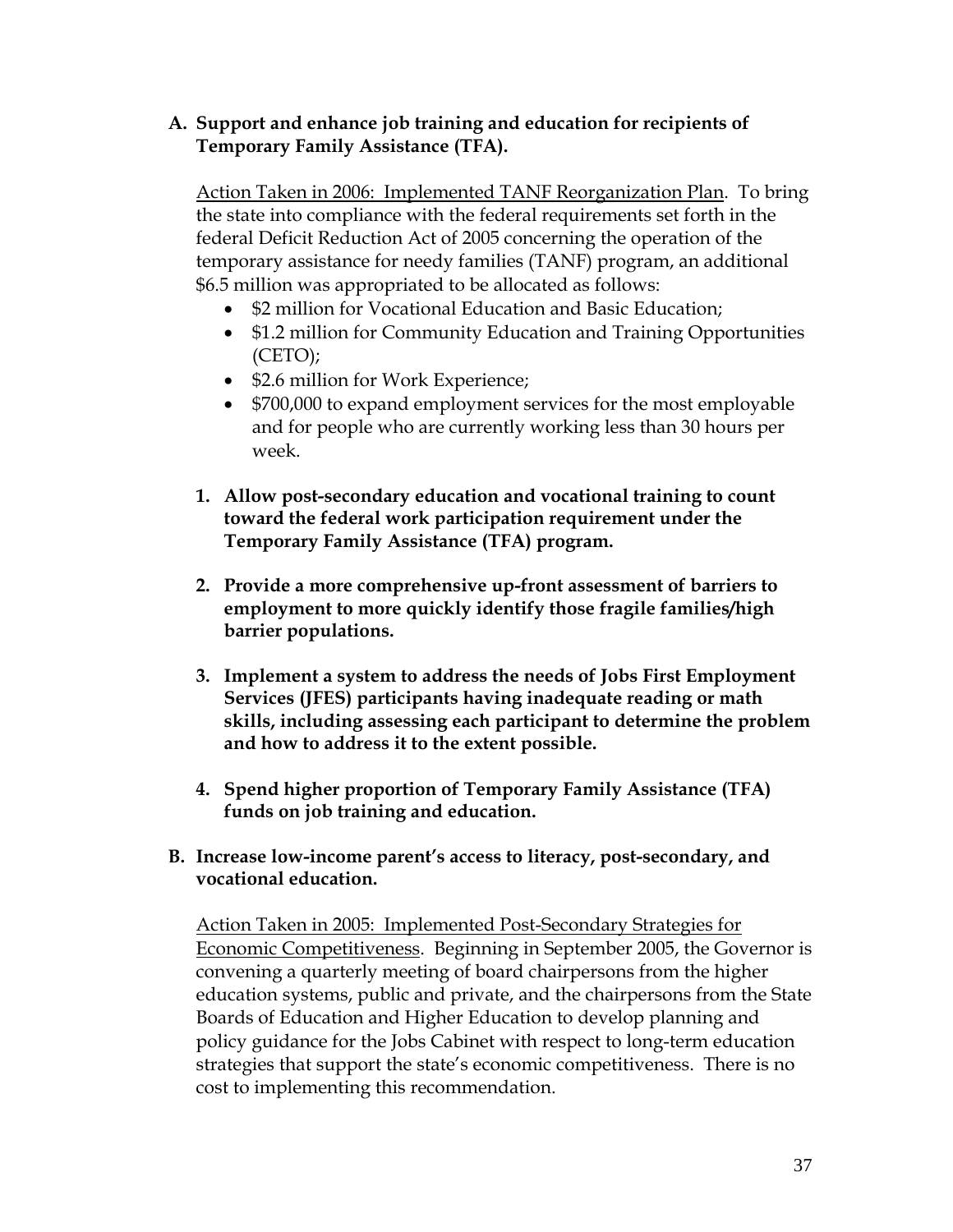**A. Support and enhance job training and education for recipients of Temporary Family Assistance (TFA).**

Action Taken in 2006: Implemented TANF Reorganization Plan. To bring the state into compliance with the federal requirements set forth in the federal Deficit Reduction Act of 2005 concerning the operation of the temporary assistance for needy families (TANF) program, an additional $6.5 million was appropriated to be allocated as follows:

- $2 million for Vocational Education and Basic Education;
- $1.2 million for Community Education and Training Opportunities (CETO);
- $2.6 million for Work Experience;
- $700,000 to expand employment services for the most employable and for people who are currently working less than 30 hours per week.

1. **Allow post-secondary education and vocational training to count toward the federal work participation requirement under the Temporary Family Assistance (TFA) program.**

2. **Provide a more comprehensive up-front assessment of barriers to employment to more quickly identify those fragile families/high barrier populations.**

3. **Implement a system to address the needs of Jobs First Employment Services (JFES) participants having inadequate reading or math skills, including assessing each participant to determine the problem and how to address it to the extent possible.**

4. **Spend higher proportion of Temporary Family Assistance (TFA) funds on job training and education.**

**B. Increase low-income parent's access to literacy, post-secondary, and vocational education.**

Action Taken in 2005: Implemented Post-Secondary Strategies for Economic Competitiveness. Beginning in September 2005, the Governor is convening a quarterly meeting of board chairpersons from the higher education systems, public and private, and the chairpersons from the State Boards of Education and Higher Education to develop planning and policy guidance for the Jobs Cabinet with respect to long-term education strategies that support the state's economic competitiveness. There is no cost to implementing this recommendation.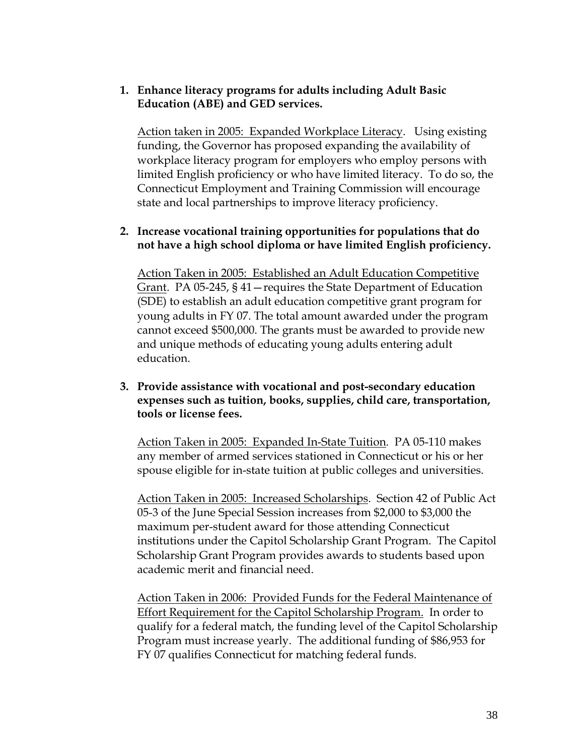1. **Enhance literacy programs for adults including Adult Basic Education (ABE) and GED services.**

   <u>Action taken in 2005: Expanded Workplace Literacy</u>. Using existing funding, the Governor has proposed expanding the availability of workplace literacy program for employers who employ persons with limited English proficiency or who have limited literacy. To do so, the Connecticut Employment and Training Commission will encourage state and local partnerships to improve literacy proficiency.

2. **Increase vocational training opportunities for populations that do not have a high school diploma or have limited English proficiency.**

   <u>Action Taken in 2005: Established an Adult Education Competitive Grant</u>. PA 05-245, § 41—requires the State Department of Education (SDE) to establish an adult education competitive grant program for young adults in FY 07. The total amount awarded under the program cannot exceed $500,000. The grants must be awarded to provide new and unique methods of educating young adults entering adult education.

3. **Provide assistance with vocational and post-secondary education expenses such as tuition, books, supplies, child care, transportation, tools or license fees.**

   <u>Action Taken in 2005: Expanded In-State Tuition</u>. PA 05-110 makes any member of armed services stationed in Connecticut or his or her spouse eligible for in-state tuition at public colleges and universities.

   <u>Action Taken in 2005: Increased Scholarships</u>. Section 42 of Public Act 05-3 of the June Special Session increases from $2,000 to $3,000 the maximum per-student award for those attending Connecticut institutions under the Capitol Scholarship Grant Program. The Capitol Scholarship Grant Program provides awards to students based upon academic merit and financial need.

   <u>Action Taken in 2006: Provided Funds for the Federal Maintenance of Effort Requirement for the Capitol Scholarship Program.</u> In order to qualify for a federal match, the funding level of the Capitol Scholarship Program must increase yearly. The additional funding of $86,953 for FY 07 qualifies Connecticut for matching federal funds.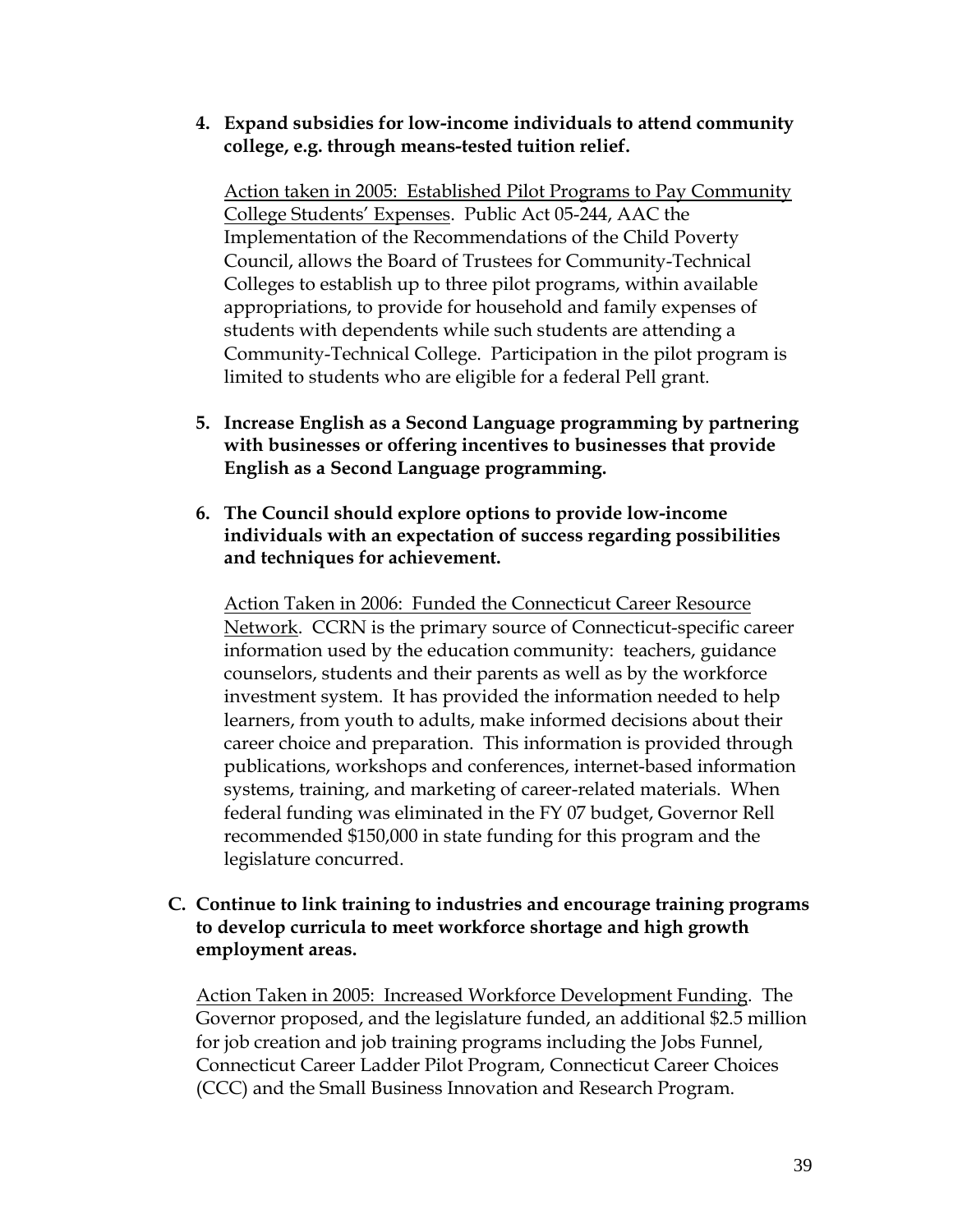4. **Expand subsidies for low-income individuals to attend community college, e.g. through means-tested tuition relief.**

   Action taken in 2005: Established Pilot Programs to Pay Community College Students' Expenses. Public Act 05-244, AAC the Implementation of the Recommendations of the Child Poverty Council, allows the Board of Trustees for Community-Technical Colleges to establish up to three pilot programs, within available appropriations, to provide for household and family expenses of students with dependents while such students are attending a Community-Technical College. Participation in the pilot program is limited to students who are eligible for a federal Pell grant.

5. **Increase English as a Second Language programming by partnering with businesses or offering incentives to businesses that provide English as a Second Language programming.**

6. **The Council should explore options to provide low-income individuals with an expectation of success regarding possibilities and techniques for achievement.**

   Action Taken in 2006: Funded the Connecticut Career Resource Network. CCRN is the primary source of Connecticut-specific career information used by the education community: teachers, guidance counselors, students and their parents as well as by the workforce investment system. It has provided the information needed to help learners, from youth to adults, make informed decisions about their career choice and preparation. This information is provided through publications, workshops and conferences, internet-based information systems, training, and marketing of career-related materials. When federal funding was eliminated in the FY 07 budget, Governor Rell recommended $150,000 in state funding for this program and the legislature concurred.

**C. Continue to link training to industries and encourage training programs to develop curricula to meet workforce shortage and high growth employment areas.**

Action Taken in 2005: Increased Workforce Development Funding. The Governor proposed, and the legislature funded, an additional $2.5 million for job creation and job training programs including the Jobs Funnel, Connecticut Career Ladder Pilot Program, Connecticut Career Choices (CCC) and the Small Business Innovation and Research Program.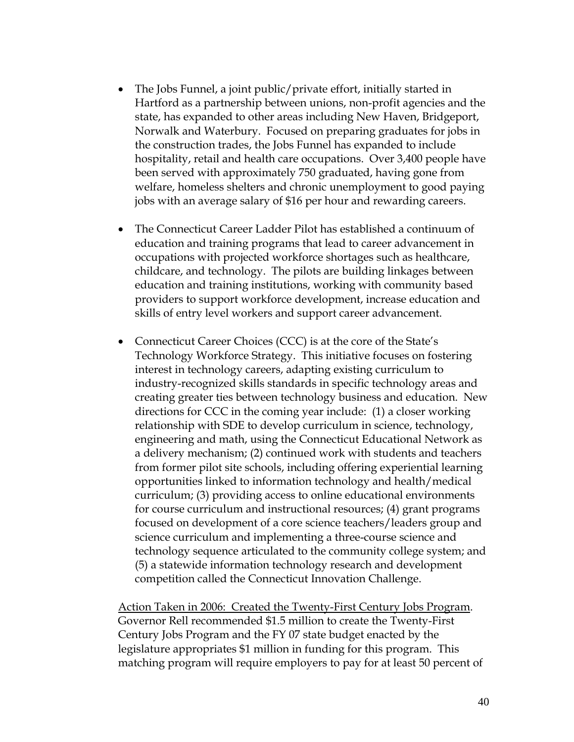- The Jobs Funnel, a joint public/private effort, initially started in Hartford as a partnership between unions, non-profit agencies and the state, has expanded to other areas including New Haven, Bridgeport, Norwalk and Waterbury. Focused on preparing graduates for jobs in the construction trades, the Jobs Funnel has expanded to include hospitality, retail and health care occupations. Over 3,400 people have been served with approximately 750 graduated, having gone from welfare, homeless shelters and chronic unemployment to good paying jobs with an average salary of $16 per hour and rewarding careers.

- The Connecticut Career Ladder Pilot has established a continuum of education and training programs that lead to career advancement in occupations with projected workforce shortages such as healthcare, childcare, and technology. The pilots are building linkages between education and training institutions, working with community based providers to support workforce development, increase education and skills of entry level workers and support career advancement.

- Connecticut Career Choices (CCC) is at the core of the State's Technology Workforce Strategy. This initiative focuses on fostering interest in technology careers, adapting existing curriculum to industry-recognized skills standards in specific technology areas and creating greater ties between technology business and education. New directions for CCC in the coming year include: (1) a closer working relationship with SDE to develop curriculum in science, technology, engineering and math, using the Connecticut Educational Network as a delivery mechanism; (2) continued work with students and teachers from former pilot site schools, including offering experiential learning opportunities linked to information technology and health/medical curriculum; (3) providing access to online educational environments for course curriculum and instructional resources; (4) grant programs focused on development of a core science teachers/leaders group and science curriculum and implementing a three-course science and technology sequence articulated to the community college system; and (5) a statewide information technology research and development competition called the Connecticut Innovation Challenge.

<u>Action Taken in 2006: Created the Twenty-First Century Jobs Program</u>. Governor Rell recommended $1.5 million to create the Twenty-First Century Jobs Program and the FY 07 state budget enacted by the legislature appropriates $1 million in funding for this program. This matching program will require employers to pay for at least 50 percent of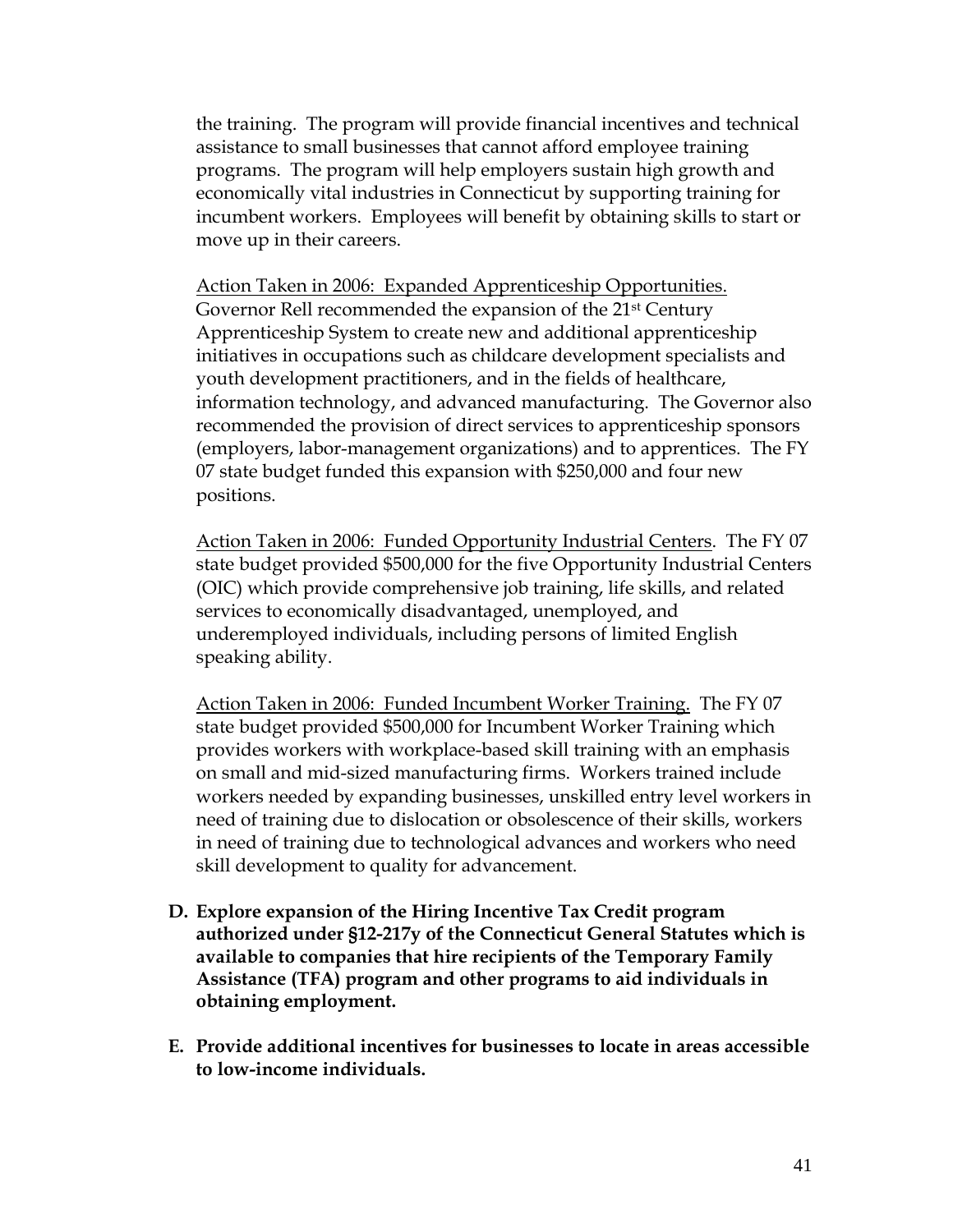the training. The program will provide financial incentives and technical assistance to small businesses that cannot afford employee training programs. The program will help employers sustain high growth and economically vital industries in Connecticut by supporting training for incumbent workers. Employees will benefit by obtaining skills to start or move up in their careers.

Action Taken in 2006: Expanded Apprenticeship Opportunities. Governor Rell recommended the expansion of the 21st Century Apprenticeship System to create new and additional apprenticeship initiatives in occupations such as childcare development specialists and youth development practitioners, and in the fields of healthcare, information technology, and advanced manufacturing. The Governor also recommended the provision of direct services to apprenticeship sponsors (employers, labor-management organizations) and to apprentices. The FY 07 state budget funded this expansion with $250,000 and four new positions.

Action Taken in 2006: Funded Opportunity Industrial Centers. The FY 07 state budget provided $500,000 for the five Opportunity Industrial Centers (OIC) which provide comprehensive job training, life skills, and related services to economically disadvantaged, unemployed, and underemployed individuals, including persons of limited English speaking ability.

Action Taken in 2006: Funded Incumbent Worker Training. The FY 07 state budget provided $500,000 for Incumbent Worker Training which provides workers with workplace-based skill training with an emphasis on small and mid-sized manufacturing firms. Workers trained include workers needed by expanding businesses, unskilled entry level workers in need of training due to dislocation or obsolescence of their skills, workers in need of training due to technological advances and workers who need skill development to quality for advancement.

**D. Explore expansion of the Hiring Incentive Tax Credit program authorized under §12-217y of the Connecticut General Statutes which is available to companies that hire recipients of the Temporary Family Assistance (TFA) program and other programs to aid individuals in obtaining employment.**

**E. Provide additional incentives for businesses to locate in areas accessible to low-income individuals.**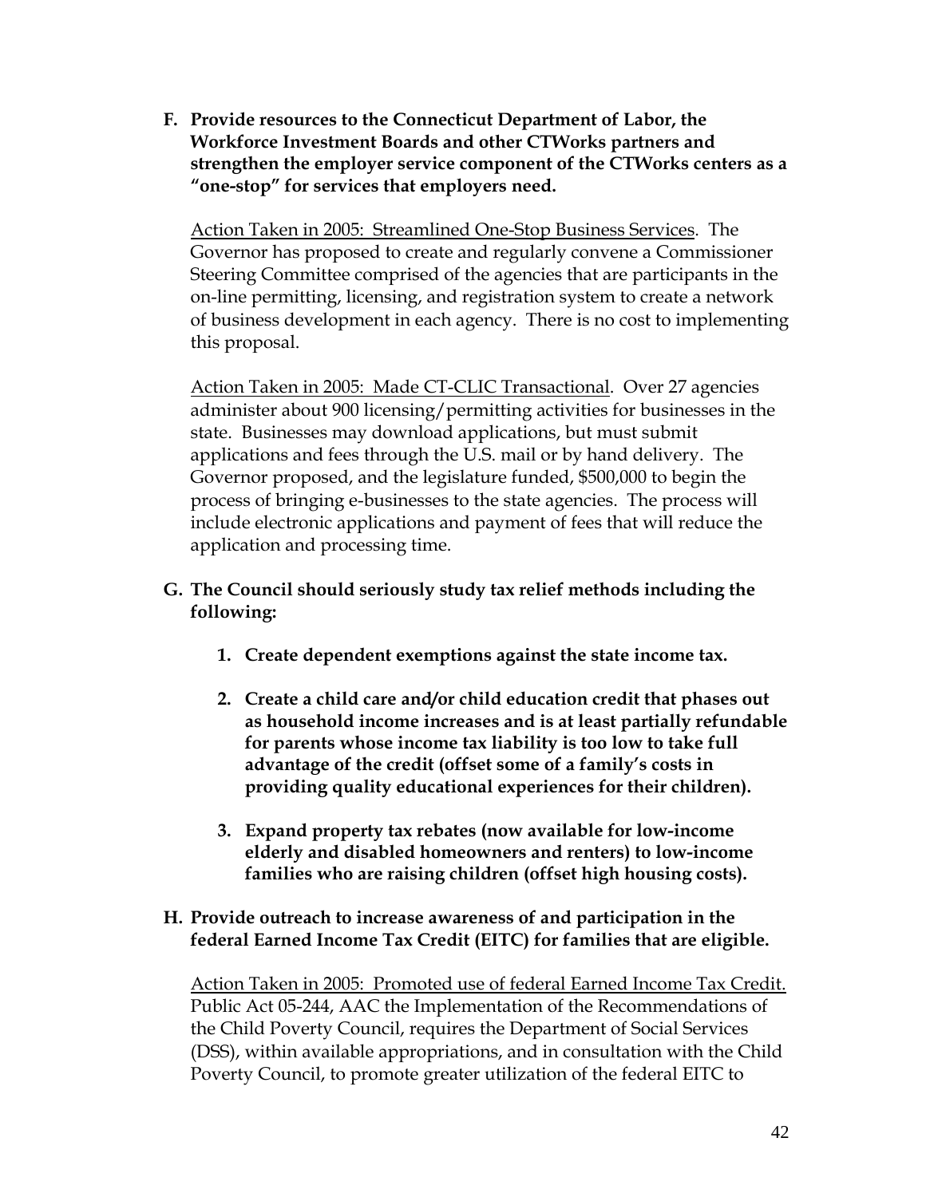**F. Provide resources to the Connecticut Department of Labor, the Workforce Investment Boards and other CTWorks partners and strengthen the employer service component of the CTWorks centers as a "one-stop" for services that employers need.**

<u>Action Taken in 2005: Streamlined One-Stop Business Services</u>. The Governor has proposed to create and regularly convene a Commissioner Steering Committee comprised of the agencies that are participants in the on-line permitting, licensing, and registration system to create a network of business development in each agency. There is no cost to implementing this proposal.

<u>Action Taken in 2005: Made CT-CLIC Transactional</u>. Over 27 agencies administer about 900 licensing/permitting activities for businesses in the state. Businesses may download applications, but must submit applications and fees through the U.S. mail or by hand delivery. The Governor proposed, and the legislature funded, $500,000 to begin the process of bringing e-businesses to the state agencies. The process will include electronic applications and payment of fees that will reduce the application and processing time.

**G. The Council should seriously study tax relief methods including the following:**

1. **Create dependent exemptions against the state income tax.**
2. **Create a child care and/or child education credit that phases out as household income increases and is at least partially refundable for parents whose income tax liability is too low to take full advantage of the credit (offset some of a family's costs in providing quality educational experiences for their children).**
3. **Expand property tax rebates (now available for low-income elderly and disabled homeowners and renters) to low-income families who are raising children (offset high housing costs).**

**H. Provide outreach to increase awareness of and participation in the federal Earned Income Tax Credit (EITC) for families that are eligible.**

<u>Action Taken in 2005: Promoted use of federal Earned Income Tax Credit.</u> Public Act 05-244, AAC the Implementation of the Recommendations of the Child Poverty Council, requires the Department of Social Services (DSS), within available appropriations, and in consultation with the Child Poverty Council, to promote greater utilization of the federal EITC to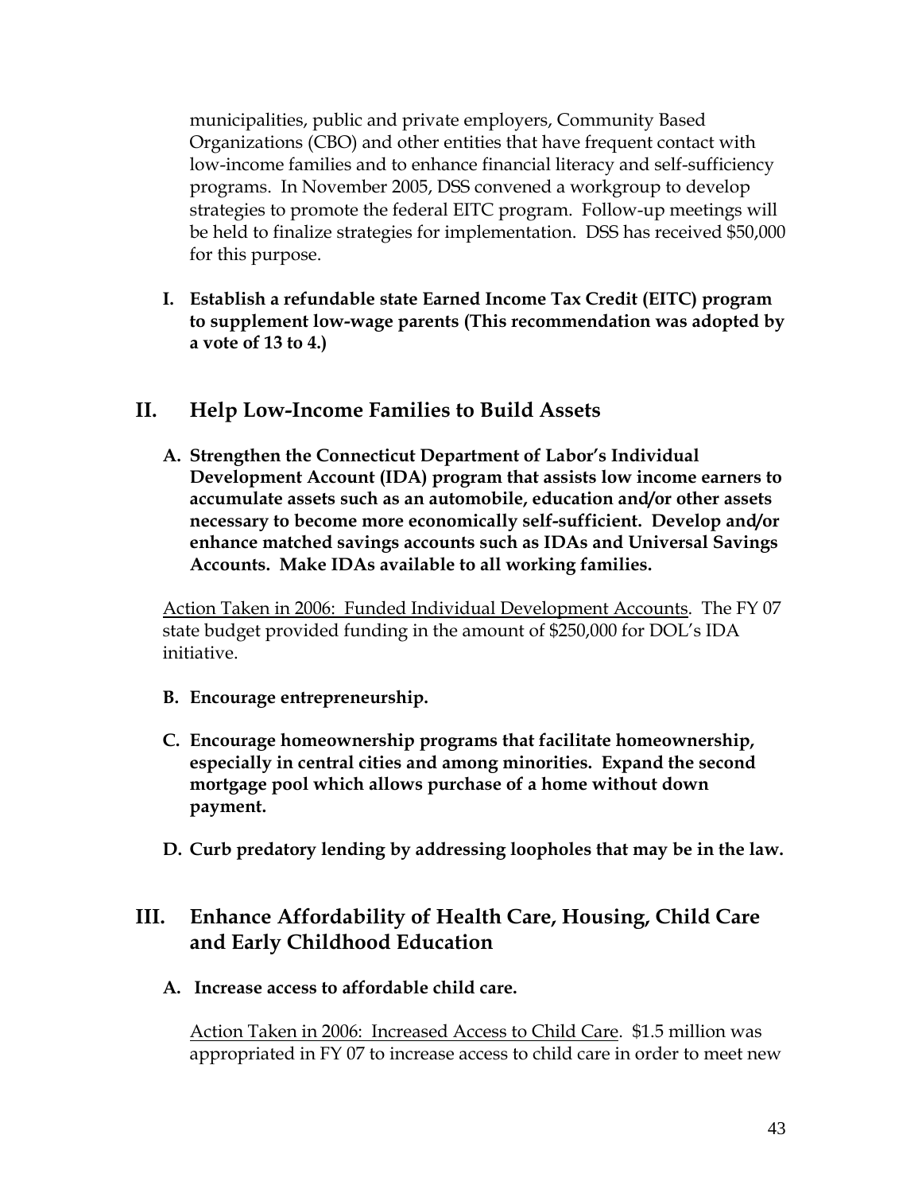municipalities, public and private employers, Community Based Organizations (CBO) and other entities that have frequent contact with low-income families and to enhance financial literacy and self-sufficiency programs. In November 2005, DSS convened a workgroup to develop strategies to promote the federal EITC program. Follow-up meetings will be held to finalize strategies for implementation. DSS has received $50,000 for this purpose.

**I. Establish a refundable state Earned Income Tax Credit (EITC) program to supplement low-wage parents (This recommendation was adopted by a vote of 13 to 4.)**

## II. Help Low-Income Families to Build Assets

**A. Strengthen the Connecticut Department of Labor's Individual Development Account (IDA) program that assists low income earners to accumulate assets such as an automobile, education and/or other assets necessary to become more economically self-sufficient. Develop and/or enhance matched savings accounts such as IDAs and Universal Savings Accounts. Make IDAs available to all working families.**

Action Taken in 2006: Funded Individual Development Accounts. The FY 07 state budget provided funding in the amount of $250,000 for DOL's IDA initiative.

**B. Encourage entrepreneurship.**

**C. Encourage homeownership programs that facilitate homeownership, especially in central cities and among minorities. Expand the second mortgage pool which allows purchase of a home without down payment.**

**D. Curb predatory lending by addressing loopholes that may be in the law.**

## III. Enhance Affordability of Health Care, Housing, Child Care and Early Childhood Education

**A. Increase access to affordable child care.**

Action Taken in 2006: Increased Access to Child Care. $1.5 million was appropriated in FY 07 to increase access to child care in order to meet new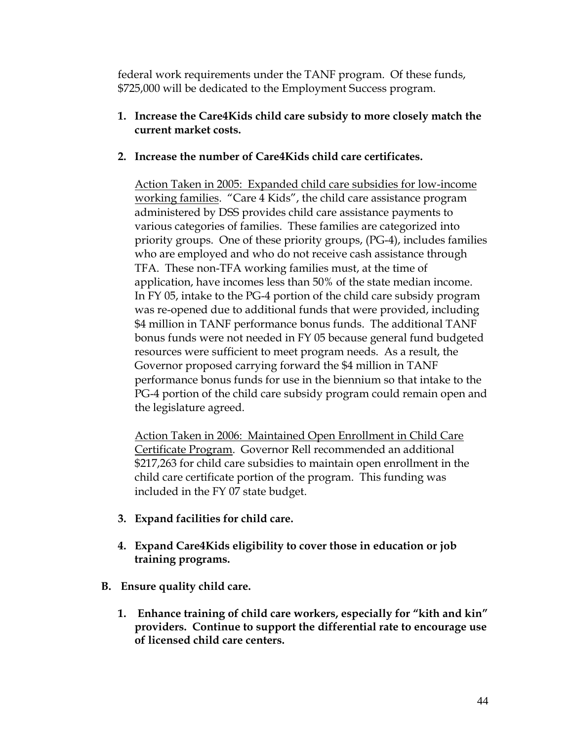federal work requirements under the TANF program. Of these funds, $725,000 will be dedicated to the Employment Success program.

1. **Increase the Care4Kids child care subsidy to more closely match the current market costs.**

2. **Increase the number of Care4Kids child care certificates.**

   Action Taken in 2005: Expanded child care subsidies for low-income working families. "Care 4 Kids", the child care assistance program administered by DSS provides child care assistance payments to various categories of families. These families are categorized into priority groups. One of these priority groups, (PG-4), includes families who are employed and who do not receive cash assistance through TFA. These non-TFA working families must, at the time of application, have incomes less than 50% of the state median income. In FY 05, intake to the PG-4 portion of the child care subsidy program was re-opened due to additional funds that were provided, including $4 million in TANF performance bonus funds. The additional TANF bonus funds were not needed in FY 05 because general fund budgeted resources were sufficient to meet program needs. As a result, the Governor proposed carrying forward the $4 million in TANF performance bonus funds for use in the biennium so that intake to the PG-4 portion of the child care subsidy program could remain open and the legislature agreed.

   Action Taken in 2006: Maintained Open Enrollment in Child Care Certificate Program. Governor Rell recommended an additional $217,263 for child care subsidies to maintain open enrollment in the child care certificate portion of the program. This funding was included in the FY 07 state budget.

3. **Expand facilities for child care.**

4. **Expand Care4Kids eligibility to cover those in education or job training programs.**

**B. Ensure quality child care.**

1. **Enhance training of child care workers, especially for "kith and kin" providers. Continue to support the differential rate to encourage use of licensed child care centers.**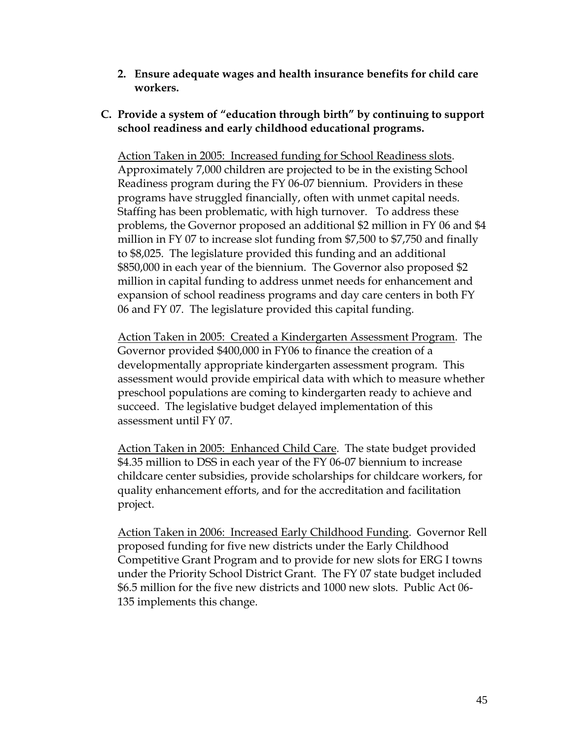2. **Ensure adequate wages and health insurance benefits for child care workers.**

**C. Provide a system of "education through birth" by continuing to support school readiness and early childhood educational programs.**

Action Taken in 2005: Increased funding for School Readiness slots. Approximately 7,000 children are projected to be in the existing School Readiness program during the FY 06-07 biennium. Providers in these programs have struggled financially, often with unmet capital needs. Staffing has been problematic, with high turnover. To address these problems, the Governor proposed an additional $2 million in FY 06 and $4 million in FY 07 to increase slot funding from $7,500 to $7,750 and finally to $8,025. The legislature provided this funding and an additional $850,000 in each year of the biennium. The Governor also proposed $2 million in capital funding to address unmet needs for enhancement and expansion of school readiness programs and day care centers in both FY 06 and FY 07. The legislature provided this capital funding.

Action Taken in 2005: Created a Kindergarten Assessment Program. The Governor provided $400,000 in FY06 to finance the creation of a developmentally appropriate kindergarten assessment program. This assessment would provide empirical data with which to measure whether preschool populations are coming to kindergarten ready to achieve and succeed. The legislative budget delayed implementation of this assessment until FY 07.

Action Taken in 2005: Enhanced Child Care. The state budget provided $4.35 million to DSS in each year of the FY 06-07 biennium to increase childcare center subsidies, provide scholarships for childcare workers, for quality enhancement efforts, and for the accreditation and facilitation project.

Action Taken in 2006: Increased Early Childhood Funding. Governor Rell proposed funding for five new districts under the Early Childhood Competitive Grant Program and to provide for new slots for ERG I towns under the Priority School District Grant. The FY 07 state budget included $6.5 million for the five new districts and 1000 new slots. Public Act 06-135 implements this change.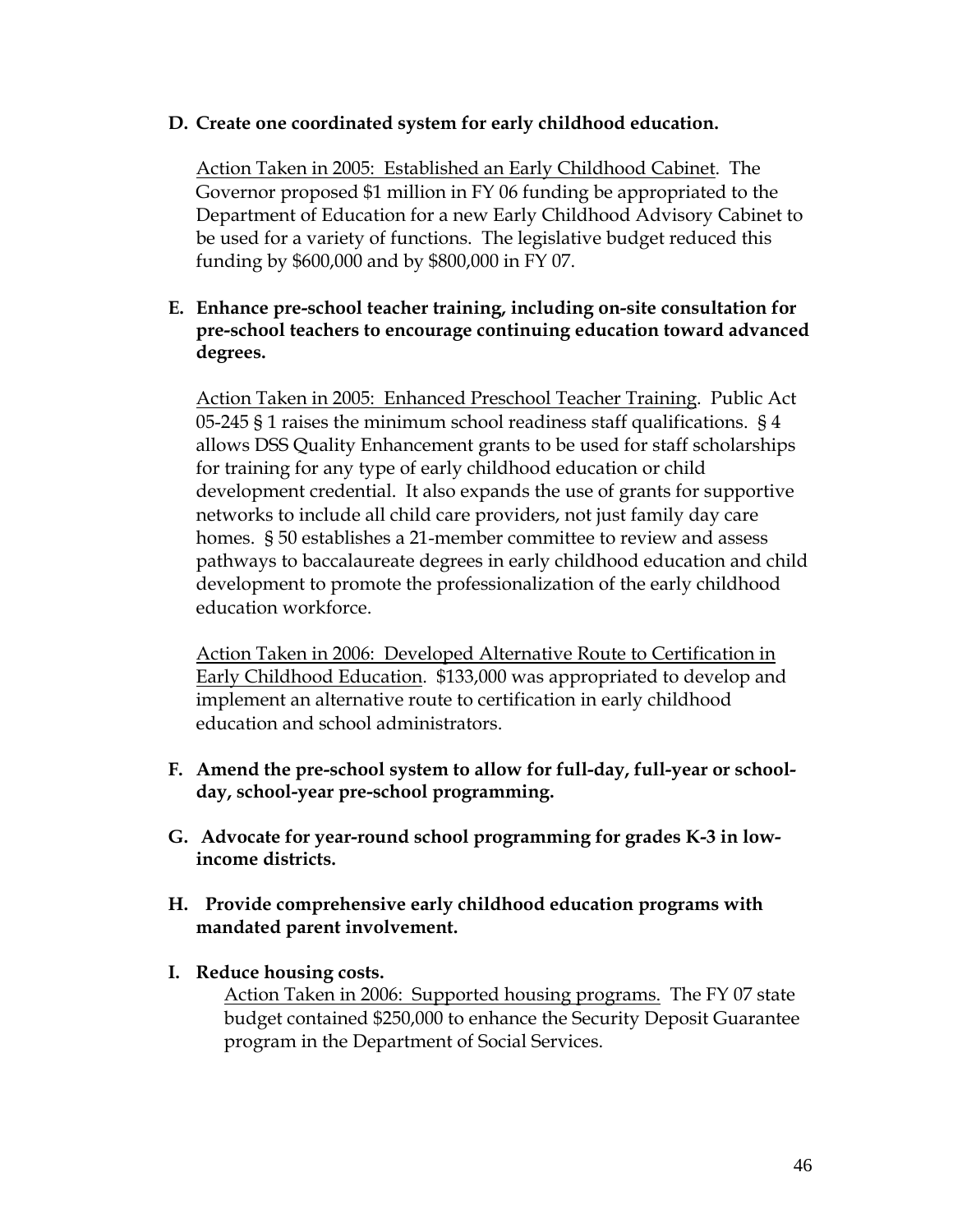**D. Create one coordinated system for early childhood education.**

Action Taken in 2005: Established an Early Childhood Cabinet. The Governor proposed $1 million in FY 06 funding be appropriated to the Department of Education for a new Early Childhood Advisory Cabinet to be used for a variety of functions. The legislative budget reduced this funding by $600,000 and by $800,000 in FY 07.

**E. Enhance pre-school teacher training, including on-site consultation for pre-school teachers to encourage continuing education toward advanced degrees.**

Action Taken in 2005: Enhanced Preschool Teacher Training. Public Act 05-245 § 1 raises the minimum school readiness staff qualifications. § 4 allows DSS Quality Enhancement grants to be used for staff scholarships for training for any type of early childhood education or child development credential. It also expands the use of grants for supportive networks to include all child care providers, not just family day care homes. § 50 establishes a 21-member committee to review and assess pathways to baccalaureate degrees in early childhood education and child development to promote the professionalization of the early childhood education workforce.

Action Taken in 2006: Developed Alternative Route to Certification in Early Childhood Education. $133,000 was appropriated to develop and implement an alternative route to certification in early childhood education and school administrators.

**F. Amend the pre-school system to allow for full-day, full-year or school-day, school-year pre-school programming.**

**G. Advocate for year-round school programming for grades K-3 in low-income districts.**

**H. Provide comprehensive early childhood education programs with mandated parent involvement.**

**I. Reduce housing costs.**

Action Taken in 2006: Supported housing programs. The FY 07 state budget contained $250,000 to enhance the Security Deposit Guarantee program in the Department of Social Services.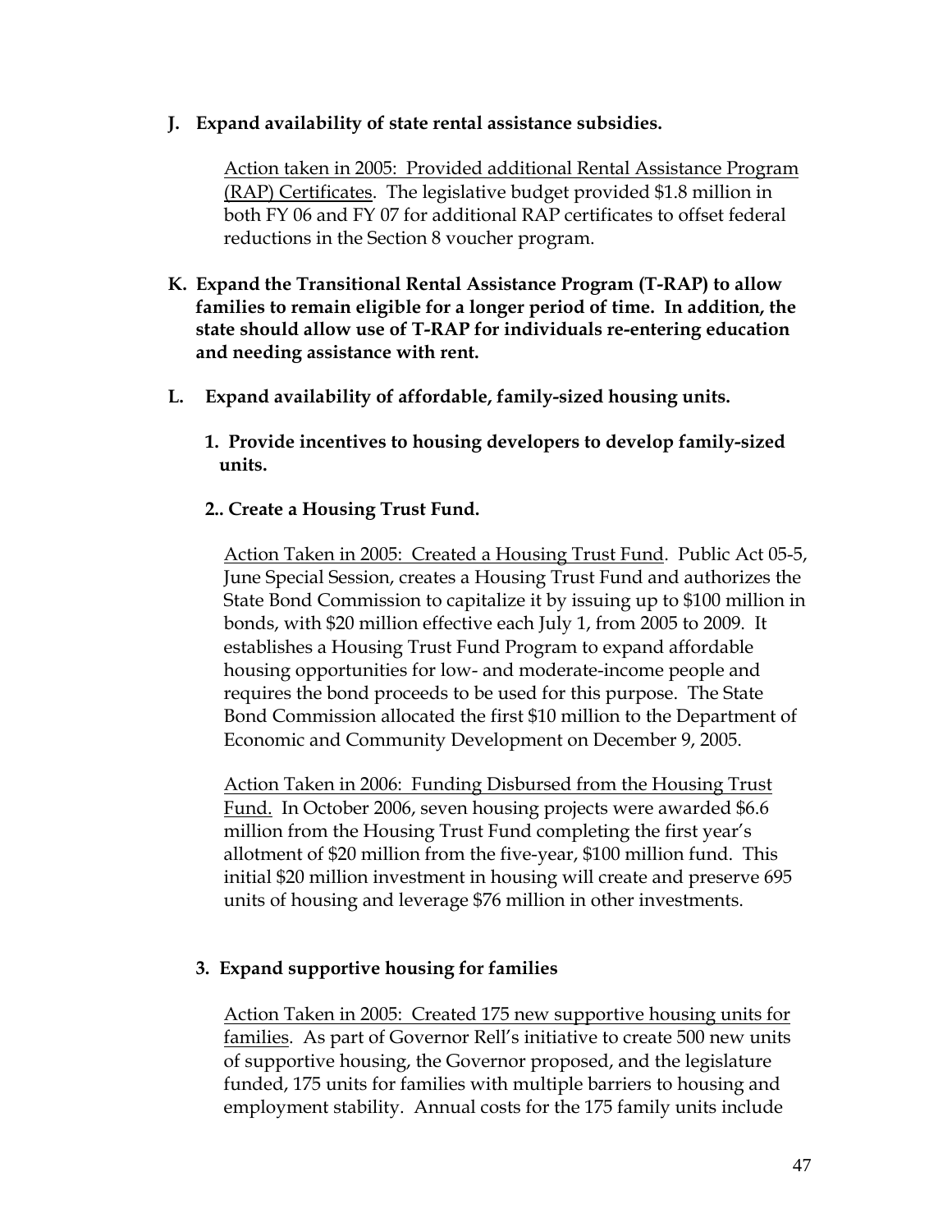**J. Expand availability of state rental assistance subsidies.**

<u>Action taken in 2005: Provided additional Rental Assistance Program (RAP) Certificates</u>. The legislative budget provided $1.8 million in both FY 06 and FY 07 for additional RAP certificates to offset federal reductions in the Section 8 voucher program.

**K. Expand the Transitional Rental Assistance Program (T-RAP) to allow families to remain eligible for a longer period of time. In addition, the state should allow use of T-RAP for individuals re-entering education and needing assistance with rent.**

**L. Expand availability of affordable, family-sized housing units.**

**1. Provide incentives to housing developers to develop family-sized units.**

**2.. Create a Housing Trust Fund.**

<u>Action Taken in 2005: Created a Housing Trust Fund</u>. Public Act 05-5, June Special Session, creates a Housing Trust Fund and authorizes the State Bond Commission to capitalize it by issuing up to $100 million in bonds, with $20 million effective each July 1, from 2005 to 2009. It establishes a Housing Trust Fund Program to expand affordable housing opportunities for low- and moderate-income people and requires the bond proceeds to be used for this purpose. The State Bond Commission allocated the first $10 million to the Department of Economic and Community Development on December 9, 2005.

<u>Action Taken in 2006: Funding Disbursed from the Housing Trust Fund.</u> In October 2006, seven housing projects were awarded $6.6 million from the Housing Trust Fund completing the first year's allotment of $20 million from the five-year, $100 million fund. This initial $20 million investment in housing will create and preserve 695 units of housing and leverage $76 million in other investments.

**3. Expand supportive housing for families**

<u>Action Taken in 2005: Created 175 new supportive housing units for families</u>. As part of Governor Rell's initiative to create 500 new units of supportive housing, the Governor proposed, and the legislature funded, 175 units for families with multiple barriers to housing and employment stability. Annual costs for the 175 family units include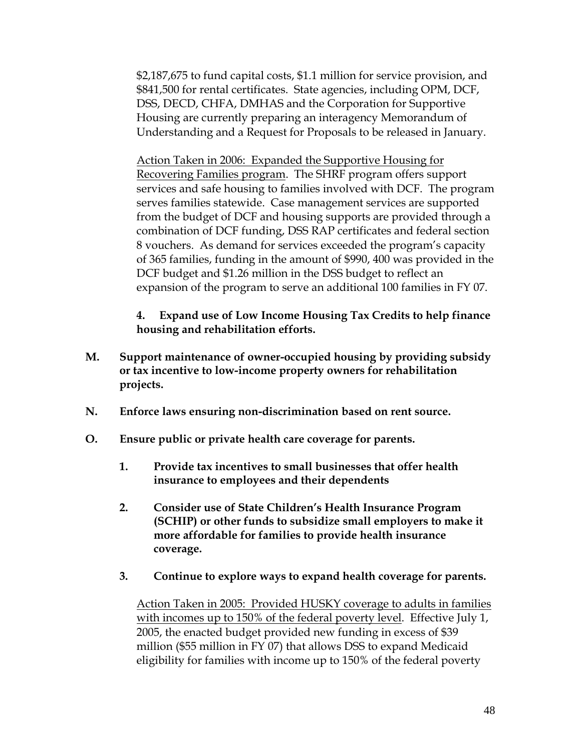$2,187,675 to fund capital costs, $1.1 million for service provision, and $841,500 for rental certificates. State agencies, including OPM, DCF, DSS, DECD, CHFA, DMHAS and the Corporation for Supportive Housing are currently preparing an interagency Memorandum of Understanding and a Request for Proposals to be released in January.

<u>Action Taken in 2006: Expanded the Supportive Housing for Recovering Families program</u>. The SHRF program offers support services and safe housing to families involved with DCF. The program serves families statewide. Case management services are supported from the budget of DCF and housing supports are provided through a combination of DCF funding, DSS RAP certificates and federal section 8 vouchers. As demand for services exceeded the program's capacity of 365 families, funding in the amount of $990, 400 was provided in the DCF budget and $1.26 million in the DSS budget to reflect an expansion of the program to serve an additional 100 families in FY 07.

**4. Expand use of Low Income Housing Tax Credits to help finance housing and rehabilitation efforts.**

**M. Support maintenance of owner-occupied housing by providing subsidy or tax incentive to low-income property owners for rehabilitation projects.**

**N. Enforce laws ensuring non-discrimination based on rent source.**

**O. Ensure public or private health care coverage for parents.**

**1. Provide tax incentives to small businesses that offer health insurance to employees and their dependents**

**2. Consider use of State Children's Health Insurance Program (SCHIP) or other funds to subsidize small employers to make it more affordable for families to provide health insurance coverage.**

**3. Continue to explore ways to expand health coverage for parents.**

<u>Action Taken in 2005: Provided HUSKY coverage to adults in families with incomes up to 150% of the federal poverty level</u>. Effective July 1, 2005, the enacted budget provided new funding in excess of $39 million ($55 million in FY 07) that allows DSS to expand Medicaid eligibility for families with income up to 150% of the federal poverty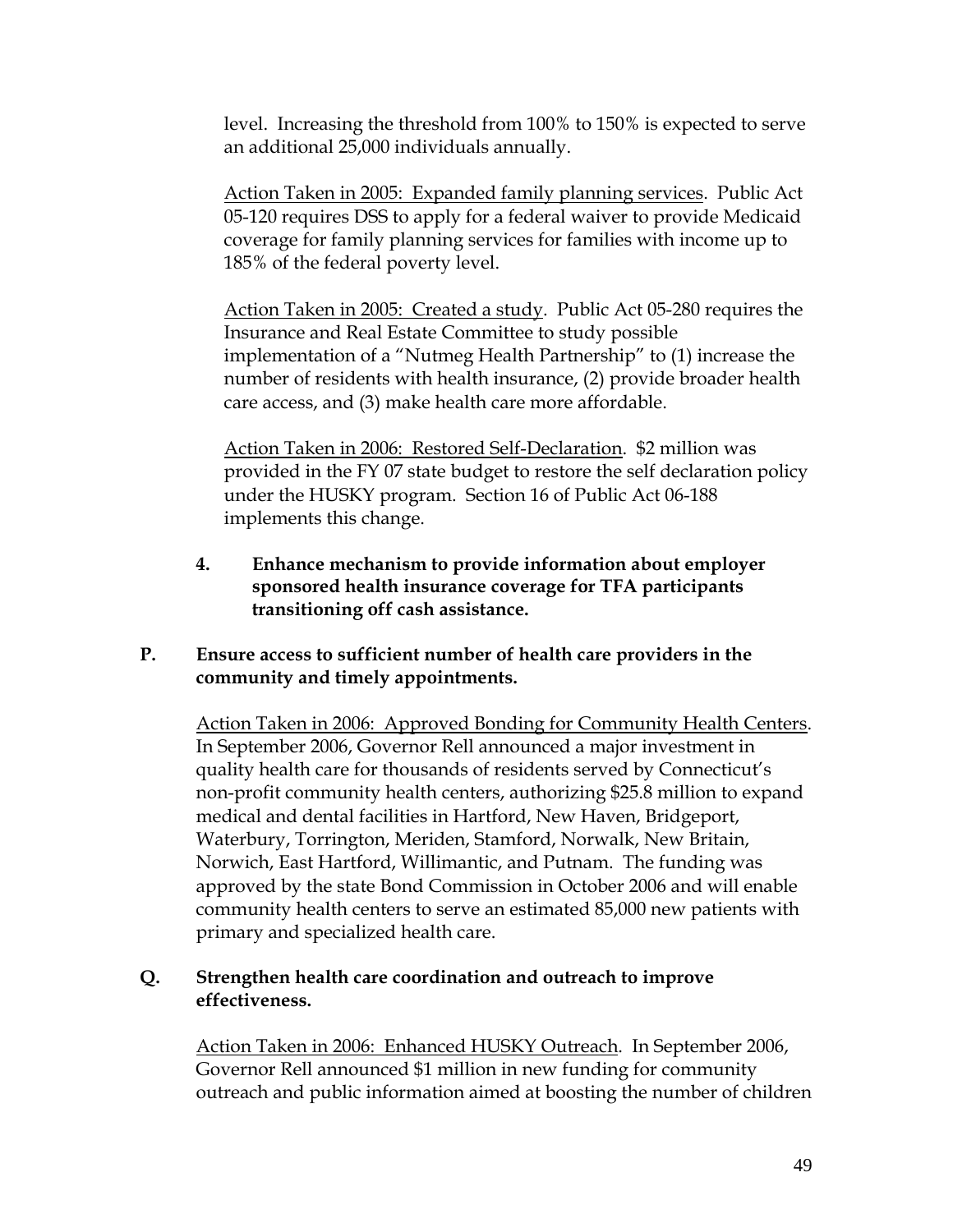level. Increasing the threshold from 100% to 150% is expected to serve an additional 25,000 individuals annually.

Action Taken in 2005: Expanded family planning services. Public Act 05-120 requires DSS to apply for a federal waiver to provide Medicaid coverage for family planning services for families with income up to 185% of the federal poverty level.

Action Taken in 2005: Created a study. Public Act 05-280 requires the Insurance and Real Estate Committee to study possible implementation of a "Nutmeg Health Partnership" to (1) increase the number of residents with health insurance, (2) provide broader health care access, and (3) make health care more affordable.

Action Taken in 2006: Restored Self-Declaration. $2 million was provided in the FY 07 state budget to restore the self declaration policy under the HUSKY program. Section 16 of Public Act 06-188 implements this change.

4. **Enhance mechanism to provide information about employer sponsored health insurance coverage for TFA participants transitioning off cash assistance.**

**P. Ensure access to sufficient number of health care providers in the community and timely appointments.**

Action Taken in 2006: Approved Bonding for Community Health Centers. In September 2006, Governor Rell announced a major investment in quality health care for thousands of residents served by Connecticut's non-profit community health centers, authorizing $25.8 million to expand medical and dental facilities in Hartford, New Haven, Bridgeport, Waterbury, Torrington, Meriden, Stamford, Norwalk, New Britain, Norwich, East Hartford, Willimantic, and Putnam. The funding was approved by the state Bond Commission in October 2006 and will enable community health centers to serve an estimated 85,000 new patients with primary and specialized health care.

**Q. Strengthen health care coordination and outreach to improve effectiveness.**

Action Taken in 2006: Enhanced HUSKY Outreach. In September 2006, Governor Rell announced $1 million in new funding for community outreach and public information aimed at boosting the number of children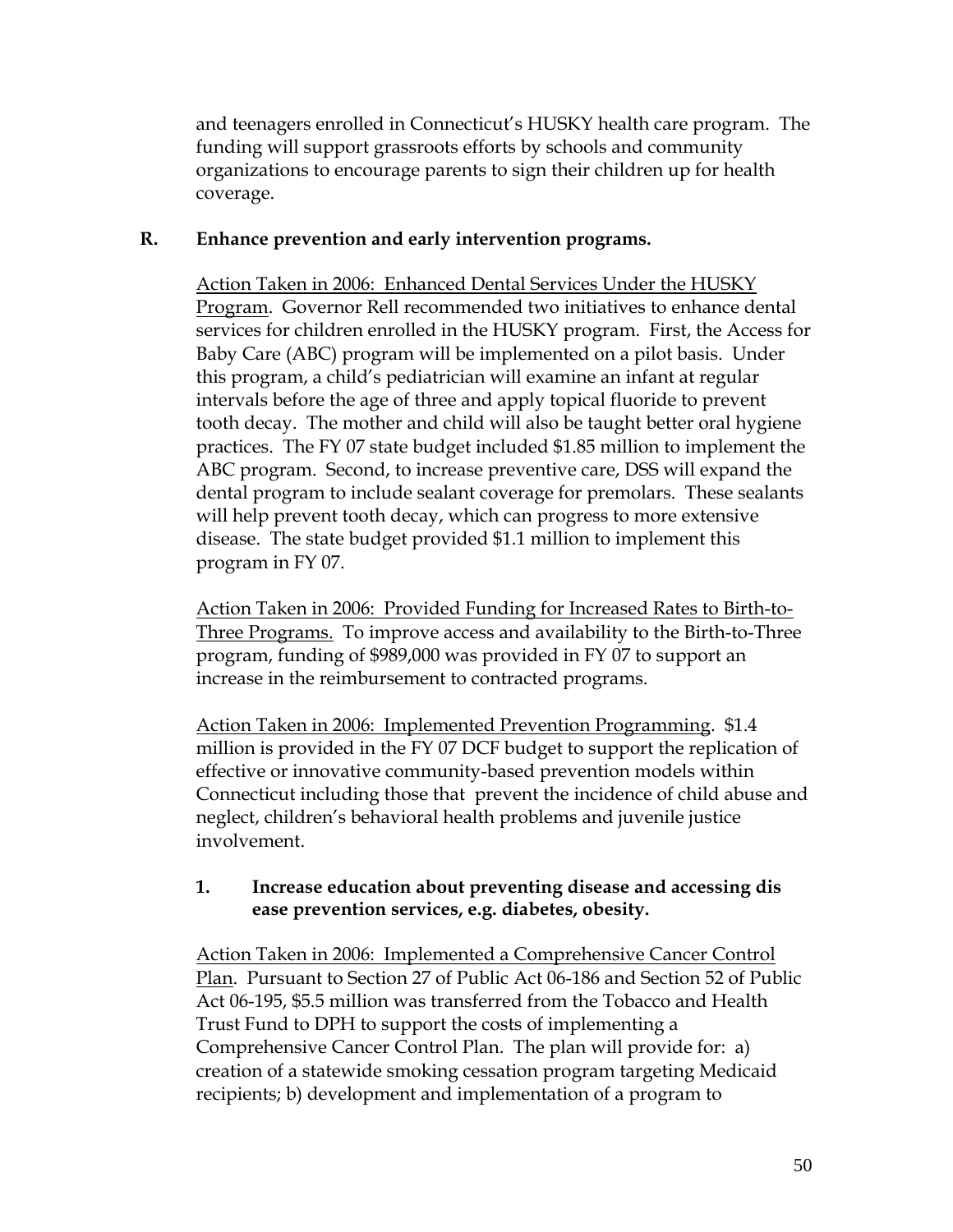and teenagers enrolled in Connecticut's HUSKY health care program. The funding will support grassroots efforts by schools and community organizations to encourage parents to sign their children up for health coverage.

**R. Enhance prevention and early intervention programs.**

Action Taken in 2006: Enhanced Dental Services Under the HUSKY Program. Governor Rell recommended two initiatives to enhance dental services for children enrolled in the HUSKY program. First, the Access for Baby Care (ABC) program will be implemented on a pilot basis. Under this program, a child's pediatrician will examine an infant at regular intervals before the age of three and apply topical fluoride to prevent tooth decay. The mother and child will also be taught better oral hygiene practices. The FY 07 state budget included $1.85 million to implement the ABC program. Second, to increase preventive care, DSS will expand the dental program to include sealant coverage for premolars. These sealants will help prevent tooth decay, which can progress to more extensive disease. The state budget provided $1.1 million to implement this program in FY 07.

Action Taken in 2006: Provided Funding for Increased Rates to Birth-to-Three Programs. To improve access and availability to the Birth-to-Three program, funding of $989,000 was provided in FY 07 to support an increase in the reimbursement to contracted programs.

Action Taken in 2006: Implemented Prevention Programming. $1.4 million is provided in the FY 07 DCF budget to support the replication of effective or innovative community-based prevention models within Connecticut including those that prevent the incidence of child abuse and neglect, children's behavioral health problems and juvenile justice involvement.

**1. Increase education about preventing disease and accessing dis ease prevention services, e.g. diabetes, obesity.**

Action Taken in 2006: Implemented a Comprehensive Cancer Control Plan. Pursuant to Section 27 of Public Act 06-186 and Section 52 of Public Act 06-195, $5.5 million was transferred from the Tobacco and Health Trust Fund to DPH to support the costs of implementing a Comprehensive Cancer Control Plan. The plan will provide for: a) creation of a statewide smoking cessation program targeting Medicaid recipients; b) development and implementation of a program to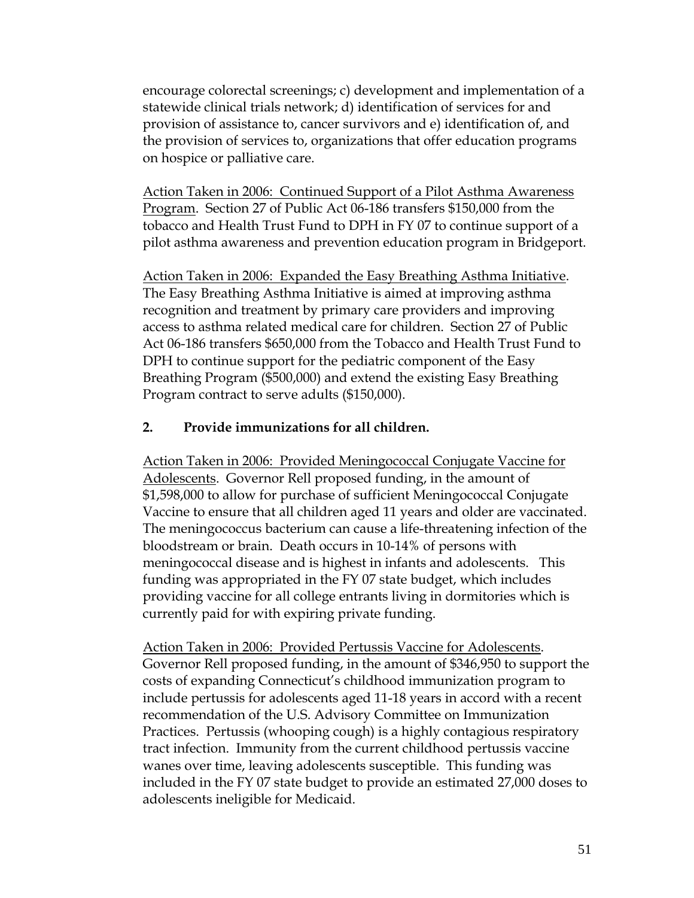encourage colorectal screenings; c) development and implementation of a statewide clinical trials network; d) identification of services for and provision of assistance to, cancer survivors and e) identification of, and the provision of services to, organizations that offer education programs on hospice or palliative care.

Action Taken in 2006: Continued Support of a Pilot Asthma Awareness Program. Section 27 of Public Act 06-186 transfers $150,000 from the tobacco and Health Trust Fund to DPH in FY 07 to continue support of a pilot asthma awareness and prevention education program in Bridgeport.

Action Taken in 2006: Expanded the Easy Breathing Asthma Initiative. The Easy Breathing Asthma Initiative is aimed at improving asthma recognition and treatment by primary care providers and improving access to asthma related medical care for children. Section 27 of Public Act 06-186 transfers $650,000 from the Tobacco and Health Trust Fund to DPH to continue support for the pediatric component of the Easy Breathing Program ($500,000) and extend the existing Easy Breathing Program contract to serve adults ($150,000).

**2. Provide immunizations for all children.**

Action Taken in 2006: Provided Meningococcal Conjugate Vaccine for Adolescents. Governor Rell proposed funding, in the amount of $1,598,000 to allow for purchase of sufficient Meningococcal Conjugate Vaccine to ensure that all children aged 11 years and older are vaccinated. The meningococcus bacterium can cause a life-threatening infection of the bloodstream or brain. Death occurs in 10-14% of persons with meningococcal disease and is highest in infants and adolescents. This funding was appropriated in the FY 07 state budget, which includes providing vaccine for all college entrants living in dormitories which is currently paid for with expiring private funding.

Action Taken in 2006: Provided Pertussis Vaccine for Adolescents. Governor Rell proposed funding, in the amount of $346,950 to support the costs of expanding Connecticut's childhood immunization program to include pertussis for adolescents aged 11-18 years in accord with a recent recommendation of the U.S. Advisory Committee on Immunization Practices. Pertussis (whooping cough) is a highly contagious respiratory tract infection. Immunity from the current childhood pertussis vaccine wanes over time, leaving adolescents susceptible. This funding was included in the FY 07 state budget to provide an estimated 27,000 doses to adolescents ineligible for Medicaid.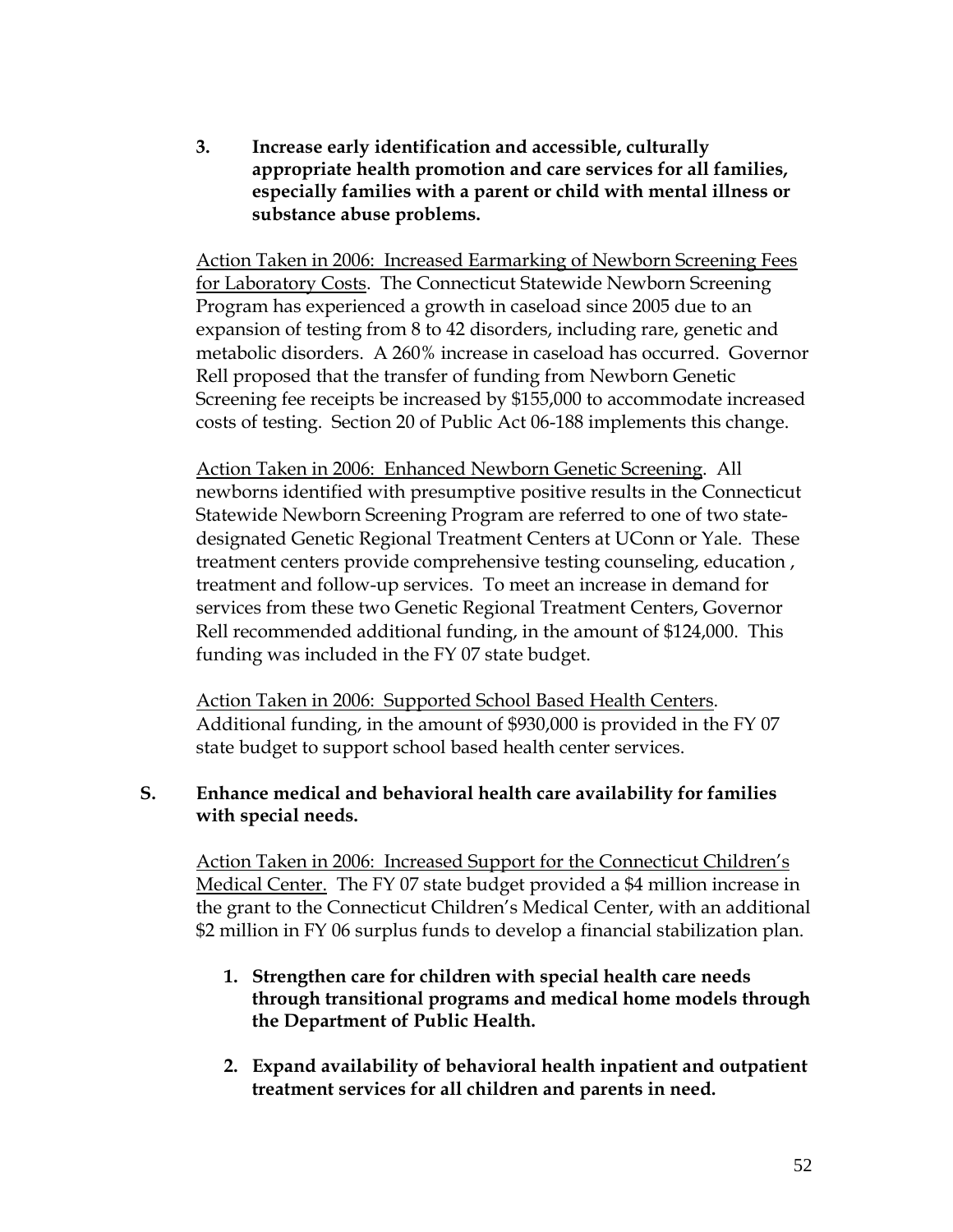3. **Increase early identification and accessible, culturally appropriate health promotion and care services for all families, especially families with a parent or child with mental illness or substance abuse problems.**

Action Taken in 2006: Increased Earmarking of Newborn Screening Fees for Laboratory Costs. The Connecticut Statewide Newborn Screening Program has experienced a growth in caseload since 2005 due to an expansion of testing from 8 to 42 disorders, including rare, genetic and metabolic disorders. A 260% increase in caseload has occurred. Governor Rell proposed that the transfer of funding from Newborn Genetic Screening fee receipts be increased by $155,000 to accommodate increased costs of testing. Section 20 of Public Act 06-188 implements this change.

Action Taken in 2006: Enhanced Newborn Genetic Screening. All newborns identified with presumptive positive results in the Connecticut Statewide Newborn Screening Program are referred to one of two state-designated Genetic Regional Treatment Centers at UConn or Yale. These treatment centers provide comprehensive testing counseling, education , treatment and follow-up services. To meet an increase in demand for services from these two Genetic Regional Treatment Centers, Governor Rell recommended additional funding, in the amount of $124,000. This funding was included in the FY 07 state budget.

Action Taken in 2006: Supported School Based Health Centers. Additional funding, in the amount of $930,000 is provided in the FY 07 state budget to support school based health center services.

**S. Enhance medical and behavioral health care availability for families with special needs.**

Action Taken in 2006: Increased Support for the Connecticut Children's Medical Center. The FY 07 state budget provided a $4 million increase in the grant to the Connecticut Children's Medical Center, with an additional $2 million in FY 06 surplus funds to develop a financial stabilization plan.

1. **Strengthen care for children with special health care needs through transitional programs and medical home models through the Department of Public Health.**

2. **Expand availability of behavioral health inpatient and outpatient treatment services for all children and parents in need.**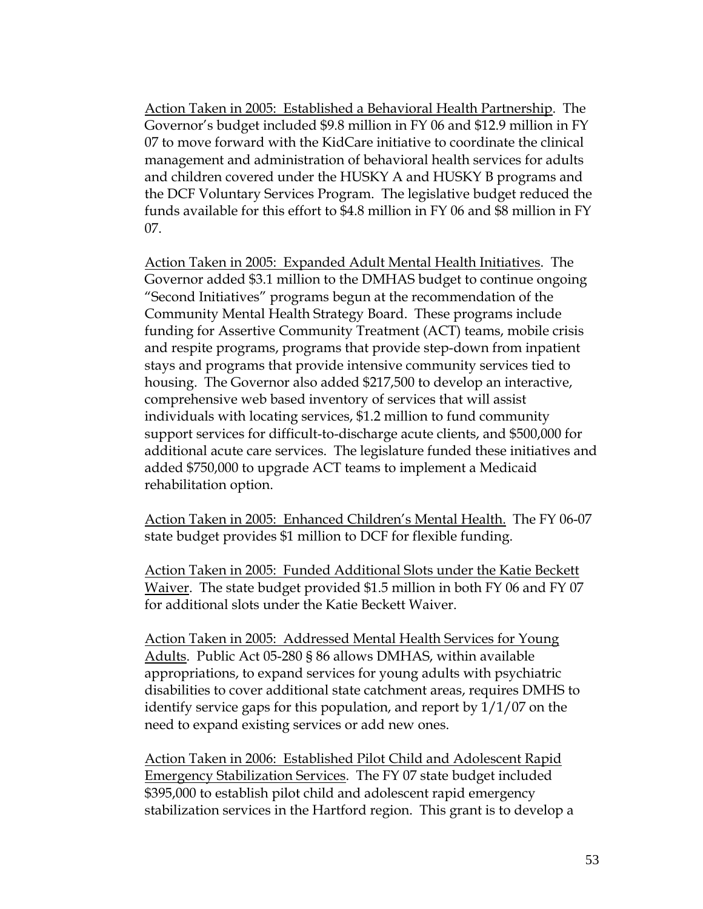<u>Action Taken in 2005: Established a Behavioral Health Partnership</u>. The Governor's budget included $9.8 million in FY 06 and $12.9 million in FY 07 to move forward with the KidCare initiative to coordinate the clinical management and administration of behavioral health services for adults and children covered under the HUSKY A and HUSKY B programs and the DCF Voluntary Services Program. The legislative budget reduced the funds available for this effort to $4.8 million in FY 06 and $8 million in FY 07.

<u>Action Taken in 2005: Expanded Adult Mental Health Initiatives</u>. The Governor added $3.1 million to the DMHAS budget to continue ongoing "Second Initiatives" programs begun at the recommendation of the Community Mental Health Strategy Board. These programs include funding for Assertive Community Treatment (ACT) teams, mobile crisis and respite programs, programs that provide step-down from inpatient stays and programs that provide intensive community services tied to housing. The Governor also added $217,500 to develop an interactive, comprehensive web based inventory of services that will assist individuals with locating services, $1.2 million to fund community support services for difficult-to-discharge acute clients, and $500,000 for additional acute care services. The legislature funded these initiatives and added $750,000 to upgrade ACT teams to implement a Medicaid rehabilitation option.

<u>Action Taken in 2005: Enhanced Children's Mental Health.</u> The FY 06-07 state budget provides $1 million to DCF for flexible funding.

<u>Action Taken in 2005: Funded Additional Slots under the Katie Beckett Waiver</u>. The state budget provided $1.5 million in both FY 06 and FY 07 for additional slots under the Katie Beckett Waiver.

<u>Action Taken in 2005: Addressed Mental Health Services for Young Adults</u>. Public Act 05-280 § 86 allows DMHAS, within available appropriations, to expand services for young adults with psychiatric disabilities to cover additional state catchment areas, requires DMHS to identify service gaps for this population, and report by 1/1/07 on the need to expand existing services or add new ones.

<u>Action Taken in 2006: Established Pilot Child and Adolescent Rapid Emergency Stabilization Services</u>. The FY 07 state budget included $395,000 to establish pilot child and adolescent rapid emergency stabilization services in the Hartford region. This grant is to develop a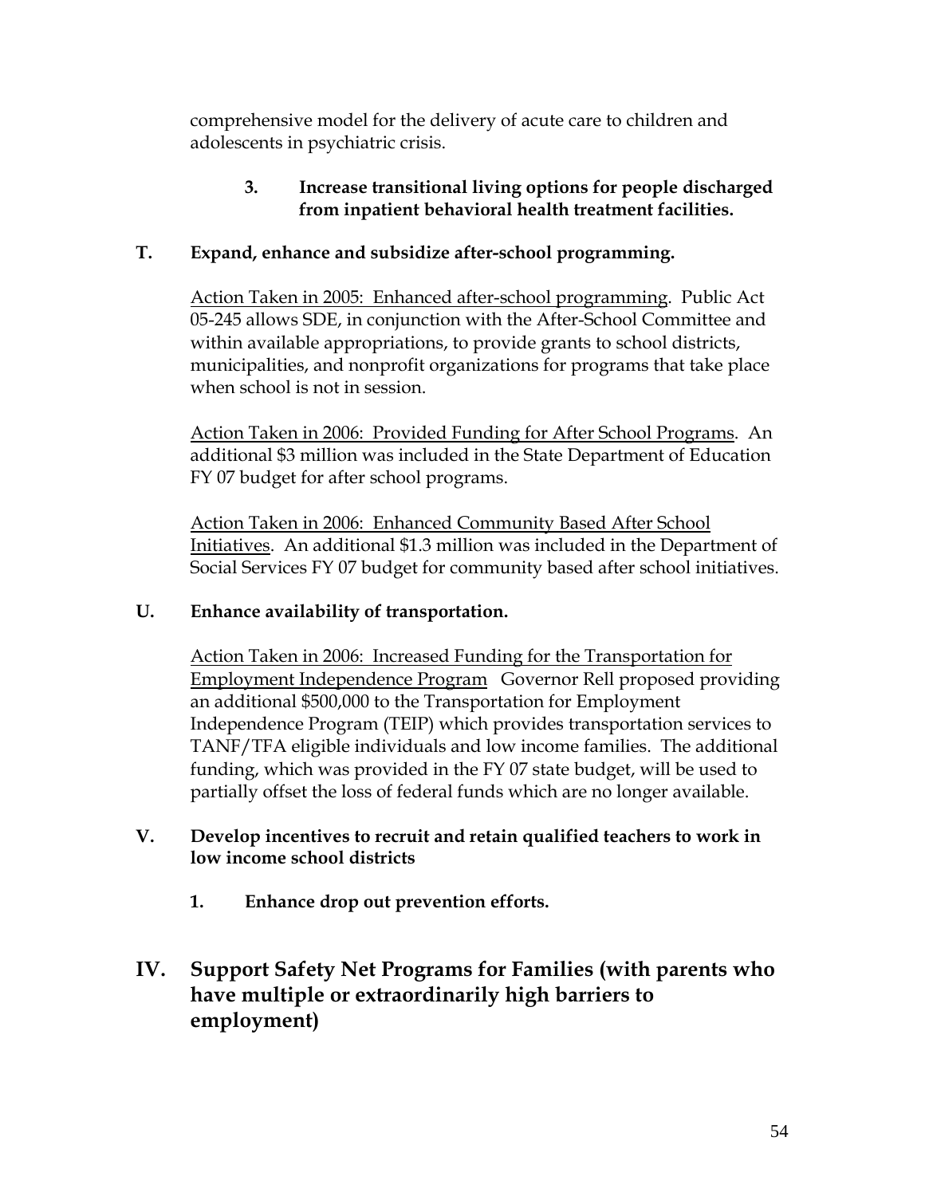comprehensive model for the delivery of acute care to children and adolescents in psychiatric crisis.

**3. Increase transitional living options for people discharged from inpatient behavioral health treatment facilities.**

**T. Expand, enhance and subsidize after-school programming.**

Action Taken in 2005: Enhanced after-school programming. Public Act 05-245 allows SDE, in conjunction with the After-School Committee and within available appropriations, to provide grants to school districts, municipalities, and nonprofit organizations for programs that take place when school is not in session.

Action Taken in 2006: Provided Funding for After School Programs. An additional $3 million was included in the State Department of Education FY 07 budget for after school programs.

Action Taken in 2006: Enhanced Community Based After School Initiatives. An additional $1.3 million was included in the Department of Social Services FY 07 budget for community based after school initiatives.

**U. Enhance availability of transportation.**

Action Taken in 2006: Increased Funding for the Transportation for Employment Independence Program Governor Rell proposed providing an additional $500,000 to the Transportation for Employment Independence Program (TEIP) which provides transportation services to TANF/TFA eligible individuals and low income families. The additional funding, which was provided in the FY 07 state budget, will be used to partially offset the loss of federal funds which are no longer available.

**V. Develop incentives to recruit and retain qualified teachers to work in low income school districts**

**1. Enhance drop out prevention efforts.**

## IV. Support Safety Net Programs for Families (with parents who have multiple or extraordinarily high barriers to employment)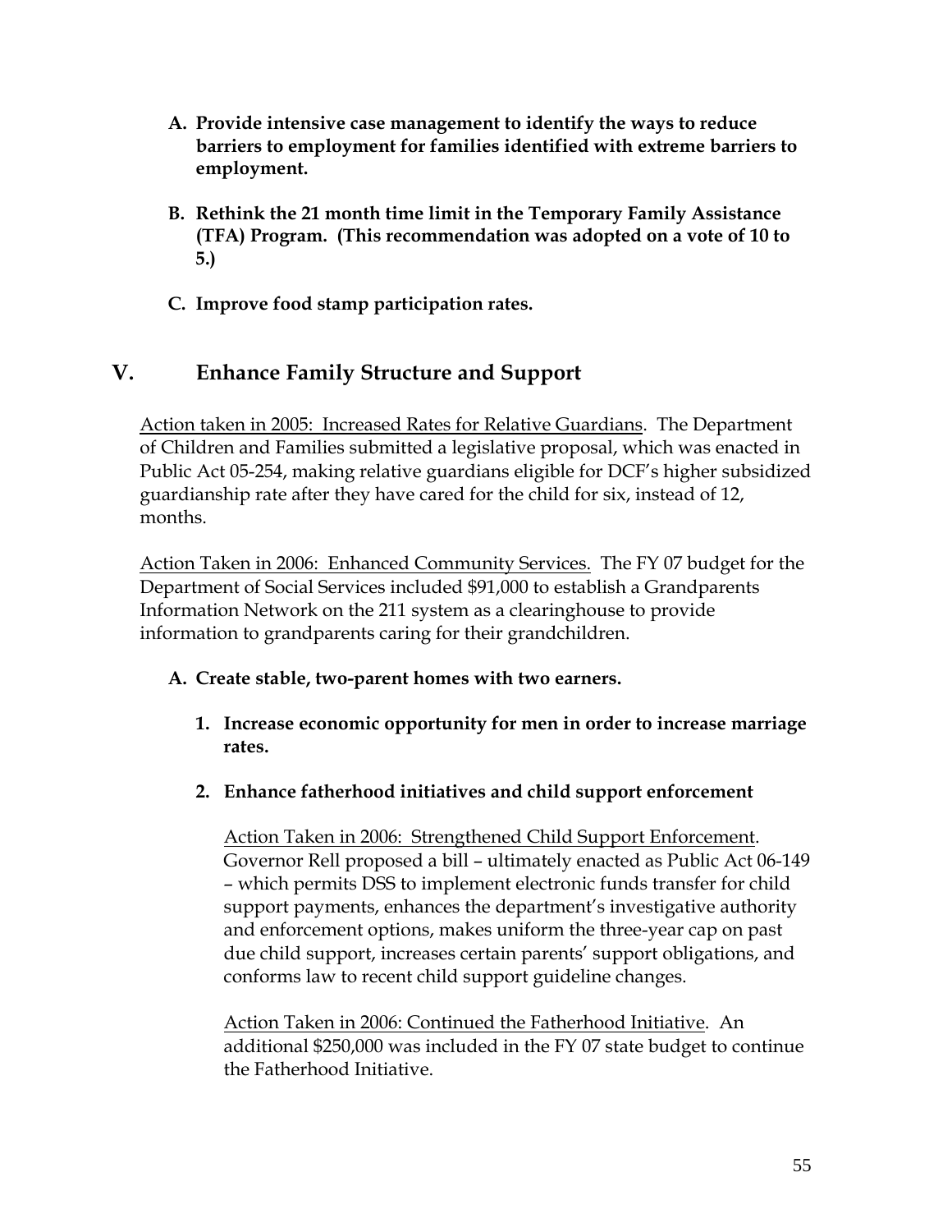**A. Provide intensive case management to identify the ways to reduce barriers to employment for families identified with extreme barriers to employment.**

**B. Rethink the 21 month time limit in the Temporary Family Assistance (TFA) Program. (This recommendation was adopted on a vote of 10 to 5.)**

**C. Improve food stamp participation rates.**

## V. Enhance Family Structure and Support

<u>Action taken in 2005: Increased Rates for Relative Guardians</u>. The Department of Children and Families submitted a legislative proposal, which was enacted in Public Act 05-254, making relative guardians eligible for DCF's higher subsidized guardianship rate after they have cared for the child for six, instead of 12, months.

<u>Action Taken in 2006: Enhanced Community Services.</u> The FY 07 budget for the Department of Social Services included $91,000 to establish a Grandparents Information Network on the 211 system as a clearinghouse to provide information to grandparents caring for their grandchildren.

**A. Create stable, two-parent homes with two earners.**

**1. Increase economic opportunity for men in order to increase marriage rates.**

**2. Enhance fatherhood initiatives and child support enforcement**

<u>Action Taken in 2006: Strengthened Child Support Enforcement</u>. Governor Rell proposed a bill – ultimately enacted as Public Act 06-149 – which permits DSS to implement electronic funds transfer for child support payments, enhances the department's investigative authority and enforcement options, makes uniform the three-year cap on past due child support, increases certain parents' support obligations, and conforms law to recent child support guideline changes.

<u>Action Taken in 2006: Continued the Fatherhood Initiative</u>. An additional $250,000 was included in the FY 07 state budget to continue the Fatherhood Initiative.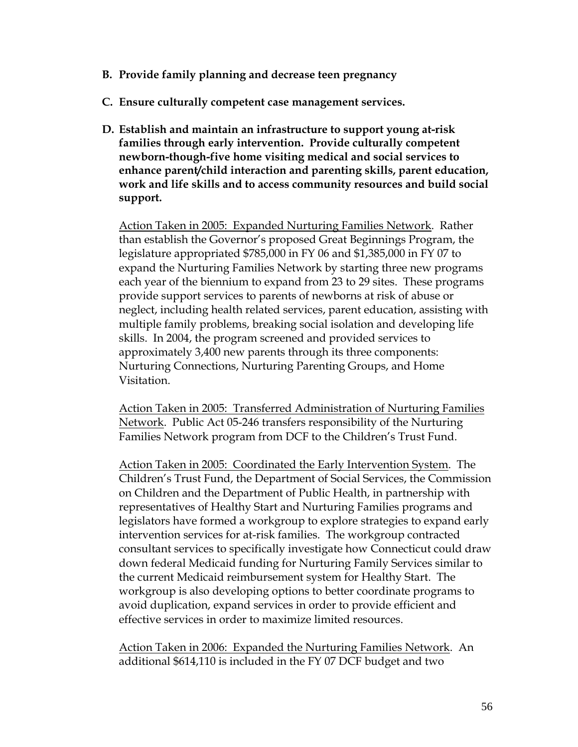**B. Provide family planning and decrease teen pregnancy**

**C. Ensure culturally competent case management services.**

**D. Establish and maintain an infrastructure to support young at-risk families through early intervention. Provide culturally competent newborn-though-five home visiting medical and social services to enhance parent/child interaction and parenting skills, parent education, work and life skills and to access community resources and build social support.**

Action Taken in 2005: Expanded Nurturing Families Network. Rather than establish the Governor's proposed Great Beginnings Program, the legislature appropriated $785,000 in FY 06 and $1,385,000 in FY 07 to expand the Nurturing Families Network by starting three new programs each year of the biennium to expand from 23 to 29 sites. These programs provide support services to parents of newborns at risk of abuse or neglect, including health related services, parent education, assisting with multiple family problems, breaking social isolation and developing life skills. In 2004, the program screened and provided services to approximately 3,400 new parents through its three components: Nurturing Connections, Nurturing Parenting Groups, and Home Visitation.

Action Taken in 2005: Transferred Administration of Nurturing Families Network. Public Act 05-246 transfers responsibility of the Nurturing Families Network program from DCF to the Children's Trust Fund.

Action Taken in 2005: Coordinated the Early Intervention System. The Children's Trust Fund, the Department of Social Services, the Commission on Children and the Department of Public Health, in partnership with representatives of Healthy Start and Nurturing Families programs and legislators have formed a workgroup to explore strategies to expand early intervention services for at-risk families. The workgroup contracted consultant services to specifically investigate how Connecticut could draw down federal Medicaid funding for Nurturing Family Services similar to the current Medicaid reimbursement system for Healthy Start. The workgroup is also developing options to better coordinate programs to avoid duplication, expand services in order to provide efficient and effective services in order to maximize limited resources.

Action Taken in 2006: Expanded the Nurturing Families Network. An additional $614,110 is included in the FY 07 DCF budget and two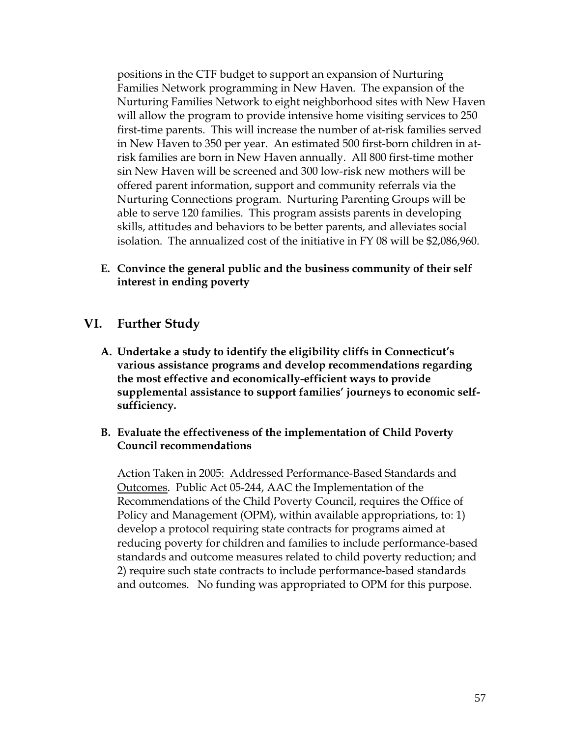positions in the CTF budget to support an expansion of Nurturing Families Network programming in New Haven. The expansion of the Nurturing Families Network to eight neighborhood sites with New Haven will allow the program to provide intensive home visiting services to 250 first-time parents. This will increase the number of at-risk families served in New Haven to 350 per year. An estimated 500 first-born children in at-risk families are born in New Haven annually. All 800 first-time mother sin New Haven will be screened and 300 low-risk new mothers will be offered parent information, support and community referrals via the Nurturing Connections program. Nurturing Parenting Groups will be able to serve 120 families. This program assists parents in developing skills, attitudes and behaviors to be better parents, and alleviates social isolation. The annualized cost of the initiative in FY 08 will be $2,086,960.

**E. Convince the general public and the business community of their self interest in ending poverty**

## VI. Further Study

**A. Undertake a study to identify the eligibility cliffs in Connecticut's various assistance programs and develop recommendations regarding the most effective and economically-efficient ways to provide supplemental assistance to support families' journeys to economic self-sufficiency.**

**B. Evaluate the effectiveness of the implementation of Child Poverty Council recommendations**

Action Taken in 2005: Addressed Performance-Based Standards and Outcomes. Public Act 05-244, AAC the Implementation of the Recommendations of the Child Poverty Council, requires the Office of Policy and Management (OPM), within available appropriations, to: 1) develop a protocol requiring state contracts for programs aimed at reducing poverty for children and families to include performance-based standards and outcome measures related to child poverty reduction; and 2) require such state contracts to include performance-based standards and outcomes. No funding was appropriated to OPM for this purpose.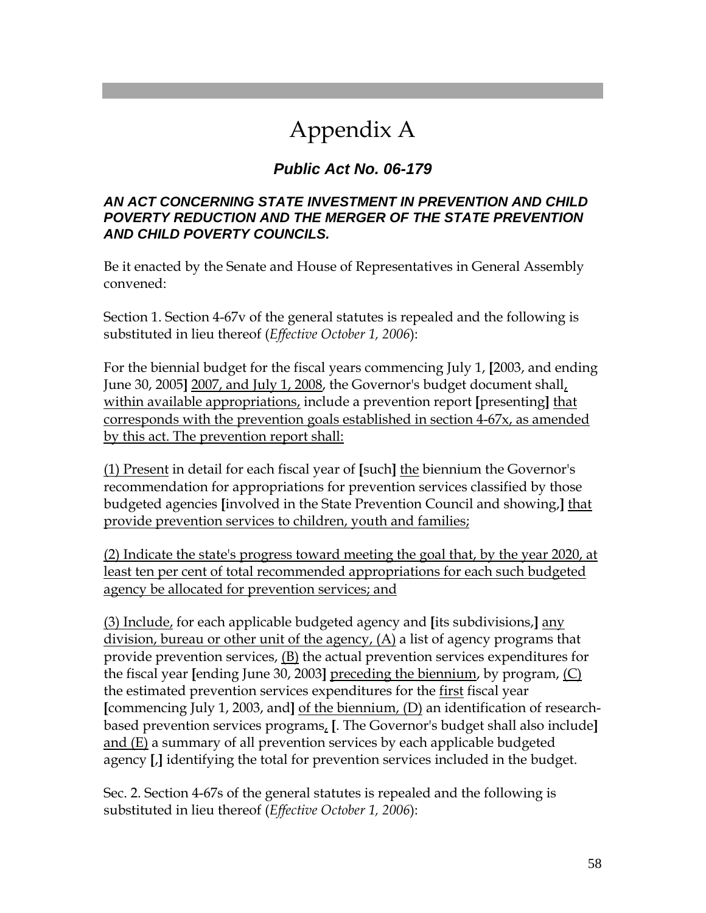# Appendix A

### *Public Act No. 06-179*

#### *AN ACT CONCERNING STATE INVESTMENT IN PREVENTION AND CHILD POVERTY REDUCTION AND THE MERGER OF THE STATE PREVENTION AND CHILD POVERTY COUNCILS.*

Be it enacted by the Senate and House of Representatives in General Assembly convened:

Section 1. Section 4-67v of the general statutes is repealed and the following is substituted in lieu thereof (*Effective October 1, 2006*):

For the biennial budget for the fiscal years commencing July 1, **[**2003, and ending June 30, 2005**]** <u>2007, and July 1, 2008</u>, the Governor's budget document shall<u>, within available appropriations,</u> include a prevention report **[**presenting**]** <u>that corresponds with the prevention goals established in section 4-67x, as amended by this act. The prevention report shall:</u>

<u>(1) Present</u> in detail for each fiscal year of **[**such**]** <u>the</u> biennium the Governor's recommendation for appropriations for prevention services classified by those budgeted agencies **[**involved in the State Prevention Council and showing,**]** <u>that provide prevention services to children, youth and families;</u>

<u>(2) Indicate the state's progress toward meeting the goal that, by the year 2020, at least ten per cent of total recommended appropriations for each such budgeted agency be allocated for prevention services; and</u>

<u>(3) Include,</u> for each applicable budgeted agency and **[**its subdivisions,**]** <u>any division, bureau or other unit of the agency, (A)</u> a list of agency programs that provide prevention services, <u>(B)</u> the actual prevention services expenditures for the fiscal year **[**ending June 30, 2003**]** <u>preceding the biennium</u>, by program, <u>(C)</u> the estimated prevention services expenditures for the <u>first</u> fiscal year **[**commencing July 1, 2003, and**]** <u>of the biennium, (D)</u> an identification of research-based prevention services programs<u>,</u> **[**. The Governor's budget shall also include**]** <u>and (E)</u> a summary of all prevention services by each applicable budgeted agency **[**,**]** identifying the total for prevention services included in the budget.

Sec. 2. Section 4-67s of the general statutes is repealed and the following is substituted in lieu thereof (*Effective October 1, 2006*):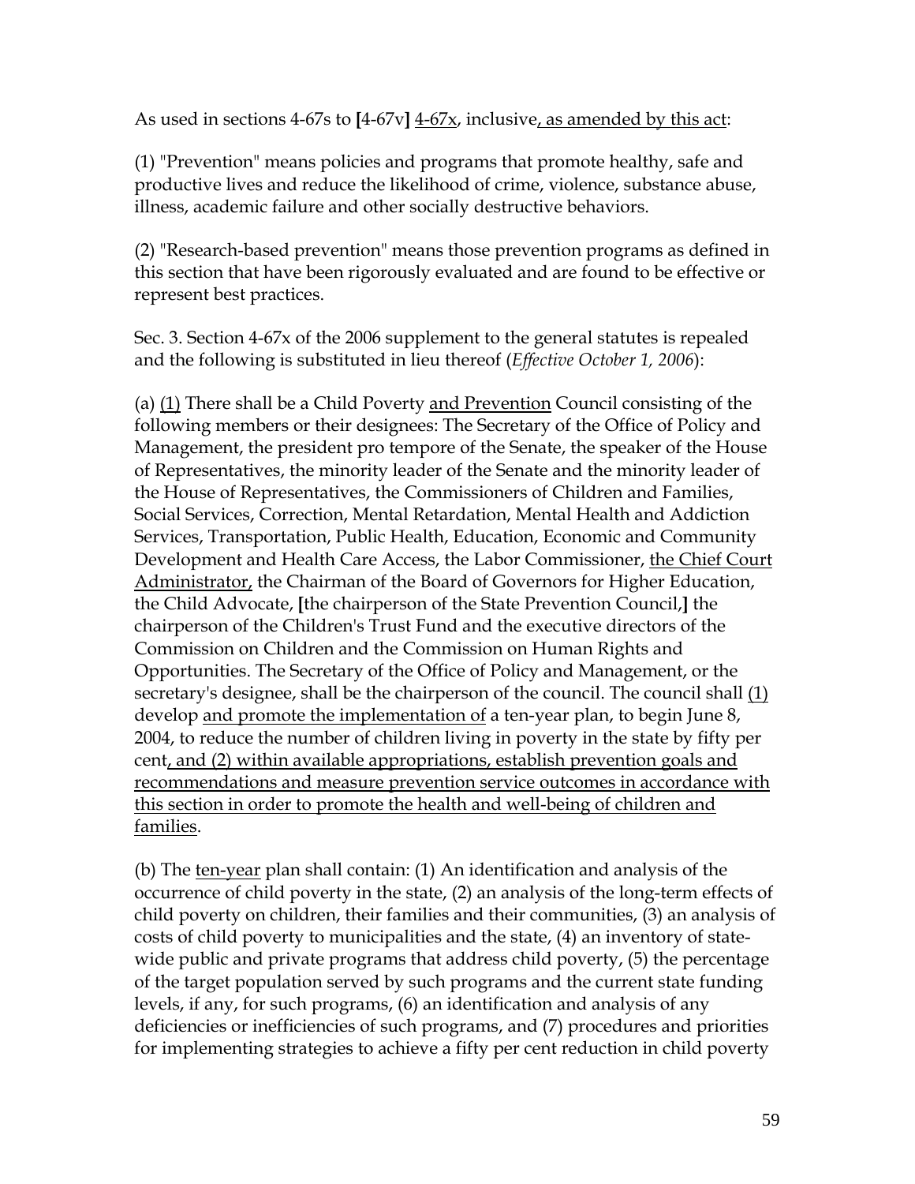As used in sections 4-67s to [4-67v] 4-67x, inclusive, as amended by this act:

(1) "Prevention" means policies and programs that promote healthy, safe and productive lives and reduce the likelihood of crime, violence, substance abuse, illness, academic failure and other socially destructive behaviors.

(2) "Research-based prevention" means those prevention programs as defined in this section that have been rigorously evaluated and are found to be effective or represent best practices.

Sec. 3. Section 4-67x of the 2006 supplement to the general statutes is repealed and the following is substituted in lieu thereof (*Effective October 1, 2006*):

(a) (1) There shall be a Child Poverty and Prevention Council consisting of the following members or their designees: The Secretary of the Office of Policy and Management, the president pro tempore of the Senate, the speaker of the House of Representatives, the minority leader of the Senate and the minority leader of the House of Representatives, the Commissioners of Children and Families, Social Services, Correction, Mental Retardation, Mental Health and Addiction Services, Transportation, Public Health, Education, Economic and Community Development and Health Care Access, the Labor Commissioner, the Chief Court Administrator, the Chairman of the Board of Governors for Higher Education, the Child Advocate, [the chairperson of the State Prevention Council,] the chairperson of the Children's Trust Fund and the executive directors of the Commission on Children and the Commission on Human Rights and Opportunities. The Secretary of the Office of Policy and Management, or the secretary's designee, shall be the chairperson of the council. The council shall (1) develop and promote the implementation of a ten-year plan, to begin June 8, 2004, to reduce the number of children living in poverty in the state by fifty per cent, and (2) within available appropriations, establish prevention goals and recommendations and measure prevention service outcomes in accordance with this section in order to promote the health and well-being of children and families.

(b) The ten-year plan shall contain: (1) An identification and analysis of the occurrence of child poverty in the state, (2) an analysis of the long-term effects of child poverty on children, their families and their communities, (3) an analysis of costs of child poverty to municipalities and the state, (4) an inventory of state-wide public and private programs that address child poverty, (5) the percentage of the target population served by such programs and the current state funding levels, if any, for such programs, (6) an identification and analysis of any deficiencies or inefficiencies of such programs, and (7) procedures and priorities for implementing strategies to achieve a fifty per cent reduction in child poverty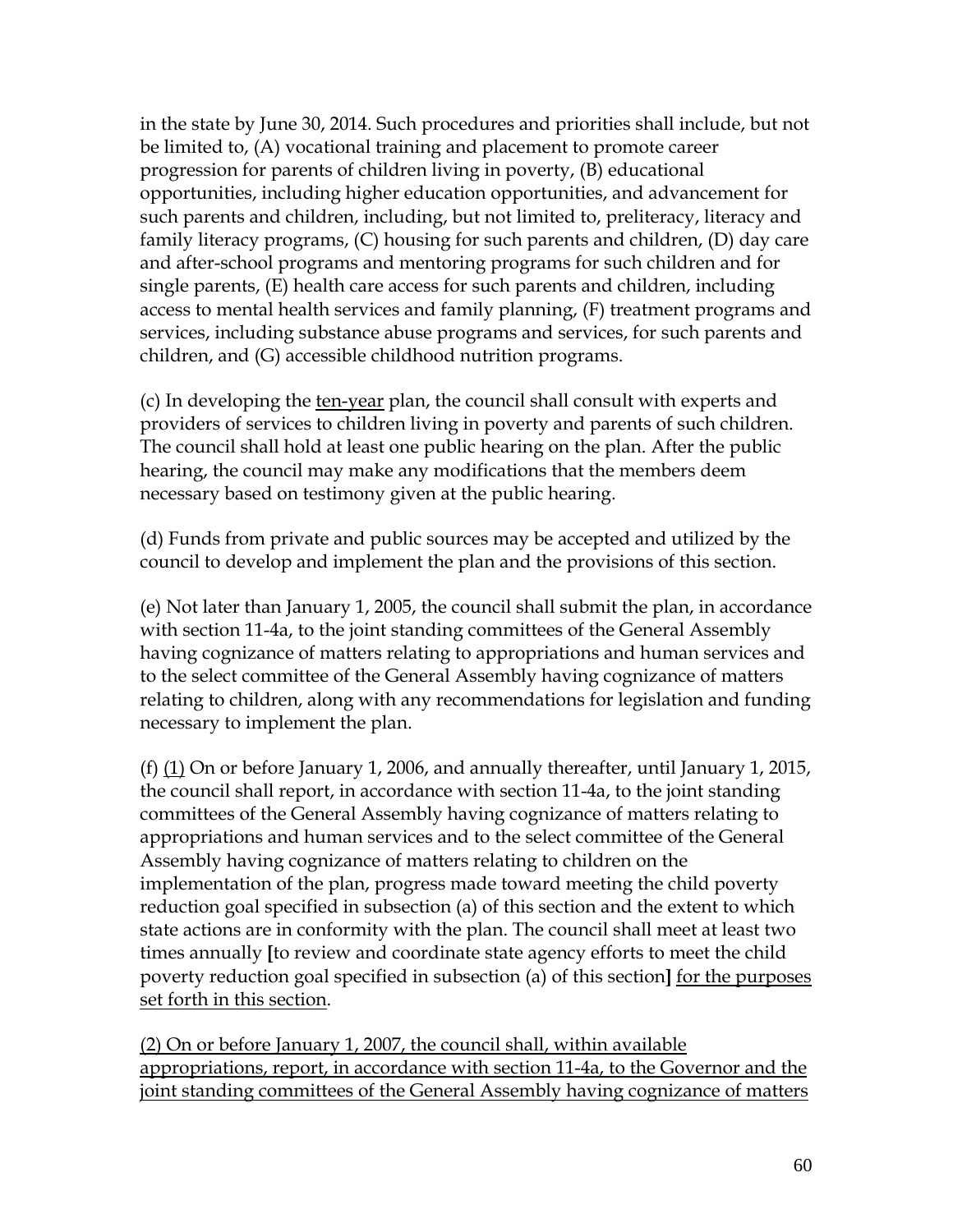in the state by June 30, 2014. Such procedures and priorities shall include, but not be limited to, (A) vocational training and placement to promote career progression for parents of children living in poverty, (B) educational opportunities, including higher education opportunities, and advancement for such parents and children, including, but not limited to, preliteracy, literacy and family literacy programs, (C) housing for such parents and children, (D) day care and after-school programs and mentoring programs for such children and for single parents, (E) health care access for such parents and children, including access to mental health services and family planning, (F) treatment programs and services, including substance abuse programs and services, for such parents and children, and (G) accessible childhood nutrition programs.

(c) In developing the <u>ten-year</u> plan, the council shall consult with experts and providers of services to children living in poverty and parents of such children. The council shall hold at least one public hearing on the plan. After the public hearing, the council may make any modifications that the members deem necessary based on testimony given at the public hearing.

(d) Funds from private and public sources may be accepted and utilized by the council to develop and implement the plan and the provisions of this section.

(e) Not later than January 1, 2005, the council shall submit the plan, in accordance with section 11-4a, to the joint standing committees of the General Assembly having cognizance of matters relating to appropriations and human services and to the select committee of the General Assembly having cognizance of matters relating to children, along with any recommendations for legislation and funding necessary to implement the plan.

(f) <u>(1)</u> On or before January 1, 2006, and annually thereafter, until January 1, 2015, the council shall report, in accordance with section 11-4a, to the joint standing committees of the General Assembly having cognizance of matters relating to appropriations and human services and to the select committee of the General Assembly having cognizance of matters relating to children on the implementation of the plan, progress made toward meeting the child poverty reduction goal specified in subsection (a) of this section and the extent to which state actions are in conformity with the plan. The council shall meet at least two times annually **[**to review and coordinate state agency efforts to meet the child poverty reduction goal specified in subsection (a) of this section**]** <u>for the purposes set forth in this section</u>.

<u>(2) On or before January 1, 2007, the council shall, within available appropriations, report, in accordance with section 11-4a, to the Governor and the joint standing committees of the General Assembly having cognizance of matters</u>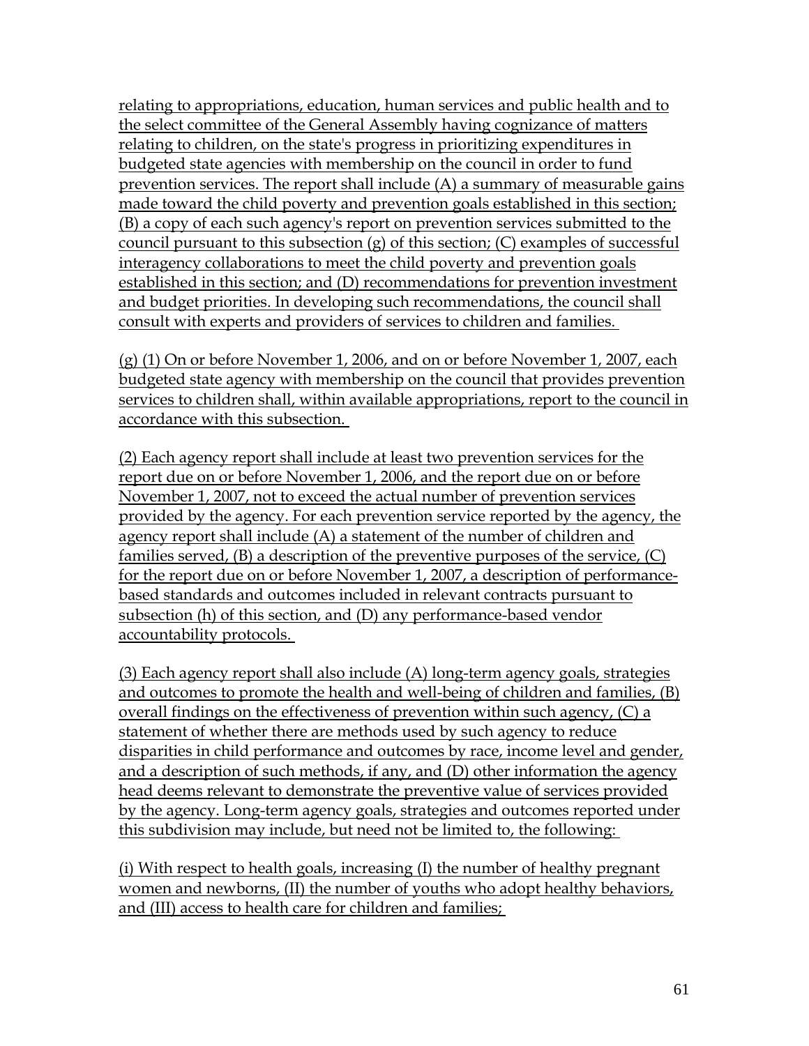relating to appropriations, education, human services and public health and to the select committee of the General Assembly having cognizance of matters relating to children, on the state's progress in prioritizing expenditures in budgeted state agencies with membership on the council in order to fund prevention services. The report shall include (A) a summary of measurable gains made toward the child poverty and prevention goals established in this section; (B) a copy of each such agency's report on prevention services submitted to the council pursuant to this subsection (g) of this section; (C) examples of successful interagency collaborations to meet the child poverty and prevention goals established in this section; and (D) recommendations for prevention investment and budget priorities. In developing such recommendations, the council shall consult with experts and providers of services to children and families.

(g) (1) On or before November 1, 2006, and on or before November 1, 2007, each budgeted state agency with membership on the council that provides prevention services to children shall, within available appropriations, report to the council in accordance with this subsection.

(2) Each agency report shall include at least two prevention services for the report due on or before November 1, 2006, and the report due on or before November 1, 2007, not to exceed the actual number of prevention services provided by the agency. For each prevention service reported by the agency, the agency report shall include (A) a statement of the number of children and families served, (B) a description of the preventive purposes of the service, (C) for the report due on or before November 1, 2007, a description of performance-based standards and outcomes included in relevant contracts pursuant to subsection (h) of this section, and (D) any performance-based vendor accountability protocols.

(3) Each agency report shall also include (A) long-term agency goals, strategies and outcomes to promote the health and well-being of children and families, (B) overall findings on the effectiveness of prevention within such agency, (C) a statement of whether there are methods used by such agency to reduce disparities in child performance and outcomes by race, income level and gender, and a description of such methods, if any, and (D) other information the agency head deems relevant to demonstrate the preventive value of services provided by the agency. Long-term agency goals, strategies and outcomes reported under this subdivision may include, but need not be limited to, the following:

(i) With respect to health goals, increasing (I) the number of healthy pregnant women and newborns, (II) the number of youths who adopt healthy behaviors, and (III) access to health care for children and families;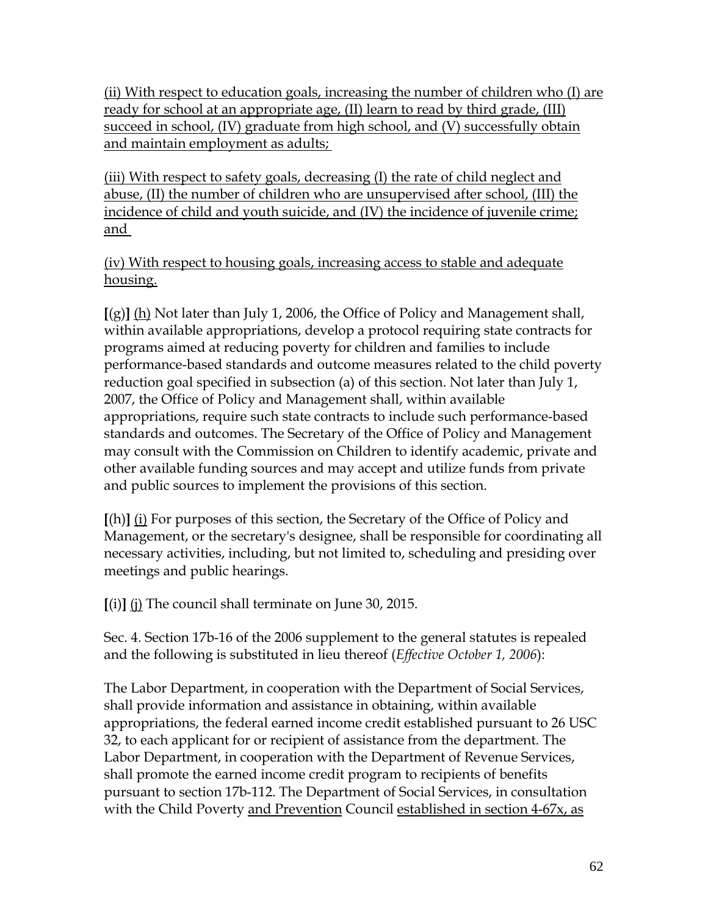(ii) With respect to education goals, increasing the number of children who (I) are ready for school at an appropriate age, (II) learn to read by third grade, (III) succeed in school, (IV) graduate from high school, and (V) successfully obtain and maintain employment as adults;

(iii) With respect to safety goals, decreasing (I) the rate of child neglect and abuse, (II) the number of children who are unsupervised after school, (III) the incidence of child and youth suicide, and (IV) the incidence of juvenile crime; and

(iv) With respect to housing goals, increasing access to stable and adequate housing.

**[**(g)**]** (h) Not later than July 1, 2006, the Office of Policy and Management shall, within available appropriations, develop a protocol requiring state contracts for programs aimed at reducing poverty for children and families to include performance-based standards and outcome measures related to the child poverty reduction goal specified in subsection (a) of this section. Not later than July 1, 2007, the Office of Policy and Management shall, within available appropriations, require such state contracts to include such performance-based standards and outcomes. The Secretary of the Office of Policy and Management may consult with the Commission on Children to identify academic, private and other available funding sources and may accept and utilize funds from private and public sources to implement the provisions of this section.

**[**(h)**]** (i) For purposes of this section, the Secretary of the Office of Policy and Management, or the secretary's designee, shall be responsible for coordinating all necessary activities, including, but not limited to, scheduling and presiding over meetings and public hearings.

**[**(i)**]** (j) The council shall terminate on June 30, 2015.

Sec. 4. Section 17b-16 of the 2006 supplement to the general statutes is repealed and the following is substituted in lieu thereof (*Effective October 1, 2006*):

The Labor Department, in cooperation with the Department of Social Services, shall provide information and assistance in obtaining, within available appropriations, the federal earned income credit established pursuant to 26 USC 32, to each applicant for or recipient of assistance from the department. The Labor Department, in cooperation with the Department of Revenue Services, shall promote the earned income credit program to recipients of benefits pursuant to section 17b-112. The Department of Social Services, in consultation with the Child Poverty and Prevention Council established in section 4-67x, as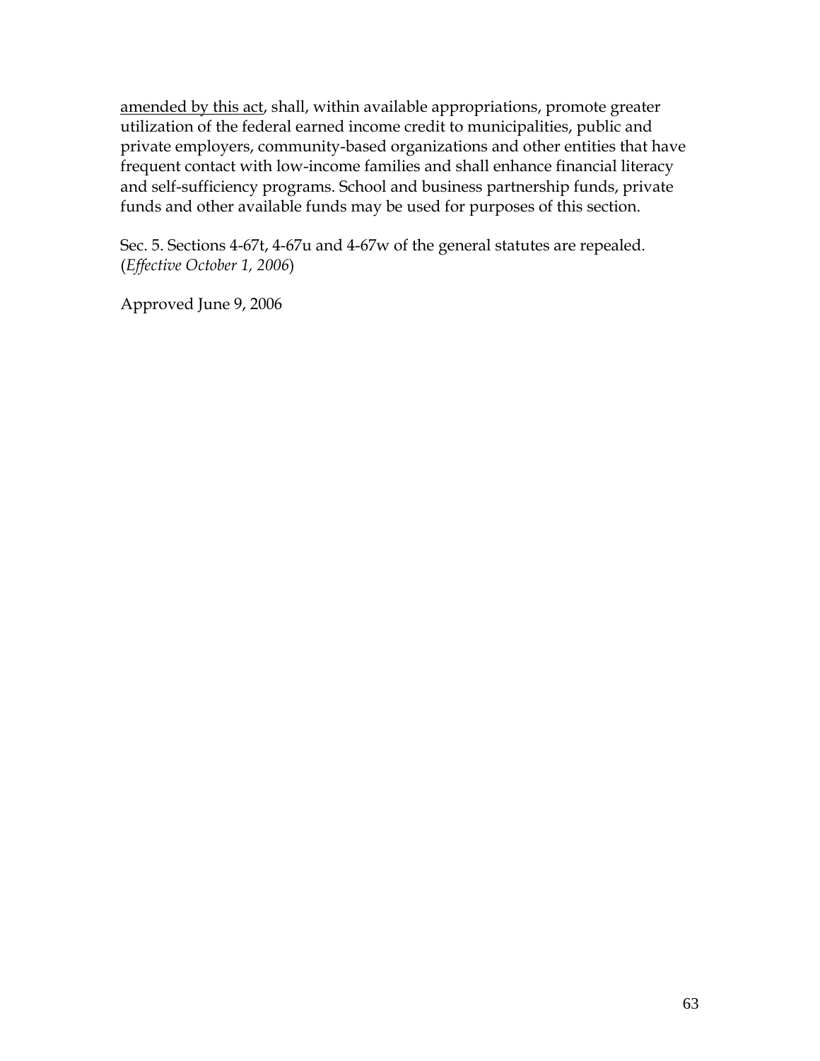<u>amended by this act</u>, shall, within available appropriations, promote greater utilization of the federal earned income credit to municipalities, public and private employers, community-based organizations and other entities that have frequent contact with low-income families and shall enhance financial literacy and self-sufficiency programs. School and business partnership funds, private funds and other available funds may be used for purposes of this section.

Sec. 5. Sections 4-67t, 4-67u and 4-67w of the general statutes are repealed. (*Effective October 1, 2006*)

Approved June 9, 2006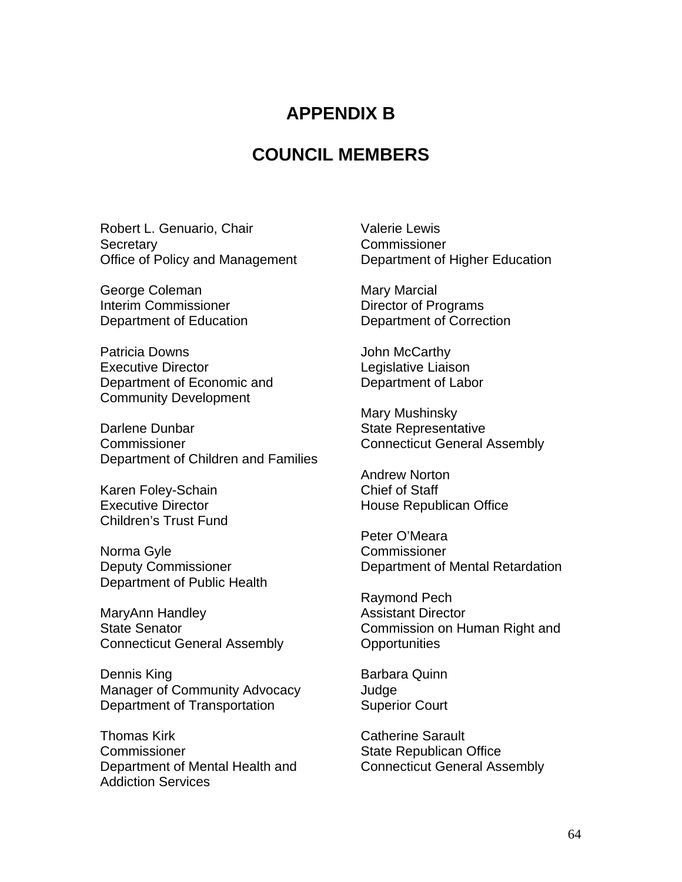# APPENDIX B

# COUNCIL MEMBERS

Robert L. Genuario, Chair
Secretary
Office of Policy and Management

George Coleman
Interim Commissioner
Department of Education

Patricia Downs
Executive Director
Department of Economic and Community Development

Darlene Dunbar
Commissioner
Department of Children and Families

Karen Foley-Schain
Executive Director
Children's Trust Fund

Norma Gyle
Deputy Commissioner
Department of Public Health

MaryAnn Handley
State Senator
Connecticut General Assembly

Dennis King
Manager of Community Advocacy
Department of Transportation

Thomas Kirk
Commissioner
Department of Mental Health and Addiction Services

Valerie Lewis
Commissioner
Department of Higher Education

Mary Marcial
Director of Programs
Department of Correction

John McCarthy
Legislative Liaison
Department of Labor

Mary Mushinsky
State Representative
Connecticut General Assembly

Andrew Norton
Chief of Staff
House Republican Office

Peter O'Meara
Commissioner
Department of Mental Retardation

Raymond Pech
Assistant Director
Commission on Human Right and Opportunities

Barbara Quinn
Judge
Superior Court

Catherine Sarault
State Republican Office
Connecticut General Assembly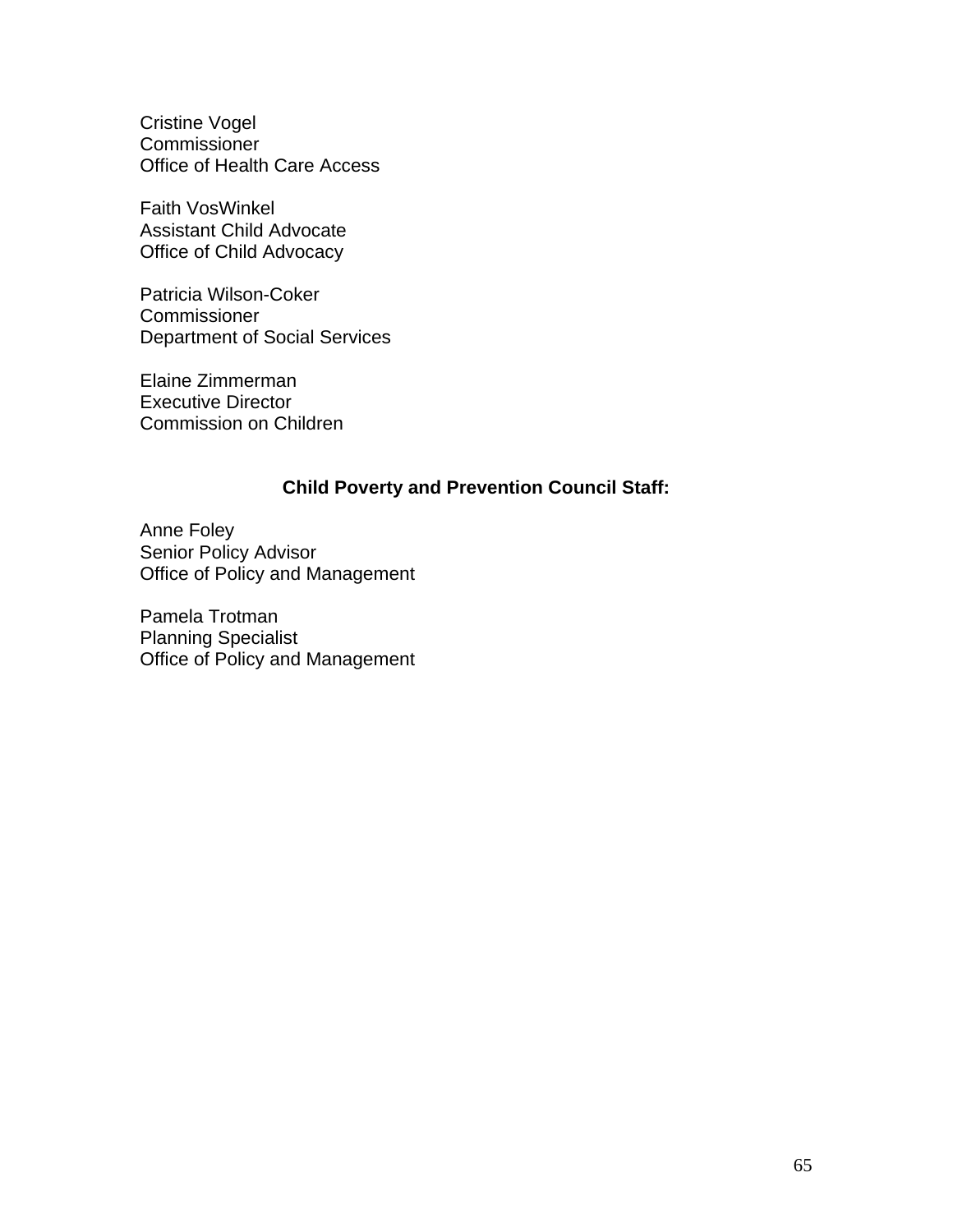Cristine Vogel
Commissioner
Office of Health Care Access

Faith VosWinkel
Assistant Child Advocate
Office of Child Advocacy

Patricia Wilson-Coker
Commissioner
Department of Social Services

Elaine Zimmerman
Executive Director
Commission on Children

**Child Poverty and Prevention Council Staff:**

Anne Foley
Senior Policy Advisor
Office of Policy and Management

Pamela Trotman
Planning Specialist
Office of Policy and Management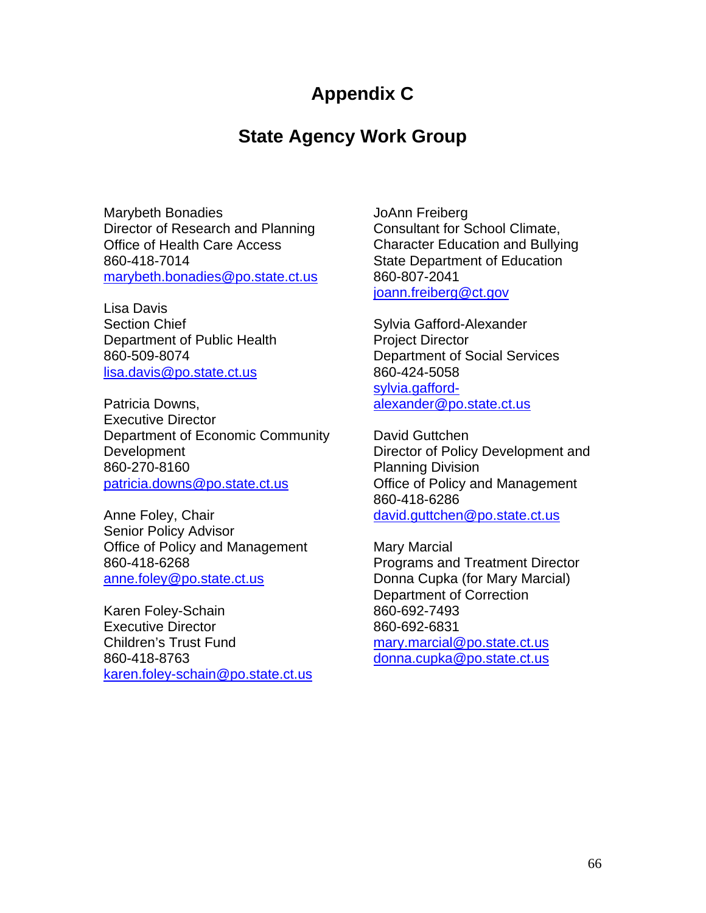# Appendix C

## State Agency Work Group

Marybeth Bonadies
Director of Research and Planning
Office of Health Care Access
860-418-7014
marybeth.bonadies@po.state.ct.us

Lisa Davis
Section Chief
Department of Public Health
860-509-8074
lisa.davis@po.state.ct.us

Patricia Downs,
Executive Director
Department of Economic Community Development
860-270-8160
patricia.downs@po.state.ct.us

Anne Foley, Chair
Senior Policy Advisor
Office of Policy and Management
860-418-6268
anne.foley@po.state.ct.us

Karen Foley-Schain
Executive Director
Children's Trust Fund
860-418-8763
karen.foley-schain@po.state.ct.us

JoAnn Freiberg
Consultant for School Climate, Character Education and Bullying
State Department of Education
860-807-2041
joann.freiberg@ct.gov

Sylvia Gafford-Alexander
Project Director
Department of Social Services
860-424-5058
sylvia.gafford-alexander@po.state.ct.us

David Guttchen
Director of Policy Development and Planning Division
Office of Policy and Management
860-418-6286
david.guttchen@po.state.ct.us

Mary Marcial
Programs and Treatment Director
Donna Cupka (for Mary Marcial)
Department of Correction
860-692-7493
860-692-6831
mary.marcial@po.state.ct.us
donna.cupka@po.state.ct.us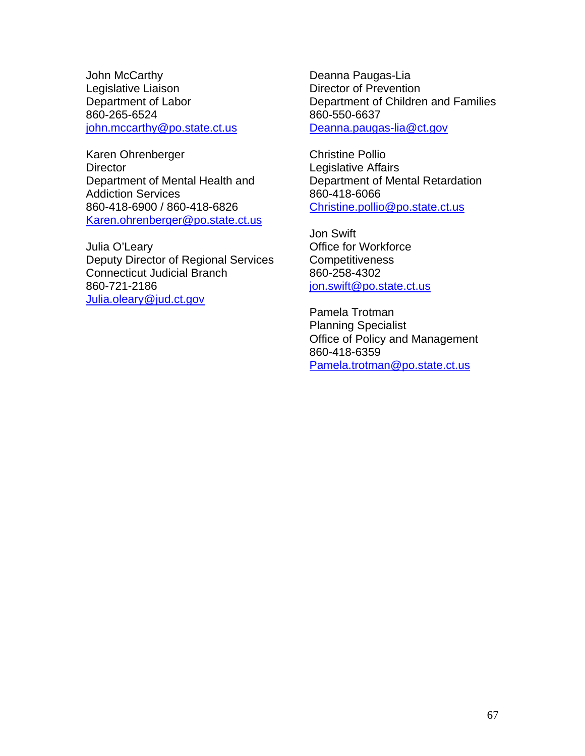John McCarthy
Legislative Liaison
Department of Labor
860-265-6524
john.mccarthy@po.state.ct.us

Karen Ohrenberger
Director
Department of Mental Health and Addiction Services
860-418-6900 / 860-418-6826
Karen.ohrenberger@po.state.ct.us

Julia O'Leary
Deputy Director of Regional Services
Connecticut Judicial Branch
860-721-2186
Julia.oleary@jud.ct.gov

Deanna Paugas-Lia
Director of Prevention
Department of Children and Families
860-550-6637
Deanna.paugas-lia@ct.gov

Christine Pollio
Legislative Affairs
Department of Mental Retardation
860-418-6066
Christine.pollio@po.state.ct.us

Jon Swift
Office for Workforce Competitiveness
860-258-4302
jon.swift@po.state.ct.us

Pamela Trotman
Planning Specialist
Office of Policy and Management
860-418-6359
Pamela.trotman@po.state.ct.us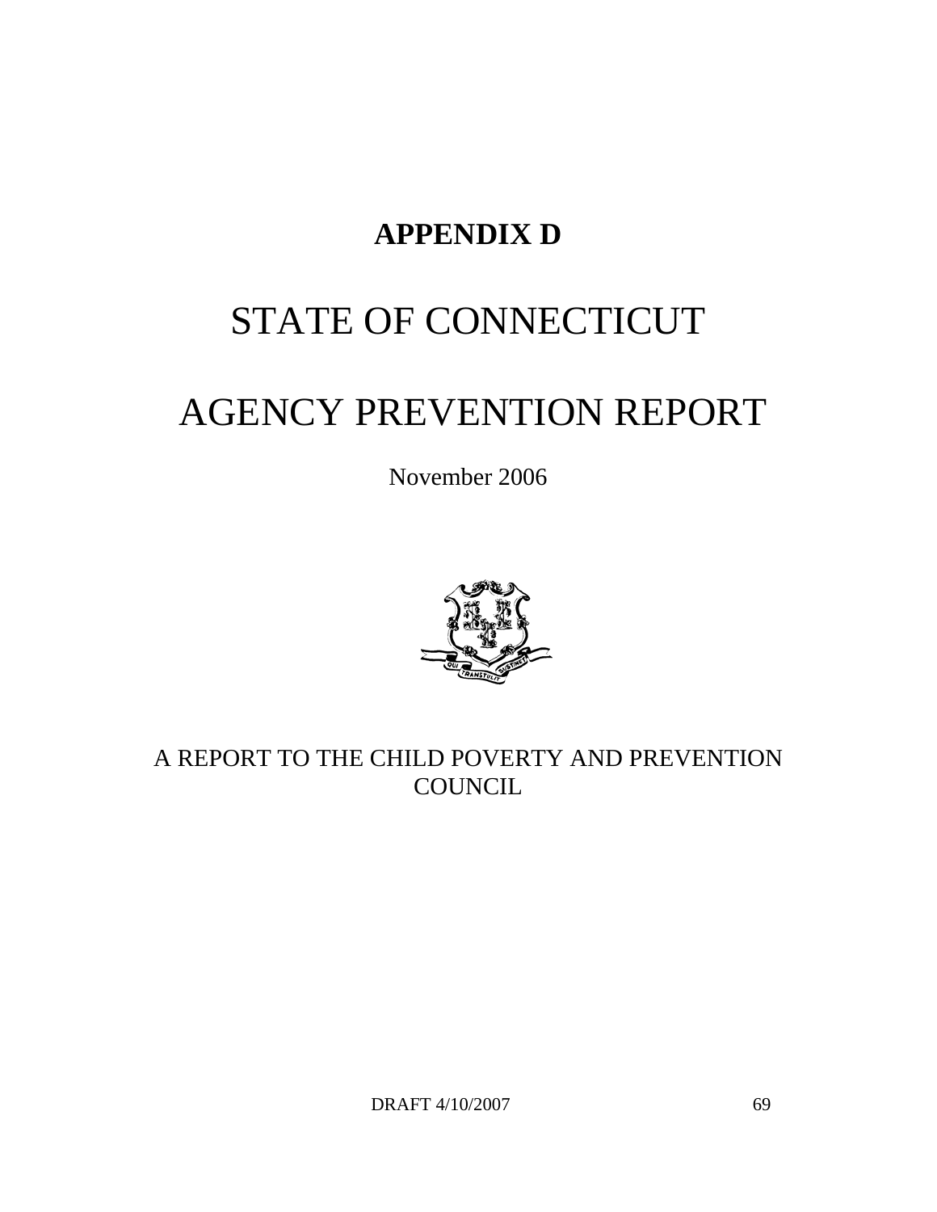# APPENDIX D

# STATE OF CONNECTICUT

# AGENCY PREVENTION REPORT

November 2006

A REPORT TO THE CHILD POVERTY AND PREVENTION COUNCIL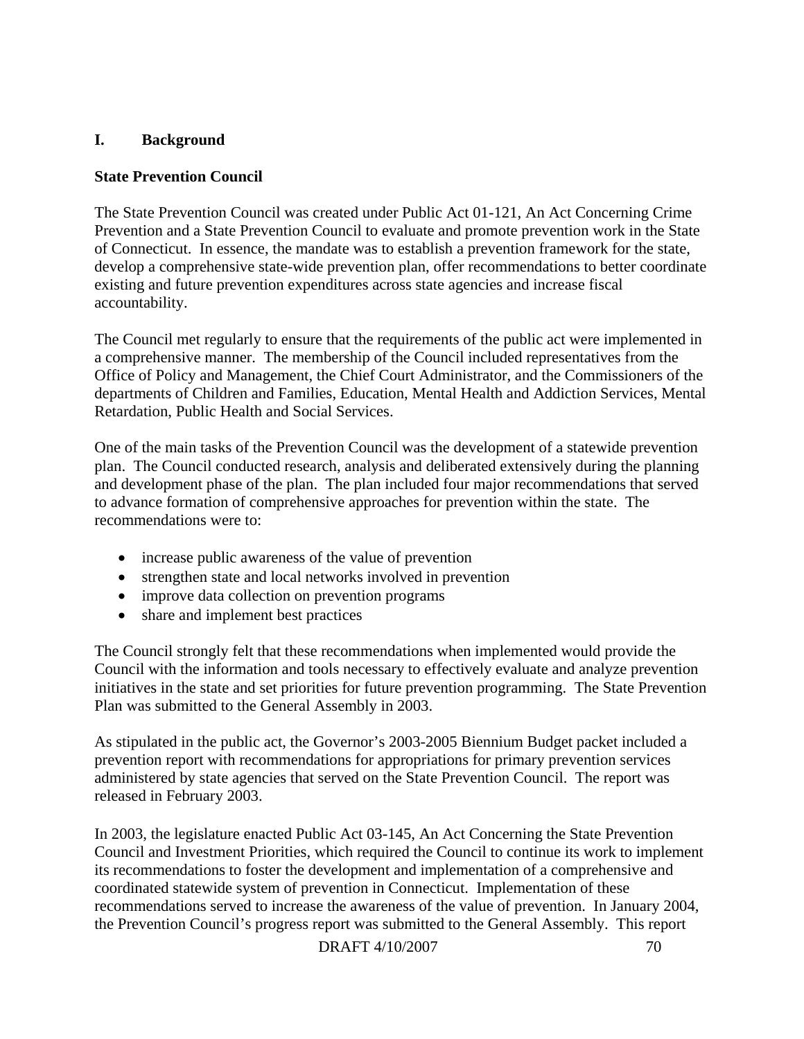## I. Background

### State Prevention Council

The State Prevention Council was created under Public Act 01-121, An Act Concerning Crime Prevention and a State Prevention Council to evaluate and promote prevention work in the State of Connecticut. In essence, the mandate was to establish a prevention framework for the state, develop a comprehensive state-wide prevention plan, offer recommendations to better coordinate existing and future prevention expenditures across state agencies and increase fiscal accountability.

The Council met regularly to ensure that the requirements of the public act were implemented in a comprehensive manner. The membership of the Council included representatives from the Office of Policy and Management, the Chief Court Administrator, and the Commissioners of the departments of Children and Families, Education, Mental Health and Addiction Services, Mental Retardation, Public Health and Social Services.

One of the main tasks of the Prevention Council was the development of a statewide prevention plan. The Council conducted research, analysis and deliberated extensively during the planning and development phase of the plan. The plan included four major recommendations that served to advance formation of comprehensive approaches for prevention within the state. The recommendations were to:

- increase public awareness of the value of prevention
- strengthen state and local networks involved in prevention
- improve data collection on prevention programs
- share and implement best practices

The Council strongly felt that these recommendations when implemented would provide the Council with the information and tools necessary to effectively evaluate and analyze prevention initiatives in the state and set priorities for future prevention programming. The State Prevention Plan was submitted to the General Assembly in 2003.

As stipulated in the public act, the Governor's 2003-2005 Biennium Budget packet included a prevention report with recommendations for appropriations for primary prevention services administered by state agencies that served on the State Prevention Council. The report was released in February 2003.

In 2003, the legislature enacted Public Act 03-145, An Act Concerning the State Prevention Council and Investment Priorities, which required the Council to continue its work to implement its recommendations to foster the development and implementation of a comprehensive and coordinated statewide system of prevention in Connecticut. Implementation of these recommendations served to increase the awareness of the value of prevention. In January 2004, the Prevention Council's progress report was submitted to the General Assembly. This report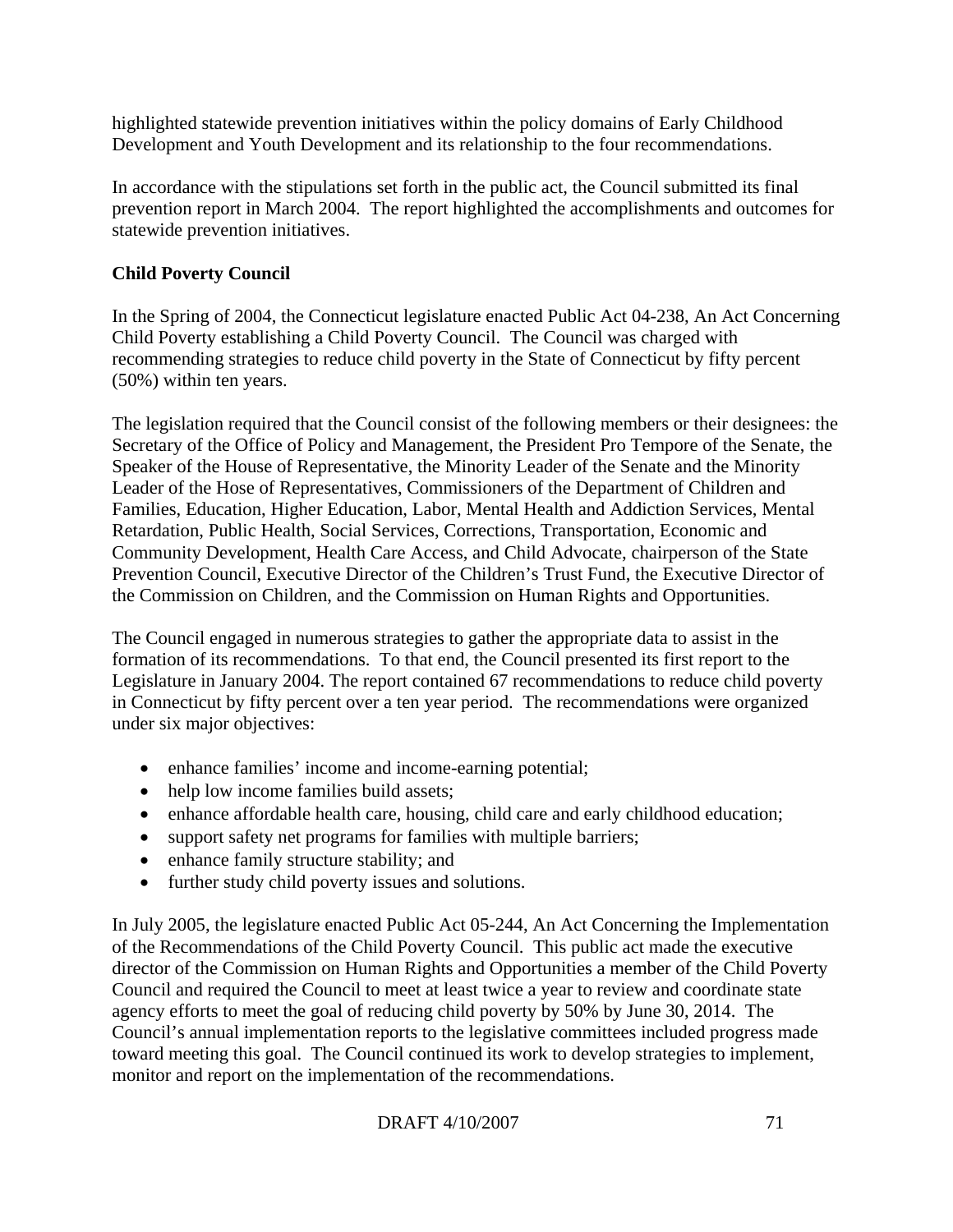highlighted statewide prevention initiatives within the policy domains of Early Childhood Development and Youth Development and its relationship to the four recommendations.

In accordance with the stipulations set forth in the public act, the Council submitted its final prevention report in March 2004. The report highlighted the accomplishments and outcomes for statewide prevention initiatives.

**Child Poverty Council**

In the Spring of 2004, the Connecticut legislature enacted Public Act 04-238, An Act Concerning Child Poverty establishing a Child Poverty Council. The Council was charged with recommending strategies to reduce child poverty in the State of Connecticut by fifty percent (50%) within ten years.

The legislation required that the Council consist of the following members or their designees: the Secretary of the Office of Policy and Management, the President Pro Tempore of the Senate, the Speaker of the House of Representative, the Minority Leader of the Senate and the Minority Leader of the Hose of Representatives, Commissioners of the Department of Children and Families, Education, Higher Education, Labor, Mental Health and Addiction Services, Mental Retardation, Public Health, Social Services, Corrections, Transportation, Economic and Community Development, Health Care Access, and Child Advocate, chairperson of the State Prevention Council, Executive Director of the Children's Trust Fund, the Executive Director of the Commission on Children, and the Commission on Human Rights and Opportunities.

The Council engaged in numerous strategies to gather the appropriate data to assist in the formation of its recommendations. To that end, the Council presented its first report to the Legislature in January 2004. The report contained 67 recommendations to reduce child poverty in Connecticut by fifty percent over a ten year period. The recommendations were organized under six major objectives:

- enhance families' income and income-earning potential;
- help low income families build assets;
- enhance affordable health care, housing, child care and early childhood education;
- support safety net programs for families with multiple barriers;
- enhance family structure stability; and
- further study child poverty issues and solutions.

In July 2005, the legislature enacted Public Act 05-244, An Act Concerning the Implementation of the Recommendations of the Child Poverty Council. This public act made the executive director of the Commission on Human Rights and Opportunities a member of the Child Poverty Council and required the Council to meet at least twice a year to review and coordinate state agency efforts to meet the goal of reducing child poverty by 50% by June 30, 2014. The Council's annual implementation reports to the legislative committees included progress made toward meeting this goal. The Council continued its work to develop strategies to implement, monitor and report on the implementation of the recommendations.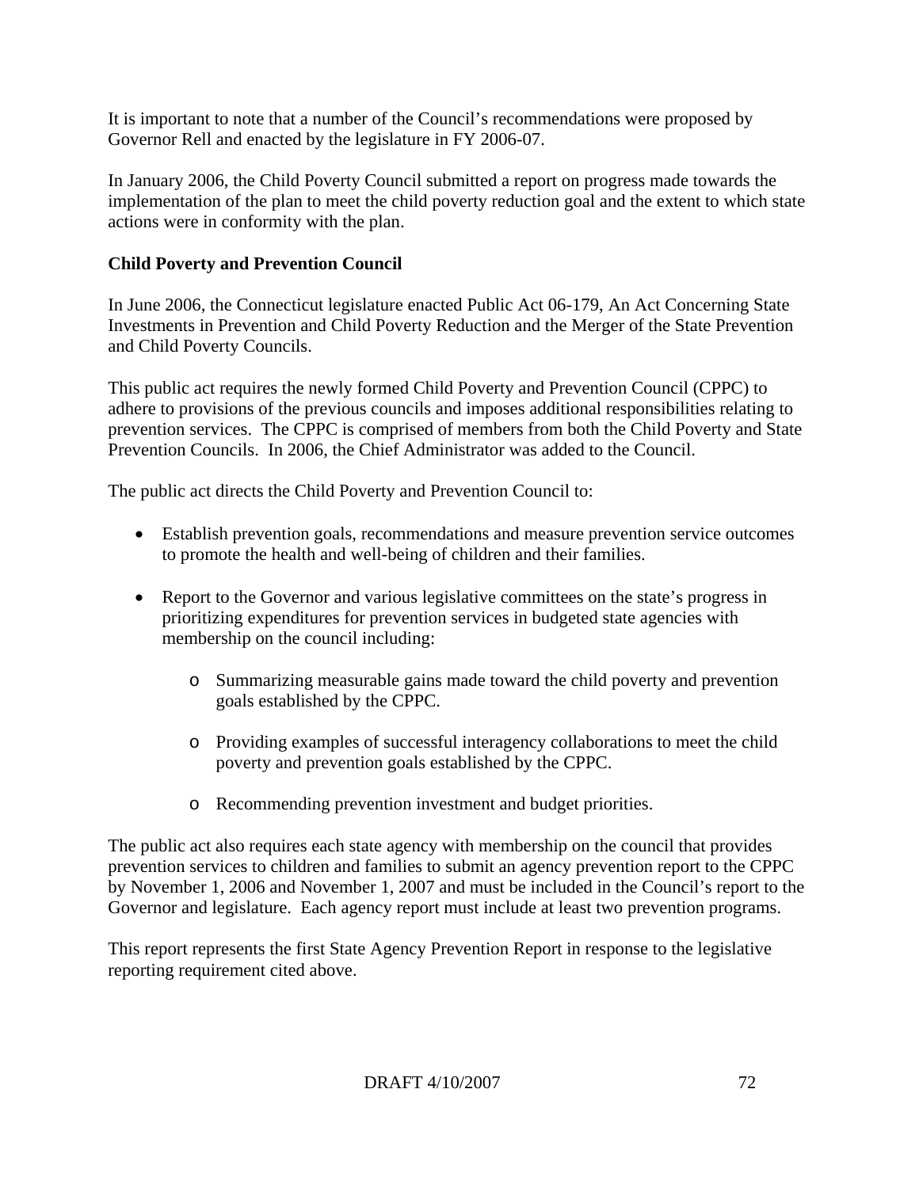It is important to note that a number of the Council's recommendations were proposed by Governor Rell and enacted by the legislature in FY 2006-07.

In January 2006, the Child Poverty Council submitted a report on progress made towards the implementation of the plan to meet the child poverty reduction goal and the extent to which state actions were in conformity with the plan.

**Child Poverty and Prevention Council**

In June 2006, the Connecticut legislature enacted Public Act 06-179, An Act Concerning State Investments in Prevention and Child Poverty Reduction and the Merger of the State Prevention and Child Poverty Councils.

This public act requires the newly formed Child Poverty and Prevention Council (CPPC) to adhere to provisions of the previous councils and imposes additional responsibilities relating to prevention services. The CPPC is comprised of members from both the Child Poverty and State Prevention Councils. In 2006, the Chief Administrator was added to the Council.

The public act directs the Child Poverty and Prevention Council to:

- Establish prevention goals, recommendations and measure prevention service outcomes to promote the health and well-being of children and their families.
- Report to the Governor and various legislative committees on the state's progress in prioritizing expenditures for prevention services in budgeted state agencies with membership on the council including:
  - Summarizing measurable gains made toward the child poverty and prevention goals established by the CPPC.
  - Providing examples of successful interagency collaborations to meet the child poverty and prevention goals established by the CPPC.
  - Recommending prevention investment and budget priorities.

The public act also requires each state agency with membership on the council that provides prevention services to children and families to submit an agency prevention report to the CPPC by November 1, 2006 and November 1, 2007 and must be included in the Council's report to the Governor and legislature. Each agency report must include at least two prevention programs.

This report represents the first State Agency Prevention Report in response to the legislative reporting requirement cited above.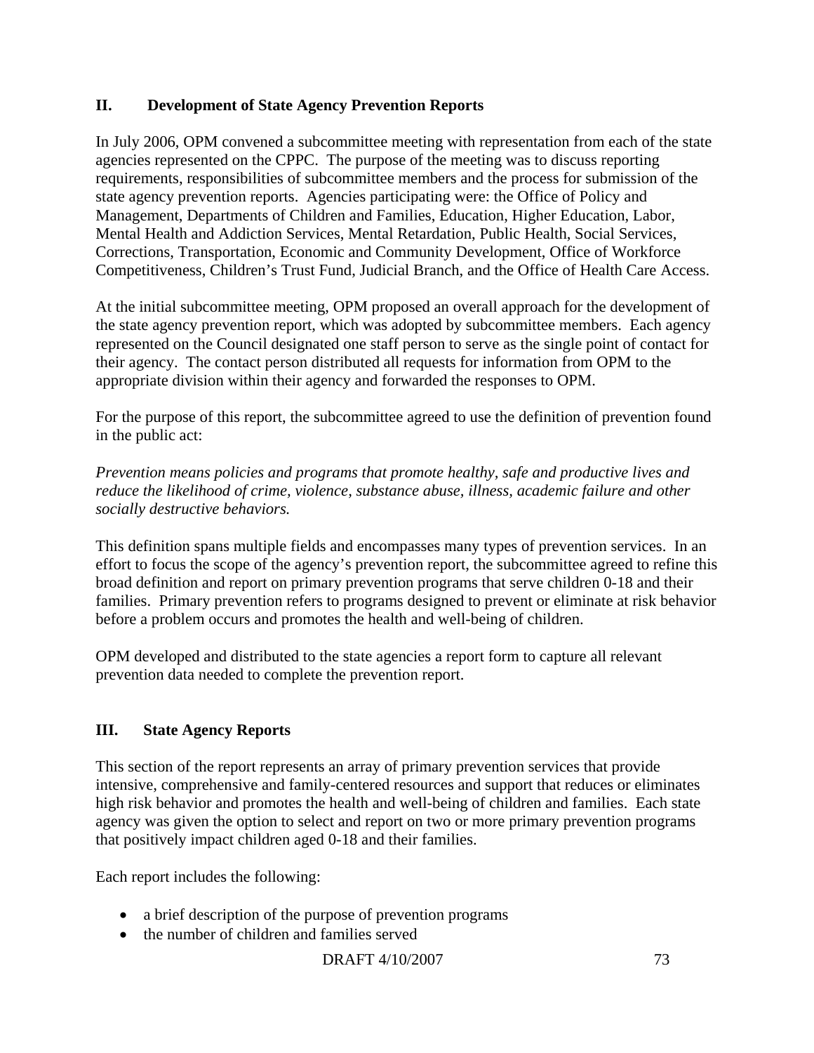## II. Development of State Agency Prevention Reports

In July 2006, OPM convened a subcommittee meeting with representation from each of the state agencies represented on the CPPC. The purpose of the meeting was to discuss reporting requirements, responsibilities of subcommittee members and the process for submission of the state agency prevention reports. Agencies participating were: the Office of Policy and Management, Departments of Children and Families, Education, Higher Education, Labor, Mental Health and Addiction Services, Mental Retardation, Public Health, Social Services, Corrections, Transportation, Economic and Community Development, Office of Workforce Competitiveness, Children's Trust Fund, Judicial Branch, and the Office of Health Care Access.

At the initial subcommittee meeting, OPM proposed an overall approach for the development of the state agency prevention report, which was adopted by subcommittee members. Each agency represented on the Council designated one staff person to serve as the single point of contact for their agency. The contact person distributed all requests for information from OPM to the appropriate division within their agency and forwarded the responses to OPM.

For the purpose of this report, the subcommittee agreed to use the definition of prevention found in the public act:

*Prevention means policies and programs that promote healthy, safe and productive lives and reduce the likelihood of crime, violence, substance abuse, illness, academic failure and other socially destructive behaviors.*

This definition spans multiple fields and encompasses many types of prevention services. In an effort to focus the scope of the agency's prevention report, the subcommittee agreed to refine this broad definition and report on primary prevention programs that serve children 0-18 and their families. Primary prevention refers to programs designed to prevent or eliminate at risk behavior before a problem occurs and promotes the health and well-being of children.

OPM developed and distributed to the state agencies a report form to capture all relevant prevention data needed to complete the prevention report.

## III. State Agency Reports

This section of the report represents an array of primary prevention services that provide intensive, comprehensive and family-centered resources and support that reduces or eliminates high risk behavior and promotes the health and well-being of children and families. Each state agency was given the option to select and report on two or more primary prevention programs that positively impact children aged 0-18 and their families.

Each report includes the following:

- a brief description of the purpose of prevention programs
- the number of children and families served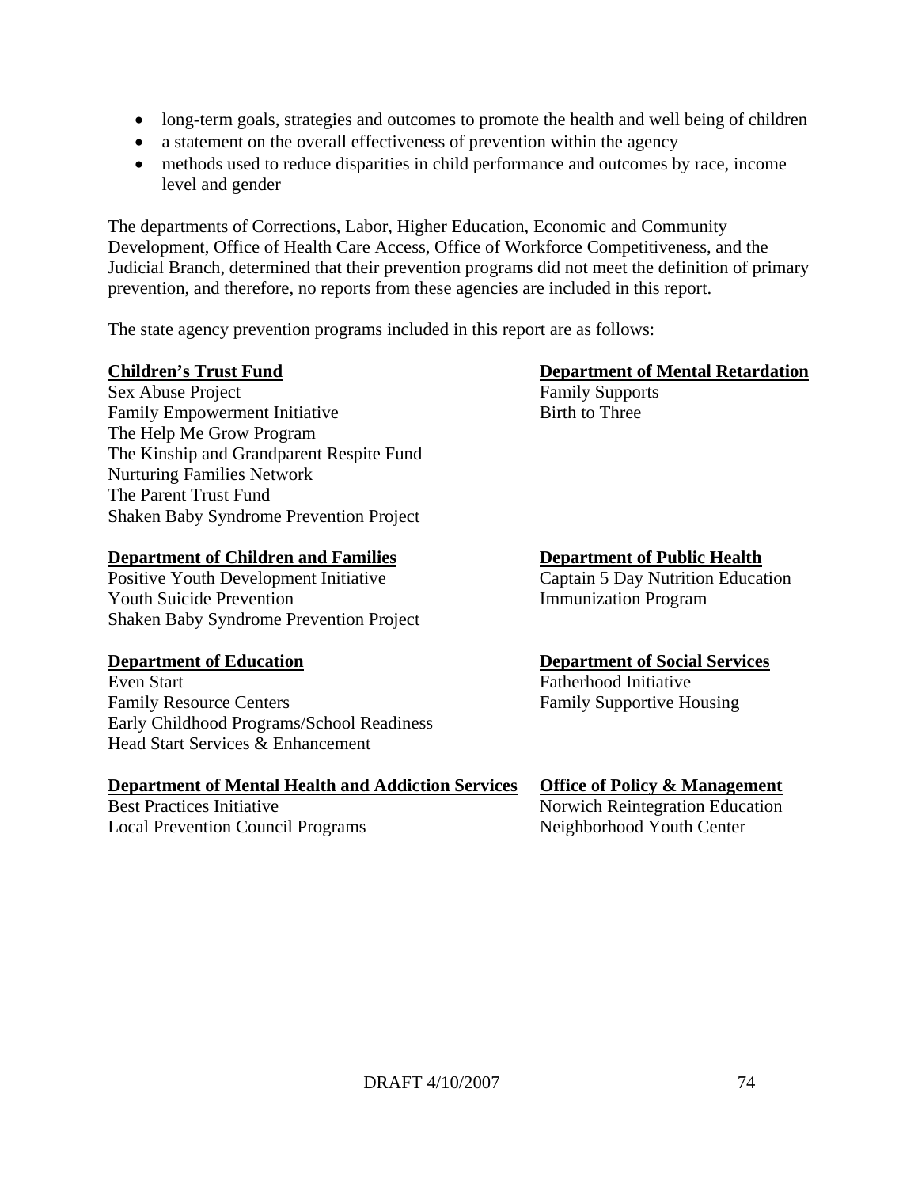- long-term goals, strategies and outcomes to promote the health and well being of children
- a statement on the overall effectiveness of prevention within the agency
- methods used to reduce disparities in child performance and outcomes by race, income level and gender

The departments of Corrections, Labor, Higher Education, Economic and Community Development, Office of Health Care Access, Office of Workforce Competitiveness, and the Judicial Branch, determined that their prevention programs did not meet the definition of primary prevention, and therefore, no reports from these agencies are included in this report.

The state agency prevention programs included in this report are as follows:

**Children's Trust Fund**
Sex Abuse Project
Family Empowerment Initiative
The Help Me Grow Program
The Kinship and Grandparent Respite Fund
Nurturing Families Network
The Parent Trust Fund
Shaken Baby Syndrome Prevention Project

**Department of Children and Families**
Positive Youth Development Initiative
Youth Suicide Prevention
Shaken Baby Syndrome Prevention Project

**Department of Education**
Even Start
Family Resource Centers
Early Childhood Programs/School Readiness
Head Start Services & Enhancement

**Department of Mental Health and Addiction Services**
Best Practices Initiative
Local Prevention Council Programs

**Department of Mental Retardation**
Family Supports
Birth to Three

**Department of Public Health**
Captain 5 Day Nutrition Education
Immunization Program

**Department of Social Services**
Fatherhood Initiative
Family Supportive Housing

**Office of Policy & Management**
Norwich Reintegration Education
Neighborhood Youth Center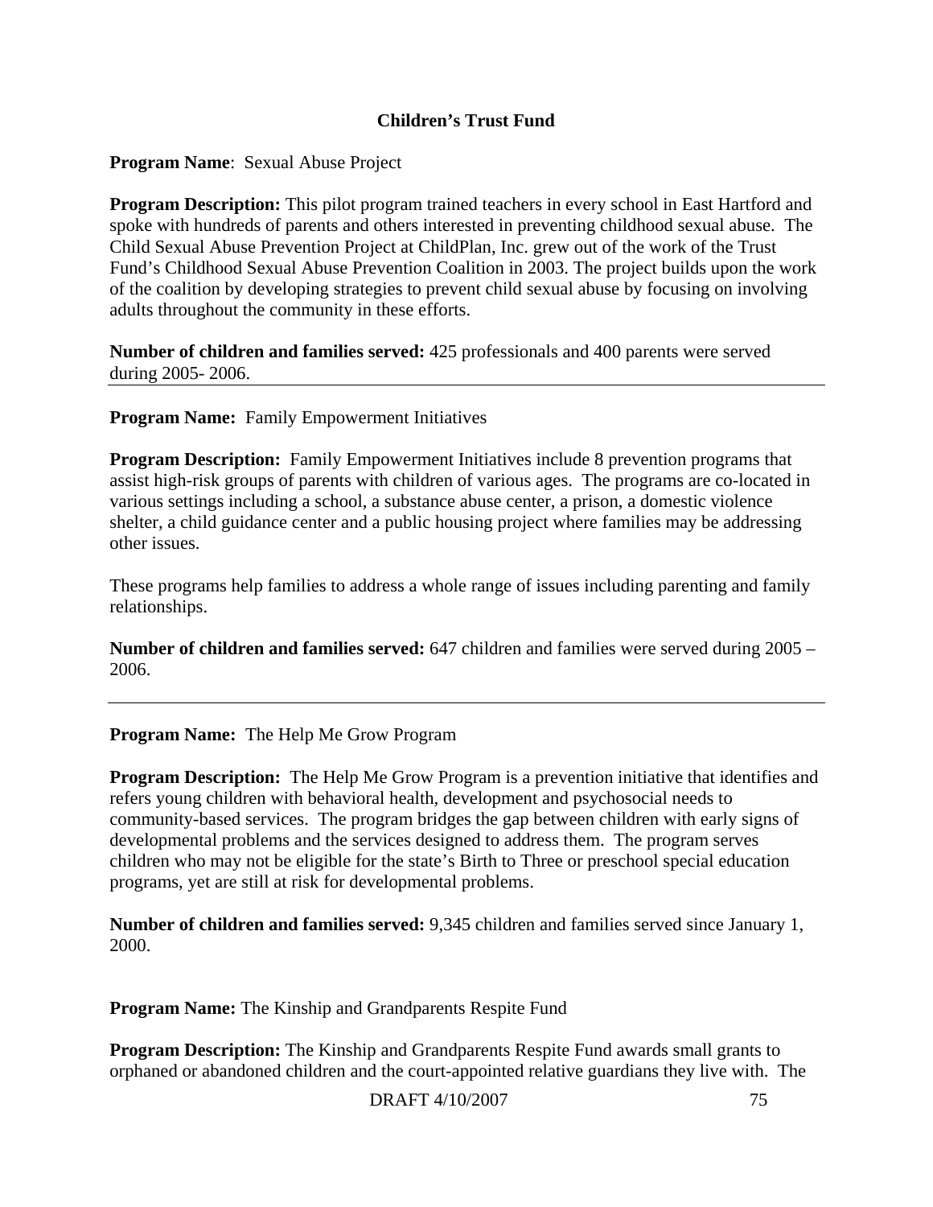## Children's Trust Fund

**Program Name**: Sexual Abuse Project

**Program Description:** This pilot program trained teachers in every school in East Hartford and spoke with hundreds of parents and others interested in preventing childhood sexual abuse. The Child Sexual Abuse Prevention Project at ChildPlan, Inc. grew out of the work of the Trust Fund's Childhood Sexual Abuse Prevention Coalition in 2003. The project builds upon the work of the coalition by developing strategies to prevent child sexual abuse by focusing on involving adults throughout the community in these efforts.

**Number of children and families served:** 425 professionals and 400 parents were served during 2005- 2006.

---

**Program Name:** Family Empowerment Initiatives

**Program Description:** Family Empowerment Initiatives include 8 prevention programs that assist high-risk groups of parents with children of various ages. The programs are co-located in various settings including a school, a substance abuse center, a prison, a domestic violence shelter, a child guidance center and a public housing project where families may be addressing other issues.

These programs help families to address a whole range of issues including parenting and family relationships.

**Number of children and families served:** 647 children and families were served during 2005 – 2006.

---

**Program Name:** The Help Me Grow Program

**Program Description:** The Help Me Grow Program is a prevention initiative that identifies and refers young children with behavioral health, development and psychosocial needs to community-based services. The program bridges the gap between children with early signs of developmental problems and the services designed to address them. The program serves children who may not be eligible for the state's Birth to Three or preschool special education programs, yet are still at risk for developmental problems.

**Number of children and families served:** 9,345 children and families served since January 1, 2000.

**Program Name:** The Kinship and Grandparents Respite Fund

**Program Description:** The Kinship and Grandparents Respite Fund awards small grants to orphaned or abandoned children and the court-appointed relative guardians they live with. The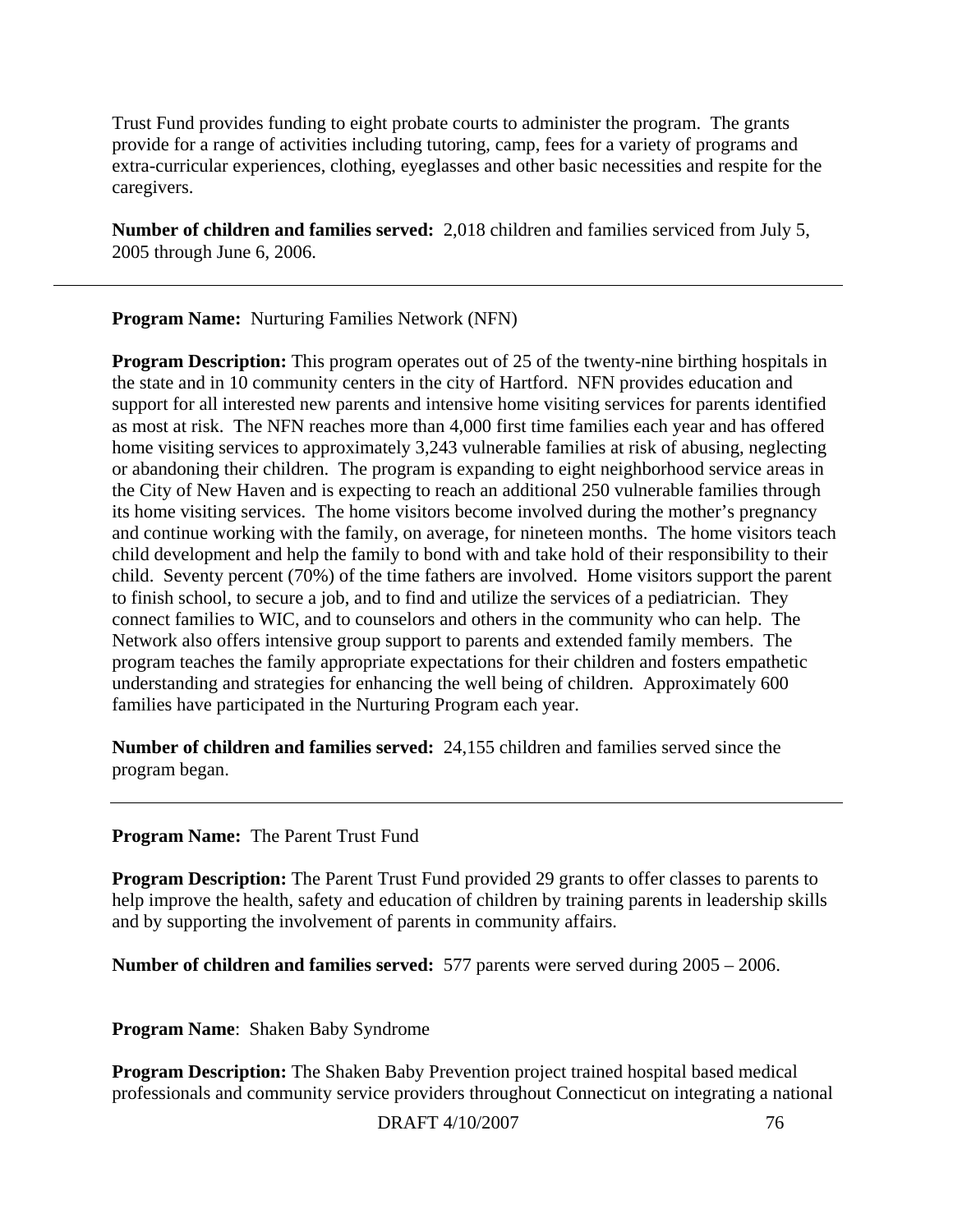Trust Fund provides funding to eight probate courts to administer the program. The grants provide for a range of activities including tutoring, camp, fees for a variety of programs and extra-curricular experiences, clothing, eyeglasses and other basic necessities and respite for the caregivers.

**Number of children and families served:** 2,018 children and families serviced from July 5, 2005 through June 6, 2006.

---

**Program Name:** Nurturing Families Network (NFN)

**Program Description:** This program operates out of 25 of the twenty-nine birthing hospitals in the state and in 10 community centers in the city of Hartford. NFN provides education and support for all interested new parents and intensive home visiting services for parents identified as most at risk. The NFN reaches more than 4,000 first time families each year and has offered home visiting services to approximately 3,243 vulnerable families at risk of abusing, neglecting or abandoning their children. The program is expanding to eight neighborhood service areas in the City of New Haven and is expecting to reach an additional 250 vulnerable families through its home visiting services. The home visitors become involved during the mother's pregnancy and continue working with the family, on average, for nineteen months. The home visitors teach child development and help the family to bond with and take hold of their responsibility to their child. Seventy percent (70%) of the time fathers are involved. Home visitors support the parent to finish school, to secure a job, and to find and utilize the services of a pediatrician. They connect families to WIC, and to counselors and others in the community who can help. The Network also offers intensive group support to parents and extended family members. The program teaches the family appropriate expectations for their children and fosters empathetic understanding and strategies for enhancing the well being of children. Approximately 600 families have participated in the Nurturing Program each year.

**Number of children and families served:** 24,155 children and families served since the program began.

---

**Program Name:** The Parent Trust Fund

**Program Description:** The Parent Trust Fund provided 29 grants to offer classes to parents to help improve the health, safety and education of children by training parents in leadership skills and by supporting the involvement of parents in community affairs.

**Number of children and families served:** 577 parents were served during 2005 – 2006.

**Program Name**: Shaken Baby Syndrome

**Program Description:** The Shaken Baby Prevention project trained hospital based medical professionals and community service providers throughout Connecticut on integrating a national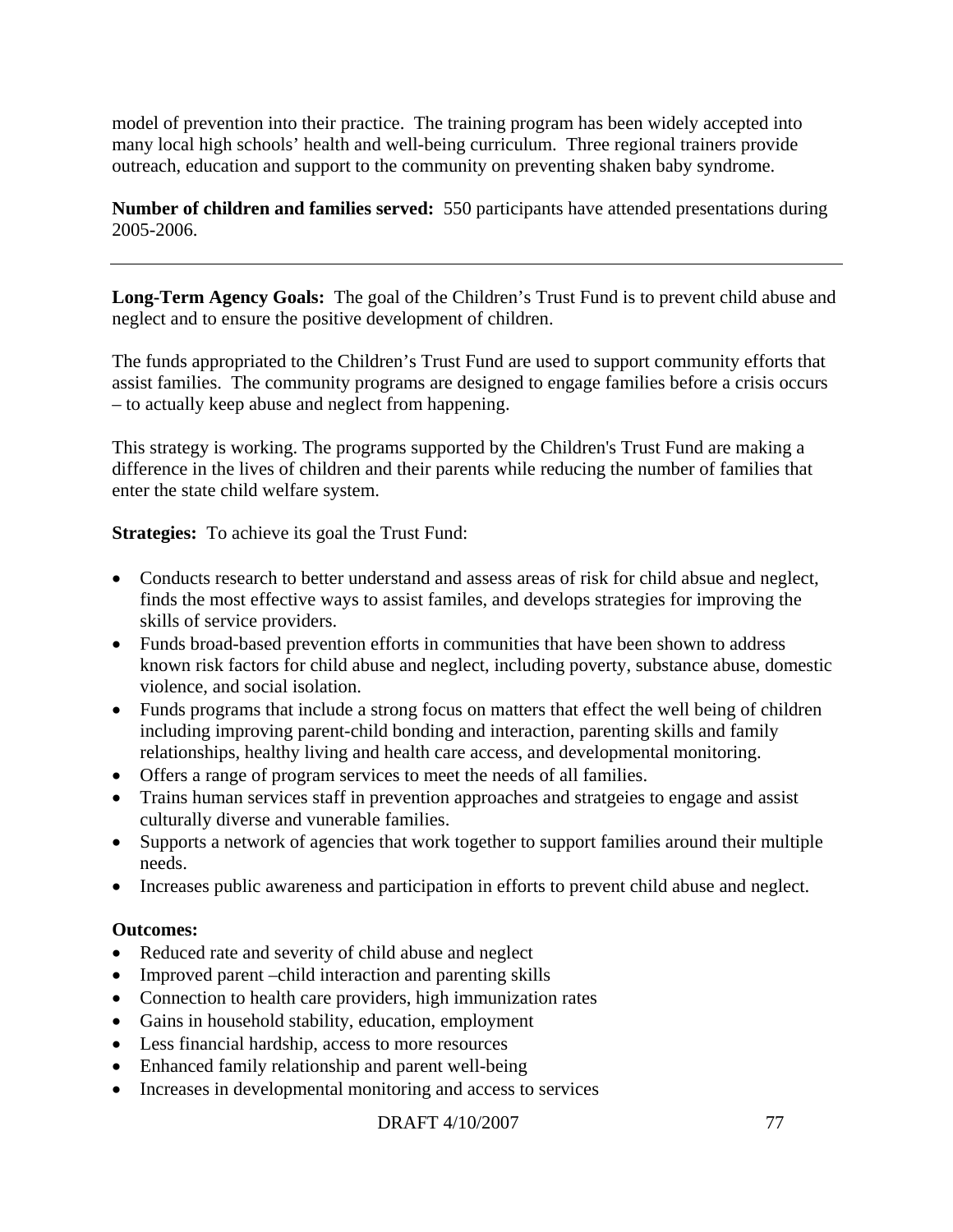model of prevention into their practice. The training program has been widely accepted into many local high schools' health and well-being curriculum. Three regional trainers provide outreach, education and support to the community on preventing shaken baby syndrome.

**Number of children and families served:** 550 participants have attended presentations during 2005-2006.

---

**Long-Term Agency Goals:** The goal of the Children's Trust Fund is to prevent child abuse and neglect and to ensure the positive development of children.

The funds appropriated to the Children's Trust Fund are used to support community efforts that assist families. The community programs are designed to engage families before a crisis occurs – to actually keep abuse and neglect from happening.

This strategy is working. The programs supported by the Children's Trust Fund are making a difference in the lives of children and their parents while reducing the number of families that enter the state child welfare system.

**Strategies:** To achieve its goal the Trust Fund:

- Conducts research to better understand and assess areas of risk for child absue and neglect, finds the most effective ways to assist familes, and develops strategies for improving the skills of service providers.
- Funds broad-based prevention efforts in communities that have been shown to address known risk factors for child abuse and neglect, including poverty, substance abuse, domestic violence, and social isolation.
- Funds programs that include a strong focus on matters that effect the well being of children including improving parent-child bonding and interaction, parenting skills and family relationships, healthy living and health care access, and developmental monitoring.
- Offers a range of program services to meet the needs of all families.
- Trains human services staff in prevention approaches and stratgeies to engage and assist culturally diverse and vunerable families.
- Supports a network of agencies that work together to support families around their multiple needs.
- Increases public awareness and participation in efforts to prevent child abuse and neglect.

**Outcomes:**

- Reduced rate and severity of child abuse and neglect
- Improved parent –child interaction and parenting skills
- Connection to health care providers, high immunization rates
- Gains in household stability, education, employment
- Less financial hardship, access to more resources
- Enhanced family relationship and parent well-being
- Increases in developmental monitoring and access to services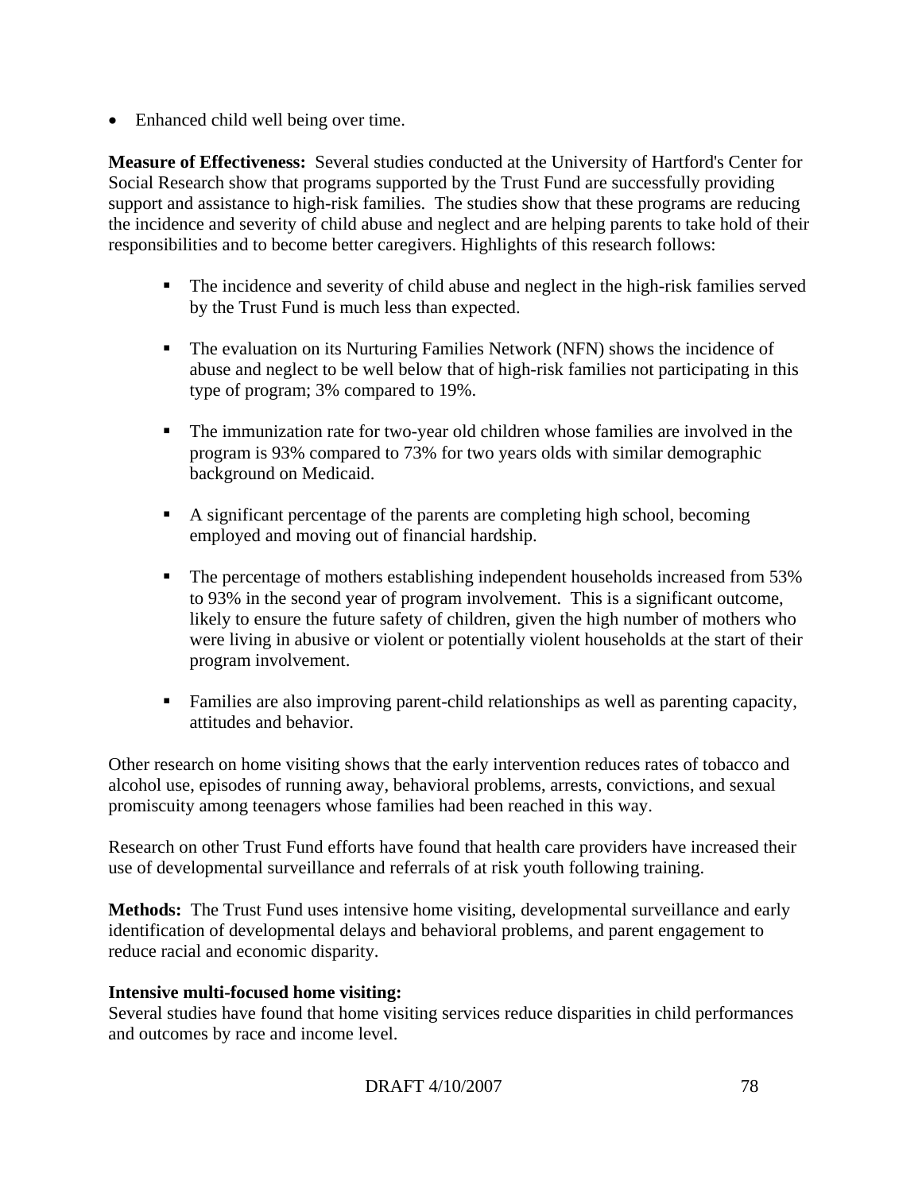- Enhanced child well being over time.

**Measure of Effectiveness:** Several studies conducted at the University of Hartford's Center for Social Research show that programs supported by the Trust Fund are successfully providing support and assistance to high-risk families. The studies show that these programs are reducing the incidence and severity of child abuse and neglect and are helping parents to take hold of their responsibilities and to become better caregivers. Highlights of this research follows:

- The incidence and severity of child abuse and neglect in the high-risk families served by the Trust Fund is much less than expected.
- The evaluation on its Nurturing Families Network (NFN) shows the incidence of abuse and neglect to be well below that of high-risk families not participating in this type of program; 3% compared to 19%.
- The immunization rate for two-year old children whose families are involved in the program is 93% compared to 73% for two years olds with similar demographic background on Medicaid.
- A significant percentage of the parents are completing high school, becoming employed and moving out of financial hardship.
- The percentage of mothers establishing independent households increased from 53% to 93% in the second year of program involvement. This is a significant outcome, likely to ensure the future safety of children, given the high number of mothers who were living in abusive or violent or potentially violent households at the start of their program involvement.
- Families are also improving parent-child relationships as well as parenting capacity, attitudes and behavior.

Other research on home visiting shows that the early intervention reduces rates of tobacco and alcohol use, episodes of running away, behavioral problems, arrests, convictions, and sexual promiscuity among teenagers whose families had been reached in this way.

Research on other Trust Fund efforts have found that health care providers have increased their use of developmental surveillance and referrals of at risk youth following training.

**Methods:** The Trust Fund uses intensive home visiting, developmental surveillance and early identification of developmental delays and behavioral problems, and parent engagement to reduce racial and economic disparity.

**Intensive multi-focused home visiting:**
Several studies have found that home visiting services reduce disparities in child performances and outcomes by race and income level.

DRAFT 4/10/2007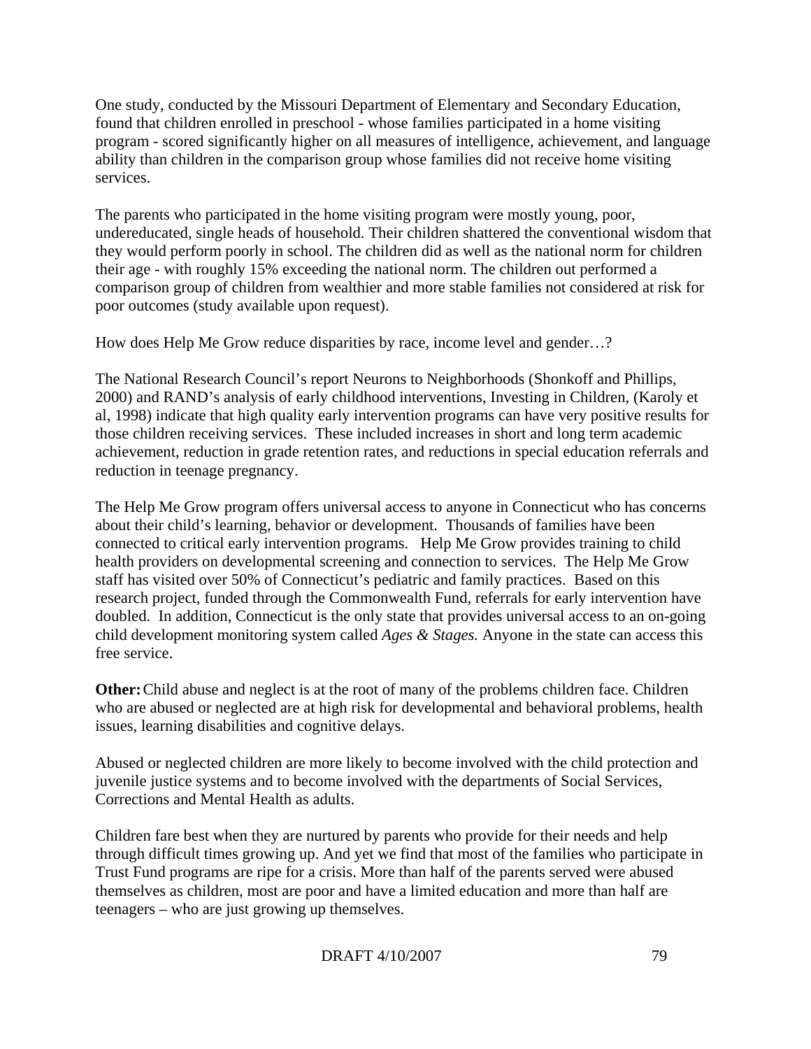One study, conducted by the Missouri Department of Elementary and Secondary Education, found that children enrolled in preschool - whose families participated in a home visiting program - scored significantly higher on all measures of intelligence, achievement, and language ability than children in the comparison group whose families did not receive home visiting services.

The parents who participated in the home visiting program were mostly young, poor, undereducated, single heads of household. Their children shattered the conventional wisdom that they would perform poorly in school. The children did as well as the national norm for children their age - with roughly 15% exceeding the national norm. The children out performed a comparison group of children from wealthier and more stable families not considered at risk for poor outcomes (study available upon request).

How does Help Me Grow reduce disparities by race, income level and gender…?

The National Research Council's report Neurons to Neighborhoods (Shonkoff and Phillips, 2000) and RAND's analysis of early childhood interventions, Investing in Children, (Karoly et al, 1998) indicate that high quality early intervention programs can have very positive results for those children receiving services. These included increases in short and long term academic achievement, reduction in grade retention rates, and reductions in special education referrals and reduction in teenage pregnancy.

The Help Me Grow program offers universal access to anyone in Connecticut who has concerns about their child's learning, behavior or development. Thousands of families have been connected to critical early intervention programs. Help Me Grow provides training to child health providers on developmental screening and connection to services. The Help Me Grow staff has visited over 50% of Connecticut's pediatric and family practices. Based on this research project, funded through the Commonwealth Fund, referrals for early intervention have doubled. In addition, Connecticut is the only state that provides universal access to an on-going child development monitoring system called *Ages & Stages.* Anyone in the state can access this free service.

**Other:** Child abuse and neglect is at the root of many of the problems children face. Children who are abused or neglected are at high risk for developmental and behavioral problems, health issues, learning disabilities and cognitive delays.

Abused or neglected children are more likely to become involved with the child protection and juvenile justice systems and to become involved with the departments of Social Services, Corrections and Mental Health as adults.

Children fare best when they are nurtured by parents who provide for their needs and help through difficult times growing up. And yet we find that most of the families who participate in Trust Fund programs are ripe for a crisis. More than half of the parents served were abused themselves as children, most are poor and have a limited education and more than half are teenagers – who are just growing up themselves.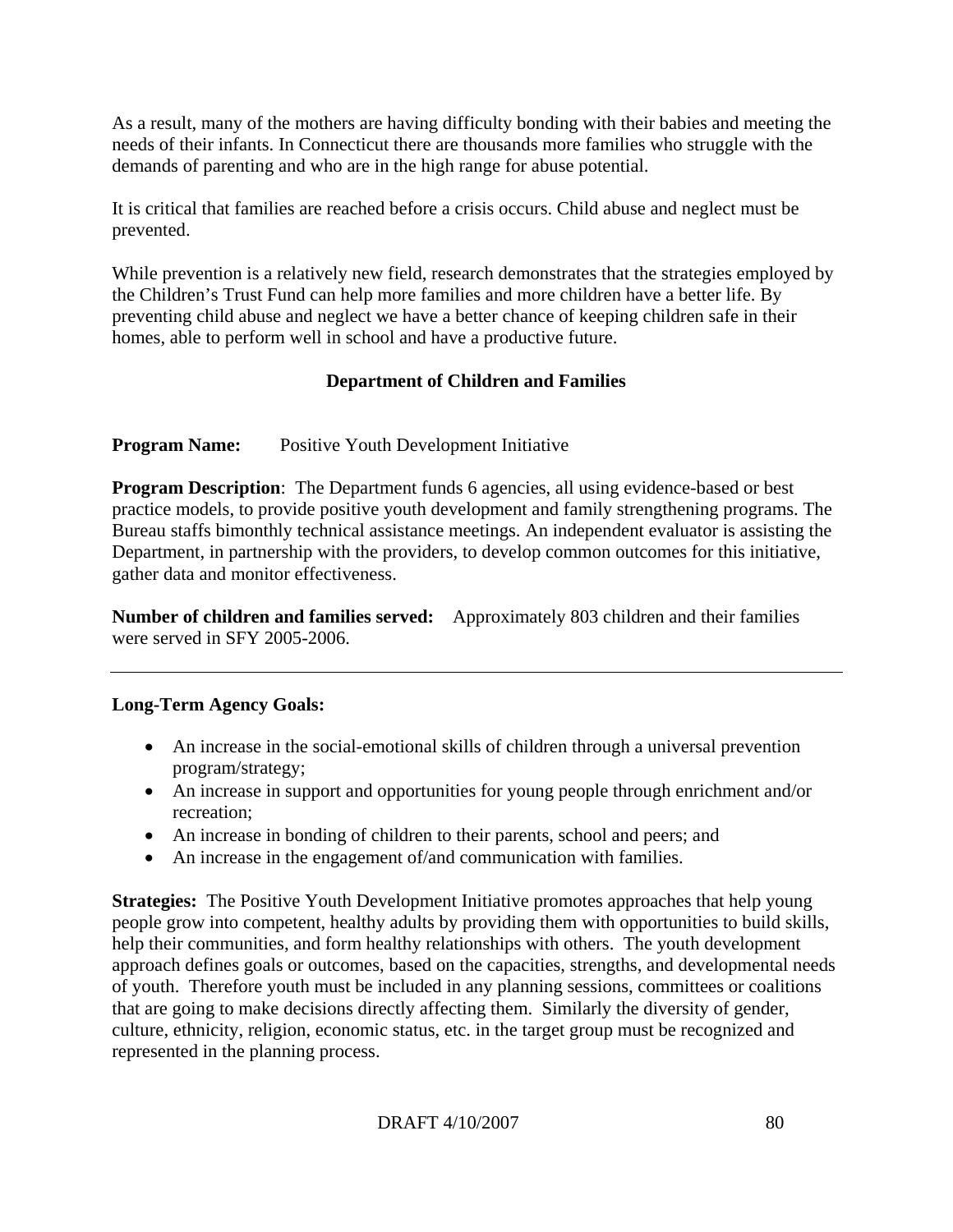As a result, many of the mothers are having difficulty bonding with their babies and meeting the needs of their infants. In Connecticut there are thousands more families who struggle with the demands of parenting and who are in the high range for abuse potential.

It is critical that families are reached before a crisis occurs. Child abuse and neglect must be prevented.

While prevention is a relatively new field, research demonstrates that the strategies employed by the Children's Trust Fund can help more families and more children have a better life. By preventing child abuse and neglect we have a better chance of keeping children safe in their homes, able to perform well in school and have a productive future.

## Department of Children and Families

**Program Name:** Positive Youth Development Initiative

**Program Description**: The Department funds 6 agencies, all using evidence-based or best practice models, to provide positive youth development and family strengthening programs. The Bureau staffs bimonthly technical assistance meetings. An independent evaluator is assisting the Department, in partnership with the providers, to develop common outcomes for this initiative, gather data and monitor effectiveness.

**Number of children and families served:** Approximately 803 children and their families were served in SFY 2005-2006.

---

**Long-Term Agency Goals:**

- An increase in the social-emotional skills of children through a universal prevention program/strategy;
- An increase in support and opportunities for young people through enrichment and/or recreation;
- An increase in bonding of children to their parents, school and peers; and
- An increase in the engagement of/and communication with families.

**Strategies:** The Positive Youth Development Initiative promotes approaches that help young people grow into competent, healthy adults by providing them with opportunities to build skills, help their communities, and form healthy relationships with others. The youth development approach defines goals or outcomes, based on the capacities, strengths, and developmental needs of youth. Therefore youth must be included in any planning sessions, committees or coalitions that are going to make decisions directly affecting them. Similarly the diversity of gender, culture, ethnicity, religion, economic status, etc. in the target group must be recognized and represented in the planning process.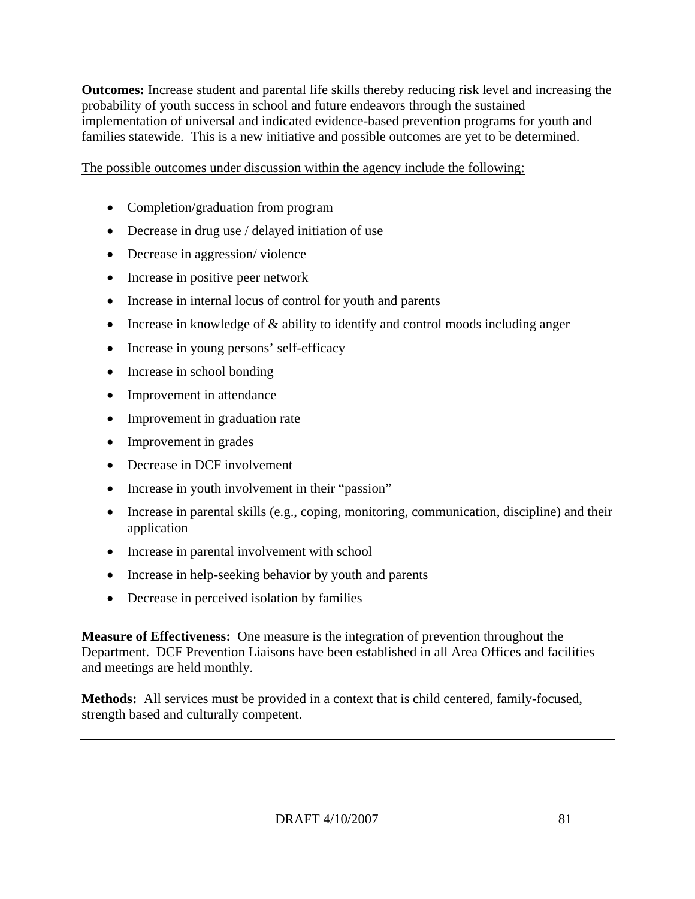**Outcomes:** Increase student and parental life skills thereby reducing risk level and increasing the probability of youth success in school and future endeavors through the sustained implementation of universal and indicated evidence-based prevention programs for youth and families statewide. This is a new initiative and possible outcomes are yet to be determined.

<u>The possible outcomes under discussion within the agency include the following:</u>

- Completion/graduation from program
- Decrease in drug use / delayed initiation of use
- Decrease in aggression/ violence
- Increase in positive peer network
- Increase in internal locus of control for youth and parents
- Increase in knowledge of & ability to identify and control moods including anger
- Increase in young persons' self-efficacy
- Increase in school bonding
- Improvement in attendance
- Improvement in graduation rate
- Improvement in grades
- Decrease in DCF involvement
- Increase in youth involvement in their "passion"
- Increase in parental skills (e.g., coping, monitoring, communication, discipline) and their application
- Increase in parental involvement with school
- Increase in help-seeking behavior by youth and parents
- Decrease in perceived isolation by families

**Measure of Effectiveness:** One measure is the integration of prevention throughout the Department. DCF Prevention Liaisons have been established in all Area Offices and facilities and meetings are held monthly.

**Methods:** All services must be provided in a context that is child centered, family-focused, strength based and culturally competent.

---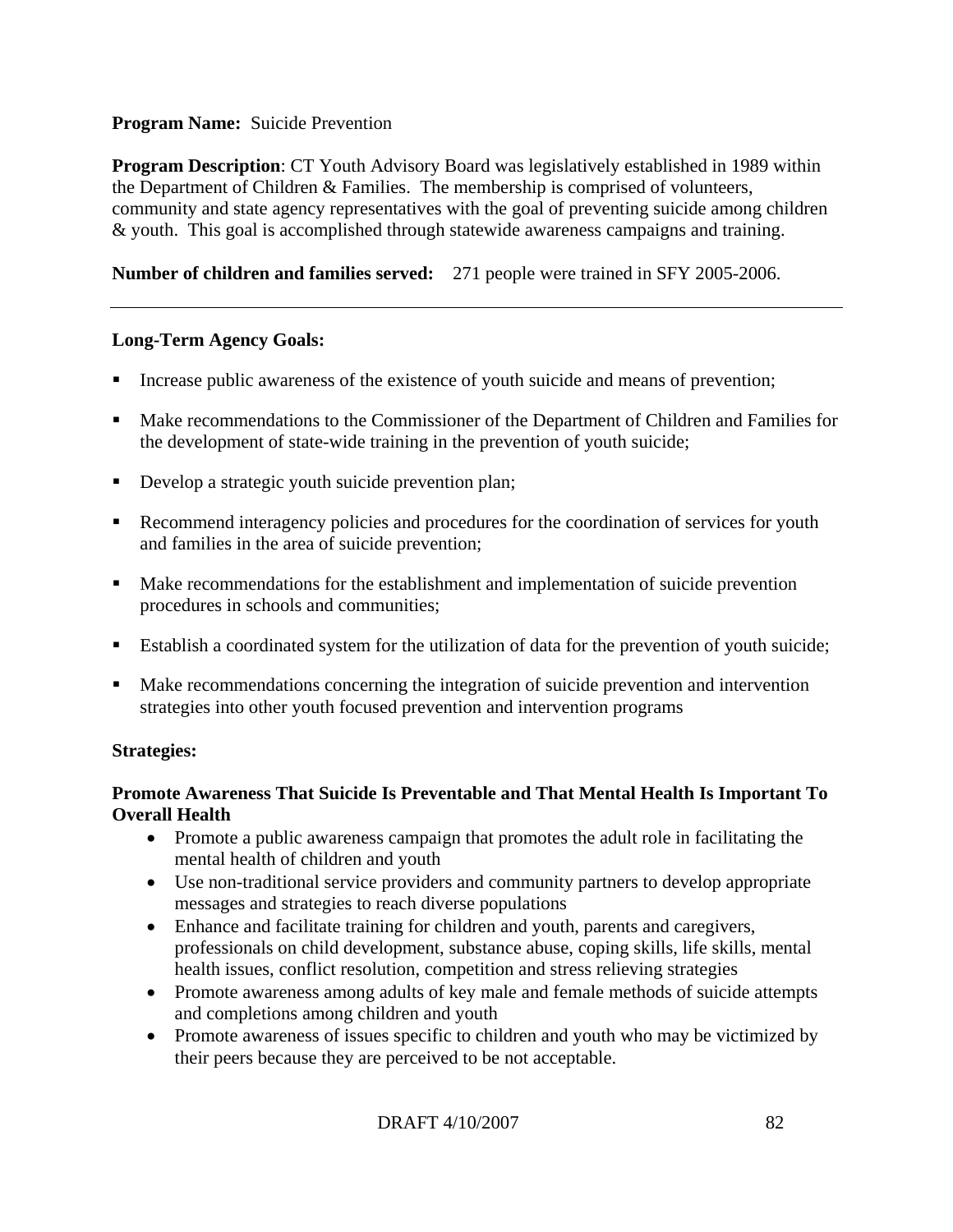**Program Name:** Suicide Prevention

**Program Description**: CT Youth Advisory Board was legislatively established in 1989 within the Department of Children & Families. The membership is comprised of volunteers, community and state agency representatives with the goal of preventing suicide among children & youth. This goal is accomplished through statewide awareness campaigns and training.

**Number of children and families served:** 271 people were trained in SFY 2005-2006.

---

**Long-Term Agency Goals:**

- Increase public awareness of the existence of youth suicide and means of prevention;
- Make recommendations to the Commissioner of the Department of Children and Families for the development of state-wide training in the prevention of youth suicide;
- Develop a strategic youth suicide prevention plan;
- Recommend interagency policies and procedures for the coordination of services for youth and families in the area of suicide prevention;
- Make recommendations for the establishment and implementation of suicide prevention procedures in schools and communities;
- Establish a coordinated system for the utilization of data for the prevention of youth suicide;
- Make recommendations concerning the integration of suicide prevention and intervention strategies into other youth focused prevention and intervention programs

**Strategies:**

**Promote Awareness That Suicide Is Preventable and That Mental Health Is Important To Overall Health**

- Promote a public awareness campaign that promotes the adult role in facilitating the mental health of children and youth
- Use non-traditional service providers and community partners to develop appropriate messages and strategies to reach diverse populations
- Enhance and facilitate training for children and youth, parents and caregivers, professionals on child development, substance abuse, coping skills, life skills, mental health issues, conflict resolution, competition and stress relieving strategies
- Promote awareness among adults of key male and female methods of suicide attempts and completions among children and youth
- Promote awareness of issues specific to children and youth who may be victimized by their peers because they are perceived to be not acceptable.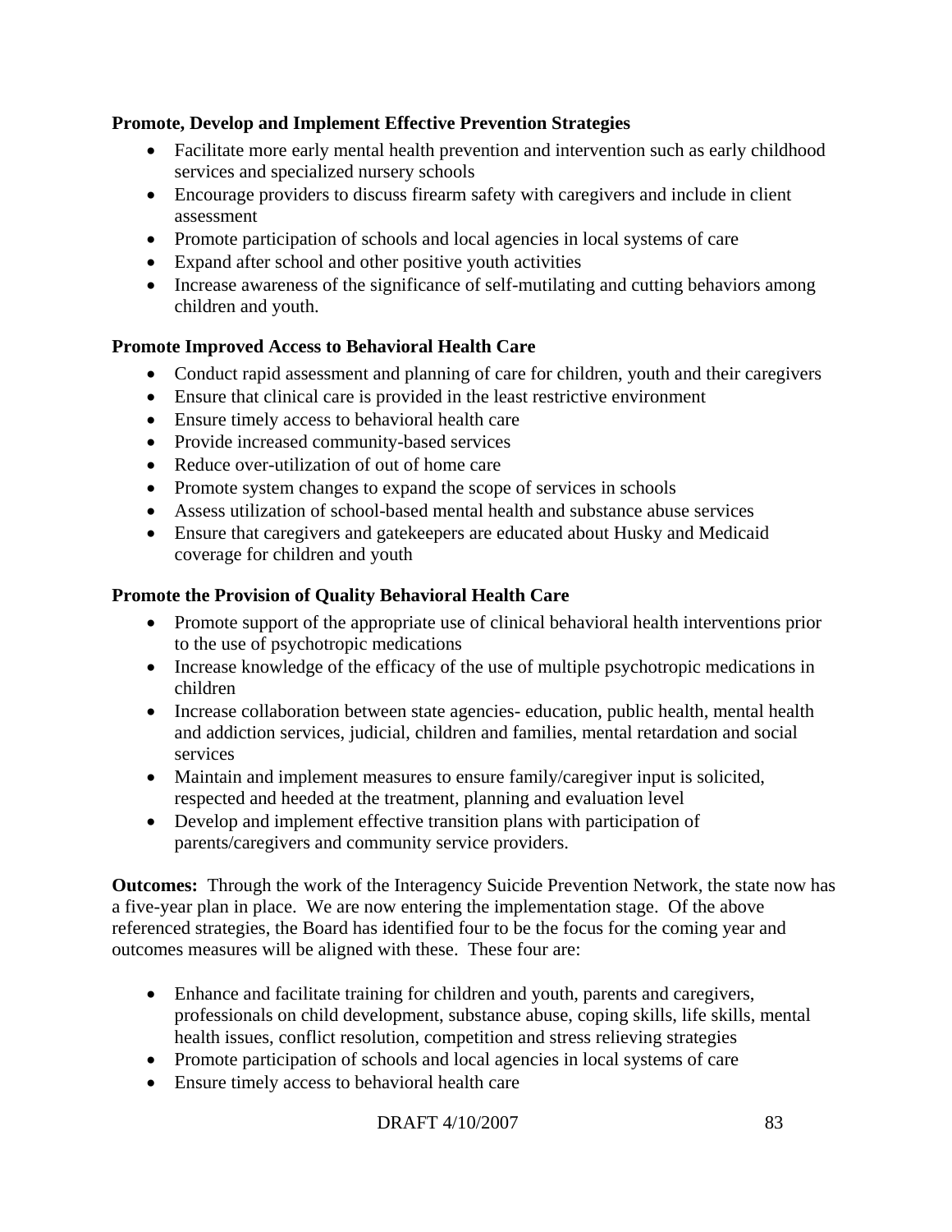**Promote, Develop and Implement Effective Prevention Strategies**

- Facilitate more early mental health prevention and intervention such as early childhood services and specialized nursery schools
- Encourage providers to discuss firearm safety with caregivers and include in client assessment
- Promote participation of schools and local agencies in local systems of care
- Expand after school and other positive youth activities
- Increase awareness of the significance of self-mutilating and cutting behaviors among children and youth.

**Promote Improved Access to Behavioral Health Care**

- Conduct rapid assessment and planning of care for children, youth and their caregivers
- Ensure that clinical care is provided in the least restrictive environment
- Ensure timely access to behavioral health care
- Provide increased community-based services
- Reduce over-utilization of out of home care
- Promote system changes to expand the scope of services in schools
- Assess utilization of school-based mental health and substance abuse services
- Ensure that caregivers and gatekeepers are educated about Husky and Medicaid coverage for children and youth

**Promote the Provision of Quality Behavioral Health Care**

- Promote support of the appropriate use of clinical behavioral health interventions prior to the use of psychotropic medications
- Increase knowledge of the efficacy of the use of multiple psychotropic medications in children
- Increase collaboration between state agencies- education, public health, mental health and addiction services, judicial, children and families, mental retardation and social services
- Maintain and implement measures to ensure family/caregiver input is solicited, respected and heeded at the treatment, planning and evaluation level
- Develop and implement effective transition plans with participation of parents/caregivers and community service providers.

**Outcomes:** Through the work of the Interagency Suicide Prevention Network, the state now has a five-year plan in place. We are now entering the implementation stage. Of the above referenced strategies, the Board has identified four to be the focus for the coming year and outcomes measures will be aligned with these. These four are:

- Enhance and facilitate training for children and youth, parents and caregivers, professionals on child development, substance abuse, coping skills, life skills, mental health issues, conflict resolution, competition and stress relieving strategies
- Promote participation of schools and local agencies in local systems of care
- Ensure timely access to behavioral health care

DRAFT 4/10/2007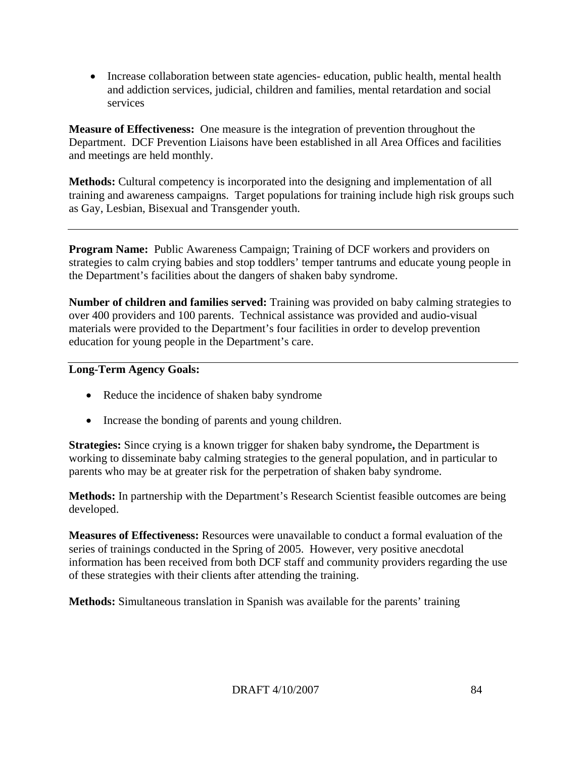- Increase collaboration between state agencies- education, public health, mental health and addiction services, judicial, children and families, mental retardation and social services

**Measure of Effectiveness:** One measure is the integration of prevention throughout the Department. DCF Prevention Liaisons have been established in all Area Offices and facilities and meetings are held monthly.

**Methods:** Cultural competency is incorporated into the designing and implementation of all training and awareness campaigns. Target populations for training include high risk groups such as Gay, Lesbian, Bisexual and Transgender youth.

---

**Program Name:** Public Awareness Campaign; Training of DCF workers and providers on strategies to calm crying babies and stop toddlers' temper tantrums and educate young people in the Department's facilities about the dangers of shaken baby syndrome.

**Number of children and families served:** Training was provided on baby calming strategies to over 400 providers and 100 parents. Technical assistance was provided and audio-visual materials were provided to the Department's four facilities in order to develop prevention education for young people in the Department's care.

---

**Long-Term Agency Goals:**

- Reduce the incidence of shaken baby syndrome
- Increase the bonding of parents and young children.

**Strategies:** Since crying is a known trigger for shaken baby syndrome**,** the Department is working to disseminate baby calming strategies to the general population, and in particular to parents who may be at greater risk for the perpetration of shaken baby syndrome.

**Methods:** In partnership with the Department's Research Scientist feasible outcomes are being developed.

**Measures of Effectiveness:** Resources were unavailable to conduct a formal evaluation of the series of trainings conducted in the Spring of 2005. However, very positive anecdotal information has been received from both DCF staff and community providers regarding the use of these strategies with their clients after attending the training.

**Methods:** Simultaneous translation in Spanish was available for the parents' training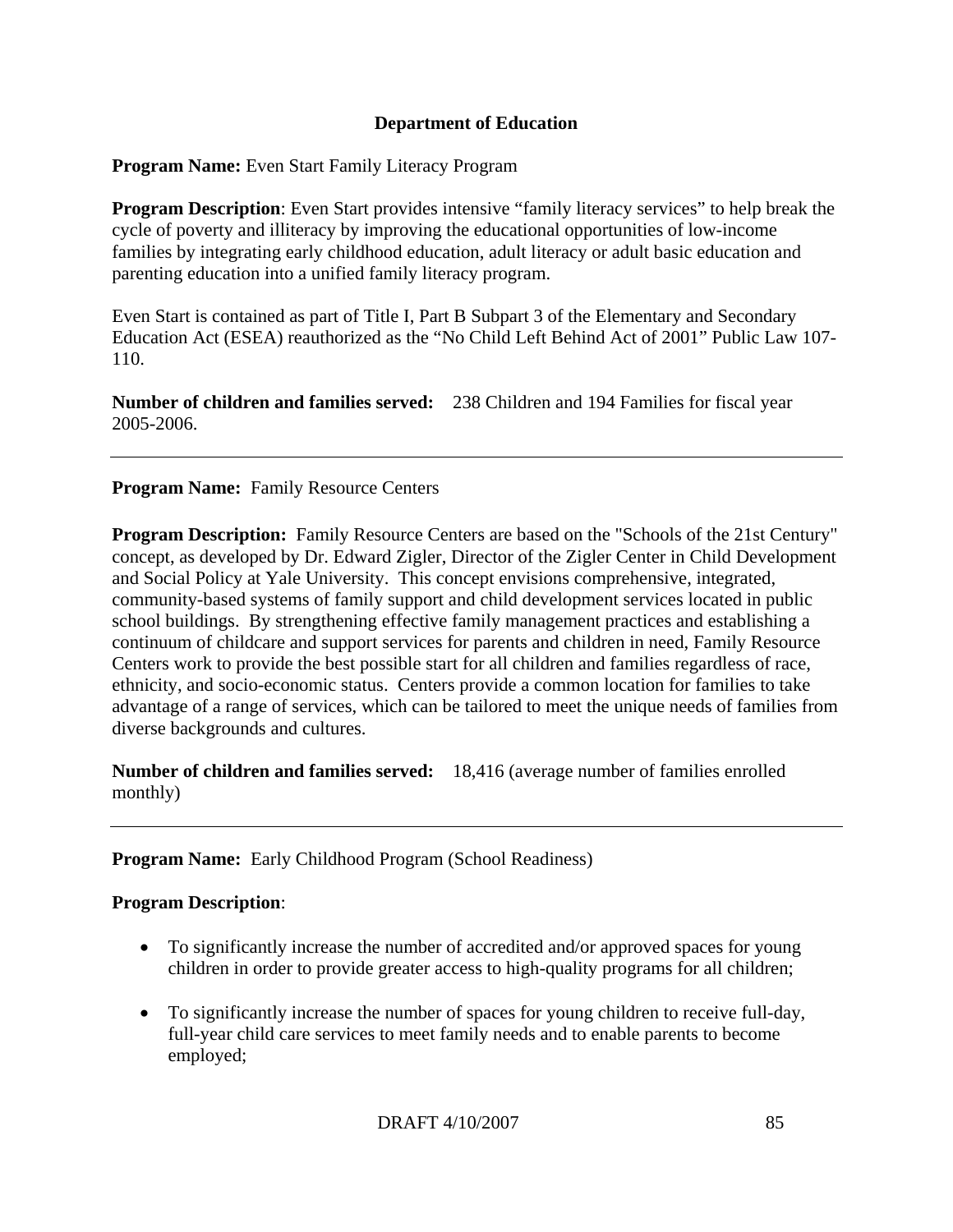## Department of Education

**Program Name:** Even Start Family Literacy Program

**Program Description**: Even Start provides intensive "family literacy services" to help break the cycle of poverty and illiteracy by improving the educational opportunities of low-income families by integrating early childhood education, adult literacy or adult basic education and parenting education into a unified family literacy program.

Even Start is contained as part of Title I, Part B Subpart 3 of the Elementary and Secondary Education Act (ESEA) reauthorized as the "No Child Left Behind Act of 2001" Public Law 107-110.

**Number of children and families served:** 238 Children and 194 Families for fiscal year 2005-2006.

---

**Program Name:** Family Resource Centers

**Program Description:** Family Resource Centers are based on the "Schools of the 21st Century" concept, as developed by Dr. Edward Zigler, Director of the Zigler Center in Child Development and Social Policy at Yale University. This concept envisions comprehensive, integrated, community-based systems of family support and child development services located in public school buildings. By strengthening effective family management practices and establishing a continuum of childcare and support services for parents and children in need, Family Resource Centers work to provide the best possible start for all children and families regardless of race, ethnicity, and socio-economic status. Centers provide a common location for families to take advantage of a range of services, which can be tailored to meet the unique needs of families from diverse backgrounds and cultures.

**Number of children and families served:** 18,416 (average number of families enrolled monthly)

---

**Program Name:** Early Childhood Program (School Readiness)

**Program Description**:

- To significantly increase the number of accredited and/or approved spaces for young children in order to provide greater access to high-quality programs for all children;
- To significantly increase the number of spaces for young children to receive full-day, full-year child care services to meet family needs and to enable parents to become employed;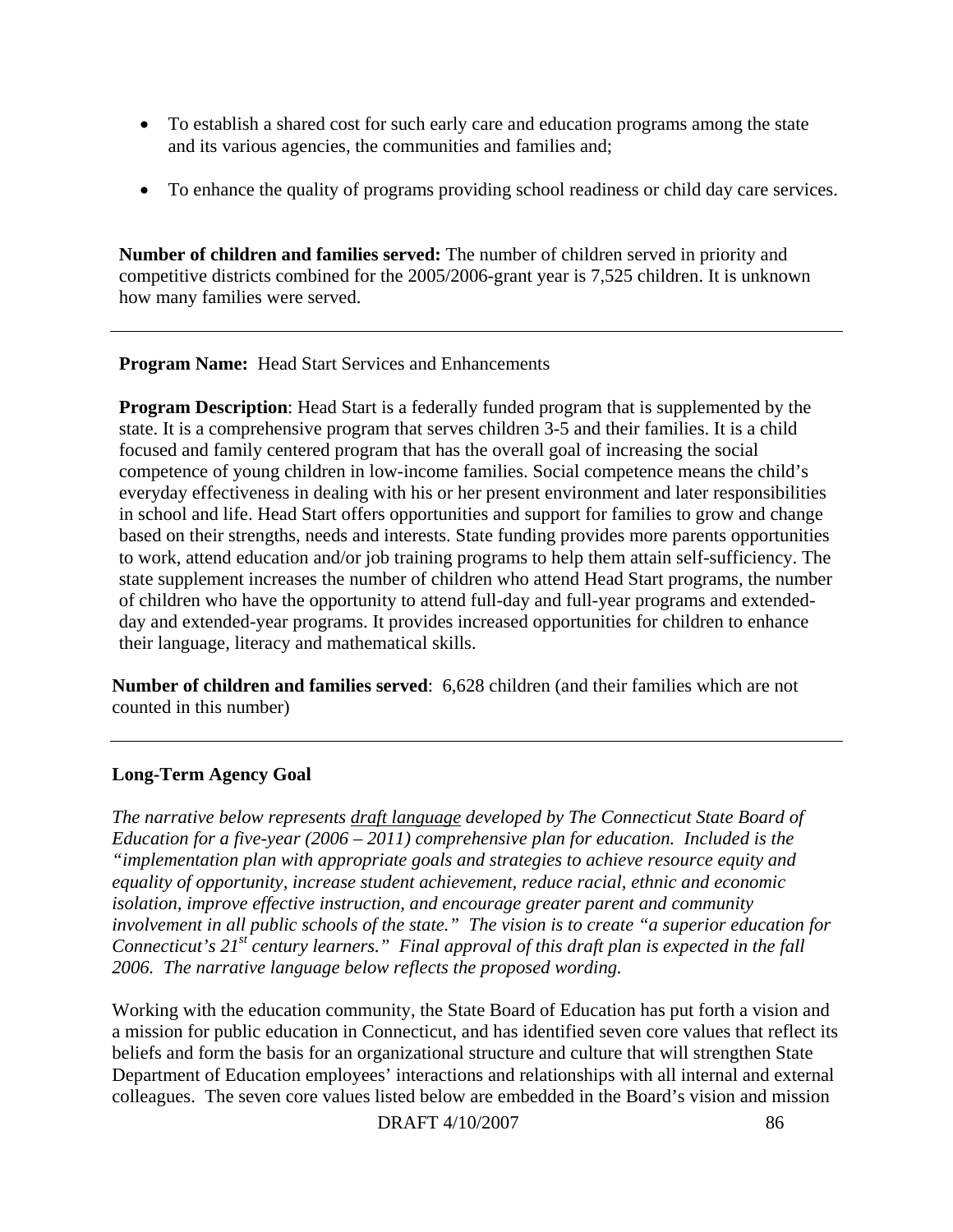- To establish a shared cost for such early care and education programs among the state and its various agencies, the communities and families and;
- To enhance the quality of programs providing school readiness or child day care services.

**Number of children and families served:** The number of children served in priority and competitive districts combined for the 2005/2006-grant year is 7,525 children. It is unknown how many families were served.

---

**Program Name:** Head Start Services and Enhancements

**Program Description**: Head Start is a federally funded program that is supplemented by the state. It is a comprehensive program that serves children 3-5 and their families. It is a child focused and family centered program that has the overall goal of increasing the social competence of young children in low-income families. Social competence means the child's everyday effectiveness in dealing with his or her present environment and later responsibilities in school and life. Head Start offers opportunities and support for families to grow and change based on their strengths, needs and interests. State funding provides more parents opportunities to work, attend education and/or job training programs to help them attain self-sufficiency. The state supplement increases the number of children who attend Head Start programs, the number of children who have the opportunity to attend full-day and full-year programs and extended-day and extended-year programs. It provides increased opportunities for children to enhance their language, literacy and mathematical skills.

**Number of children and families served**: 6,628 children (and their families which are not counted in this number)

---

**Long-Term Agency Goal**

*The narrative below represents draft language developed by The Connecticut State Board of Education for a five-year (2006 – 2011) comprehensive plan for education. Included is the "implementation plan with appropriate goals and strategies to achieve resource equity and equality of opportunity, increase student achievement, reduce racial, ethnic and economic isolation, improve effective instruction, and encourage greater parent and community involvement in all public schools of the state." The vision is to create "a superior education for Connecticut's 21st century learners." Final approval of this draft plan is expected in the fall 2006. The narrative language below reflects the proposed wording.*

Working with the education community, the State Board of Education has put forth a vision and a mission for public education in Connecticut, and has identified seven core values that reflect its beliefs and form the basis for an organizational structure and culture that will strengthen State Department of Education employees' interactions and relationships with all internal and external colleagues. The seven core values listed below are embedded in the Board's vision and mission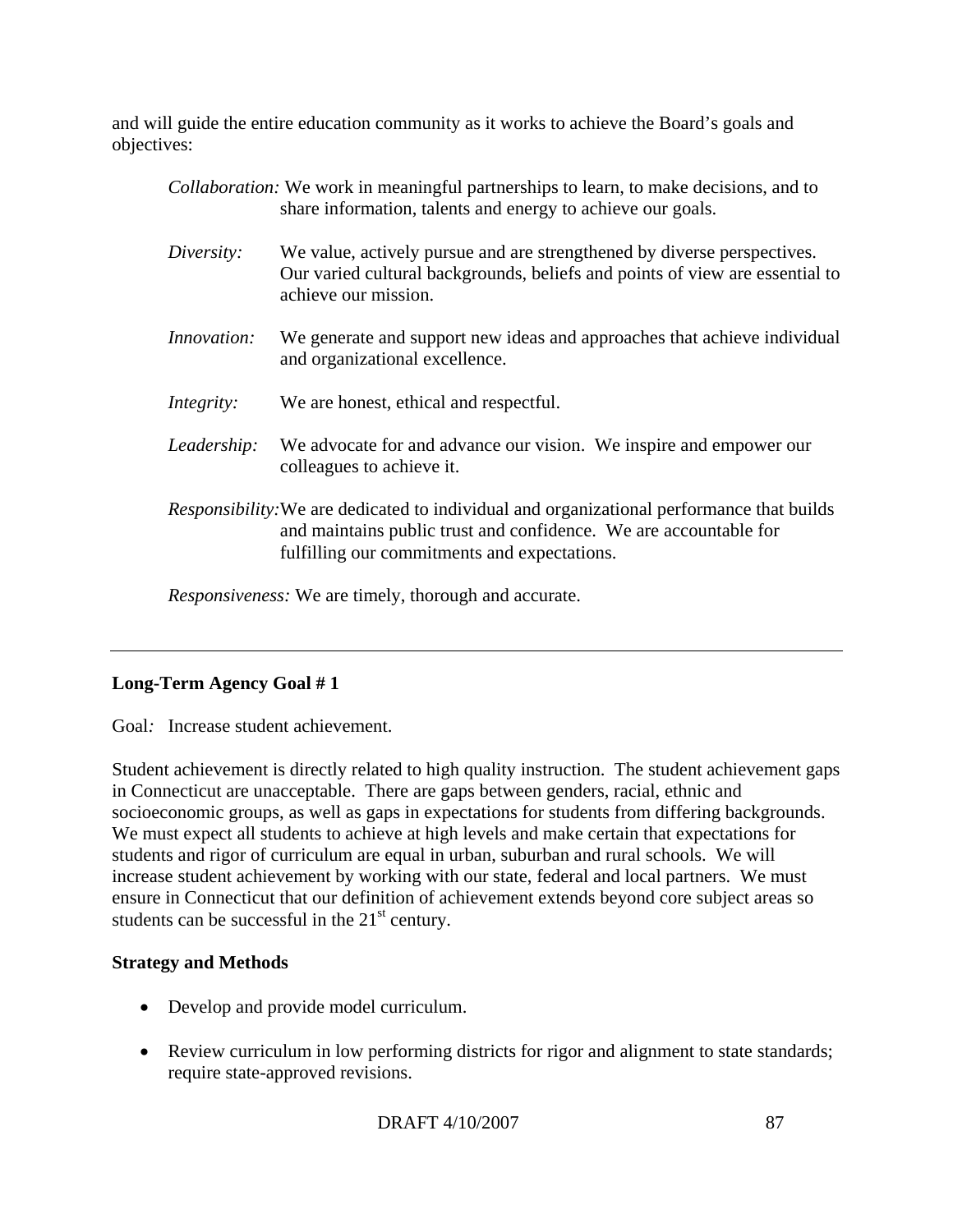and will guide the entire education community as it works to achieve the Board's goals and objectives:

*Collaboration:* We work in meaningful partnerships to learn, to make decisions, and to share information, talents and energy to achieve our goals.

*Diversity:* We value, actively pursue and are strengthened by diverse perspectives. Our varied cultural backgrounds, beliefs and points of view are essential to achieve our mission.

*Innovation:* We generate and support new ideas and approaches that achieve individual and organizational excellence.

*Integrity:* We are honest, ethical and respectful.

*Leadership:* We advocate for and advance our vision. We inspire and empower our colleagues to achieve it.

*Responsibility:* We are dedicated to individual and organizational performance that builds and maintains public trust and confidence. We are accountable for fulfilling our commitments and expectations.

*Responsiveness:* We are timely, thorough and accurate.

---

**Long-Term Agency Goal # 1**

Goal*:* Increase student achievement.

Student achievement is directly related to high quality instruction. The student achievement gaps in Connecticut are unacceptable. There are gaps between genders, racial, ethnic and socioeconomic groups, as well as gaps in expectations for students from differing backgrounds. We must expect all students to achieve at high levels and make certain that expectations for students and rigor of curriculum are equal in urban, suburban and rural schools. We will increase student achievement by working with our state, federal and local partners. We must ensure in Connecticut that our definition of achievement extends beyond core subject areas so students can be successful in the 21st century.

**Strategy and Methods**

- Develop and provide model curriculum.
- Review curriculum in low performing districts for rigor and alignment to state standards; require state-approved revisions.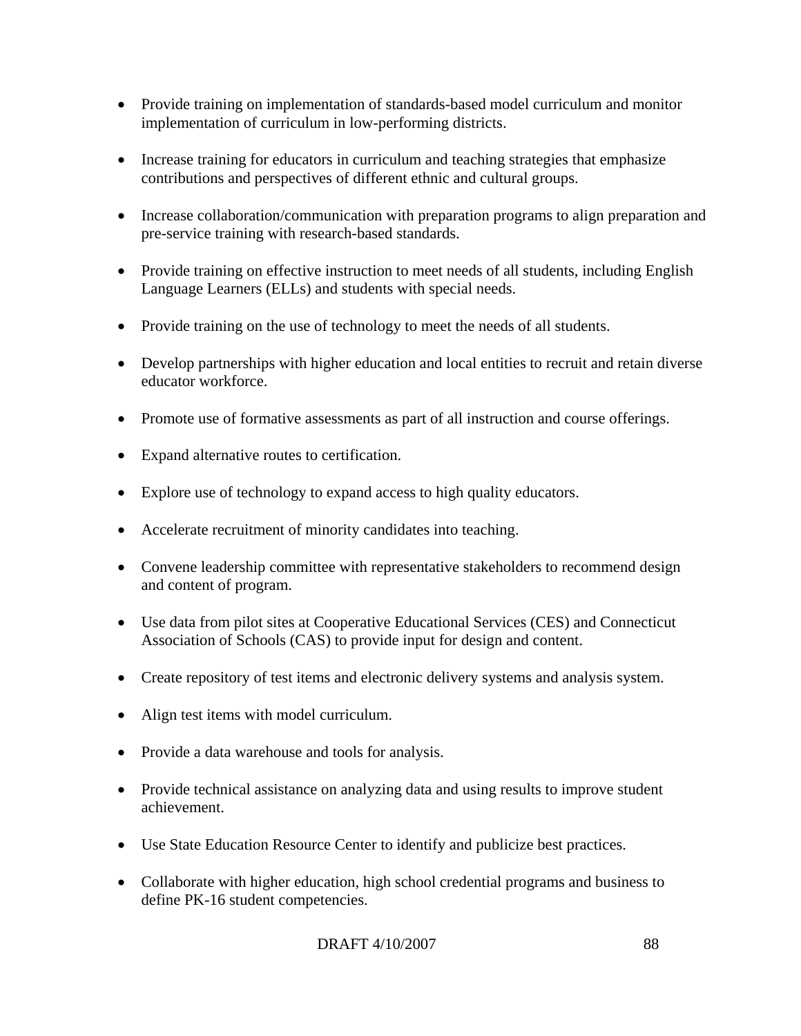- Provide training on implementation of standards-based model curriculum and monitor implementation of curriculum in low-performing districts.
- Increase training for educators in curriculum and teaching strategies that emphasize contributions and perspectives of different ethnic and cultural groups.
- Increase collaboration/communication with preparation programs to align preparation and pre-service training with research-based standards.
- Provide training on effective instruction to meet needs of all students, including English Language Learners (ELLs) and students with special needs.
- Provide training on the use of technology to meet the needs of all students.
- Develop partnerships with higher education and local entities to recruit and retain diverse educator workforce.
- Promote use of formative assessments as part of all instruction and course offerings.
- Expand alternative routes to certification.
- Explore use of technology to expand access to high quality educators.
- Accelerate recruitment of minority candidates into teaching.
- Convene leadership committee with representative stakeholders to recommend design and content of program.
- Use data from pilot sites at Cooperative Educational Services (CES) and Connecticut Association of Schools (CAS) to provide input for design and content.
- Create repository of test items and electronic delivery systems and analysis system.
- Align test items with model curriculum.
- Provide a data warehouse and tools for analysis.
- Provide technical assistance on analyzing data and using results to improve student achievement.
- Use State Education Resource Center to identify and publicize best practices.
- Collaborate with higher education, high school credential programs and business to define PK-16 student competencies.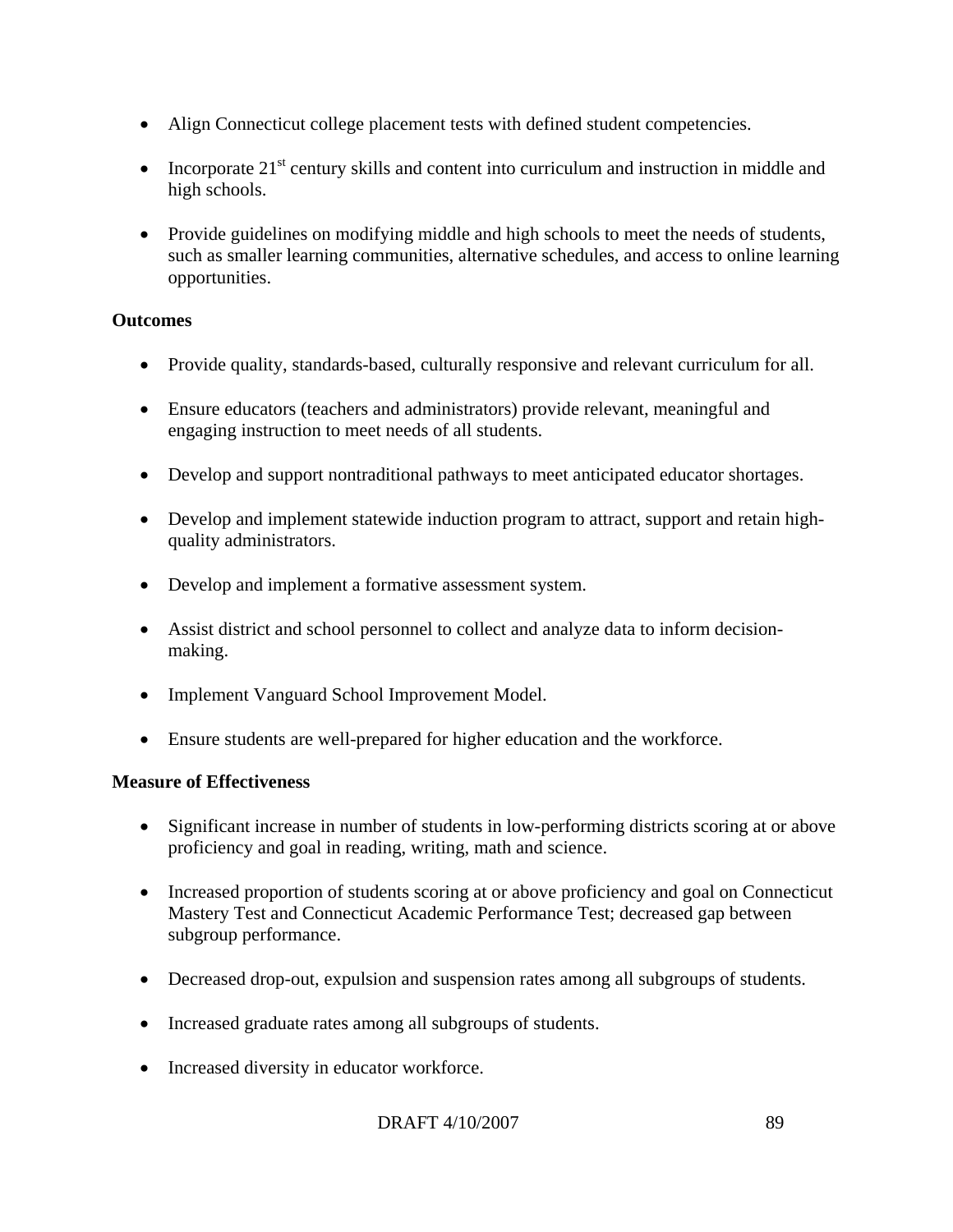- Align Connecticut college placement tests with defined student competencies.

- Incorporate 21st century skills and content into curriculum and instruction in middle and high schools.

- Provide guidelines on modifying middle and high schools to meet the needs of students, such as smaller learning communities, alternative schedules, and access to online learning opportunities.

**Outcomes**

- Provide quality, standards-based, culturally responsive and relevant curriculum for all.

- Ensure educators (teachers and administrators) provide relevant, meaningful and engaging instruction to meet needs of all students.

- Develop and support nontraditional pathways to meet anticipated educator shortages.

- Develop and implement statewide induction program to attract, support and retain high-quality administrators.

- Develop and implement a formative assessment system.

- Assist district and school personnel to collect and analyze data to inform decision-making.

- Implement Vanguard School Improvement Model.

- Ensure students are well-prepared for higher education and the workforce.

**Measure of Effectiveness**

- Significant increase in number of students in low-performing districts scoring at or above proficiency and goal in reading, writing, math and science.

- Increased proportion of students scoring at or above proficiency and goal on Connecticut Mastery Test and Connecticut Academic Performance Test; decreased gap between subgroup performance.

- Decreased drop-out, expulsion and suspension rates among all subgroups of students.

- Increased graduate rates among all subgroups of students.

- Increased diversity in educator workforce.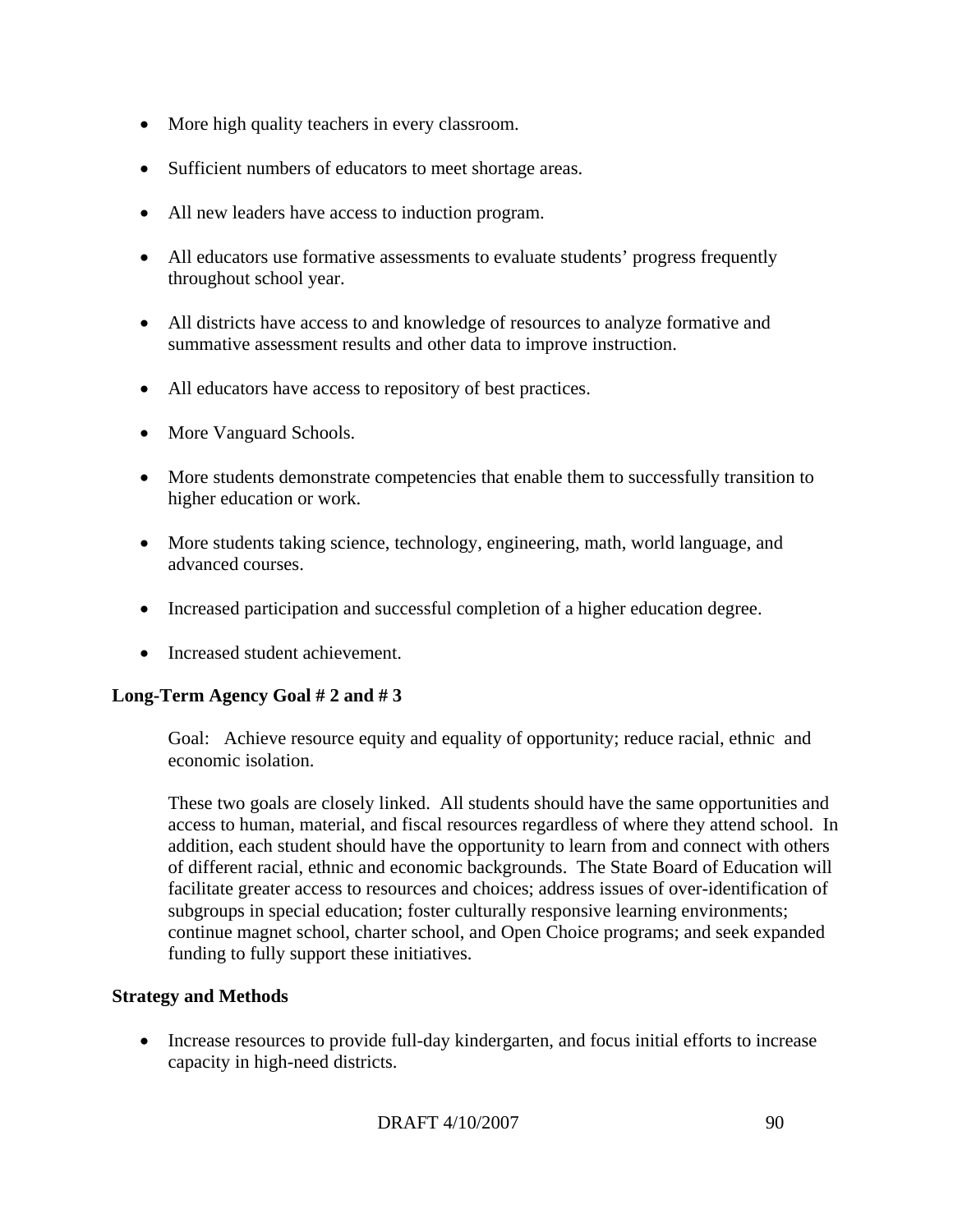- More high quality teachers in every classroom.
- Sufficient numbers of educators to meet shortage areas.
- All new leaders have access to induction program.
- All educators use formative assessments to evaluate students' progress frequently throughout school year.
- All districts have access to and knowledge of resources to analyze formative and summative assessment results and other data to improve instruction.
- All educators have access to repository of best practices.
- More Vanguard Schools.
- More students demonstrate competencies that enable them to successfully transition to higher education or work.
- More students taking science, technology, engineering, math, world language, and advanced courses.
- Increased participation and successful completion of a higher education degree.
- Increased student achievement.

**Long-Term Agency Goal # 2 and # 3**

Goal: Achieve resource equity and equality of opportunity; reduce racial, ethnic and economic isolation.

These two goals are closely linked. All students should have the same opportunities and access to human, material, and fiscal resources regardless of where they attend school. In addition, each student should have the opportunity to learn from and connect with others of different racial, ethnic and economic backgrounds. The State Board of Education will facilitate greater access to resources and choices; address issues of over-identification of subgroups in special education; foster culturally responsive learning environments; continue magnet school, charter school, and Open Choice programs; and seek expanded funding to fully support these initiatives.

**Strategy and Methods**

- Increase resources to provide full-day kindergarten, and focus initial efforts to increase capacity in high-need districts.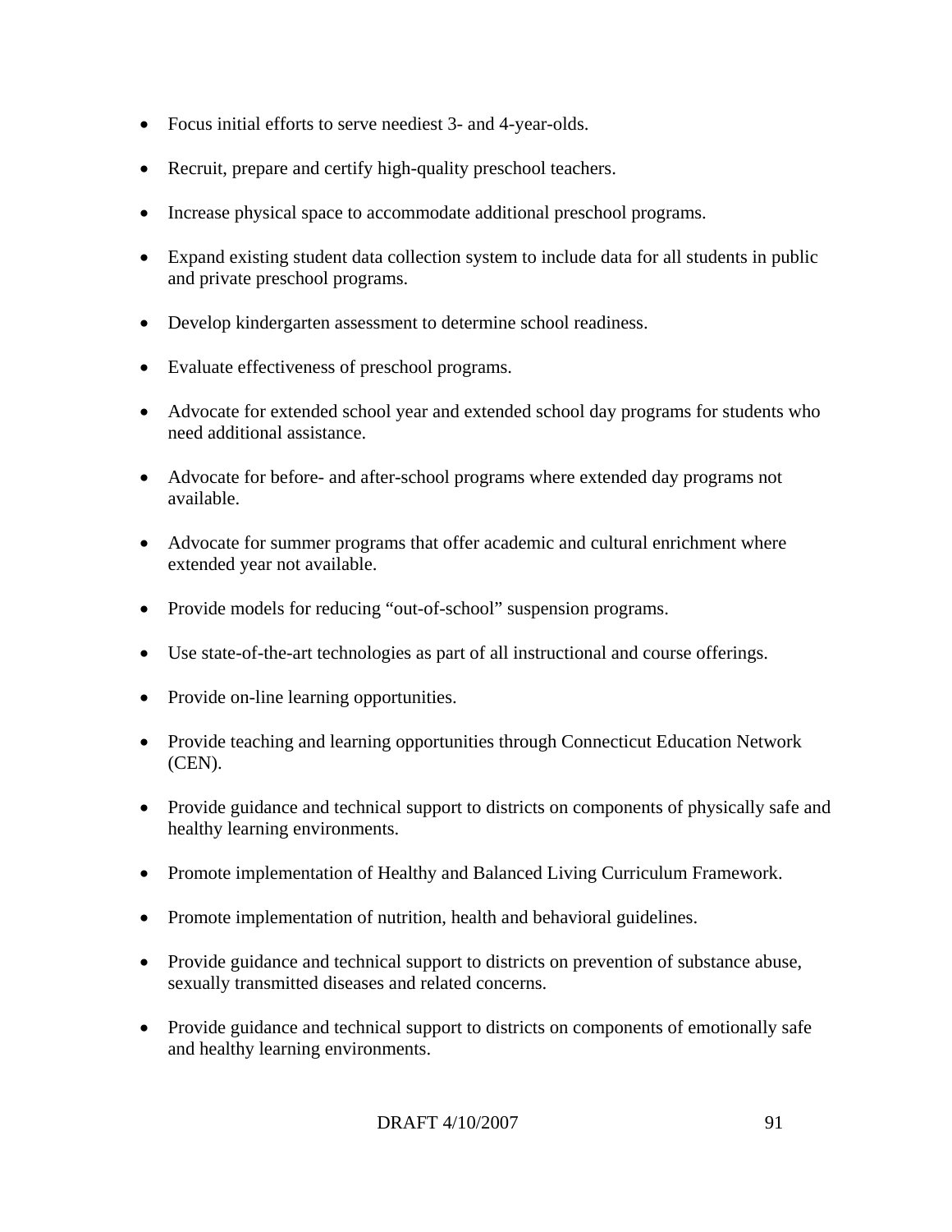- Focus initial efforts to serve neediest 3- and 4-year-olds.
- Recruit, prepare and certify high-quality preschool teachers.
- Increase physical space to accommodate additional preschool programs.
- Expand existing student data collection system to include data for all students in public and private preschool programs.
- Develop kindergarten assessment to determine school readiness.
- Evaluate effectiveness of preschool programs.
- Advocate for extended school year and extended school day programs for students who need additional assistance.
- Advocate for before- and after-school programs where extended day programs not available.
- Advocate for summer programs that offer academic and cultural enrichment where extended year not available.
- Provide models for reducing "out-of-school" suspension programs.
- Use state-of-the-art technologies as part of all instructional and course offerings.
- Provide on-line learning opportunities.
- Provide teaching and learning opportunities through Connecticut Education Network (CEN).
- Provide guidance and technical support to districts on components of physically safe and healthy learning environments.
- Promote implementation of Healthy and Balanced Living Curriculum Framework.
- Promote implementation of nutrition, health and behavioral guidelines.
- Provide guidance and technical support to districts on prevention of substance abuse, sexually transmitted diseases and related concerns.
- Provide guidance and technical support to districts on components of emotionally safe and healthy learning environments.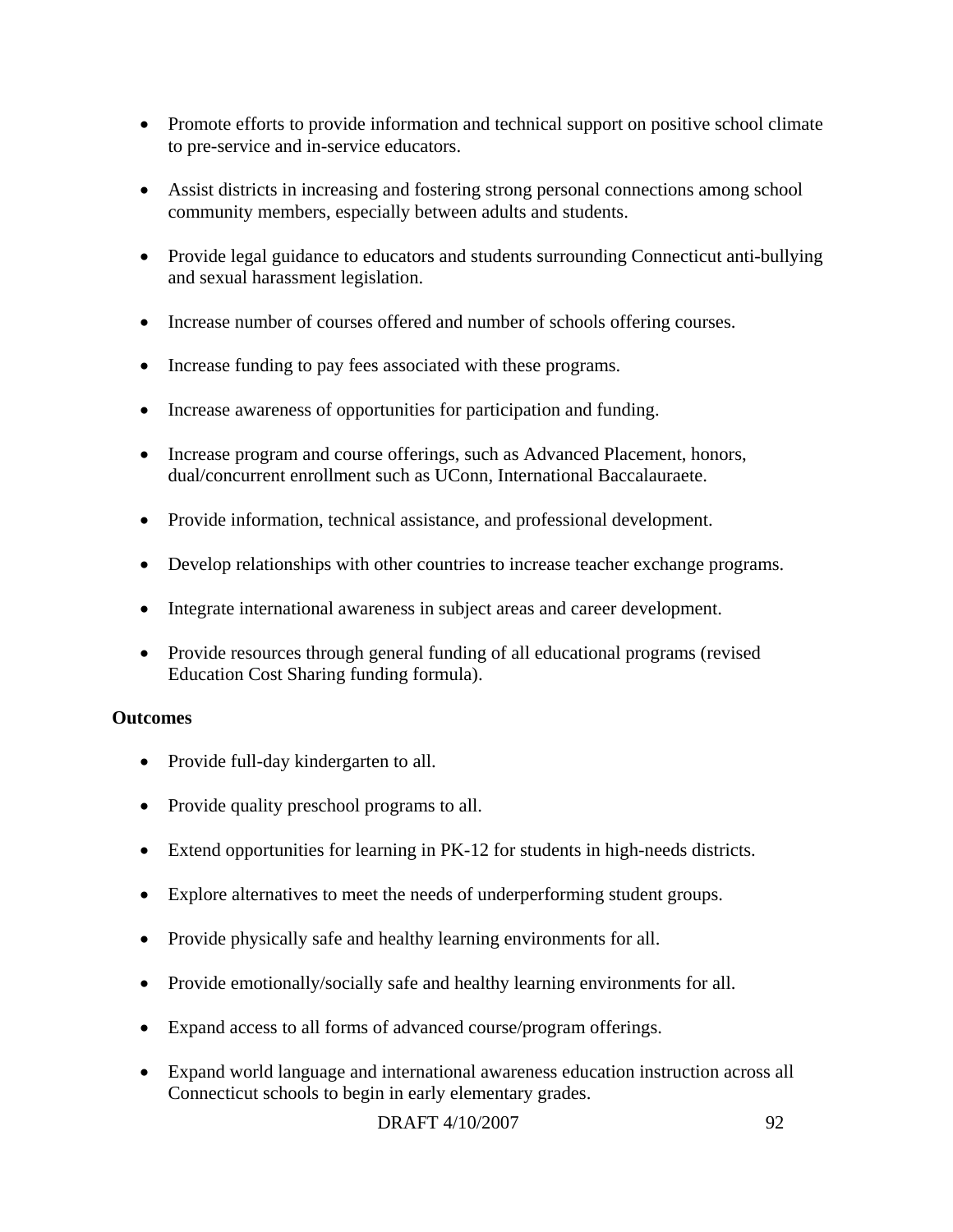- Promote efforts to provide information and technical support on positive school climate to pre-service and in-service educators.

- Assist districts in increasing and fostering strong personal connections among school community members, especially between adults and students.

- Provide legal guidance to educators and students surrounding Connecticut anti-bullying and sexual harassment legislation.

- Increase number of courses offered and number of schools offering courses.

- Increase funding to pay fees associated with these programs.

- Increase awareness of opportunities for participation and funding.

- Increase program and course offerings, such as Advanced Placement, honors, dual/concurrent enrollment such as UConn, International Baccalauraete.

- Provide information, technical assistance, and professional development.

- Develop relationships with other countries to increase teacher exchange programs.

- Integrate international awareness in subject areas and career development.

- Provide resources through general funding of all educational programs (revised Education Cost Sharing funding formula).

**Outcomes**

- Provide full-day kindergarten to all.

- Provide quality preschool programs to all.

- Extend opportunities for learning in PK-12 for students in high-needs districts.

- Explore alternatives to meet the needs of underperforming student groups.

- Provide physically safe and healthy learning environments for all.

- Provide emotionally/socially safe and healthy learning environments for all.

- Expand access to all forms of advanced course/program offerings.

- Expand world language and international awareness education instruction across all Connecticut schools to begin in early elementary grades.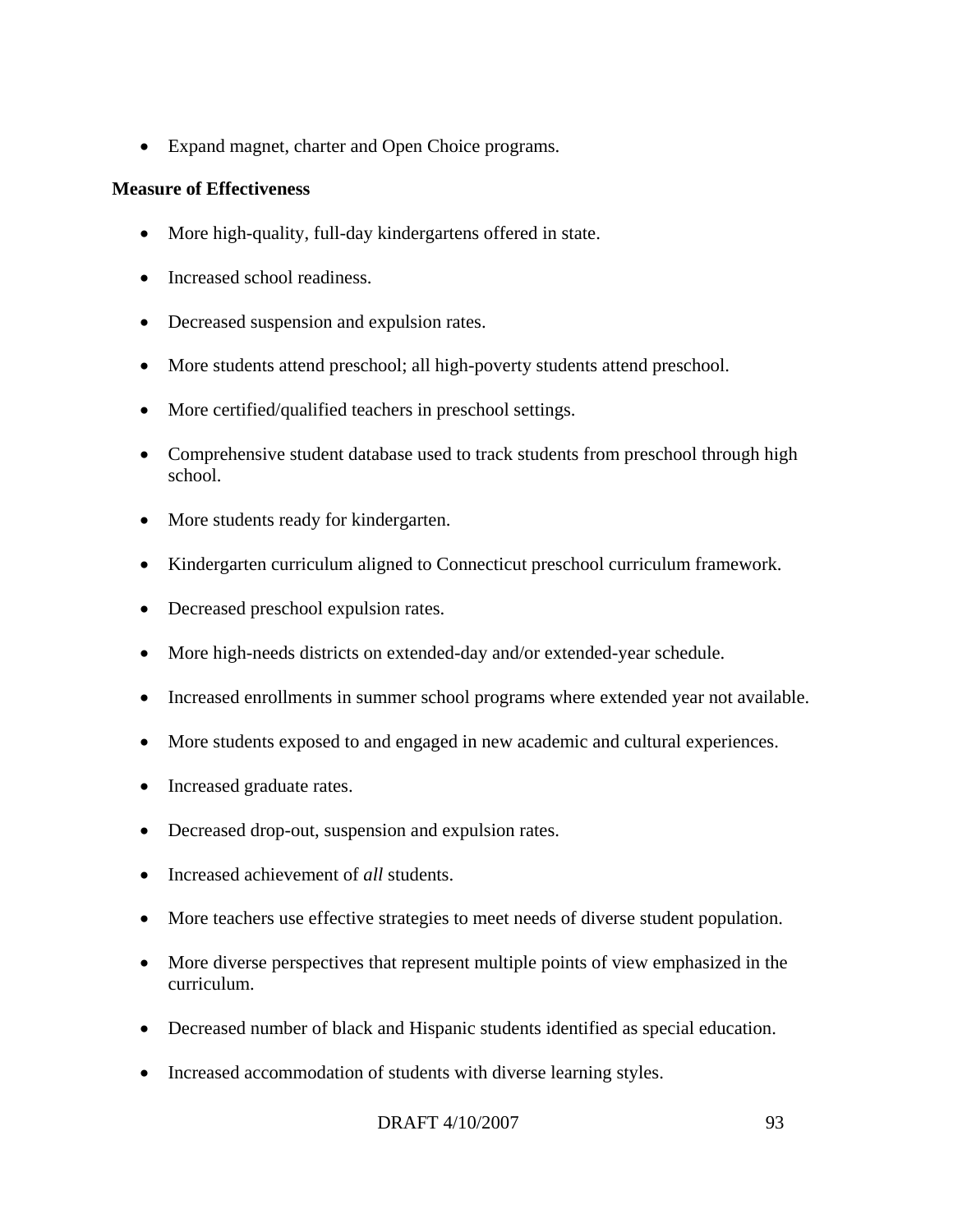- Expand magnet, charter and Open Choice programs.

**Measure of Effectiveness**

- More high-quality, full-day kindergartens offered in state.
- Increased school readiness.
- Decreased suspension and expulsion rates.
- More students attend preschool; all high-poverty students attend preschool.
- More certified/qualified teachers in preschool settings.
- Comprehensive student database used to track students from preschool through high school.
- More students ready for kindergarten.
- Kindergarten curriculum aligned to Connecticut preschool curriculum framework.
- Decreased preschool expulsion rates.
- More high-needs districts on extended-day and/or extended-year schedule.
- Increased enrollments in summer school programs where extended year not available.
- More students exposed to and engaged in new academic and cultural experiences.
- Increased graduate rates.
- Decreased drop-out, suspension and expulsion rates.
- Increased achievement of *all* students.
- More teachers use effective strategies to meet needs of diverse student population.
- More diverse perspectives that represent multiple points of view emphasized in the curriculum.
- Decreased number of black and Hispanic students identified as special education.
- Increased accommodation of students with diverse learning styles.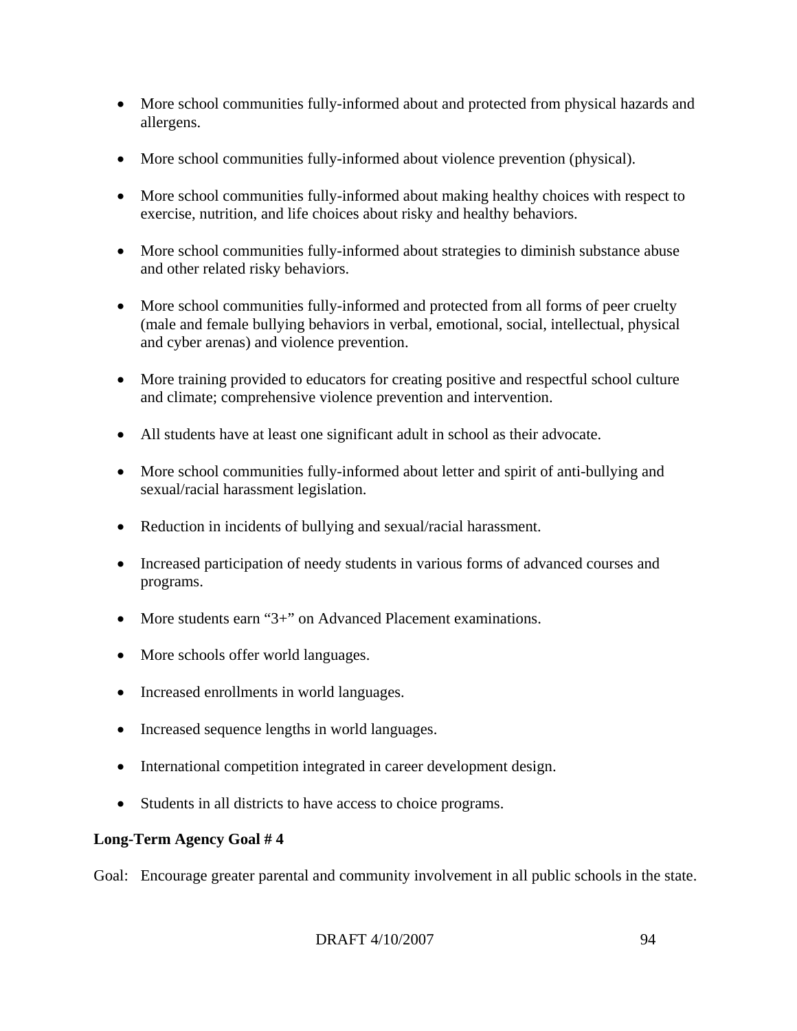- More school communities fully-informed about and protected from physical hazards and allergens.
- More school communities fully-informed about violence prevention (physical).
- More school communities fully-informed about making healthy choices with respect to exercise, nutrition, and life choices about risky and healthy behaviors.
- More school communities fully-informed about strategies to diminish substance abuse and other related risky behaviors.
- More school communities fully-informed and protected from all forms of peer cruelty (male and female bullying behaviors in verbal, emotional, social, intellectual, physical and cyber arenas) and violence prevention.
- More training provided to educators for creating positive and respectful school culture and climate; comprehensive violence prevention and intervention.
- All students have at least one significant adult in school as their advocate.
- More school communities fully-informed about letter and spirit of anti-bullying and sexual/racial harassment legislation.
- Reduction in incidents of bullying and sexual/racial harassment.
- Increased participation of needy students in various forms of advanced courses and programs.
- More students earn "3+" on Advanced Placement examinations.
- More schools offer world languages.
- Increased enrollments in world languages.
- Increased sequence lengths in world languages.
- International competition integrated in career development design.
- Students in all districts to have access to choice programs.

**Long-Term Agency Goal # 4**

Goal: Encourage greater parental and community involvement in all public schools in the state.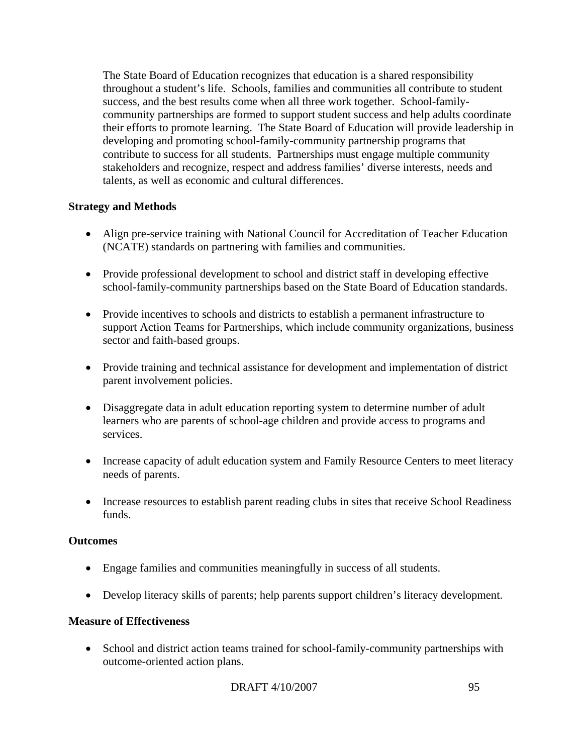The State Board of Education recognizes that education is a shared responsibility throughout a student's life. Schools, families and communities all contribute to student success, and the best results come when all three work together. School-family-community partnerships are formed to support student success and help adults coordinate their efforts to promote learning. The State Board of Education will provide leadership in developing and promoting school-family-community partnership programs that contribute to success for all students. Partnerships must engage multiple community stakeholders and recognize, respect and address families' diverse interests, needs and talents, as well as economic and cultural differences.

**Strategy and Methods**

- Align pre-service training with National Council for Accreditation of Teacher Education (NCATE) standards on partnering with families and communities.
- Provide professional development to school and district staff in developing effective school-family-community partnerships based on the State Board of Education standards.
- Provide incentives to schools and districts to establish a permanent infrastructure to support Action Teams for Partnerships, which include community organizations, business sector and faith-based groups.
- Provide training and technical assistance for development and implementation of district parent involvement policies.
- Disaggregate data in adult education reporting system to determine number of adult learners who are parents of school-age children and provide access to programs and services.
- Increase capacity of adult education system and Family Resource Centers to meet literacy needs of parents.
- Increase resources to establish parent reading clubs in sites that receive School Readiness funds.

**Outcomes**

- Engage families and communities meaningfully in success of all students.
- Develop literacy skills of parents; help parents support children's literacy development.

**Measure of Effectiveness**

- School and district action teams trained for school-family-community partnerships with outcome-oriented action plans.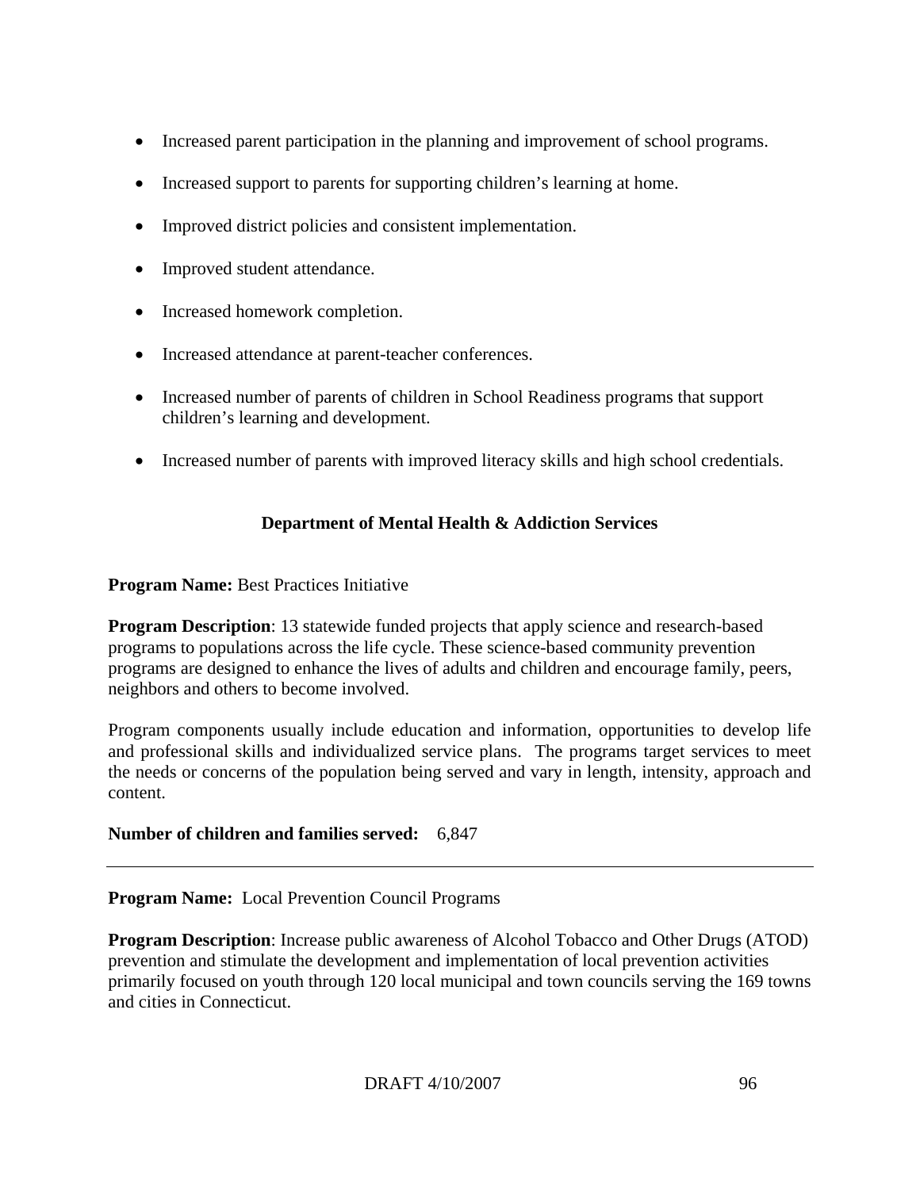- Increased parent participation in the planning and improvement of school programs.
- Increased support to parents for supporting children's learning at home.
- Improved district policies and consistent implementation.
- Improved student attendance.
- Increased homework completion.
- Increased attendance at parent-teacher conferences.
- Increased number of parents of children in School Readiness programs that support children's learning and development.
- Increased number of parents with improved literacy skills and high school credentials.

## Department of Mental Health & Addiction Services

**Program Name:** Best Practices Initiative

**Program Description**: 13 statewide funded projects that apply science and research-based programs to populations across the life cycle. These science-based community prevention programs are designed to enhance the lives of adults and children and encourage family, peers, neighbors and others to become involved.

Program components usually include education and information, opportunities to develop life and professional skills and individualized service plans. The programs target services to meet the needs or concerns of the population being served and vary in length, intensity, approach and content.

**Number of children and families served:** 6,847

---

**Program Name:** Local Prevention Council Programs

**Program Description**: Increase public awareness of Alcohol Tobacco and Other Drugs (ATOD) prevention and stimulate the development and implementation of local prevention activities primarily focused on youth through 120 local municipal and town councils serving the 169 towns and cities in Connecticut.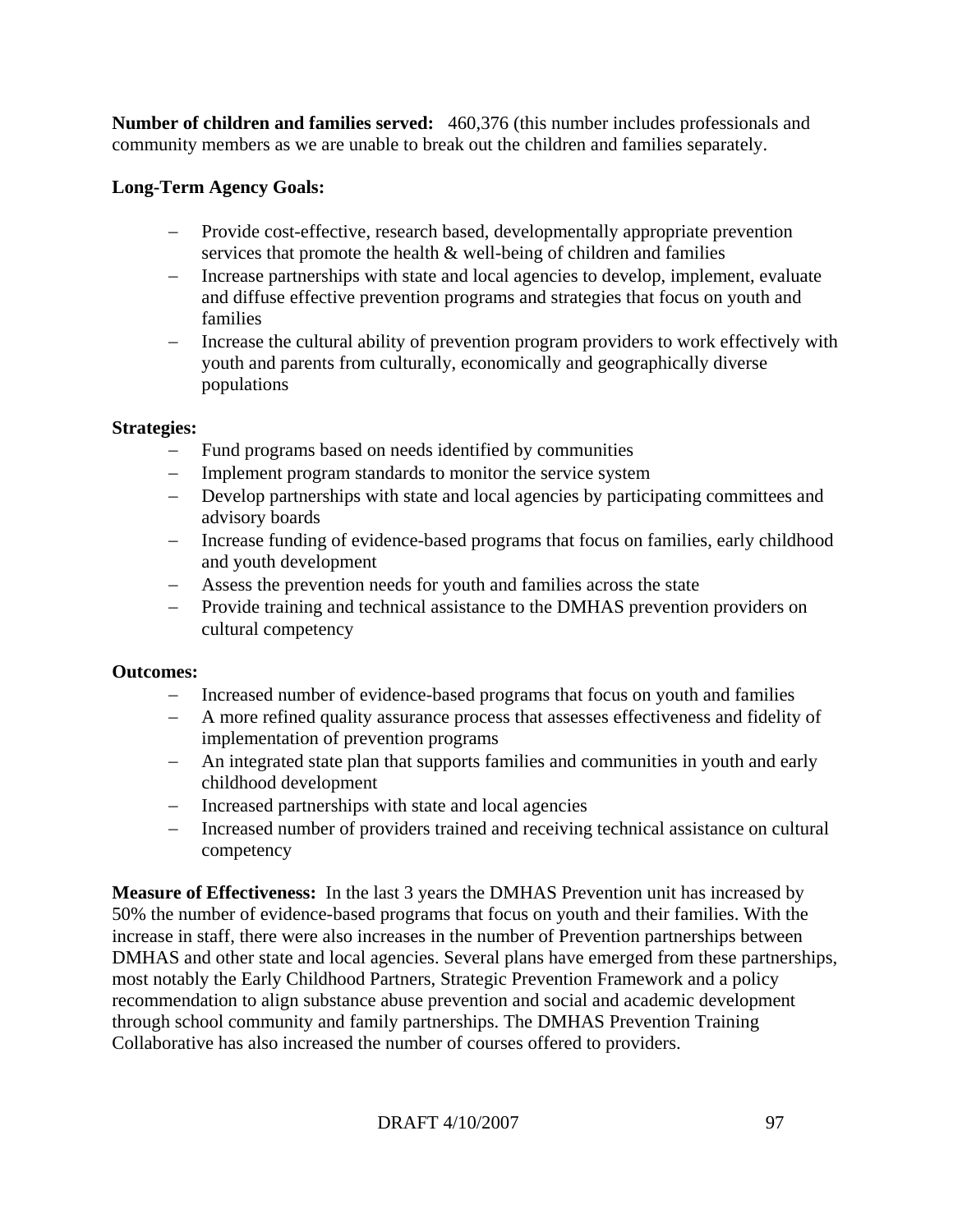**Number of children and families served:** 460,376 (this number includes professionals and community members as we are unable to break out the children and families separately.

**Long-Term Agency Goals:**

- Provide cost-effective, research based, developmentally appropriate prevention services that promote the health & well-being of children and families
- Increase partnerships with state and local agencies to develop, implement, evaluate and diffuse effective prevention programs and strategies that focus on youth and families
- Increase the cultural ability of prevention program providers to work effectively with youth and parents from culturally, economically and geographically diverse populations

**Strategies:**

- Fund programs based on needs identified by communities
- Implement program standards to monitor the service system
- Develop partnerships with state and local agencies by participating committees and advisory boards
- Increase funding of evidence-based programs that focus on families, early childhood and youth development
- Assess the prevention needs for youth and families across the state
- Provide training and technical assistance to the DMHAS prevention providers on cultural competency

**Outcomes:**

- Increased number of evidence-based programs that focus on youth and families
- A more refined quality assurance process that assesses effectiveness and fidelity of implementation of prevention programs
- An integrated state plan that supports families and communities in youth and early childhood development
- Increased partnerships with state and local agencies
- Increased number of providers trained and receiving technical assistance on cultural competency

**Measure of Effectiveness:** In the last 3 years the DMHAS Prevention unit has increased by 50% the number of evidence-based programs that focus on youth and their families. With the increase in staff, there were also increases in the number of Prevention partnerships between DMHAS and other state and local agencies. Several plans have emerged from these partnerships, most notably the Early Childhood Partners, Strategic Prevention Framework and a policy recommendation to align substance abuse prevention and social and academic development through school community and family partnerships. The DMHAS Prevention Training Collaborative has also increased the number of courses offered to providers.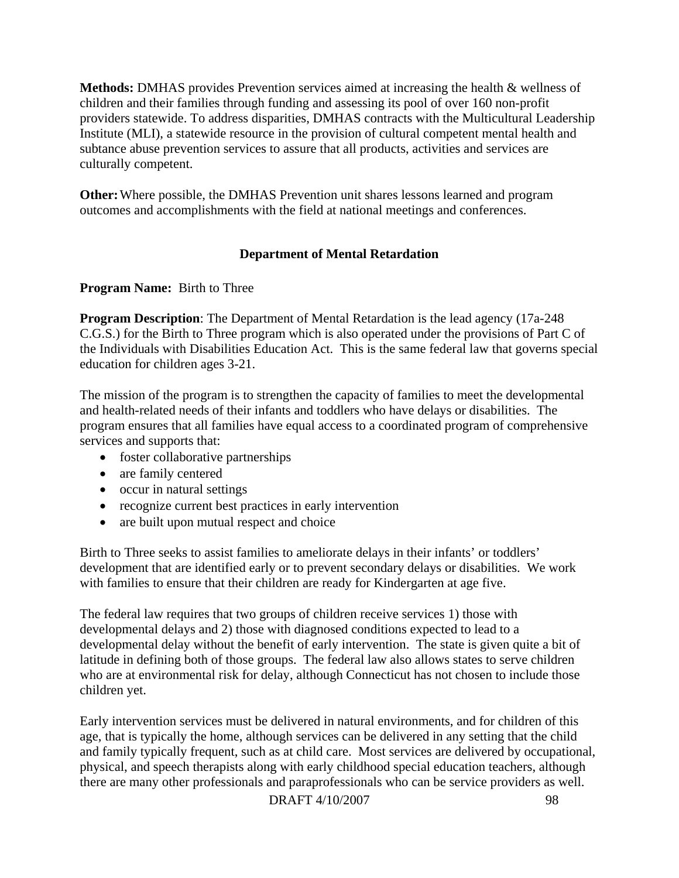**Methods:** DMHAS provides Prevention services aimed at increasing the health & wellness of children and their families through funding and assessing its pool of over 160 non-profit providers statewide. To address disparities, DMHAS contracts with the Multicultural Leadership Institute (MLI), a statewide resource in the provision of cultural competent mental health and subtance abuse prevention services to assure that all products, activities and services are culturally competent.

**Other:** Where possible, the DMHAS Prevention unit shares lessons learned and program outcomes and accomplishments with the field at national meetings and conferences.

### Department of Mental Retardation

**Program Name:** Birth to Three

**Program Description**: The Department of Mental Retardation is the lead agency (17a-248 C.G.S.) for the Birth to Three program which is also operated under the provisions of Part C of the Individuals with Disabilities Education Act. This is the same federal law that governs special education for children ages 3-21.

The mission of the program is to strengthen the capacity of families to meet the developmental and health-related needs of their infants and toddlers who have delays or disabilities. The program ensures that all families have equal access to a coordinated program of comprehensive services and supports that:

- foster collaborative partnerships
- are family centered
- occur in natural settings
- recognize current best practices in early intervention
- are built upon mutual respect and choice

Birth to Three seeks to assist families to ameliorate delays in their infants' or toddlers' development that are identified early or to prevent secondary delays or disabilities. We work with families to ensure that their children are ready for Kindergarten at age five.

The federal law requires that two groups of children receive services 1) those with developmental delays and 2) those with diagnosed conditions expected to lead to a developmental delay without the benefit of early intervention. The state is given quite a bit of latitude in defining both of those groups. The federal law also allows states to serve children who are at environmental risk for delay, although Connecticut has not chosen to include those children yet.

Early intervention services must be delivered in natural environments, and for children of this age, that is typically the home, although services can be delivered in any setting that the child and family typically frequent, such as at child care. Most services are delivered by occupational, physical, and speech therapists along with early childhood special education teachers, although there are many other professionals and paraprofessionals who can be service providers as well.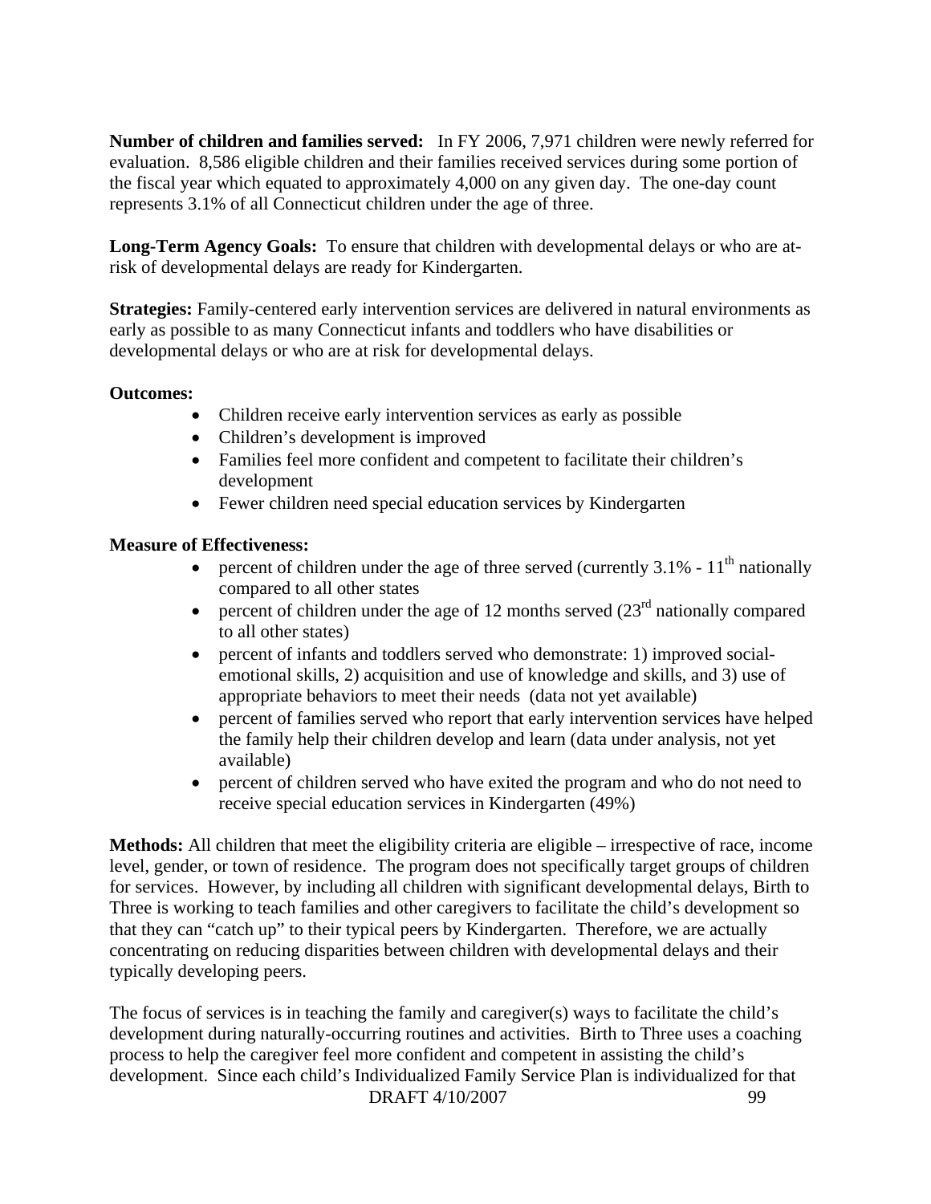**Number of children and families served:** In FY 2006, 7,971 children were newly referred for evaluation. 8,586 eligible children and their families received services during some portion of the fiscal year which equated to approximately 4,000 on any given day. The one-day count represents 3.1% of all Connecticut children under the age of three.

**Long-Term Agency Goals:** To ensure that children with developmental delays or who are at-risk of developmental delays are ready for Kindergarten.

**Strategies:** Family-centered early intervention services are delivered in natural environments as early as possible to as many Connecticut infants and toddlers who have disabilities or developmental delays or who are at risk for developmental delays.

**Outcomes:**

- Children receive early intervention services as early as possible
- Children's development is improved
- Families feel more confident and competent to facilitate their children's development
- Fewer children need special education services by Kindergarten

**Measure of Effectiveness:**

- percent of children under the age of three served (currently 3.1% - 11th nationally compared to all other states
- percent of children under the age of 12 months served (23rd nationally compared to all other states)
- percent of infants and toddlers served who demonstrate: 1) improved social-emotional skills, 2) acquisition and use of knowledge and skills, and 3) use of appropriate behaviors to meet their needs (data not yet available)
- percent of families served who report that early intervention services have helped the family help their children develop and learn (data under analysis, not yet available)
- percent of children served who have exited the program and who do not need to receive special education services in Kindergarten (49%)

**Methods:** All children that meet the eligibility criteria are eligible – irrespective of race, income level, gender, or town of residence. The program does not specifically target groups of children for services. However, by including all children with significant developmental delays, Birth to Three is working to teach families and other caregivers to facilitate the child's development so that they can "catch up" to their typical peers by Kindergarten. Therefore, we are actually concentrating on reducing disparities between children with developmental delays and their typically developing peers.

The focus of services is in teaching the family and caregiver(s) ways to facilitate the child's development during naturally-occurring routines and activities. Birth to Three uses a coaching process to help the caregiver feel more confident and competent in assisting the child's development. Since each child's Individualized Family Service Plan is individualized for that

DRAFT 4/10/2007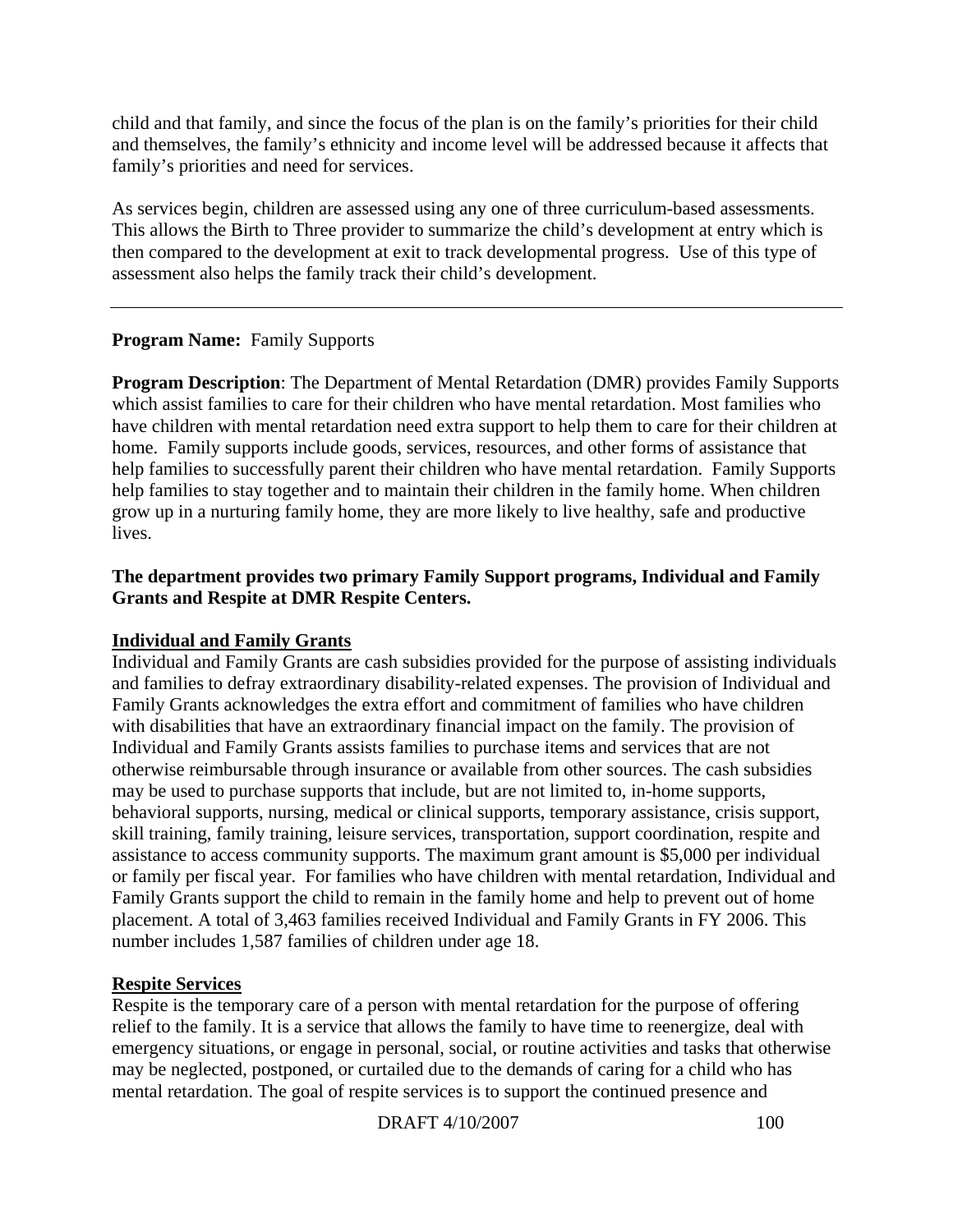child and that family, and since the focus of the plan is on the family's priorities for their child and themselves, the family's ethnicity and income level will be addressed because it affects that family's priorities and need for services.

As services begin, children are assessed using any one of three curriculum-based assessments. This allows the Birth to Three provider to summarize the child's development at entry which is then compared to the development at exit to track developmental progress. Use of this type of assessment also helps the family track their child's development.

---

**Program Name:** Family Supports

**Program Description**: The Department of Mental Retardation (DMR) provides Family Supports which assist families to care for their children who have mental retardation. Most families who have children with mental retardation need extra support to help them to care for their children at home. Family supports include goods, services, resources, and other forms of assistance that help families to successfully parent their children who have mental retardation. Family Supports help families to stay together and to maintain their children in the family home. When children grow up in a nurturing family home, they are more likely to live healthy, safe and productive lives.

**The department provides two primary Family Support programs, Individual and Family Grants and Respite at DMR Respite Centers.**

**Individual and Family Grants**

Individual and Family Grants are cash subsidies provided for the purpose of assisting individuals and families to defray extraordinary disability-related expenses. The provision of Individual and Family Grants acknowledges the extra effort and commitment of families who have children with disabilities that have an extraordinary financial impact on the family. The provision of Individual and Family Grants assists families to purchase items and services that are not otherwise reimbursable through insurance or available from other sources. The cash subsidies may be used to purchase supports that include, but are not limited to, in-home supports, behavioral supports, nursing, medical or clinical supports, temporary assistance, crisis support, skill training, family training, leisure services, transportation, support coordination, respite and assistance to access community supports. The maximum grant amount is $5,000 per individual or family per fiscal year. For families who have children with mental retardation, Individual and Family Grants support the child to remain in the family home and help to prevent out of home placement. A total of 3,463 families received Individual and Family Grants in FY 2006. This number includes 1,587 families of children under age 18.

**Respite Services**

Respite is the temporary care of a person with mental retardation for the purpose of offering relief to the family. It is a service that allows the family to have time to reenergize, deal with emergency situations, or engage in personal, social, or routine activities and tasks that otherwise may be neglected, postponed, or curtailed due to the demands of caring for a child who has mental retardation. The goal of respite services is to support the continued presence and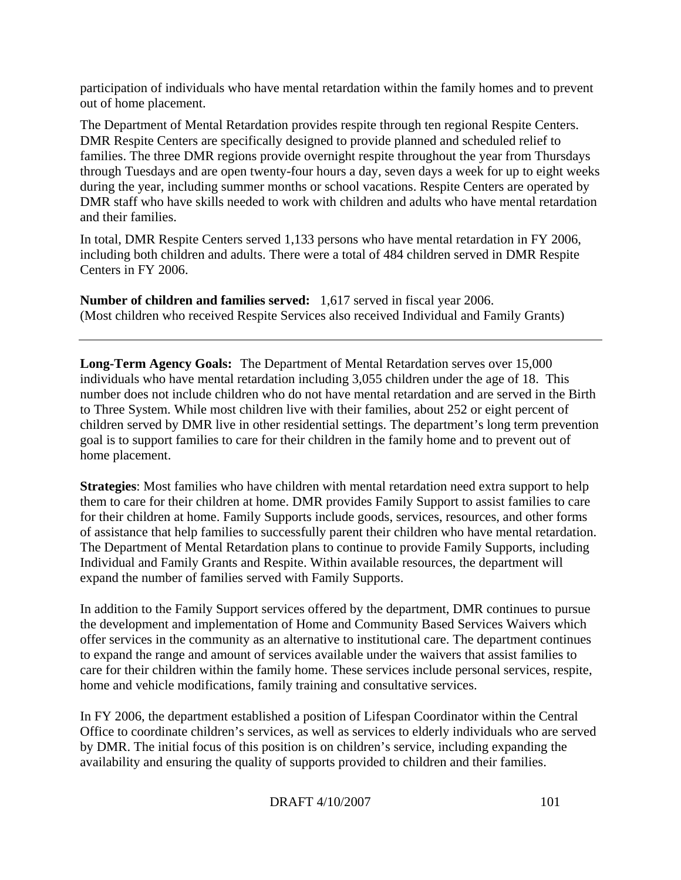participation of individuals who have mental retardation within the family homes and to prevent out of home placement.

The Department of Mental Retardation provides respite through ten regional Respite Centers. DMR Respite Centers are specifically designed to provide planned and scheduled relief to families. The three DMR regions provide overnight respite throughout the year from Thursdays through Tuesdays and are open twenty-four hours a day, seven days a week for up to eight weeks during the year, including summer months or school vacations. Respite Centers are operated by DMR staff who have skills needed to work with children and adults who have mental retardation and their families.

In total, DMR Respite Centers served 1,133 persons who have mental retardation in FY 2006, including both children and adults. There were a total of 484 children served in DMR Respite Centers in FY 2006.

**Number of children and families served:** 1,617 served in fiscal year 2006.
(Most children who received Respite Services also received Individual and Family Grants)

---

**Long-Term Agency Goals:** The Department of Mental Retardation serves over 15,000 individuals who have mental retardation including 3,055 children under the age of 18. This number does not include children who do not have mental retardation and are served in the Birth to Three System. While most children live with their families, about 252 or eight percent of children served by DMR live in other residential settings. The department's long term prevention goal is to support families to care for their children in the family home and to prevent out of home placement.

**Strategies**: Most families who have children with mental retardation need extra support to help them to care for their children at home. DMR provides Family Support to assist families to care for their children at home. Family Supports include goods, services, resources, and other forms of assistance that help families to successfully parent their children who have mental retardation. The Department of Mental Retardation plans to continue to provide Family Supports, including Individual and Family Grants and Respite. Within available resources, the department will expand the number of families served with Family Supports.

In addition to the Family Support services offered by the department, DMR continues to pursue the development and implementation of Home and Community Based Services Waivers which offer services in the community as an alternative to institutional care. The department continues to expand the range and amount of services available under the waivers that assist families to care for their children within the family home. These services include personal services, respite, home and vehicle modifications, family training and consultative services.

In FY 2006, the department established a position of Lifespan Coordinator within the Central Office to coordinate children's services, as well as services to elderly individuals who are served by DMR. The initial focus of this position is on children's service, including expanding the availability and ensuring the quality of supports provided to children and their families.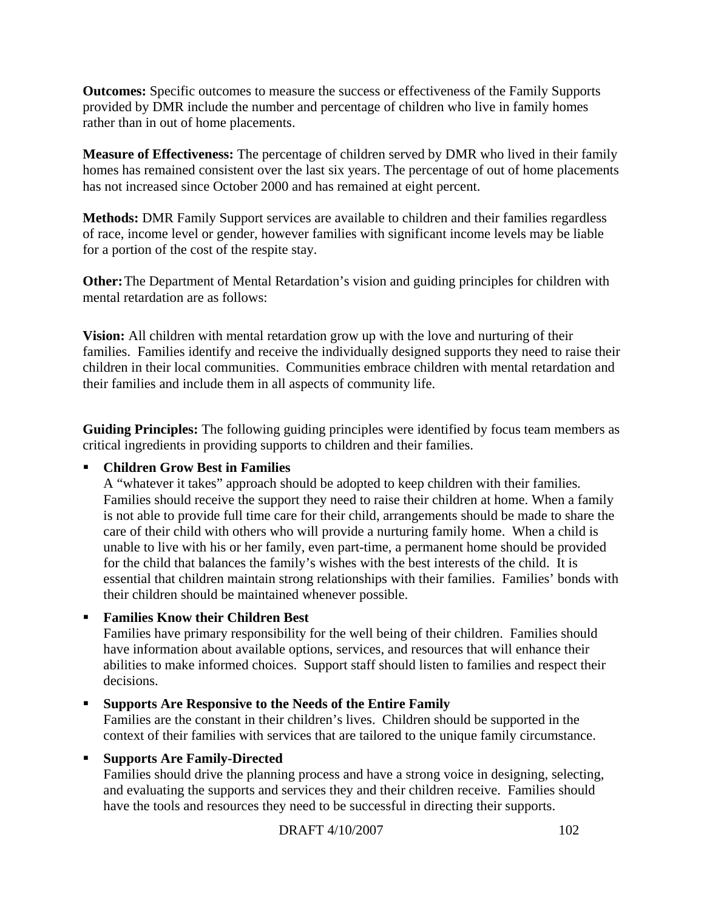**Outcomes:** Specific outcomes to measure the success or effectiveness of the Family Supports provided by DMR include the number and percentage of children who live in family homes rather than in out of home placements.

**Measure of Effectiveness:** The percentage of children served by DMR who lived in their family homes has remained consistent over the last six years. The percentage of out of home placements has not increased since October 2000 and has remained at eight percent.

**Methods:** DMR Family Support services are available to children and their families regardless of race, income level or gender, however families with significant income levels may be liable for a portion of the cost of the respite stay.

**Other:** The Department of Mental Retardation's vision and guiding principles for children with mental retardation are as follows:

**Vision:** All children with mental retardation grow up with the love and nurturing of their families. Families identify and receive the individually designed supports they need to raise their children in their local communities. Communities embrace children with mental retardation and their families and include them in all aspects of community life.

**Guiding Principles:** The following guiding principles were identified by focus team members as critical ingredients in providing supports to children and their families.

- **Children Grow Best in Families**
  A "whatever it takes" approach should be adopted to keep children with their families. Families should receive the support they need to raise their children at home. When a family is not able to provide full time care for their child, arrangements should be made to share the care of their child with others who will provide a nurturing family home. When a child is unable to live with his or her family, even part-time, a permanent home should be provided for the child that balances the family's wishes with the best interests of the child. It is essential that children maintain strong relationships with their families. Families' bonds with their children should be maintained whenever possible.

- **Families Know their Children Best**
  Families have primary responsibility for the well being of their children. Families should have information about available options, services, and resources that will enhance their abilities to make informed choices. Support staff should listen to families and respect their decisions.

- **Supports Are Responsive to the Needs of the Entire Family**
  Families are the constant in their children's lives. Children should be supported in the context of their families with services that are tailored to the unique family circumstance.

- **Supports Are Family-Directed**
  Families should drive the planning process and have a strong voice in designing, selecting, and evaluating the supports and services they and their children receive. Families should have the tools and resources they need to be successful in directing their supports.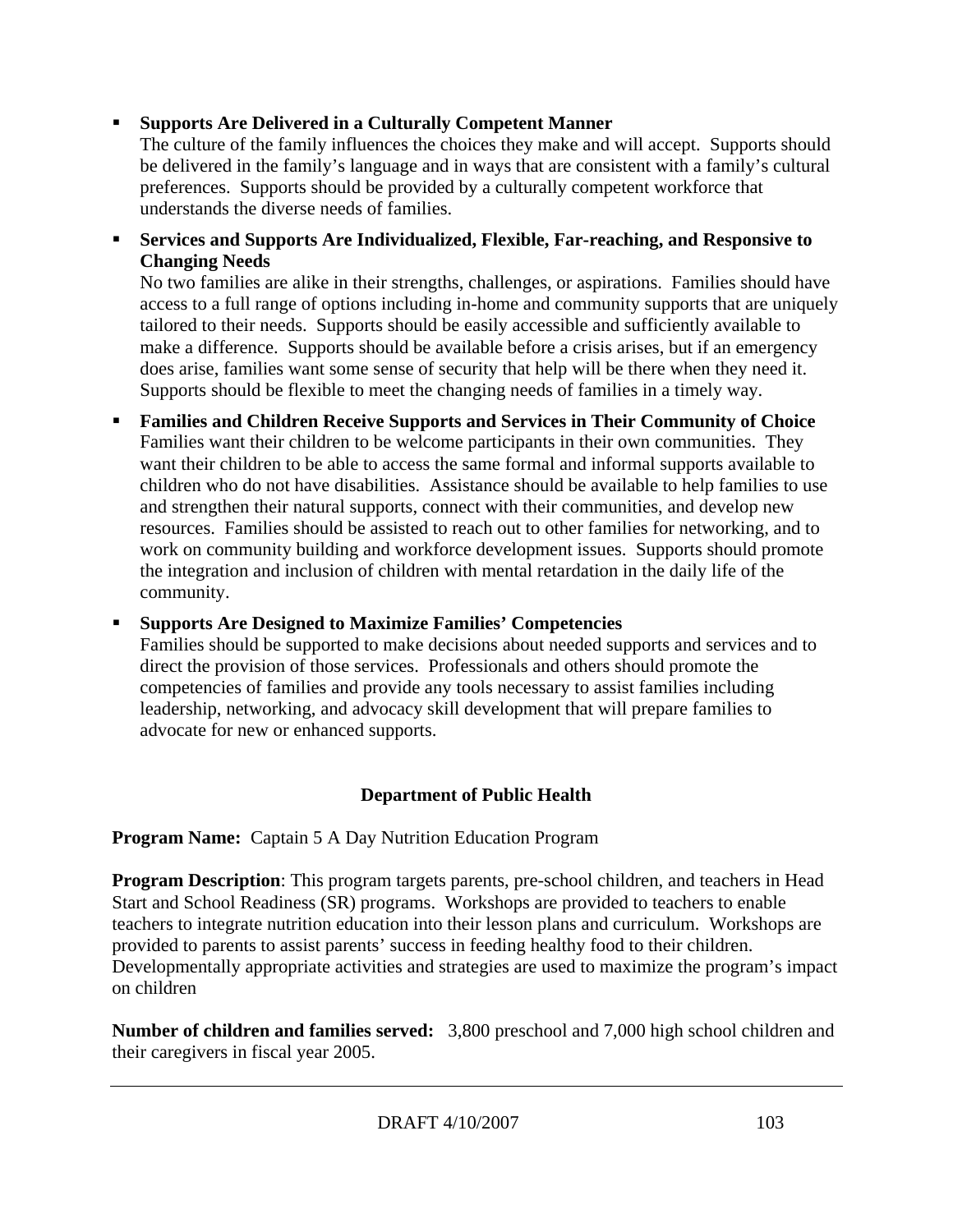- **Supports Are Delivered in a Culturally Competent Manner**
  The culture of the family influences the choices they make and will accept. Supports should be delivered in the family's language and in ways that are consistent with a family's cultural preferences. Supports should be provided by a culturally competent workforce that understands the diverse needs of families.

- **Services and Supports Are Individualized, Flexible, Far-reaching, and Responsive to Changing Needs**
  No two families are alike in their strengths, challenges, or aspirations. Families should have access to a full range of options including in-home and community supports that are uniquely tailored to their needs. Supports should be easily accessible and sufficiently available to make a difference. Supports should be available before a crisis arises, but if an emergency does arise, families want some sense of security that help will be there when they need it. Supports should be flexible to meet the changing needs of families in a timely way.

- **Families and Children Receive Supports and Services in Their Community of Choice**
  Families want their children to be welcome participants in their own communities. They want their children to be able to access the same formal and informal supports available to children who do not have disabilities. Assistance should be available to help families to use and strengthen their natural supports, connect with their communities, and develop new resources. Families should be assisted to reach out to other families for networking, and to work on community building and workforce development issues. Supports should promote the integration and inclusion of children with mental retardation in the daily life of the community.

- **Supports Are Designed to Maximize Families' Competencies**
  Families should be supported to make decisions about needed supports and services and to direct the provision of those services. Professionals and others should promote the competencies of families and provide any tools necessary to assist families including leadership, networking, and advocacy skill development that will prepare families to advocate for new or enhanced supports.

## Department of Public Health

**Program Name:** Captain 5 A Day Nutrition Education Program

**Program Description**: This program targets parents, pre-school children, and teachers in Head Start and School Readiness (SR) programs. Workshops are provided to teachers to enable teachers to integrate nutrition education into their lesson plans and curriculum. Workshops are provided to parents to assist parents' success in feeding healthy food to their children. Developmentally appropriate activities and strategies are used to maximize the program's impact on children

**Number of children and families served:** 3,800 preschool and 7,000 high school children and their caregivers in fiscal year 2005.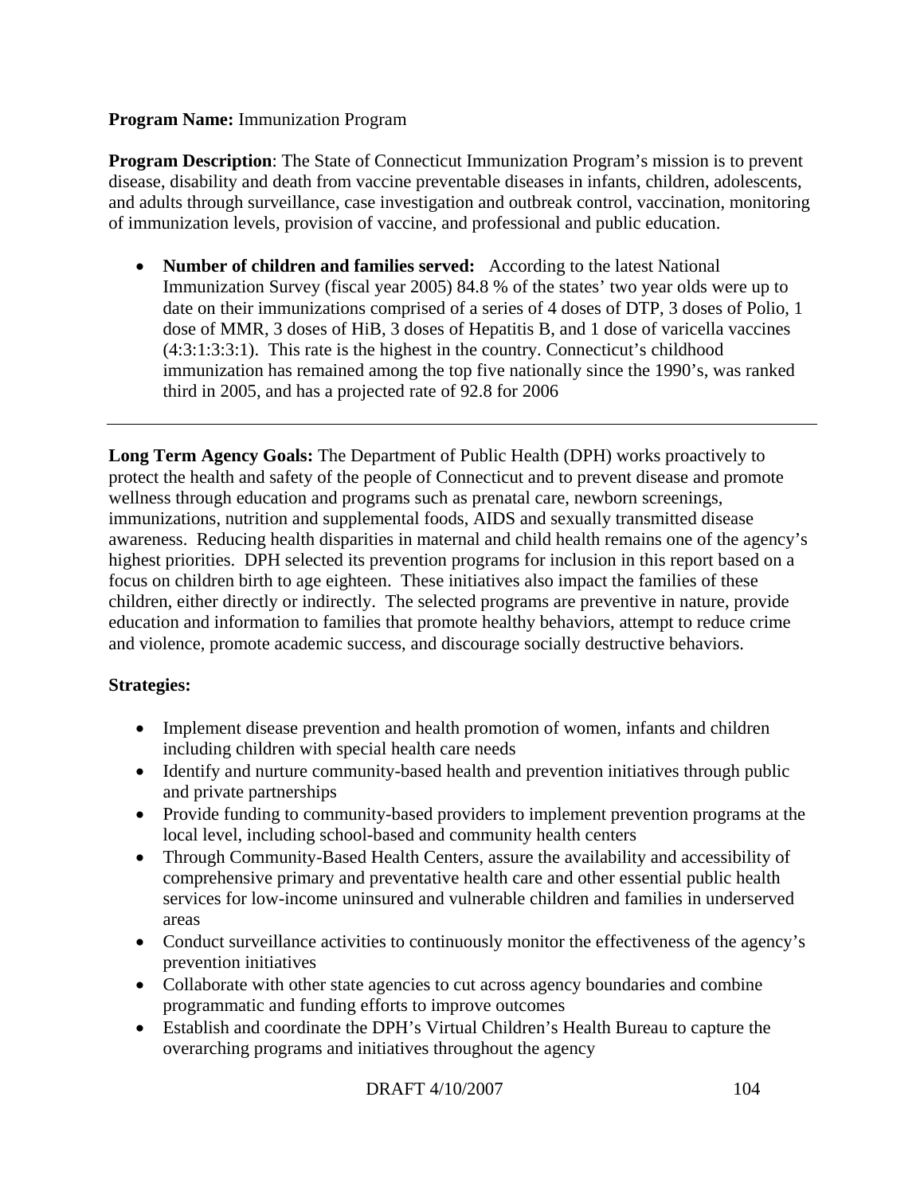**Program Name:** Immunization Program

**Program Description**: The State of Connecticut Immunization Program's mission is to prevent disease, disability and death from vaccine preventable diseases in infants, children, adolescents, and adults through surveillance, case investigation and outbreak control, vaccination, monitoring of immunization levels, provision of vaccine, and professional and public education.

- **Number of children and families served:** According to the latest National Immunization Survey (fiscal year 2005) 84.8 % of the states' two year olds were up to date on their immunizations comprised of a series of 4 doses of DTP, 3 doses of Polio, 1 dose of MMR, 3 doses of HiB, 3 doses of Hepatitis B, and 1 dose of varicella vaccines (4:3:1:3:3:1). This rate is the highest in the country. Connecticut's childhood immunization has remained among the top five nationally since the 1990's, was ranked third in 2005, and has a projected rate of 92.8 for 2006

---

**Long Term Agency Goals:** The Department of Public Health (DPH) works proactively to protect the health and safety of the people of Connecticut and to prevent disease and promote wellness through education and programs such as prenatal care, newborn screenings, immunizations, nutrition and supplemental foods, AIDS and sexually transmitted disease awareness. Reducing health disparities in maternal and child health remains one of the agency's highest priorities. DPH selected its prevention programs for inclusion in this report based on a focus on children birth to age eighteen. These initiatives also impact the families of these children, either directly or indirectly. The selected programs are preventive in nature, provide education and information to families that promote healthy behaviors, attempt to reduce crime and violence, promote academic success, and discourage socially destructive behaviors.

**Strategies:**

- Implement disease prevention and health promotion of women, infants and children including children with special health care needs
- Identify and nurture community-based health and prevention initiatives through public and private partnerships
- Provide funding to community-based providers to implement prevention programs at the local level, including school-based and community health centers
- Through Community-Based Health Centers, assure the availability and accessibility of comprehensive primary and preventative health care and other essential public health services for low-income uninsured and vulnerable children and families in underserved areas
- Conduct surveillance activities to continuously monitor the effectiveness of the agency's prevention initiatives
- Collaborate with other state agencies to cut across agency boundaries and combine programmatic and funding efforts to improve outcomes
- Establish and coordinate the DPH's Virtual Children's Health Bureau to capture the overarching programs and initiatives throughout the agency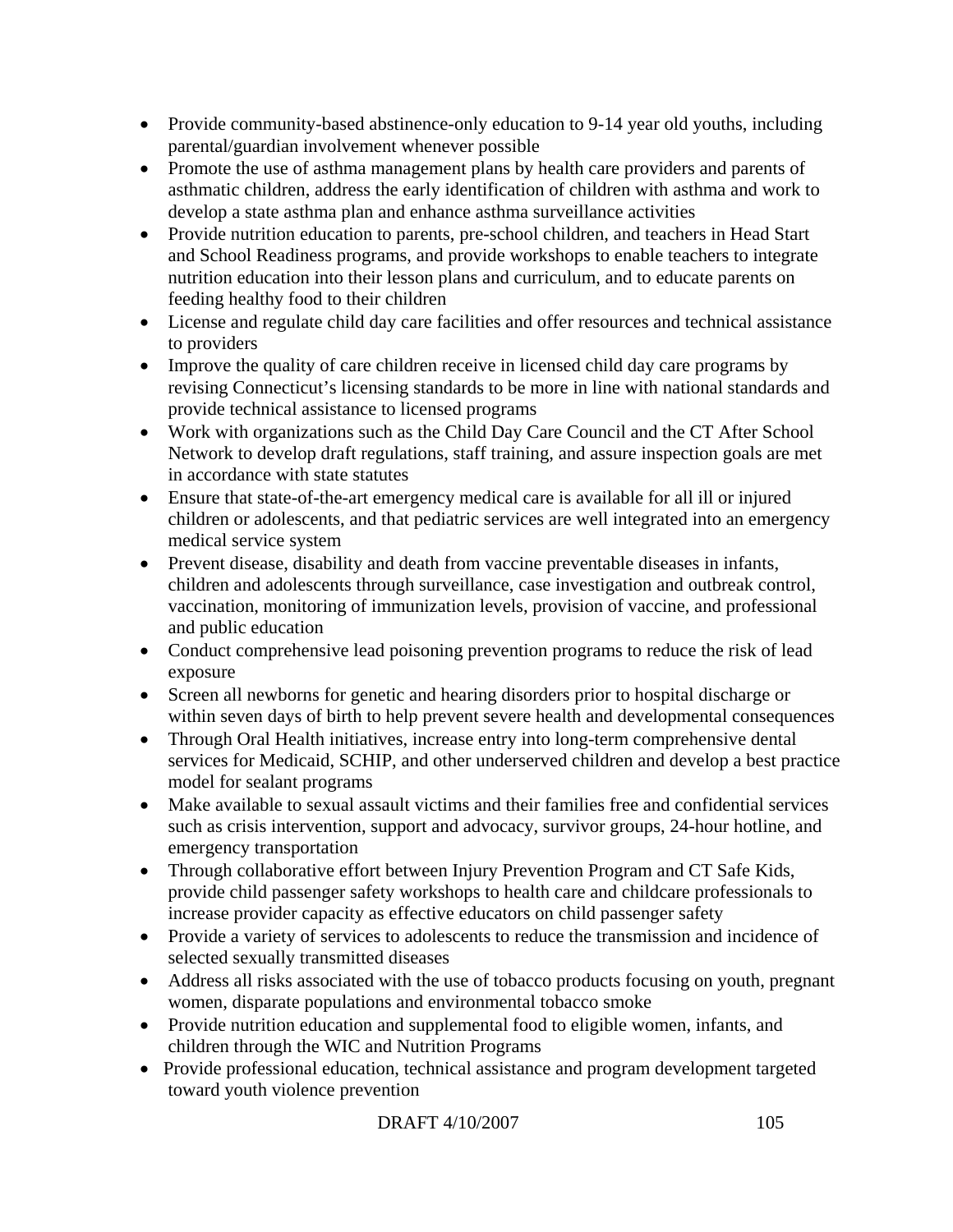- Provide community-based abstinence-only education to 9-14 year old youths, including parental/guardian involvement whenever possible
- Promote the use of asthma management plans by health care providers and parents of asthmatic children, address the early identification of children with asthma and work to develop a state asthma plan and enhance asthma surveillance activities
- Provide nutrition education to parents, pre-school children, and teachers in Head Start and School Readiness programs, and provide workshops to enable teachers to integrate nutrition education into their lesson plans and curriculum, and to educate parents on feeding healthy food to their children
- License and regulate child day care facilities and offer resources and technical assistance to providers
- Improve the quality of care children receive in licensed child day care programs by revising Connecticut's licensing standards to be more in line with national standards and provide technical assistance to licensed programs
- Work with organizations such as the Child Day Care Council and the CT After School Network to develop draft regulations, staff training, and assure inspection goals are met in accordance with state statutes
- Ensure that state-of-the-art emergency medical care is available for all ill or injured children or adolescents, and that pediatric services are well integrated into an emergency medical service system
- Prevent disease, disability and death from vaccine preventable diseases in infants, children and adolescents through surveillance, case investigation and outbreak control, vaccination, monitoring of immunization levels, provision of vaccine, and professional and public education
- Conduct comprehensive lead poisoning prevention programs to reduce the risk of lead exposure
- Screen all newborns for genetic and hearing disorders prior to hospital discharge or within seven days of birth to help prevent severe health and developmental consequences
- Through Oral Health initiatives, increase entry into long-term comprehensive dental services for Medicaid, SCHIP, and other underserved children and develop a best practice model for sealant programs
- Make available to sexual assault victims and their families free and confidential services such as crisis intervention, support and advocacy, survivor groups, 24-hour hotline, and emergency transportation
- Through collaborative effort between Injury Prevention Program and CT Safe Kids, provide child passenger safety workshops to health care and childcare professionals to increase provider capacity as effective educators on child passenger safety
- Provide a variety of services to adolescents to reduce the transmission and incidence of selected sexually transmitted diseases
- Address all risks associated with the use of tobacco products focusing on youth, pregnant women, disparate populations and environmental tobacco smoke
- Provide nutrition education and supplemental food to eligible women, infants, and children through the WIC and Nutrition Programs
- Provide professional education, technical assistance and program development targeted toward youth violence prevention

DRAFT 4/10/2007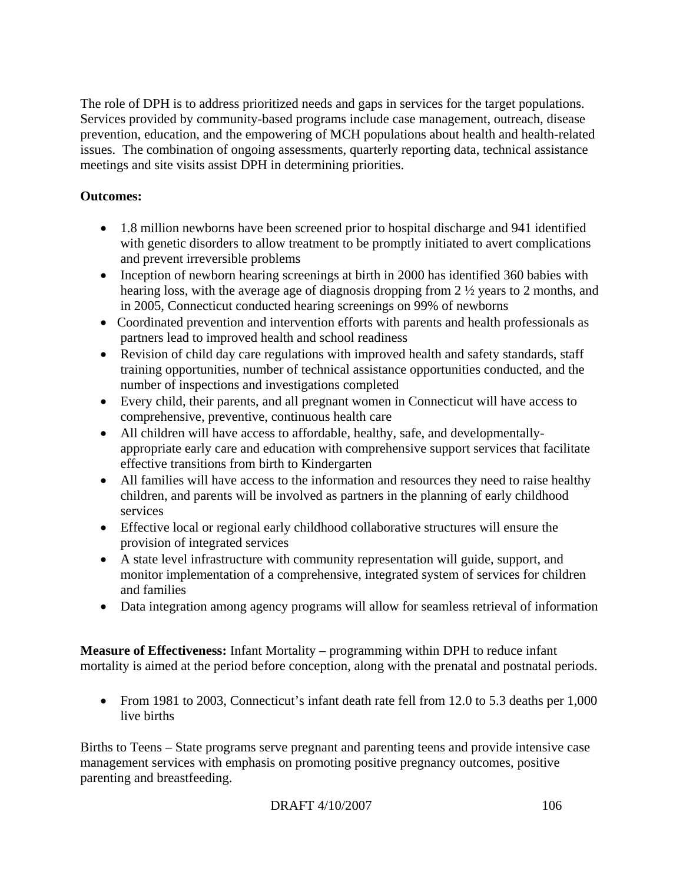The role of DPH is to address prioritized needs and gaps in services for the target populations. Services provided by community-based programs include case management, outreach, disease prevention, education, and the empowering of MCH populations about health and health-related issues. The combination of ongoing assessments, quarterly reporting data, technical assistance meetings and site visits assist DPH in determining priorities.

**Outcomes:**

- 1.8 million newborns have been screened prior to hospital discharge and 941 identified with genetic disorders to allow treatment to be promptly initiated to avert complications and prevent irreversible problems
- Inception of newborn hearing screenings at birth in 2000 has identified 360 babies with hearing loss, with the average age of diagnosis dropping from 2 ½ years to 2 months, and in 2005, Connecticut conducted hearing screenings on 99% of newborns
- Coordinated prevention and intervention efforts with parents and health professionals as partners lead to improved health and school readiness
- Revision of child day care regulations with improved health and safety standards, staff training opportunities, number of technical assistance opportunities conducted, and the number of inspections and investigations completed
- Every child, their parents, and all pregnant women in Connecticut will have access to comprehensive, preventive, continuous health care
- All children will have access to affordable, healthy, safe, and developmentally-appropriate early care and education with comprehensive support services that facilitate effective transitions from birth to Kindergarten
- All families will have access to the information and resources they need to raise healthy children, and parents will be involved as partners in the planning of early childhood services
- Effective local or regional early childhood collaborative structures will ensure the provision of integrated services
- A state level infrastructure with community representation will guide, support, and monitor implementation of a comprehensive, integrated system of services for children and families
- Data integration among agency programs will allow for seamless retrieval of information

**Measure of Effectiveness:** Infant Mortality – programming within DPH to reduce infant mortality is aimed at the period before conception, along with the prenatal and postnatal periods.

- From 1981 to 2003, Connecticut's infant death rate fell from 12.0 to 5.3 deaths per 1,000 live births

Births to Teens – State programs serve pregnant and parenting teens and provide intensive case management services with emphasis on promoting positive pregnancy outcomes, positive parenting and breastfeeding.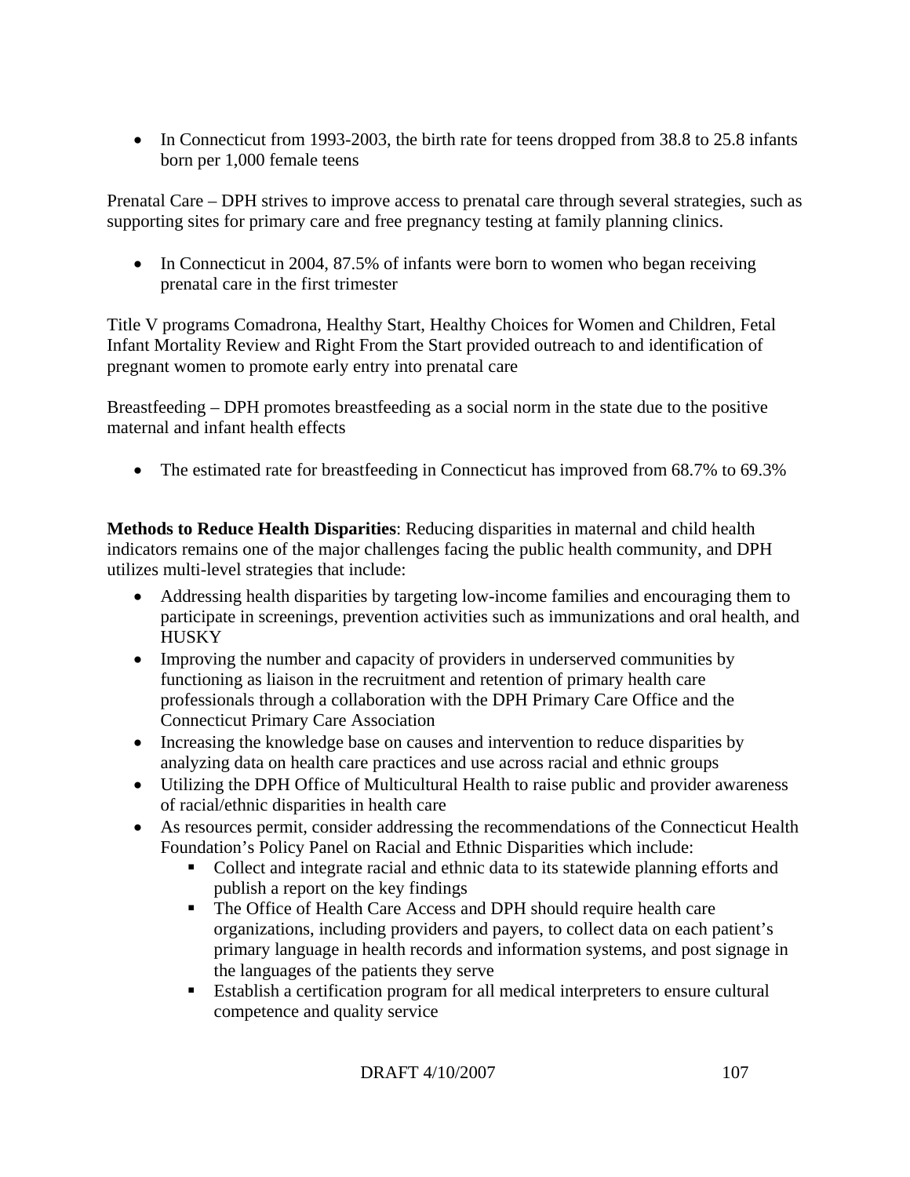- In Connecticut from 1993-2003, the birth rate for teens dropped from 38.8 to 25.8 infants born per 1,000 female teens

Prenatal Care – DPH strives to improve access to prenatal care through several strategies, such as supporting sites for primary care and free pregnancy testing at family planning clinics.

- In Connecticut in 2004, 87.5% of infants were born to women who began receiving prenatal care in the first trimester

Title V programs Comadrona, Healthy Start, Healthy Choices for Women and Children, Fetal Infant Mortality Review and Right From the Start provided outreach to and identification of pregnant women to promote early entry into prenatal care

Breastfeeding – DPH promotes breastfeeding as a social norm in the state due to the positive maternal and infant health effects

- The estimated rate for breastfeeding in Connecticut has improved from 68.7% to 69.3%

**Methods to Reduce Health Disparities**: Reducing disparities in maternal and child health indicators remains one of the major challenges facing the public health community, and DPH utilizes multi-level strategies that include:

- Addressing health disparities by targeting low-income families and encouraging them to participate in screenings, prevention activities such as immunizations and oral health, and HUSKY
- Improving the number and capacity of providers in underserved communities by functioning as liaison in the recruitment and retention of primary health care professionals through a collaboration with the DPH Primary Care Office and the Connecticut Primary Care Association
- Increasing the knowledge base on causes and intervention to reduce disparities by analyzing data on health care practices and use across racial and ethnic groups
- Utilizing the DPH Office of Multicultural Health to raise public and provider awareness of racial/ethnic disparities in health care
- As resources permit, consider addressing the recommendations of the Connecticut Health Foundation's Policy Panel on Racial and Ethnic Disparities which include:
    - Collect and integrate racial and ethnic data to its statewide planning efforts and publish a report on the key findings
    - The Office of Health Care Access and DPH should require health care organizations, including providers and payers, to collect data on each patient's primary language in health records and information systems, and post signage in the languages of the patients they serve
    - Establish a certification program for all medical interpreters to ensure cultural competence and quality service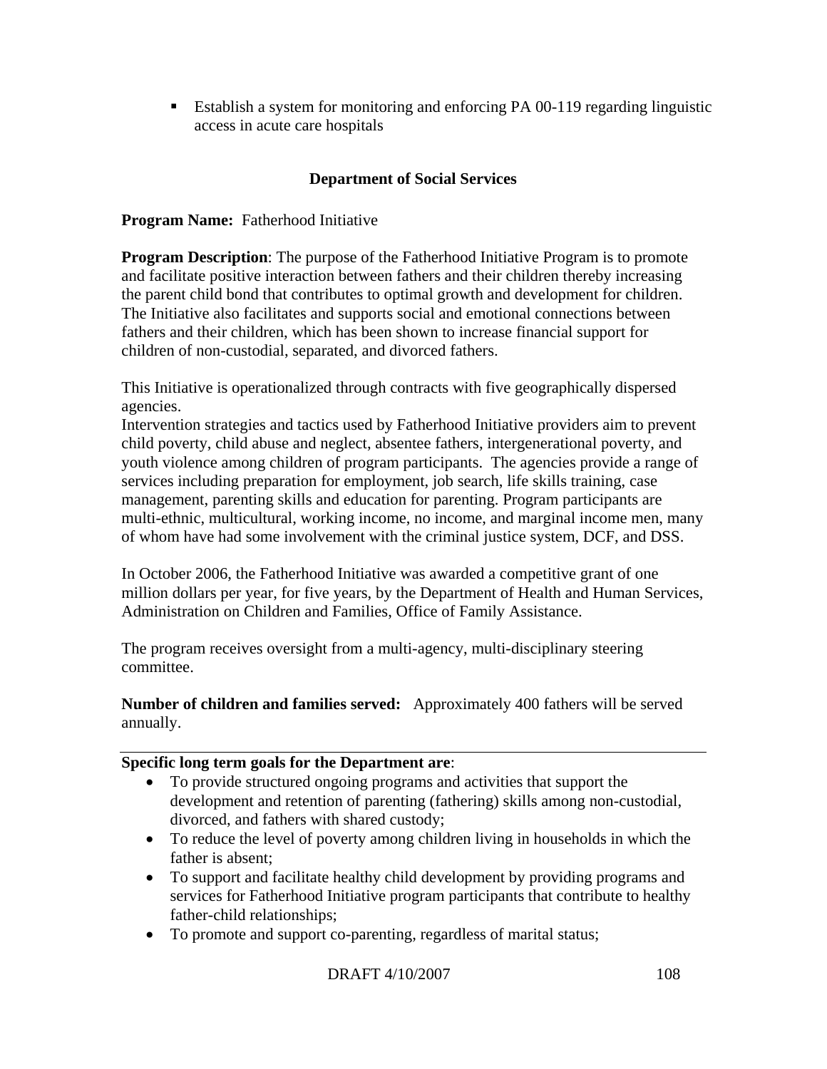- Establish a system for monitoring and enforcing PA 00-119 regarding linguistic access in acute care hospitals

### Department of Social Services

**Program Name:** Fatherhood Initiative

**Program Description**: The purpose of the Fatherhood Initiative Program is to promote and facilitate positive interaction between fathers and their children thereby increasing the parent child bond that contributes to optimal growth and development for children. The Initiative also facilitates and supports social and emotional connections between fathers and their children, which has been shown to increase financial support for children of non-custodial, separated, and divorced fathers.

This Initiative is operationalized through contracts with five geographically dispersed agencies.
Intervention strategies and tactics used by Fatherhood Initiative providers aim to prevent child poverty, child abuse and neglect, absentee fathers, intergenerational poverty, and youth violence among children of program participants. The agencies provide a range of services including preparation for employment, job search, life skills training, case management, parenting skills and education for parenting. Program participants are multi-ethnic, multicultural, working income, no income, and marginal income men, many of whom have had some involvement with the criminal justice system, DCF, and DSS.

In October 2006, the Fatherhood Initiative was awarded a competitive grant of one million dollars per year, for five years, by the Department of Health and Human Services, Administration on Children and Families, Office of Family Assistance.

The program receives oversight from a multi-agency, multi-disciplinary steering committee.

**Number of children and families served:** Approximately 400 fathers will be served annually.

---

**Specific long term goals for the Department are**:

- To provide structured ongoing programs and activities that support the development and retention of parenting (fathering) skills among non-custodial, divorced, and fathers with shared custody;
- To reduce the level of poverty among children living in households in which the father is absent;
- To support and facilitate healthy child development by providing programs and services for Fatherhood Initiative program participants that contribute to healthy father-child relationships;
- To promote and support co-parenting, regardless of marital status;

DRAFT 4/10/2007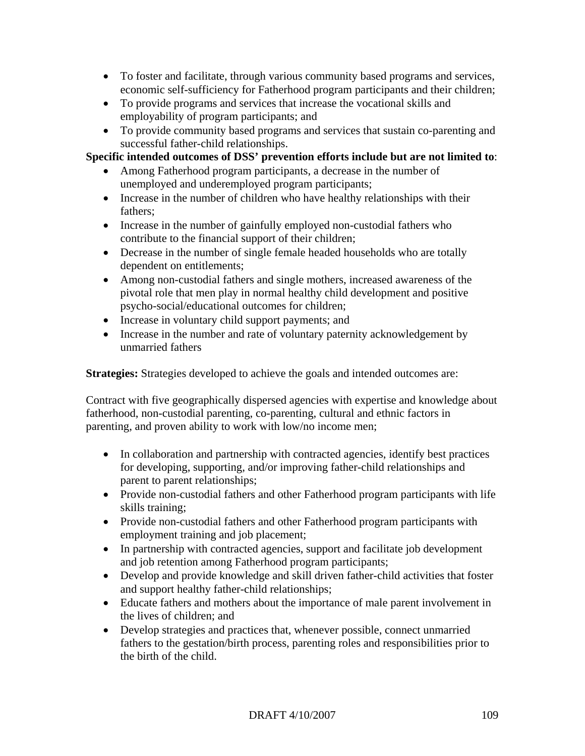- To foster and facilitate, through various community based programs and services, economic self-sufficiency for Fatherhood program participants and their children;
- To provide programs and services that increase the vocational skills and employability of program participants; and
- To provide community based programs and services that sustain co-parenting and successful father-child relationships.

**Specific intended outcomes of DSS' prevention efforts include but are not limited to**:

- Among Fatherhood program participants, a decrease in the number of unemployed and underemployed program participants;
- Increase in the number of children who have healthy relationships with their fathers;
- Increase in the number of gainfully employed non-custodial fathers who contribute to the financial support of their children;
- Decrease in the number of single female headed households who are totally dependent on entitlements;
- Among non-custodial fathers and single mothers, increased awareness of the pivotal role that men play in normal healthy child development and positive psycho-social/educational outcomes for children;
- Increase in voluntary child support payments; and
- Increase in the number and rate of voluntary paternity acknowledgement by unmarried fathers

**Strategies:** Strategies developed to achieve the goals and intended outcomes are:

Contract with five geographically dispersed agencies with expertise and knowledge about fatherhood, non-custodial parenting, co-parenting, cultural and ethnic factors in parenting, and proven ability to work with low/no income men;

- In collaboration and partnership with contracted agencies, identify best practices for developing, supporting, and/or improving father-child relationships and parent to parent relationships;
- Provide non-custodial fathers and other Fatherhood program participants with life skills training;
- Provide non-custodial fathers and other Fatherhood program participants with employment training and job placement;
- In partnership with contracted agencies, support and facilitate job development and job retention among Fatherhood program participants;
- Develop and provide knowledge and skill driven father-child activities that foster and support healthy father-child relationships;
- Educate fathers and mothers about the importance of male parent involvement in the lives of children; and
- Develop strategies and practices that, whenever possible, connect unmarried fathers to the gestation/birth process, parenting roles and responsibilities prior to the birth of the child.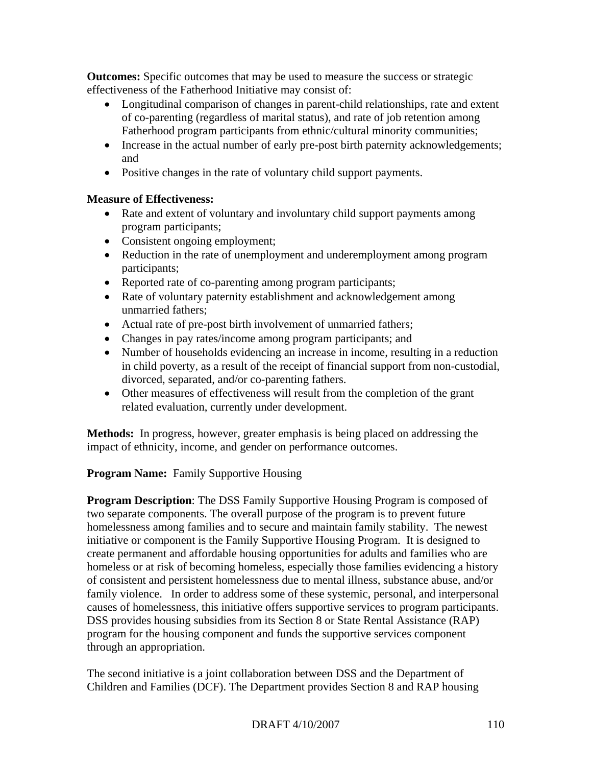**Outcomes:** Specific outcomes that may be used to measure the success or strategic effectiveness of the Fatherhood Initiative may consist of:

- Longitudinal comparison of changes in parent-child relationships, rate and extent of co-parenting (regardless of marital status), and rate of job retention among Fatherhood program participants from ethnic/cultural minority communities;
- Increase in the actual number of early pre-post birth paternity acknowledgements; and
- Positive changes in the rate of voluntary child support payments.

**Measure of Effectiveness:**

- Rate and extent of voluntary and involuntary child support payments among program participants;
- Consistent ongoing employment;
- Reduction in the rate of unemployment and underemployment among program participants;
- Reported rate of co-parenting among program participants;
- Rate of voluntary paternity establishment and acknowledgement among unmarried fathers;
- Actual rate of pre-post birth involvement of unmarried fathers;
- Changes in pay rates/income among program participants; and
- Number of households evidencing an increase in income, resulting in a reduction in child poverty, as a result of the receipt of financial support from non-custodial, divorced, separated, and/or co-parenting fathers.
- Other measures of effectiveness will result from the completion of the grant related evaluation, currently under development.

**Methods:** In progress, however, greater emphasis is being placed on addressing the impact of ethnicity, income, and gender on performance outcomes.

**Program Name:** Family Supportive Housing

**Program Description**: The DSS Family Supportive Housing Program is composed of two separate components. The overall purpose of the program is to prevent future homelessness among families and to secure and maintain family stability. The newest initiative or component is the Family Supportive Housing Program. It is designed to create permanent and affordable housing opportunities for adults and families who are homeless or at risk of becoming homeless, especially those families evidencing a history of consistent and persistent homelessness due to mental illness, substance abuse, and/or family violence. In order to address some of these systemic, personal, and interpersonal causes of homelessness, this initiative offers supportive services to program participants. DSS provides housing subsidies from its Section 8 or State Rental Assistance (RAP) program for the housing component and funds the supportive services component through an appropriation.

The second initiative is a joint collaboration between DSS and the Department of Children and Families (DCF). The Department provides Section 8 and RAP housing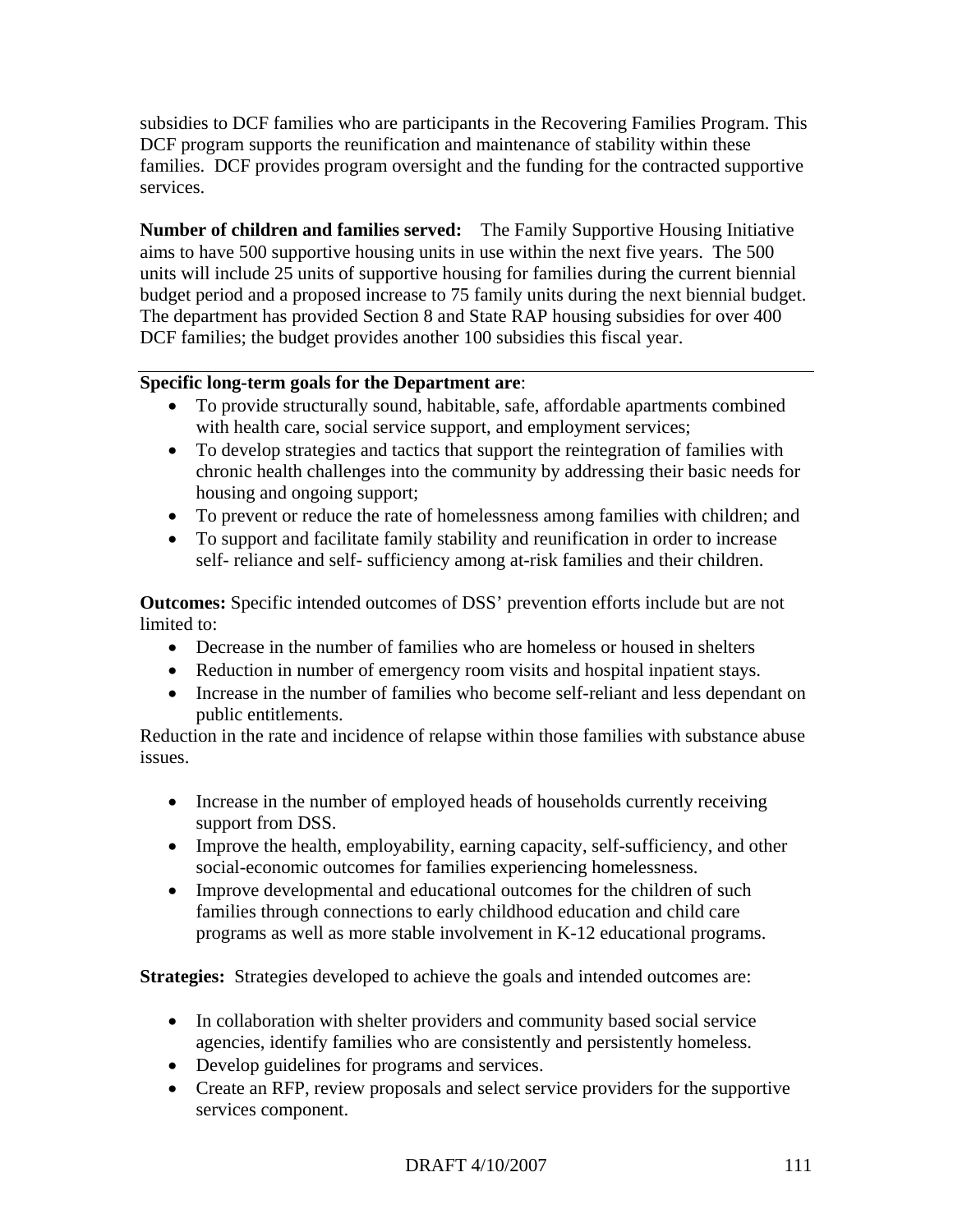subsidies to DCF families who are participants in the Recovering Families Program. This DCF program supports the reunification and maintenance of stability within these families. DCF provides program oversight and the funding for the contracted supportive services.

**Number of children and families served:** The Family Supportive Housing Initiative aims to have 500 supportive housing units in use within the next five years. The 500 units will include 25 units of supportive housing for families during the current biennial budget period and a proposed increase to 75 family units during the next biennial budget. The department has provided Section 8 and State RAP housing subsidies for over 400 DCF families; the budget provides another 100 subsidies this fiscal year.

---

**Specific long-term goals for the Department are**:

- To provide structurally sound, habitable, safe, affordable apartments combined with health care, social service support, and employment services;
- To develop strategies and tactics that support the reintegration of families with chronic health challenges into the community by addressing their basic needs for housing and ongoing support;
- To prevent or reduce the rate of homelessness among families with children; and
- To support and facilitate family stability and reunification in order to increase self- reliance and self- sufficiency among at-risk families and their children.

**Outcomes:** Specific intended outcomes of DSS' prevention efforts include but are not limited to:

- Decrease in the number of families who are homeless or housed in shelters
- Reduction in number of emergency room visits and hospital inpatient stays.
- Increase in the number of families who become self-reliant and less dependant on public entitlements.

Reduction in the rate and incidence of relapse within those families with substance abuse issues.

- Increase in the number of employed heads of households currently receiving support from DSS.
- Improve the health, employability, earning capacity, self-sufficiency, and other social-economic outcomes for families experiencing homelessness.
- Improve developmental and educational outcomes for the children of such families through connections to early childhood education and child care programs as well as more stable involvement in K-12 educational programs.

**Strategies:** Strategies developed to achieve the goals and intended outcomes are:

- In collaboration with shelter providers and community based social service agencies, identify families who are consistently and persistently homeless.
- Develop guidelines for programs and services.
- Create an RFP, review proposals and select service providers for the supportive services component.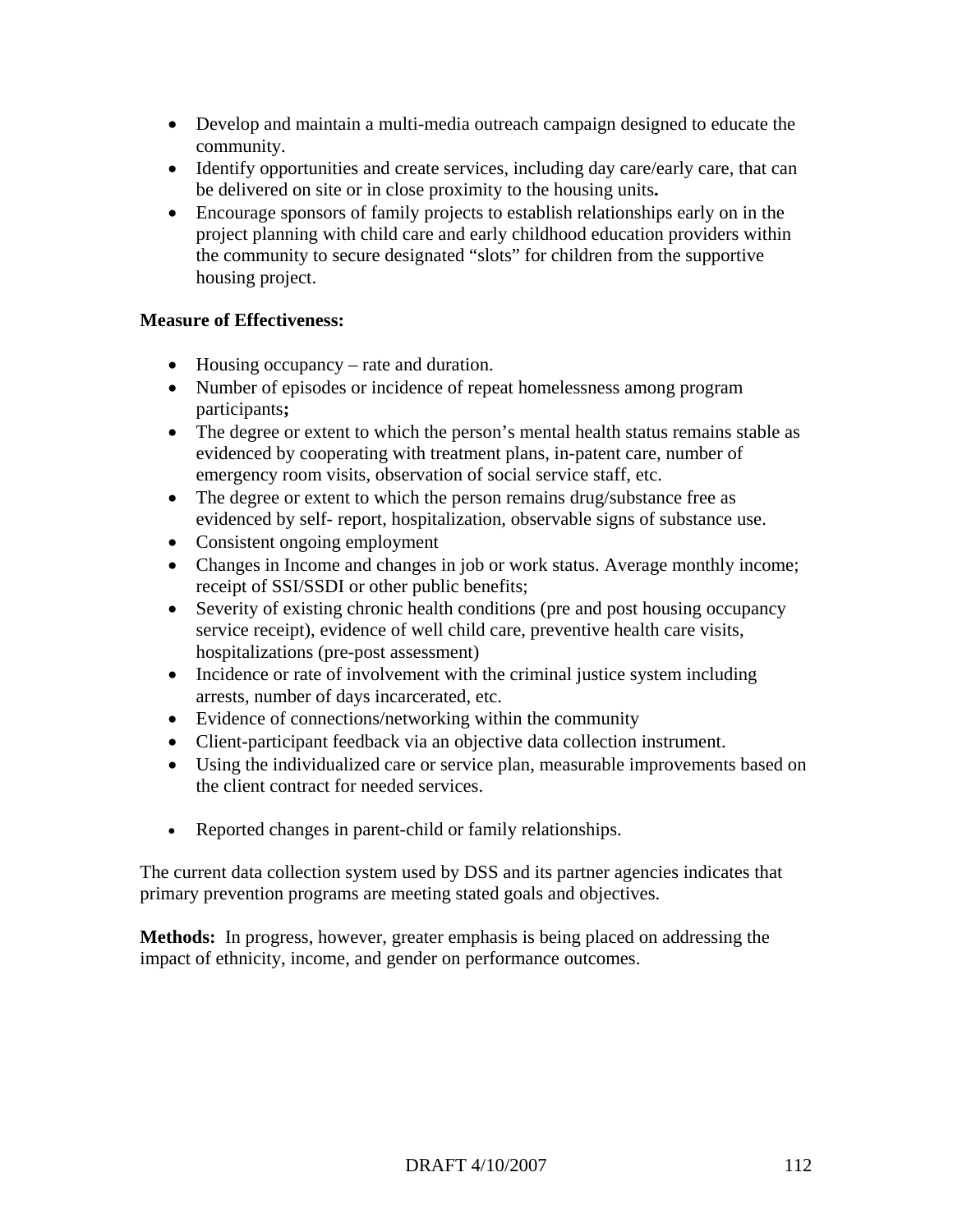- Develop and maintain a multi-media outreach campaign designed to educate the community.
- Identify opportunities and create services, including day care/early care, that can be delivered on site or in close proximity to the housing units**.**
- Encourage sponsors of family projects to establish relationships early on in the project planning with child care and early childhood education providers within the community to secure designated "slots" for children from the supportive housing project.

**Measure of Effectiveness:**

- Housing occupancy – rate and duration.
- Number of episodes or incidence of repeat homelessness among program participants**;**
- The degree or extent to which the person's mental health status remains stable as evidenced by cooperating with treatment plans, in-patent care, number of emergency room visits, observation of social service staff, etc.
- The degree or extent to which the person remains drug/substance free as evidenced by self- report, hospitalization, observable signs of substance use.
- Consistent ongoing employment
- Changes in Income and changes in job or work status. Average monthly income; receipt of SSI/SSDI or other public benefits;
- Severity of existing chronic health conditions (pre and post housing occupancy service receipt), evidence of well child care, preventive health care visits, hospitalizations (pre-post assessment)
- Incidence or rate of involvement with the criminal justice system including arrests, number of days incarcerated, etc.
- Evidence of connections/networking within the community
- Client-participant feedback via an objective data collection instrument.
- Using the individualized care or service plan, measurable improvements based on the client contract for needed services.
- Reported changes in parent-child or family relationships.

The current data collection system used by DSS and its partner agencies indicates that primary prevention programs are meeting stated goals and objectives.

**Methods:** In progress, however, greater emphasis is being placed on addressing the impact of ethnicity, income, and gender on performance outcomes.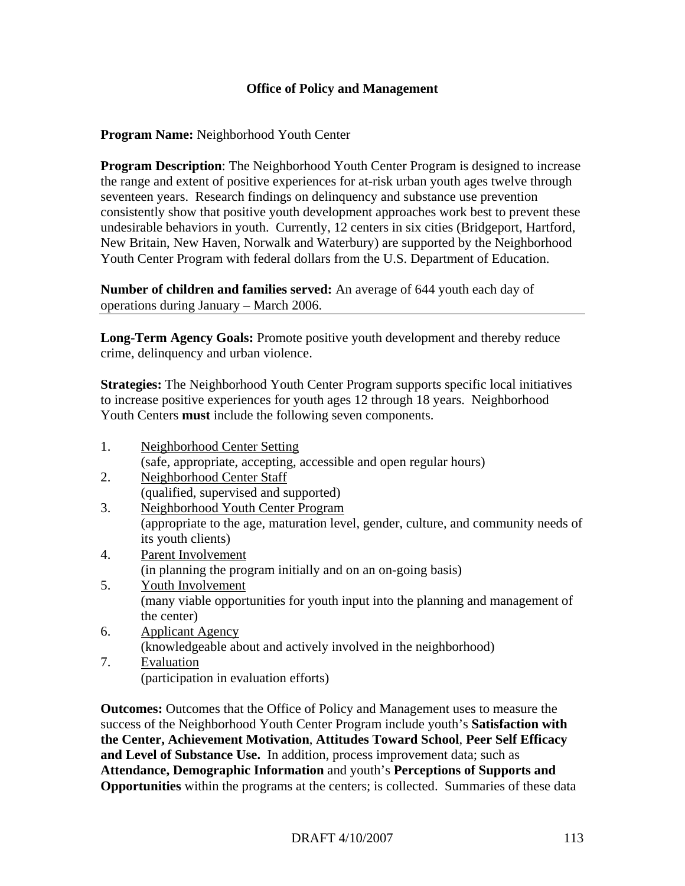**Office of Policy and Management**

**Program Name:** Neighborhood Youth Center

**Program Description**: The Neighborhood Youth Center Program is designed to increase the range and extent of positive experiences for at-risk urban youth ages twelve through seventeen years. Research findings on delinquency and substance use prevention consistently show that positive youth development approaches work best to prevent these undesirable behaviors in youth. Currently, 12 centers in six cities (Bridgeport, Hartford, New Britain, New Haven, Norwalk and Waterbury) are supported by the Neighborhood Youth Center Program with federal dollars from the U.S. Department of Education.

**Number of children and families served:** An average of 644 youth each day of operations during January – March 2006.

---

**Long-Term Agency Goals:** Promote positive youth development and thereby reduce crime, delinquency and urban violence.

**Strategies:** The Neighborhood Youth Center Program supports specific local initiatives to increase positive experiences for youth ages 12 through 18 years. Neighborhood Youth Centers **must** include the following seven components.

1. Neighborhood Center Setting
   (safe, appropriate, accepting, accessible and open regular hours)
2. Neighborhood Center Staff
   (qualified, supervised and supported)
3. Neighborhood Youth Center Program
   (appropriate to the age, maturation level, gender, culture, and community needs of its youth clients)
4. Parent Involvement
   (in planning the program initially and on an on-going basis)
5. Youth Involvement
   (many viable opportunities for youth input into the planning and management of the center)
6. Applicant Agency
   (knowledgeable about and actively involved in the neighborhood)
7. Evaluation
   (participation in evaluation efforts)

**Outcomes:** Outcomes that the Office of Policy and Management uses to measure the success of the Neighborhood Youth Center Program include youth's **Satisfaction with the Center, Achievement Motivation**, **Attitudes Toward School**, **Peer Self Efficacy and Level of Substance Use.** In addition, process improvement data; such as **Attendance, Demographic Information** and youth's **Perceptions of Supports and Opportunities** within the programs at the centers; is collected. Summaries of these data

DRAFT 4/10/2007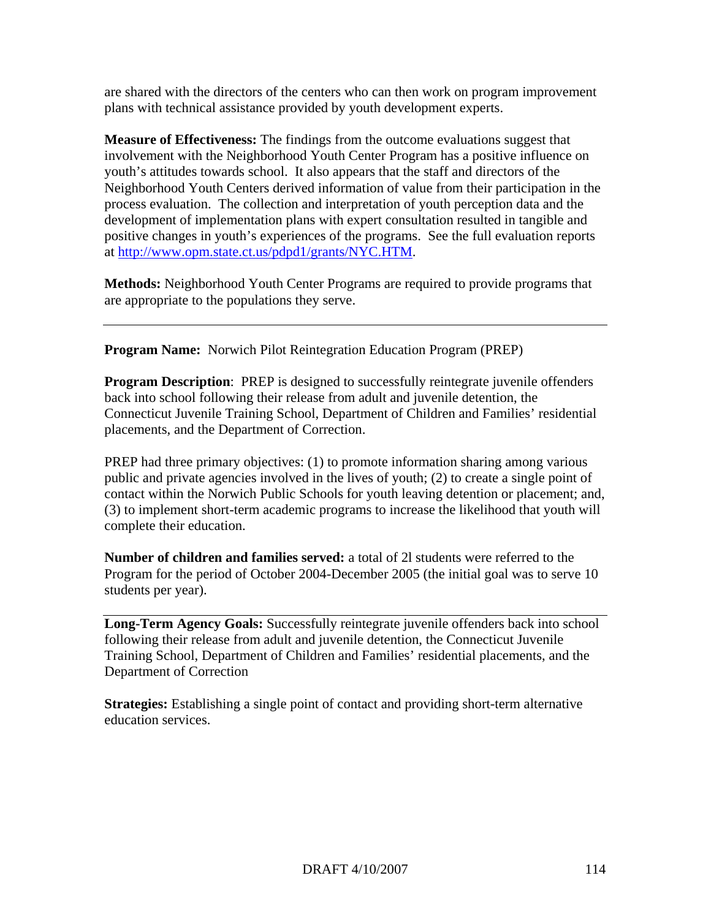are shared with the directors of the centers who can then work on program improvement plans with technical assistance provided by youth development experts.

**Measure of Effectiveness:** The findings from the outcome evaluations suggest that involvement with the Neighborhood Youth Center Program has a positive influence on youth's attitudes towards school. It also appears that the staff and directors of the Neighborhood Youth Centers derived information of value from their participation in the process evaluation. The collection and interpretation of youth perception data and the development of implementation plans with expert consultation resulted in tangible and positive changes in youth's experiences of the programs. See the full evaluation reports at http://www.opm.state.ct.us/pdpd1/grants/NYC.HTM.

**Methods:** Neighborhood Youth Center Programs are required to provide programs that are appropriate to the populations they serve.

---

**Program Name:** Norwich Pilot Reintegration Education Program (PREP)

**Program Description**: PREP is designed to successfully reintegrate juvenile offenders back into school following their release from adult and juvenile detention, the Connecticut Juvenile Training School, Department of Children and Families' residential placements, and the Department of Correction.

PREP had three primary objectives: (1) to promote information sharing among various public and private agencies involved in the lives of youth; (2) to create a single point of contact within the Norwich Public Schools for youth leaving detention or placement; and, (3) to implement short-term academic programs to increase the likelihood that youth will complete their education.

**Number of children and families served:** a total of 2l students were referred to the Program for the period of October 2004-December 2005 (the initial goal was to serve 10 students per year).

---

**Long-Term Agency Goals:** Successfully reintegrate juvenile offenders back into school following their release from adult and juvenile detention, the Connecticut Juvenile Training School, Department of Children and Families' residential placements, and the Department of Correction

**Strategies:** Establishing a single point of contact and providing short-term alternative education services.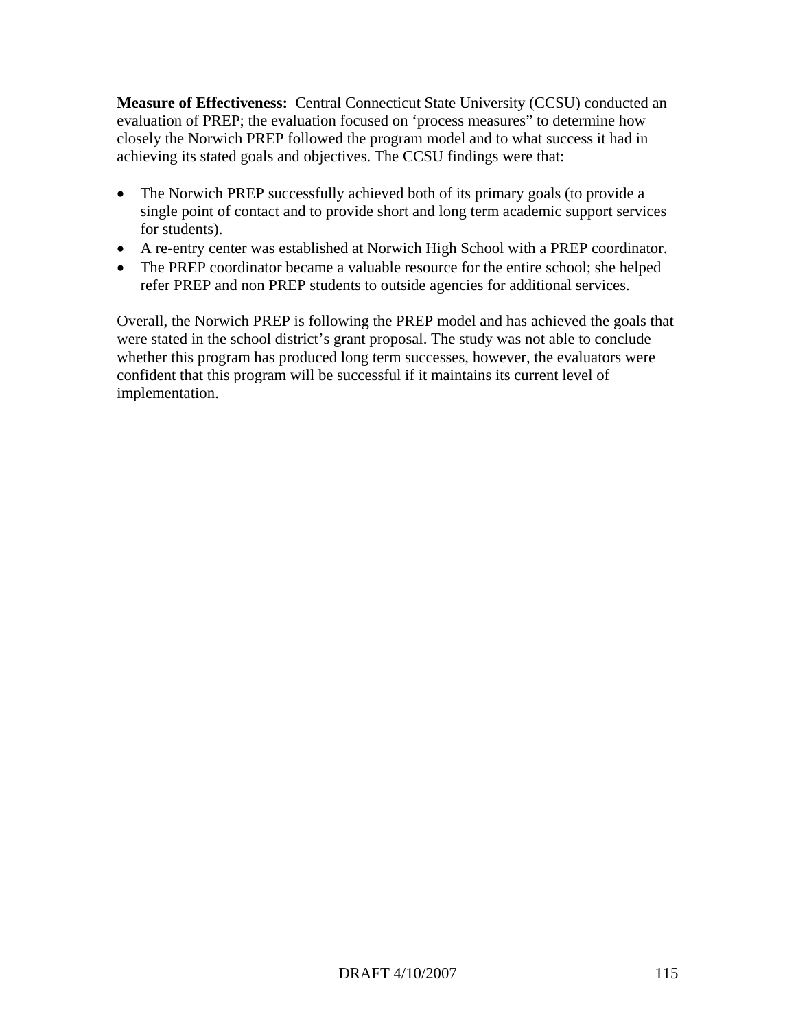**Measure of Effectiveness:** Central Connecticut State University (CCSU) conducted an evaluation of PREP; the evaluation focused on 'process measures" to determine how closely the Norwich PREP followed the program model and to what success it had in achieving its stated goals and objectives. The CCSU findings were that:

- The Norwich PREP successfully achieved both of its primary goals (to provide a single point of contact and to provide short and long term academic support services for students).
- A re-entry center was established at Norwich High School with a PREP coordinator.
- The PREP coordinator became a valuable resource for the entire school; she helped refer PREP and non PREP students to outside agencies for additional services.

Overall, the Norwich PREP is following the PREP model and has achieved the goals that were stated in the school district's grant proposal. The study was not able to conclude whether this program has produced long term successes, however, the evaluators were confident that this program will be successful if it maintains its current level of implementation.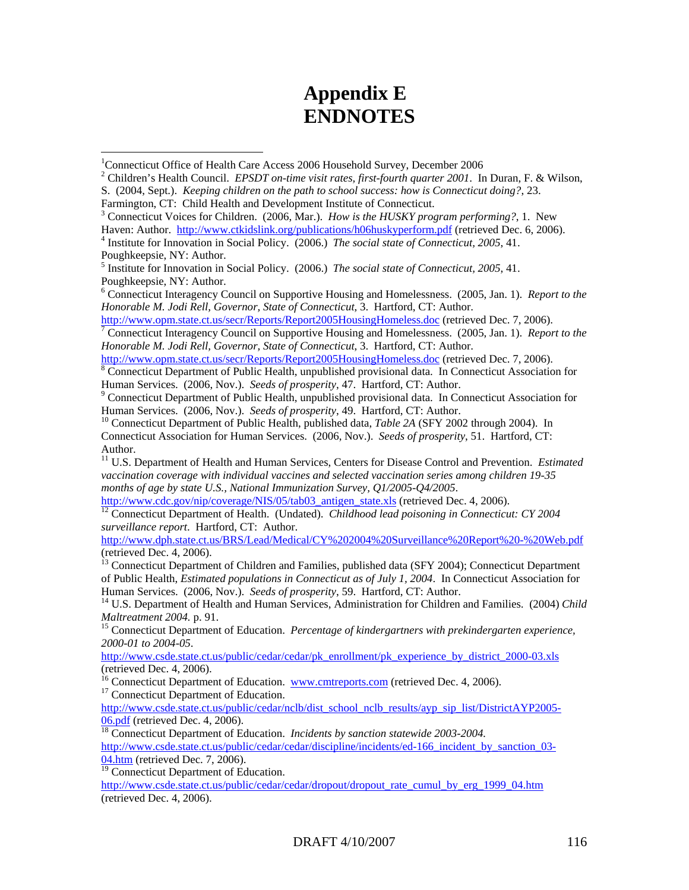# Appendix E
# ENDNOTES

[1]Connecticut Office of Health Care Access 2006 Household Survey, December 2006

[2] Children's Health Council. *EPSDT on-time visit rates, first-fourth quarter 2001*. In Duran, F. & Wilson, S. (2004, Sept.). *Keeping children on the path to school success: how is Connecticut doing?*, 23. Farmington, CT: Child Health and Development Institute of Connecticut.

[3] Connecticut Voices for Children. (2006, Mar.). *How is the HUSKY program performing?*, 1. New Haven: Author. http://www.ctkidslink.org/publications/h06huskyperform.pdf (retrieved Dec. 6, 2006).

[4] Institute for Innovation in Social Policy. (2006.) *The social state of Connecticut, 2005*, 41. Poughkeepsie, NY: Author.

[5] Institute for Innovation in Social Policy. (2006.) *The social state of Connecticut, 2005*, 41. Poughkeepsie, NY: Author.

[6] Connecticut Interagency Council on Supportive Housing and Homelessness. (2005, Jan. 1). *Report to the Honorable M. Jodi Rell, Governor, State of Connecticut*, 3. Hartford, CT: Author. http://www.opm.state.ct.us/secr/Reports/Report2005HousingHomeless.doc (retrieved Dec. 7, 2006).

[7] Connecticut Interagency Council on Supportive Housing and Homelessness. (2005, Jan. 1). *Report to the Honorable M. Jodi Rell, Governor, State of Connecticut*, 3. Hartford, CT: Author. http://www.opm.state.ct.us/secr/Reports/Report2005HousingHomeless.doc (retrieved Dec. 7, 2006).

[8] Connecticut Department of Public Health, unpublished provisional data. In Connecticut Association for Human Services. (2006, Nov.). *Seeds of prosperity*, 47. Hartford, CT: Author.

[9] Connecticut Department of Public Health, unpublished provisional data. In Connecticut Association for Human Services. (2006, Nov.). *Seeds of prosperity*, 49. Hartford, CT: Author.

[10] Connecticut Department of Public Health, published data, *Table 2A* (SFY 2002 through 2004). In Connecticut Association for Human Services. (2006, Nov.). *Seeds of prosperity*, 51. Hartford, CT: Author.

[11] U.S. Department of Health and Human Services, Centers for Disease Control and Prevention. *Estimated vaccination coverage with individual vaccines and selected vaccination series among children 19-35 months of age by state U.S., National Immunization Survey, Q1/2005-Q4/2005*. http://www.cdc.gov/nip/coverage/NIS/05/tab03_antigen_state.xls (retrieved Dec. 4, 2006).

[12] Connecticut Department of Health. (Undated). *Childhood lead poisoning in Connecticut: CY 2004 surveillance report*. Hartford, CT: Author. http://www.dph.state.ct.us/BRS/Lead/Medical/CY%202004%20Surveillance%20Report%20-%20Web.pdf (retrieved Dec. 4, 2006).

[13] Connecticut Department of Children and Families, published data (SFY 2004); Connecticut Department of Public Health, *Estimated populations in Connecticut as of July 1, 2004*. In Connecticut Association for Human Services. (2006, Nov.). *Seeds of prosperity*, 59. Hartford, CT: Author.

[14] U.S. Department of Health and Human Services, Administration for Children and Families. (2004) *Child Maltreatment 2004.* p. 91.

[15] Connecticut Department of Education. *Percentage of kindergartners with prekindergarten experience, 2000-01 to 2004-05*. http://www.csde.state.ct.us/public/cedar/cedar/pk_enrollment/pk_experience_by_district_2000-03.xls (retrieved Dec. 4, 2006).

[16] Connecticut Department of Education. www.cmtreports.com (retrieved Dec. 4, 2006).

[17] Connecticut Department of Education. http://www.csde.state.ct.us/public/cedar/nclb/dist_school_nclb_results/ayp_sip_list/DistrictAYP2005-06.pdf (retrieved Dec. 4, 2006).

[18] Connecticut Department of Education. *Incidents by sanction statewide 2003-2004.* http://www.csde.state.ct.us/public/cedar/cedar/discipline/incidents/ed-166_incident_by_sanction_03-04.htm (retrieved Dec. 7, 2006).

[19] Connecticut Department of Education. http://www.csde.state.ct.us/public/cedar/cedar/dropout/dropout_rate_cumul_by_erg_1999_04.htm (retrieved Dec. 4, 2006).

DRAFT 4/10/2007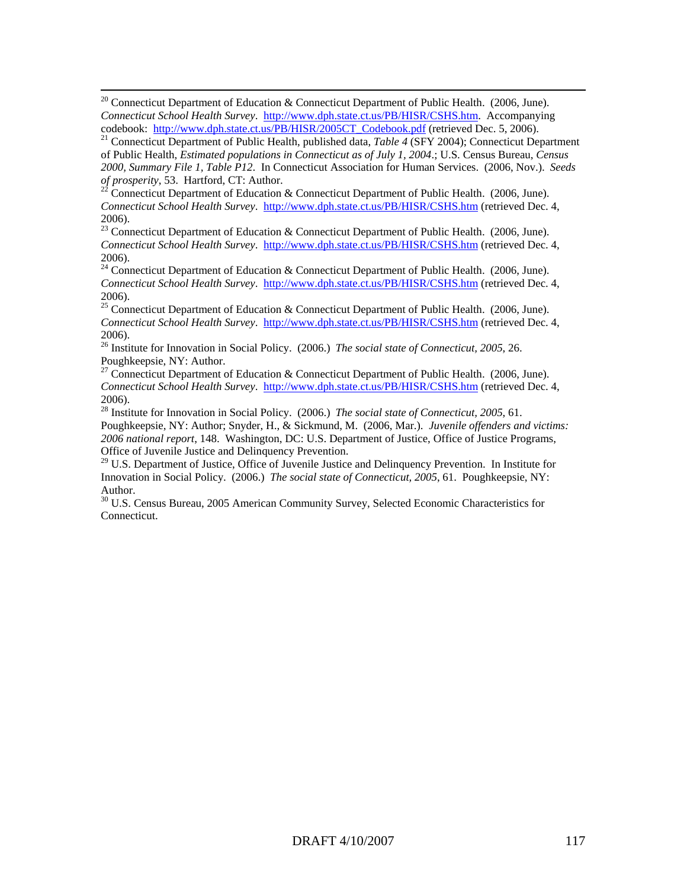[20] Connecticut Department of Education & Connecticut Department of Public Health. (2006, June). *Connecticut School Health Survey*. http://www.dph.state.ct.us/PB/HISR/CSHS.htm. Accompanying codebook: http://www.dph.state.ct.us/PB/HISR/2005CT_Codebook.pdf (retrieved Dec. 5, 2006).

[21] Connecticut Department of Public Health, published data, *Table 4* (SFY 2004); Connecticut Department of Public Health, *Estimated populations in Connecticut as of July 1, 2004*.; U.S. Census Bureau, *Census 2000, Summary File 1, Table P12*. In Connecticut Association for Human Services. (2006, Nov.). *Seeds of prosperity*, 53. Hartford, CT: Author.

[22] Connecticut Department of Education & Connecticut Department of Public Health. (2006, June). *Connecticut School Health Survey*. http://www.dph.state.ct.us/PB/HISR/CSHS.htm (retrieved Dec. 4, 2006).

[23] Connecticut Department of Education & Connecticut Department of Public Health. (2006, June). *Connecticut School Health Survey*. http://www.dph.state.ct.us/PB/HISR/CSHS.htm (retrieved Dec. 4, 2006).

[24] Connecticut Department of Education & Connecticut Department of Public Health. (2006, June). *Connecticut School Health Survey*. http://www.dph.state.ct.us/PB/HISR/CSHS.htm (retrieved Dec. 4, 2006).

[25] Connecticut Department of Education & Connecticut Department of Public Health. (2006, June). *Connecticut School Health Survey*. http://www.dph.state.ct.us/PB/HISR/CSHS.htm (retrieved Dec. 4, 2006).

[26] Institute for Innovation in Social Policy. (2006.) *The social state of Connecticut, 2005*, 26. Poughkeepsie, NY: Author.

[27] Connecticut Department of Education & Connecticut Department of Public Health. (2006, June). *Connecticut School Health Survey*. http://www.dph.state.ct.us/PB/HISR/CSHS.htm (retrieved Dec. 4, 2006).

[28] Institute for Innovation in Social Policy. (2006.) *The social state of Connecticut, 2005*, 61. Poughkeepsie, NY: Author; Snyder, H., & Sickmund, M. (2006, Mar.). *Juvenile offenders and victims: 2006 national report*, 148. Washington, DC: U.S. Department of Justice, Office of Justice Programs, Office of Juvenile Justice and Delinquency Prevention.

[29] U.S. Department of Justice, Office of Juvenile Justice and Delinquency Prevention. In Institute for Innovation in Social Policy. (2006.) *The social state of Connecticut, 2005*, 61. Poughkeepsie, NY: Author.

[30] U.S. Census Bureau, 2005 American Community Survey, Selected Economic Characteristics for Connecticut.